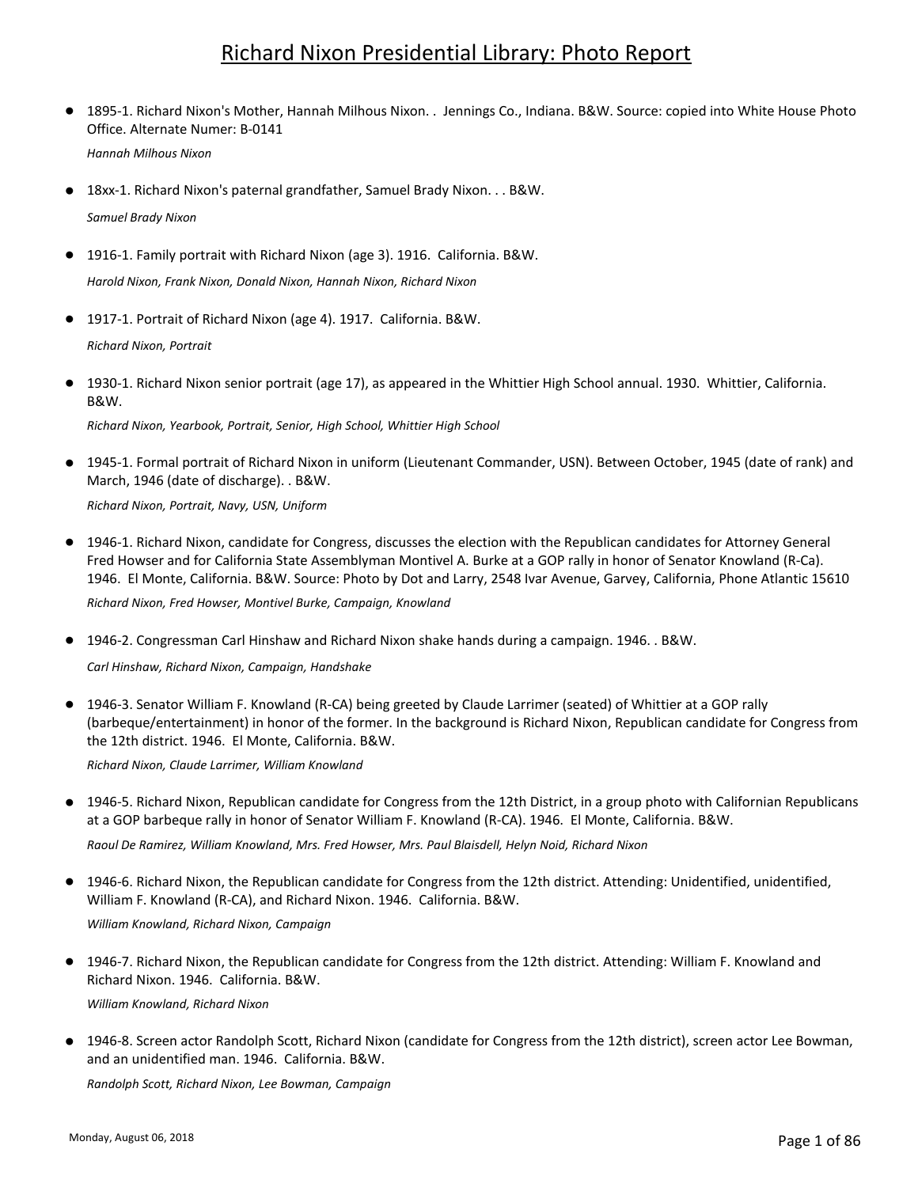# Richard Nixon Presidential Library: Photo Report

- 1895-1. Richard Nixon's Mother, Hannah Milhous Nixon. . Jennings Co., Indiana. B&W. Source: copied into White House Photo Office. Alternate Numer: B-0141

  *Hannah Milhous Nixon*

- 18xx-1. Richard Nixon's paternal grandfather, Samuel Brady Nixon. . . B&W.

  *Samuel Brady Nixon*

- 1916-1. Family portrait with Richard Nixon (age 3). 1916. California. B&W.

  *Harold Nixon, Frank Nixon, Donald Nixon, Hannah Nixon, Richard Nixon*

- 1917-1. Portrait of Richard Nixon (age 4). 1917. California. B&W.

  *Richard Nixon, Portrait*

- 1930-1. Richard Nixon senior portrait (age 17), as appeared in the Whittier High School annual. 1930. Whittier, California. B&W.

  *Richard Nixon, Yearbook, Portrait, Senior, High School, Whittier High School*

- 1945-1. Formal portrait of Richard Nixon in uniform (Lieutenant Commander, USN). Between October, 1945 (date of rank) and March, 1946 (date of discharge). . B&W.

  *Richard Nixon, Portrait, Navy, USN, Uniform*

- 1946-1. Richard Nixon, candidate for Congress, discusses the election with the Republican candidates for Attorney General Fred Howser and for California State Assemblyman Montivel A. Burke at a GOP rally in honor of Senator Knowland (R-Ca). 1946. El Monte, California. B&W. Source: Photo by Dot and Larry, 2548 Ivar Avenue, Garvey, California, Phone Atlantic 15610

  *Richard Nixon, Fred Howser, Montivel Burke, Campaign, Knowland*

- 1946-2. Congressman Carl Hinshaw and Richard Nixon shake hands during a campaign. 1946. . B&W.

  *Carl Hinshaw, Richard Nixon, Campaign, Handshake*

- 1946-3. Senator William F. Knowland (R-CA) being greeted by Claude Larrimer (seated) of Whittier at a GOP rally (barbeque/entertainment) in honor of the former. In the background is Richard Nixon, Republican candidate for Congress from the 12th district. 1946. El Monte, California. B&W.

  *Richard Nixon, Claude Larrimer, William Knowland*

- 1946-5. Richard Nixon, Republican candidate for Congress from the 12th District, in a group photo with Californian Republicans at a GOP barbeque rally in honor of Senator William F. Knowland (R-CA). 1946. El Monte, California. B&W.

  *Raoul De Ramirez, William Knowland, Mrs. Fred Howser, Mrs. Paul Blaisdell, Helyn Noid, Richard Nixon*

- 1946-6. Richard Nixon, the Republican candidate for Congress from the 12th district. Attending: Unidentified, unidentified, William F. Knowland (R-CA), and Richard Nixon. 1946. California. B&W.

  *William Knowland, Richard Nixon, Campaign*

- 1946-7. Richard Nixon, the Republican candidate for Congress from the 12th district. Attending: William F. Knowland and Richard Nixon. 1946. California. B&W.

  *William Knowland, Richard Nixon*

- 1946-8. Screen actor Randolph Scott, Richard Nixon (candidate for Congress from the 12th district), screen actor Lee Bowman, and an unidentified man. 1946. California. B&W.

  *Randolph Scott, Richard Nixon, Lee Bowman, Campaign*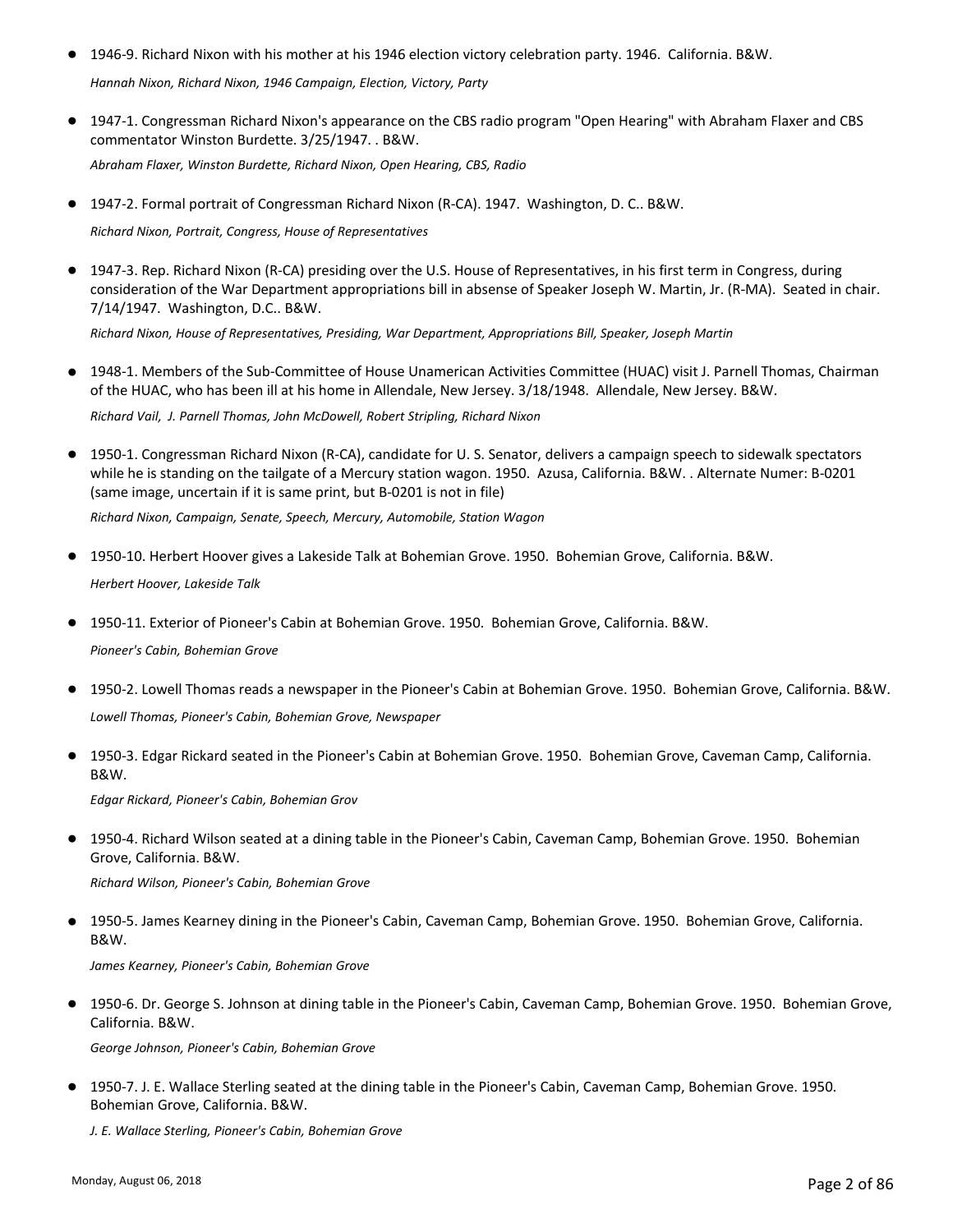- 1946-9. Richard Nixon with his mother at his 1946 election victory celebration party. 1946. California. B&W.

  *Hannah Nixon, Richard Nixon, 1946 Campaign, Election, Victory, Party*

- 1947-1. Congressman Richard Nixon's appearance on the CBS radio program "Open Hearing" with Abraham Flaxer and CBS commentator Winston Burdette. 3/25/1947. . B&W.

  *Abraham Flaxer, Winston Burdette, Richard Nixon, Open Hearing, CBS, Radio*

- 1947-2. Formal portrait of Congressman Richard Nixon (R-CA). 1947. Washington, D. C.. B&W.

  *Richard Nixon, Portrait, Congress, House of Representatives*

- 1947-3. Rep. Richard Nixon (R-CA) presiding over the U.S. House of Representatives, in his first term in Congress, during consideration of the War Department appropriations bill in absense of Speaker Joseph W. Martin, Jr. (R-MA). Seated in chair. 7/14/1947. Washington, D.C.. B&W.

  *Richard Nixon, House of Representatives, Presiding, War Department, Appropriations Bill, Speaker, Joseph Martin*

- 1948-1. Members of the Sub-Committee of House Unamerican Activities Committee (HUAC) visit J. Parnell Thomas, Chairman of the HUAC, who has been ill at his home in Allendale, New Jersey. 3/18/1948. Allendale, New Jersey. B&W.

  *Richard Vail, J. Parnell Thomas, John McDowell, Robert Stripling, Richard Nixon*

- 1950-1. Congressman Richard Nixon (R-CA), candidate for U. S. Senator, delivers a campaign speech to sidewalk spectators while he is standing on the tailgate of a Mercury station wagon. 1950. Azusa, California. B&W. . Alternate Numer: B-0201 (same image, uncertain if it is same print, but B-0201 is not in file)

  *Richard Nixon, Campaign, Senate, Speech, Mercury, Automobile, Station Wagon*

- 1950-10. Herbert Hoover gives a Lakeside Talk at Bohemian Grove. 1950. Bohemian Grove, California. B&W.

  *Herbert Hoover, Lakeside Talk*

- 1950-11. Exterior of Pioneer's Cabin at Bohemian Grove. 1950. Bohemian Grove, California. B&W.

  *Pioneer's Cabin, Bohemian Grove*

- 1950-2. Lowell Thomas reads a newspaper in the Pioneer's Cabin at Bohemian Grove. 1950. Bohemian Grove, California. B&W.

  *Lowell Thomas, Pioneer's Cabin, Bohemian Grove, Newspaper*

- 1950-3. Edgar Rickard seated in the Pioneer's Cabin at Bohemian Grove. 1950. Bohemian Grove, Caveman Camp, California. B&W.

  *Edgar Rickard, Pioneer's Cabin, Bohemian Grov*

- 1950-4. Richard Wilson seated at a dining table in the Pioneer's Cabin, Caveman Camp, Bohemian Grove. 1950. Bohemian Grove, California. B&W.

  *Richard Wilson, Pioneer's Cabin, Bohemian Grove*

- 1950-5. James Kearney dining in the Pioneer's Cabin, Caveman Camp, Bohemian Grove. 1950. Bohemian Grove, California. B&W.

  *James Kearney, Pioneer's Cabin, Bohemian Grove*

- 1950-6. Dr. George S. Johnson at dining table in the Pioneer's Cabin, Caveman Camp, Bohemian Grove. 1950. Bohemian Grove, California. B&W.

  *George Johnson, Pioneer's Cabin, Bohemian Grove*

- 1950-7. J. E. Wallace Sterling seated at the dining table in the Pioneer's Cabin, Caveman Camp, Bohemian Grove. 1950. Bohemian Grove, California. B&W.

  *J. E. Wallace Sterling, Pioneer's Cabin, Bohemian Grove*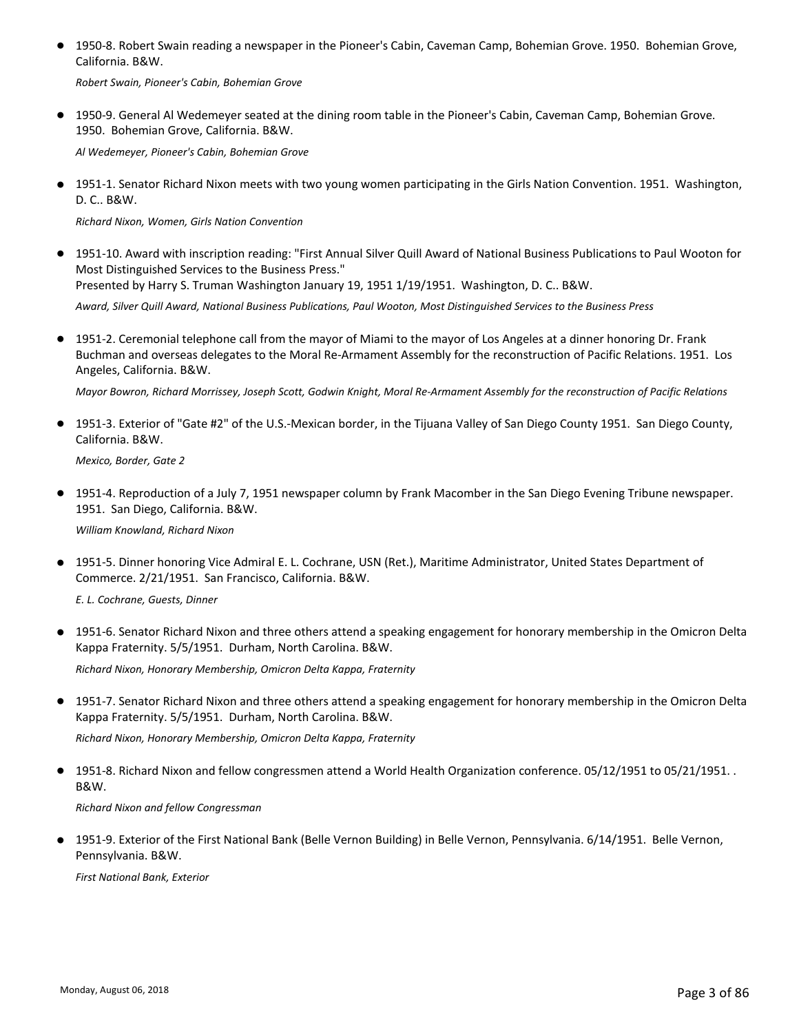- 1950-8. Robert Swain reading a newspaper in the Pioneer's Cabin, Caveman Camp, Bohemian Grove. 1950. Bohemian Grove, California. B&W.

  *Robert Swain, Pioneer's Cabin, Bohemian Grove*

- 1950-9. General Al Wedemeyer seated at the dining room table in the Pioneer's Cabin, Caveman Camp, Bohemian Grove. 1950. Bohemian Grove, California. B&W.

  *Al Wedemeyer, Pioneer's Cabin, Bohemian Grove*

- 1951-1. Senator Richard Nixon meets with two young women participating in the Girls Nation Convention. 1951. Washington, D. C.. B&W.

  *Richard Nixon, Women, Girls Nation Convention*

- 1951-10. Award with inscription reading: "First Annual Silver Quill Award of National Business Publications to Paul Wooton for Most Distinguished Services to the Business Press."
  Presented by Harry S. Truman Washington January 19, 1951 1/19/1951. Washington, D. C.. B&W.

  *Award, Silver Quill Award, National Business Publications, Paul Wooton, Most Distinguished Services to the Business Press*

- 1951-2. Ceremonial telephone call from the mayor of Miami to the mayor of Los Angeles at a dinner honoring Dr. Frank Buchman and overseas delegates to the Moral Re-Armament Assembly for the reconstruction of Pacific Relations. 1951. Los Angeles, California. B&W.

  *Mayor Bowron, Richard Morrissey, Joseph Scott, Godwin Knight, Moral Re-Armament Assembly for the reconstruction of Pacific Relations*

- 1951-3. Exterior of "Gate #2" of the U.S.-Mexican border, in the Tijuana Valley of San Diego County 1951. San Diego County, California. B&W.

  *Mexico, Border, Gate 2*

- 1951-4. Reproduction of a July 7, 1951 newspaper column by Frank Macomber in the San Diego Evening Tribune newspaper. 1951. San Diego, California. B&W.

  *William Knowland, Richard Nixon*

- 1951-5. Dinner honoring Vice Admiral E. L. Cochrane, USN (Ret.), Maritime Administrator, United States Department of Commerce. 2/21/1951. San Francisco, California. B&W.

  *E. L. Cochrane, Guests, Dinner*

- 1951-6. Senator Richard Nixon and three others attend a speaking engagement for honorary membership in the Omicron Delta Kappa Fraternity. 5/5/1951. Durham, North Carolina. B&W.

  *Richard Nixon, Honorary Membership, Omicron Delta Kappa, Fraternity*

- 1951-7. Senator Richard Nixon and three others attend a speaking engagement for honorary membership in the Omicron Delta Kappa Fraternity. 5/5/1951. Durham, North Carolina. B&W.

  *Richard Nixon, Honorary Membership, Omicron Delta Kappa, Fraternity*

- 1951-8. Richard Nixon and fellow congressmen attend a World Health Organization conference. 05/12/1951 to 05/21/1951. . B&W.

  *Richard Nixon and fellow Congressman*

- 1951-9. Exterior of the First National Bank (Belle Vernon Building) in Belle Vernon, Pennsylvania. 6/14/1951. Belle Vernon, Pennsylvania. B&W.

  *First National Bank, Exterior*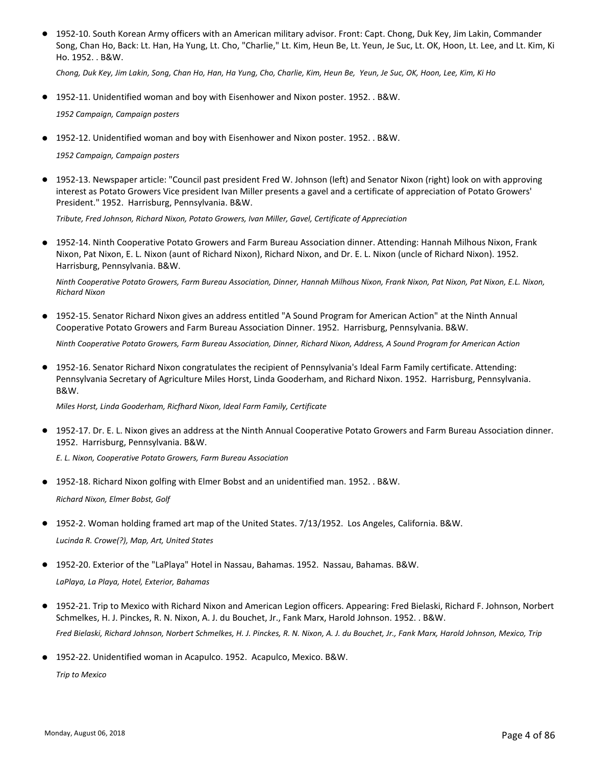- 1952-10. South Korean Army officers with an American military advisor. Front: Capt. Chong, Duk Key, Jim Lakin, Commander Song, Chan Ho, Back: Lt. Han, Ha Yung, Lt. Cho, "Charlie," Lt. Kim, Heun Be, Lt. Yeun, Je Suc, Lt. OK, Hoon, Lt. Lee, and Lt. Kim, Ki Ho. 1952. . B&W.

  *Chong, Duk Key, Jim Lakin, Song, Chan Ho, Han, Ha Yung, Cho, Charlie, Kim, Heun Be, Yeun, Je Suc, OK, Hoon, Lee, Kim, Ki Ho*

- 1952-11. Unidentified woman and boy with Eisenhower and Nixon poster. 1952. . B&W.

  *1952 Campaign, Campaign posters*

- 1952-12. Unidentified woman and boy with Eisenhower and Nixon poster. 1952. . B&W.

  *1952 Campaign, Campaign posters*

- 1952-13. Newspaper article: "Council past president Fred W. Johnson (left) and Senator Nixon (right) look on with approving interest as Potato Growers Vice president Ivan Miller presents a gavel and a certificate of appreciation of Potato Growers' President." 1952. Harrisburg, Pennsylvania. B&W.

  *Tribute, Fred Johnson, Richard Nixon, Potato Growers, Ivan Miller, Gavel, Certificate of Appreciation*

- 1952-14. Ninth Cooperative Potato Growers and Farm Bureau Association dinner. Attending: Hannah Milhous Nixon, Frank Nixon, Pat Nixon, E. L. Nixon (aunt of Richard Nixon), Richard Nixon, and Dr. E. L. Nixon (uncle of Richard Nixon). 1952. Harrisburg, Pennsylvania. B&W.

  *Ninth Cooperative Potato Growers, Farm Bureau Association, Dinner, Hannah Milhous Nixon, Frank Nixon, Pat Nixon, Pat Nixon, E.L. Nixon, Richard Nixon*

- 1952-15. Senator Richard Nixon gives an address entitled "A Sound Program for American Action" at the Ninth Annual Cooperative Potato Growers and Farm Bureau Association Dinner. 1952. Harrisburg, Pennsylvania. B&W.

  *Ninth Cooperative Potato Growers, Farm Bureau Association, Dinner, Richard Nixon, Address, A Sound Program for American Action*

- 1952-16. Senator Richard Nixon congratulates the recipient of Pennsylvania's Ideal Farm Family certificate. Attending: Pennsylvania Secretary of Agriculture Miles Horst, Linda Gooderham, and Richard Nixon. 1952. Harrisburg, Pennsylvania. B&W.

  *Miles Horst, Linda Gooderham, Ricfhard Nixon, Ideal Farm Family, Certificate*

- 1952-17. Dr. E. L. Nixon gives an address at the Ninth Annual Cooperative Potato Growers and Farm Bureau Association dinner. 1952. Harrisburg, Pennsylvania. B&W.

  *E. L. Nixon, Cooperative Potato Growers, Farm Bureau Association*

- 1952-18. Richard Nixon golfing with Elmer Bobst and an unidentified man. 1952. . B&W.

  *Richard Nixon, Elmer Bobst, Golf*

- 1952-2. Woman holding framed art map of the United States. 7/13/1952. Los Angeles, California. B&W.

  *Lucinda R. Crowe(?), Map, Art, United States*

- 1952-20. Exterior of the "LaPlaya" Hotel in Nassau, Bahamas. 1952. Nassau, Bahamas. B&W.

  *LaPlaya, La Playa, Hotel, Exterior, Bahamas*

- 1952-21. Trip to Mexico with Richard Nixon and American Legion officers. Appearing: Fred Bielaski, Richard F. Johnson, Norbert Schmelkes, H. J. Pinckes, R. N. Nixon, A. J. du Bouchet, Jr., Fank Marx, Harold Johnson. 1952. . B&W.

  *Fred Bielaski, Richard Johnson, Norbert Schmelkes, H. J. Pinckes, R. N. Nixon, A. J. du Bouchet, Jr., Fank Marx, Harold Johnson, Mexico, Trip*

- 1952-22. Unidentified woman in Acapulco. 1952. Acapulco, Mexico. B&W.

  *Trip to Mexico*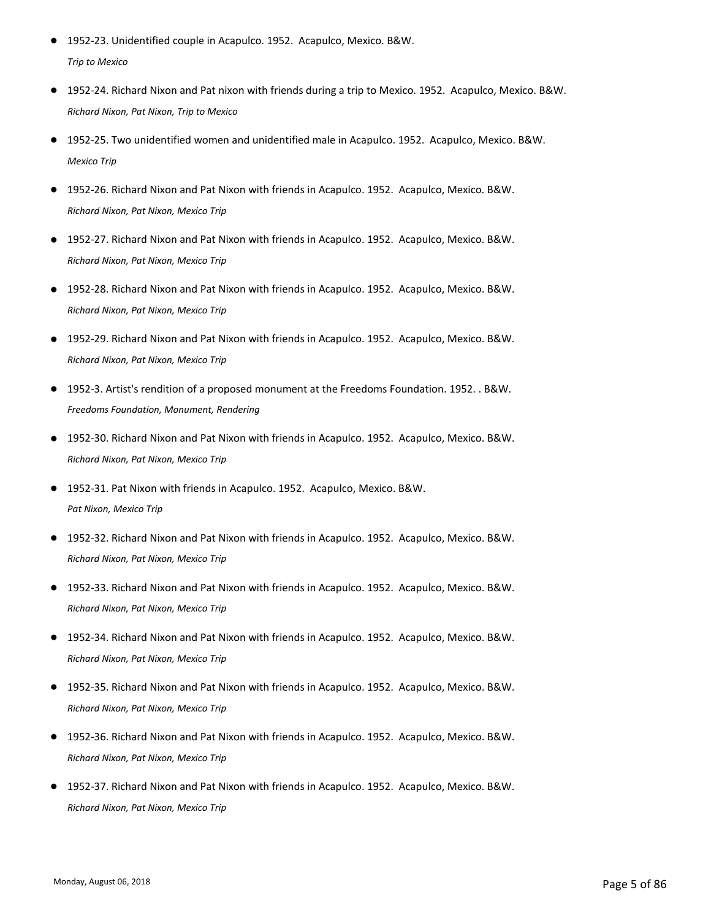- 1952-23. Unidentified couple in Acapulco. 1952. Acapulco, Mexico. B&W.

  *Trip to Mexico*

- 1952-24. Richard Nixon and Pat nixon with friends during a trip to Mexico. 1952. Acapulco, Mexico. B&W.

  *Richard Nixon, Pat Nixon, Trip to Mexico*

- 1952-25. Two unidentified women and unidentified male in Acapulco. 1952. Acapulco, Mexico. B&W.

  *Mexico Trip*

- 1952-26. Richard Nixon and Pat Nixon with friends in Acapulco. 1952. Acapulco, Mexico. B&W.

  *Richard Nixon, Pat Nixon, Mexico Trip*

- 1952-27. Richard Nixon and Pat Nixon with friends in Acapulco. 1952. Acapulco, Mexico. B&W.

  *Richard Nixon, Pat Nixon, Mexico Trip*

- 1952-28. Richard Nixon and Pat Nixon with friends in Acapulco. 1952. Acapulco, Mexico. B&W.

  *Richard Nixon, Pat Nixon, Mexico Trip*

- 1952-29. Richard Nixon and Pat Nixon with friends in Acapulco. 1952. Acapulco, Mexico. B&W.

  *Richard Nixon, Pat Nixon, Mexico Trip*

- 1952-3. Artist's rendition of a proposed monument at the Freedoms Foundation. 1952. . B&W.

  *Freedoms Foundation, Monument, Rendering*

- 1952-30. Richard Nixon and Pat Nixon with friends in Acapulco. 1952. Acapulco, Mexico. B&W.

  *Richard Nixon, Pat Nixon, Mexico Trip*

- 1952-31. Pat Nixon with friends in Acapulco. 1952. Acapulco, Mexico. B&W.

  *Pat Nixon, Mexico Trip*

- 1952-32. Richard Nixon and Pat Nixon with friends in Acapulco. 1952. Acapulco, Mexico. B&W.

  *Richard Nixon, Pat Nixon, Mexico Trip*

- 1952-33. Richard Nixon and Pat Nixon with friends in Acapulco. 1952. Acapulco, Mexico. B&W.

  *Richard Nixon, Pat Nixon, Mexico Trip*

- 1952-34. Richard Nixon and Pat Nixon with friends in Acapulco. 1952. Acapulco, Mexico. B&W.

  *Richard Nixon, Pat Nixon, Mexico Trip*

- 1952-35. Richard Nixon and Pat Nixon with friends in Acapulco. 1952. Acapulco, Mexico. B&W.

  *Richard Nixon, Pat Nixon, Mexico Trip*

- 1952-36. Richard Nixon and Pat Nixon with friends in Acapulco. 1952. Acapulco, Mexico. B&W.

  *Richard Nixon, Pat Nixon, Mexico Trip*

- 1952-37. Richard Nixon and Pat Nixon with friends in Acapulco. 1952. Acapulco, Mexico. B&W.

  *Richard Nixon, Pat Nixon, Mexico Trip*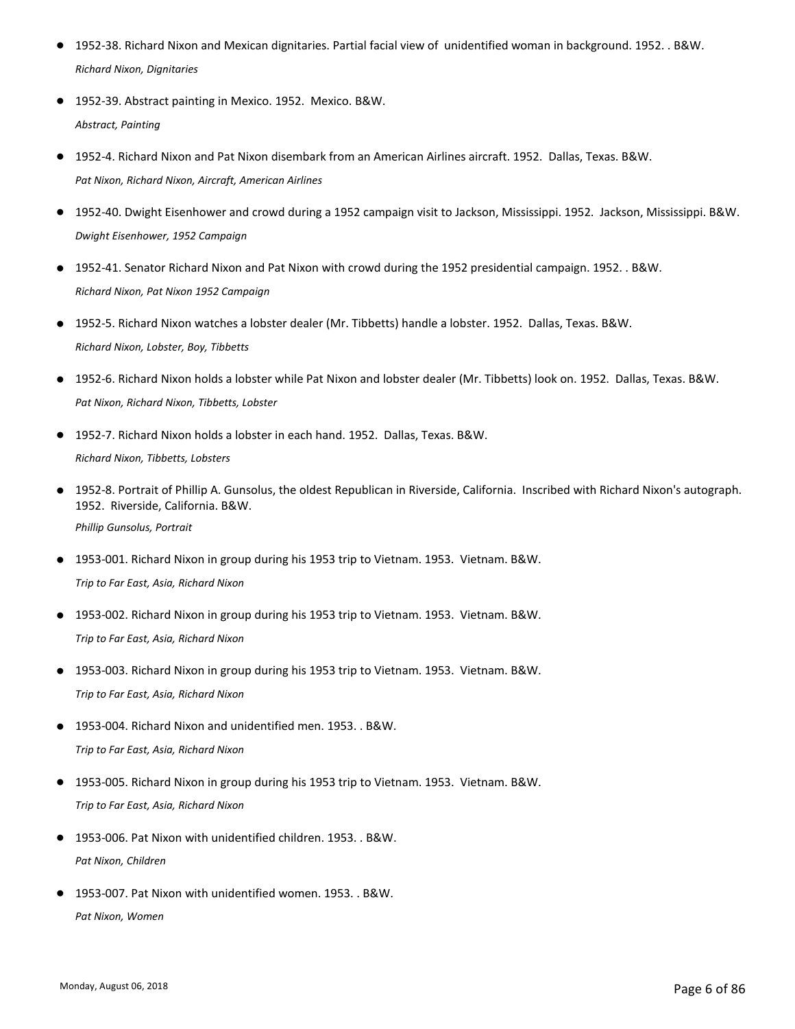- 1952-38. Richard Nixon and Mexican dignitaries. Partial facial view of unidentified woman in background. 1952. . B&W.
  *Richard Nixon, Dignitaries*

- 1952-39. Abstract painting in Mexico. 1952. Mexico. B&W.
  *Abstract, Painting*

- 1952-4. Richard Nixon and Pat Nixon disembark from an American Airlines aircraft. 1952. Dallas, Texas. B&W.
  *Pat Nixon, Richard Nixon, Aircraft, American Airlines*

- 1952-40. Dwight Eisenhower and crowd during a 1952 campaign visit to Jackson, Mississippi. 1952. Jackson, Mississippi. B&W.
  *Dwight Eisenhower, 1952 Campaign*

- 1952-41. Senator Richard Nixon and Pat Nixon with crowd during the 1952 presidential campaign. 1952. . B&W.
  *Richard Nixon, Pat Nixon 1952 Campaign*

- 1952-5. Richard Nixon watches a lobster dealer (Mr. Tibbetts) handle a lobster. 1952. Dallas, Texas. B&W.
  *Richard Nixon, Lobster, Boy, Tibbetts*

- 1952-6. Richard Nixon holds a lobster while Pat Nixon and lobster dealer (Mr. Tibbetts) look on. 1952. Dallas, Texas. B&W.
  *Pat Nixon, Richard Nixon, Tibbetts, Lobster*

- 1952-7. Richard Nixon holds a lobster in each hand. 1952. Dallas, Texas. B&W.
  *Richard Nixon, Tibbetts, Lobsters*

- 1952-8. Portrait of Phillip A. Gunsolus, the oldest Republican in Riverside, California. Inscribed with Richard Nixon's autograph. 1952. Riverside, California. B&W.
  *Phillip Gunsolus, Portrait*

- 1953-001. Richard Nixon in group during his 1953 trip to Vietnam. 1953. Vietnam. B&W.
  *Trip to Far East, Asia, Richard Nixon*

- 1953-002. Richard Nixon in group during his 1953 trip to Vietnam. 1953. Vietnam. B&W.
  *Trip to Far East, Asia, Richard Nixon*

- 1953-003. Richard Nixon in group during his 1953 trip to Vietnam. 1953. Vietnam. B&W.
  *Trip to Far East, Asia, Richard Nixon*

- 1953-004. Richard Nixon and unidentified men. 1953. . B&W.
  *Trip to Far East, Asia, Richard Nixon*

- 1953-005. Richard Nixon in group during his 1953 trip to Vietnam. 1953. Vietnam. B&W.
  *Trip to Far East, Asia, Richard Nixon*

- 1953-006. Pat Nixon with unidentified children. 1953. . B&W.
  *Pat Nixon, Children*

- 1953-007. Pat Nixon with unidentified women. 1953. . B&W.
  *Pat Nixon, Women*

Monday, August 06, 2018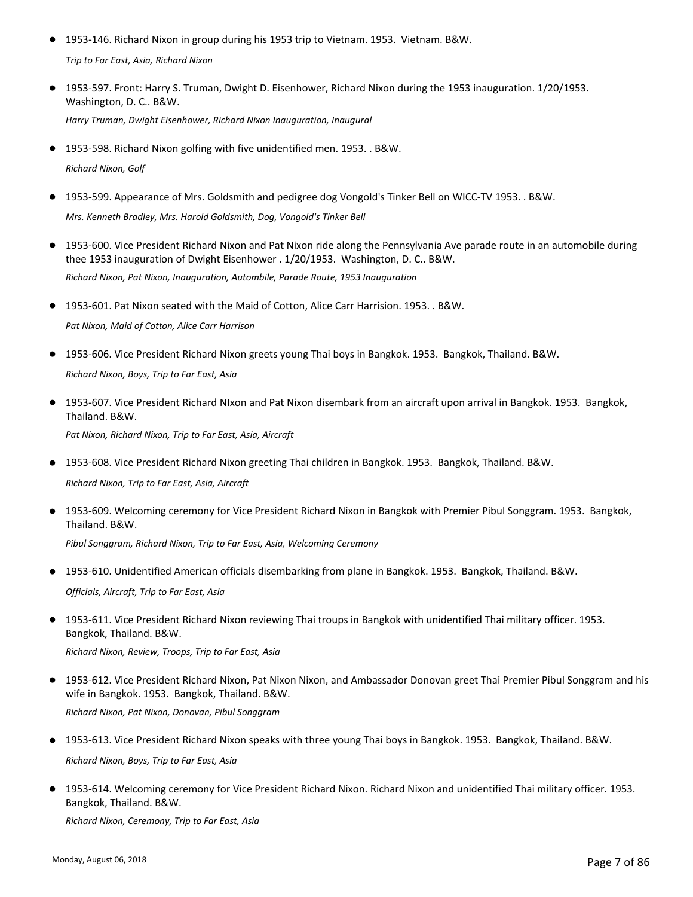- 1953-146. Richard Nixon in group during his 1953 trip to Vietnam. 1953. Vietnam. B&W.

  *Trip to Far East, Asia, Richard Nixon*

- 1953-597. Front: Harry S. Truman, Dwight D. Eisenhower, Richard Nixon during the 1953 inauguration. 1/20/1953. Washington, D. C.. B&W.

  *Harry Truman, Dwight Eisenhower, Richard Nixon Inauguration, Inaugural*

- 1953-598. Richard Nixon golfing with five unidentified men. 1953. . B&W.

  *Richard Nixon, Golf*

- 1953-599. Appearance of Mrs. Goldsmith and pedigree dog Vongold's Tinker Bell on WICC-TV 1953. . B&W.

  *Mrs. Kenneth Bradley, Mrs. Harold Goldsmith, Dog, Vongold's Tinker Bell*

- 1953-600. Vice President Richard Nixon and Pat Nixon ride along the Pennsylvania Ave parade route in an automobile during thee 1953 inauguration of Dwight Eisenhower . 1/20/1953. Washington, D. C.. B&W.

  *Richard Nixon, Pat Nixon, Inauguration, Autombile, Parade Route, 1953 Inauguration*

- 1953-601. Pat Nixon seated with the Maid of Cotton, Alice Carr Harrision. 1953. . B&W.

  *Pat Nixon, Maid of Cotton, Alice Carr Harrison*

- 1953-606. Vice President Richard Nixon greets young Thai boys in Bangkok. 1953. Bangkok, Thailand. B&W.

  *Richard Nixon, Boys, Trip to Far East, Asia*

- 1953-607. Vice President Richard NIxon and Pat Nixon disembark from an aircraft upon arrival in Bangkok. 1953. Bangkok, Thailand. B&W.

  *Pat Nixon, Richard Nixon, Trip to Far East, Asia, Aircraft*

- 1953-608. Vice President Richard Nixon greeting Thai children in Bangkok. 1953. Bangkok, Thailand. B&W.

  *Richard Nixon, Trip to Far East, Asia, Aircraft*

- 1953-609. Welcoming ceremony for Vice President Richard Nixon in Bangkok with Premier Pibul Songgram. 1953. Bangkok, Thailand. B&W.

  *Pibul Songgram, Richard Nixon, Trip to Far East, Asia, Welcoming Ceremony*

- 1953-610. Unidentified American officials disembarking from plane in Bangkok. 1953. Bangkok, Thailand. B&W.

  *Officials, Aircraft, Trip to Far East, Asia*

- 1953-611. Vice President Richard Nixon reviewing Thai troups in Bangkok with unidentified Thai military officer. 1953. Bangkok, Thailand. B&W.

  *Richard Nixon, Review, Troops, Trip to Far East, Asia*

- 1953-612. Vice President Richard Nixon, Pat Nixon Nixon, and Ambassador Donovan greet Thai Premier Pibul Songgram and his wife in Bangkok. 1953. Bangkok, Thailand. B&W.

  *Richard Nixon, Pat Nixon, Donovan, Pibul Songgram*

- 1953-613. Vice President Richard Nixon speaks with three young Thai boys in Bangkok. 1953. Bangkok, Thailand. B&W.

  *Richard Nixon, Boys, Trip to Far East, Asia*

- 1953-614. Welcoming ceremony for Vice President Richard Nixon. Richard Nixon and unidentified Thai military officer. 1953. Bangkok, Thailand. B&W.

  *Richard Nixon, Ceremony, Trip to Far East, Asia*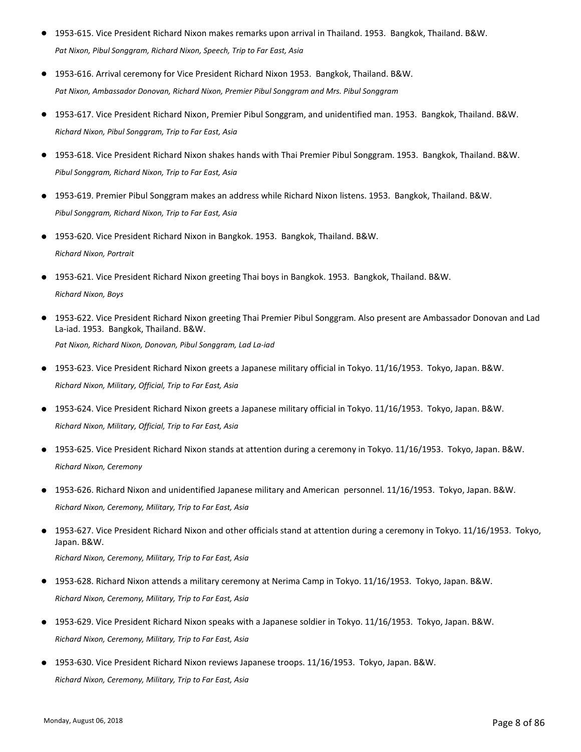- 1953-615. Vice President Richard Nixon makes remarks upon arrival in Thailand. 1953. Bangkok, Thailand. B&W.
  *Pat Nixon, Pibul Songgram, Richard Nixon, Speech, Trip to Far East, Asia*

- 1953-616. Arrival ceremony for Vice President Richard Nixon 1953. Bangkok, Thailand. B&W.
  *Pat Nixon, Ambassador Donovan, Richard Nixon, Premier Pibul Songgram and Mrs. Pibul Songgram*

- 1953-617. Vice President Richard Nixon, Premier Pibul Songgram, and unidentified man. 1953. Bangkok, Thailand. B&W.
  *Richard Nixon, Pibul Songgram, Trip to Far East, Asia*

- 1953-618. Vice President Richard Nixon shakes hands with Thai Premier Pibul Songgram. 1953. Bangkok, Thailand. B&W.
  *Pibul Songgram, Richard Nixon, Trip to Far East, Asia*

- 1953-619. Premier Pibul Songgram makes an address while Richard Nixon listens. 1953. Bangkok, Thailand. B&W.
  *Pibul Songgram, Richard Nixon, Trip to Far East, Asia*

- 1953-620. Vice President Richard Nixon in Bangkok. 1953. Bangkok, Thailand. B&W.
  *Richard Nixon, Portrait*

- 1953-621. Vice President Richard Nixon greeting Thai boys in Bangkok. 1953. Bangkok, Thailand. B&W.
  *Richard Nixon, Boys*

- 1953-622. Vice President Richard Nixon greeting Thai Premier Pibul Songgram. Also present are Ambassador Donovan and Lad La-iad. 1953. Bangkok, Thailand. B&W.
  *Pat Nixon, Richard Nixon, Donovan, Pibul Songgram, Lad La-iad*

- 1953-623. Vice President Richard Nixon greets a Japanese military official in Tokyo. 11/16/1953. Tokyo, Japan. B&W.
  *Richard Nixon, Military, Official, Trip to Far East, Asia*

- 1953-624. Vice President Richard Nixon greets a Japanese military official in Tokyo. 11/16/1953. Tokyo, Japan. B&W.
  *Richard Nixon, Military, Official, Trip to Far East, Asia*

- 1953-625. Vice President Richard Nixon stands at attention during a ceremony in Tokyo. 11/16/1953. Tokyo, Japan. B&W.
  *Richard Nixon, Ceremony*

- 1953-626. Richard Nixon and unidentified Japanese military and American personnel. 11/16/1953. Tokyo, Japan. B&W.
  *Richard Nixon, Ceremony, Military, Trip to Far East, Asia*

- 1953-627. Vice President Richard Nixon and other officials stand at attention during a ceremony in Tokyo. 11/16/1953. Tokyo, Japan. B&W.
  *Richard Nixon, Ceremony, Military, Trip to Far East, Asia*

- 1953-628. Richard Nixon attends a military ceremony at Nerima Camp in Tokyo. 11/16/1953. Tokyo, Japan. B&W.
  *Richard Nixon, Ceremony, Military, Trip to Far East, Asia*

- 1953-629. Vice President Richard Nixon speaks with a Japanese soldier in Tokyo. 11/16/1953. Tokyo, Japan. B&W.
  *Richard Nixon, Ceremony, Military, Trip to Far East, Asia*

- 1953-630. Vice President Richard Nixon reviews Japanese troops. 11/16/1953. Tokyo, Japan. B&W.
  *Richard Nixon, Ceremony, Military, Trip to Far East, Asia*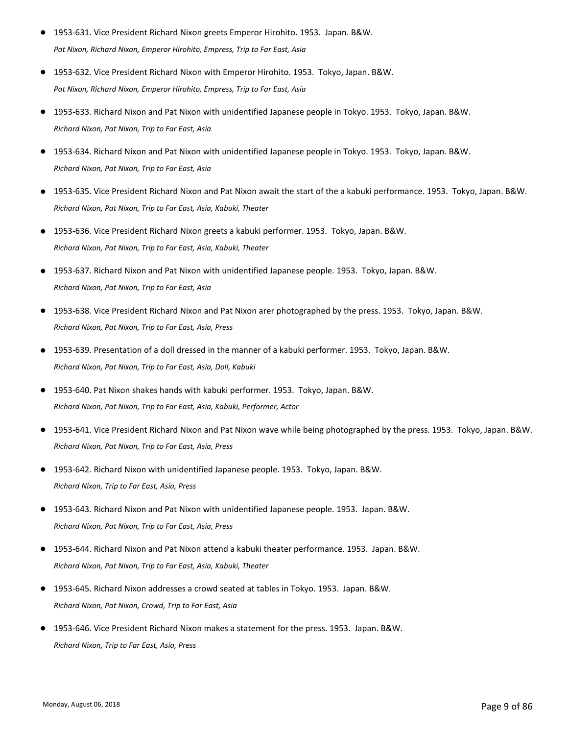- 1953-631. Vice President Richard Nixon greets Emperor Hirohito. 1953. Japan. B&W.
  *Pat Nixon, Richard Nixon, Emperor Hirohito, Empress, Trip to Far East, Asia*
- 1953-632. Vice President Richard Nixon with Emperor Hirohito. 1953. Tokyo, Japan. B&W.
  *Pat Nixon, Richard Nixon, Emperor Hirohito, Empress, Trip to Far East, Asia*
- 1953-633. Richard Nixon and Pat Nixon with unidentified Japanese people in Tokyo. 1953. Tokyo, Japan. B&W.
  *Richard Nixon, Pat Nixon, Trip to Far East, Asia*
- 1953-634. Richard Nixon and Pat Nixon with unidentified Japanese people in Tokyo. 1953. Tokyo, Japan. B&W.
  *Richard Nixon, Pat Nixon, Trip to Far East, Asia*
- 1953-635. Vice President Richard Nixon and Pat Nixon await the start of the a kabuki performance. 1953. Tokyo, Japan. B&W.
  *Richard Nixon, Pat Nixon, Trip to Far East, Asia, Kabuki, Theater*
- 1953-636. Vice President Richard Nixon greets a kabuki performer. 1953. Tokyo, Japan. B&W.
  *Richard Nixon, Pat Nixon, Trip to Far East, Asia, Kabuki, Theater*
- 1953-637. Richard Nixon and Pat Nixon with unidentified Japanese people. 1953. Tokyo, Japan. B&W.
  *Richard Nixon, Pat Nixon, Trip to Far East, Asia*
- 1953-638. Vice President Richard Nixon and Pat Nixon arer photographed by the press. 1953. Tokyo, Japan. B&W.
  *Richard Nixon, Pat Nixon, Trip to Far East, Asia, Press*
- 1953-639. Presentation of a doll dressed in the manner of a kabuki performer. 1953. Tokyo, Japan. B&W.
  *Richard Nixon, Pat Nixon, Trip to Far East, Asia, Doll, Kabuki*
- 1953-640. Pat Nixon shakes hands with kabuki performer. 1953. Tokyo, Japan. B&W.
  *Richard Nixon, Pat Nixon, Trip to Far East, Asia, Kabuki, Performer, Actor*
- 1953-641. Vice President Richard Nixon and Pat Nixon wave while being photographed by the press. 1953. Tokyo, Japan. B&W.
  *Richard Nixon, Pat Nixon, Trip to Far East, Asia, Press*
- 1953-642. Richard Nixon with unidentified Japanese people. 1953. Tokyo, Japan. B&W.
  *Richard Nixon, Trip to Far East, Asia, Press*
- 1953-643. Richard Nixon and Pat Nixon with unidentified Japanese people. 1953. Japan. B&W.
  *Richard Nixon, Pat Nixon, Trip to Far East, Asia, Press*
- 1953-644. Richard Nixon and Pat Nixon attend a kabuki theater performance. 1953. Japan. B&W.
  *Richard Nixon, Pat Nixon, Trip to Far East, Asia, Kabuki, Theater*
- 1953-645. Richard Nixon addresses a crowd seated at tables in Tokyo. 1953. Japan. B&W.
  *Richard Nixon, Pat Nixon, Crowd, Trip to Far East, Asia*
- 1953-646. Vice President Richard Nixon makes a statement for the press. 1953. Japan. B&W.
  *Richard Nixon, Trip to Far East, Asia, Press*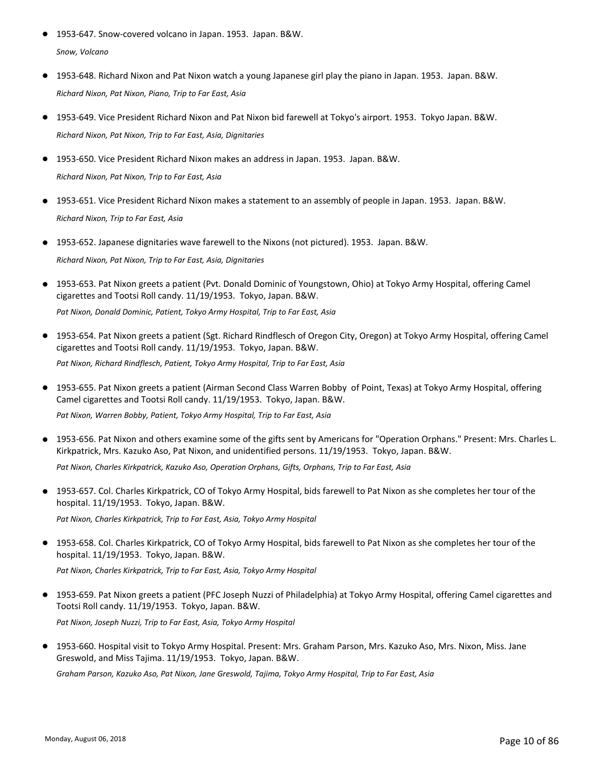- 1953-647. Snow-covered volcano in Japan. 1953. Japan. B&W.

  *Snow, Volcano*

- 1953-648. Richard Nixon and Pat Nixon watch a young Japanese girl play the piano in Japan. 1953. Japan. B&W.

  *Richard Nixon, Pat Nixon, Piano, Trip to Far East, Asia*

- 1953-649. Vice President Richard Nixon and Pat Nixon bid farewell at Tokyo's airport. 1953. Tokyo Japan. B&W.

  *Richard Nixon, Pat Nixon, Trip to Far East, Asia, Dignitaries*

- 1953-650. Vice President Richard Nixon makes an address in Japan. 1953. Japan. B&W.

  *Richard Nixon, Pat Nixon, Trip to Far East, Asia*

- 1953-651. Vice President Richard Nixon makes a statement to an assembly of people in Japan. 1953. Japan. B&W.

  *Richard Nixon, Trip to Far East, Asia*

- 1953-652. Japanese dignitaries wave farewell to the Nixons (not pictured). 1953. Japan. B&W.

  *Richard Nixon, Pat Nixon, Trip to Far East, Asia, Dignitaries*

- 1953-653. Pat Nixon greets a patient (Pvt. Donald Dominic of Youngstown, Ohio) at Tokyo Army Hospital, offering Camel cigarettes and Tootsi Roll candy. 11/19/1953. Tokyo, Japan. B&W.

  *Pat Nixon, Donald Dominic, Patient, Tokyo Army Hospital, Trip to Far East, Asia*

- 1953-654. Pat Nixon greets a patient (Sgt. Richard Rindflesch of Oregon City, Oregon) at Tokyo Army Hospital, offering Camel cigarettes and Tootsi Roll candy. 11/19/1953. Tokyo, Japan. B&W.

  *Pat Nixon, Richard Rindflesch, Patient, Tokyo Army Hospital, Trip to Far East, Asia*

- 1953-655. Pat Nixon greets a patient (Airman Second Class Warren Bobby of Point, Texas) at Tokyo Army Hospital, offering Camel cigarettes and Tootsi Roll candy. 11/19/1953. Tokyo, Japan. B&W.

  *Pat Nixon, Warren Bobby, Patient, Tokyo Army Hospital, Trip to Far East, Asia*

- 1953-656. Pat Nixon and others examine some of the gifts sent by Americans for "Operation Orphans." Present: Mrs. Charles L. Kirkpatrick, Mrs. Kazuko Aso, Pat Nixon, and unidentified persons. 11/19/1953. Tokyo, Japan. B&W.

  *Pat Nixon, Charles Kirkpatrick, Kazuko Aso, Operation Orphans, Gifts, Orphans, Trip to Far East, Asia*

- 1953-657. Col. Charles Kirkpatrick, CO of Tokyo Army Hospital, bids farewell to Pat Nixon as she completes her tour of the hospital. 11/19/1953. Tokyo, Japan. B&W.

  *Pat Nixon, Charles Kirkpatrick, Trip to Far East, Asia, Tokyo Army Hospital*

- 1953-658. Col. Charles Kirkpatrick, CO of Tokyo Army Hospital, bids farewell to Pat Nixon as she completes her tour of the hospital. 11/19/1953. Tokyo, Japan. B&W.

  *Pat Nixon, Charles Kirkpatrick, Trip to Far East, Asia, Tokyo Army Hospital*

- 1953-659. Pat Nixon greets a patient (PFC Joseph Nuzzi of Philadelphia) at Tokyo Army Hospital, offering Camel cigarettes and Tootsi Roll candy. 11/19/1953. Tokyo, Japan. B&W.

  *Pat Nixon, Joseph Nuzzi, Trip to Far East, Asia, Tokyo Army Hospital*

- 1953-660. Hospital visit to Tokyo Army Hospital. Present: Mrs. Graham Parson, Mrs. Kazuko Aso, Mrs. Nixon, Miss. Jane Greswold, and Miss Tajima. 11/19/1953. Tokyo, Japan. B&W.

  *Graham Parson, Kazuko Aso, Pat Nixon, Jane Greswold, Tajima, Tokyo Army Hospital, Trip to Far East, Asia*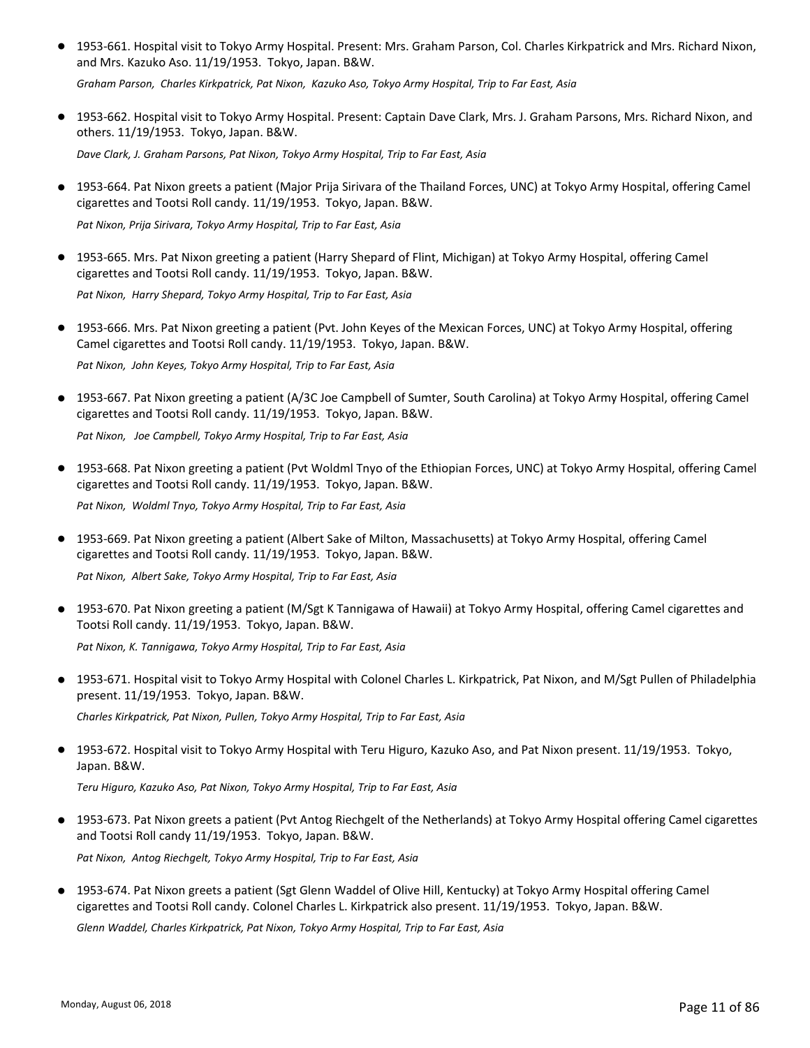- 1953-661. Hospital visit to Tokyo Army Hospital. Present: Mrs. Graham Parson, Col. Charles Kirkpatrick and Mrs. Richard Nixon, and Mrs. Kazuko Aso. 11/19/1953. Tokyo, Japan. B&W.

  *Graham Parson, Charles Kirkpatrick, Pat Nixon, Kazuko Aso, Tokyo Army Hospital, Trip to Far East, Asia*

- 1953-662. Hospital visit to Tokyo Army Hospital. Present: Captain Dave Clark, Mrs. J. Graham Parsons, Mrs. Richard Nixon, and others. 11/19/1953. Tokyo, Japan. B&W.

  *Dave Clark, J. Graham Parsons, Pat Nixon, Tokyo Army Hospital, Trip to Far East, Asia*

- 1953-664. Pat Nixon greets a patient (Major Prija Sirivara of the Thailand Forces, UNC) at Tokyo Army Hospital, offering Camel cigarettes and Tootsi Roll candy. 11/19/1953. Tokyo, Japan. B&W.

  *Pat Nixon, Prija Sirivara, Tokyo Army Hospital, Trip to Far East, Asia*

- 1953-665. Mrs. Pat Nixon greeting a patient (Harry Shepard of Flint, Michigan) at Tokyo Army Hospital, offering Camel cigarettes and Tootsi Roll candy. 11/19/1953. Tokyo, Japan. B&W.

  *Pat Nixon, Harry Shepard, Tokyo Army Hospital, Trip to Far East, Asia*

- 1953-666. Mrs. Pat Nixon greeting a patient (Pvt. John Keyes of the Mexican Forces, UNC) at Tokyo Army Hospital, offering Camel cigarettes and Tootsi Roll candy. 11/19/1953. Tokyo, Japan. B&W.

  *Pat Nixon, John Keyes, Tokyo Army Hospital, Trip to Far East, Asia*

- 1953-667. Pat Nixon greeting a patient (A/3C Joe Campbell of Sumter, South Carolina) at Tokyo Army Hospital, offering Camel cigarettes and Tootsi Roll candy. 11/19/1953. Tokyo, Japan. B&W.

  *Pat Nixon, Joe Campbell, Tokyo Army Hospital, Trip to Far East, Asia*

- 1953-668. Pat Nixon greeting a patient (Pvt Woldml Tnyo of the Ethiopian Forces, UNC) at Tokyo Army Hospital, offering Camel cigarettes and Tootsi Roll candy. 11/19/1953. Tokyo, Japan. B&W.

  *Pat Nixon, Woldml Tnyo, Tokyo Army Hospital, Trip to Far East, Asia*

- 1953-669. Pat Nixon greeting a patient (Albert Sake of Milton, Massachusetts) at Tokyo Army Hospital, offering Camel cigarettes and Tootsi Roll candy. 11/19/1953. Tokyo, Japan. B&W.

  *Pat Nixon, Albert Sake, Tokyo Army Hospital, Trip to Far East, Asia*

- 1953-670. Pat Nixon greeting a patient (M/Sgt K Tannigawa of Hawaii) at Tokyo Army Hospital, offering Camel cigarettes and Tootsi Roll candy. 11/19/1953. Tokyo, Japan. B&W.

  *Pat Nixon, K. Tannigawa, Tokyo Army Hospital, Trip to Far East, Asia*

- 1953-671. Hospital visit to Tokyo Army Hospital with Colonel Charles L. Kirkpatrick, Pat Nixon, and M/Sgt Pullen of Philadelphia present. 11/19/1953. Tokyo, Japan. B&W.

  *Charles Kirkpatrick, Pat Nixon, Pullen, Tokyo Army Hospital, Trip to Far East, Asia*

- 1953-672. Hospital visit to Tokyo Army Hospital with Teru Higuro, Kazuko Aso, and Pat Nixon present. 11/19/1953. Tokyo, Japan. B&W.

  *Teru Higuro, Kazuko Aso, Pat Nixon, Tokyo Army Hospital, Trip to Far East, Asia*

- 1953-673. Pat Nixon greets a patient (Pvt Antog Riechgelt of the Netherlands) at Tokyo Army Hospital offering Camel cigarettes and Tootsi Roll candy 11/19/1953. Tokyo, Japan. B&W.

  *Pat Nixon, Antog Riechgelt, Tokyo Army Hospital, Trip to Far East, Asia*

- 1953-674. Pat Nixon greets a patient (Sgt Glenn Waddel of Olive Hill, Kentucky) at Tokyo Army Hospital offering Camel cigarettes and Tootsi Roll candy. Colonel Charles L. Kirkpatrick also present. 11/19/1953. Tokyo, Japan. B&W.

  *Glenn Waddel, Charles Kirkpatrick, Pat Nixon, Tokyo Army Hospital, Trip to Far East, Asia*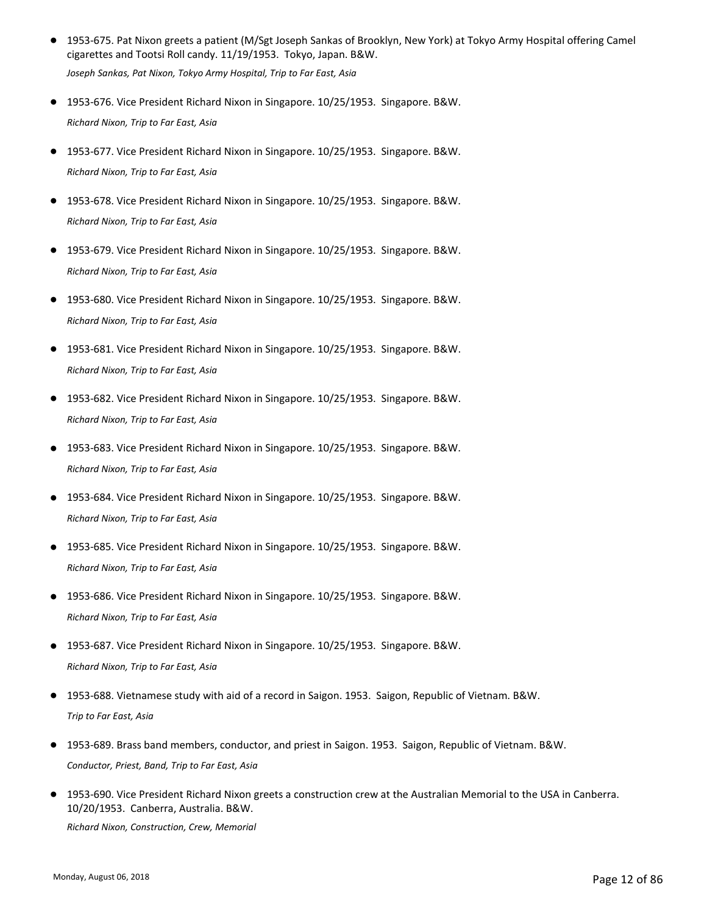- 1953-675. Pat Nixon greets a patient (M/Sgt Joseph Sankas of Brooklyn, New York) at Tokyo Army Hospital offering Camel cigarettes and Tootsi Roll candy. 11/19/1953. Tokyo, Japan. B&W.
  *Joseph Sankas, Pat Nixon, Tokyo Army Hospital, Trip to Far East, Asia*
- 1953-676. Vice President Richard Nixon in Singapore. 10/25/1953. Singapore. B&W.
  *Richard Nixon, Trip to Far East, Asia*
- 1953-677. Vice President Richard Nixon in Singapore. 10/25/1953. Singapore. B&W.
  *Richard Nixon, Trip to Far East, Asia*
- 1953-678. Vice President Richard Nixon in Singapore. 10/25/1953. Singapore. B&W.
  *Richard Nixon, Trip to Far East, Asia*
- 1953-679. Vice President Richard Nixon in Singapore. 10/25/1953. Singapore. B&W.
  *Richard Nixon, Trip to Far East, Asia*
- 1953-680. Vice President Richard Nixon in Singapore. 10/25/1953. Singapore. B&W.
  *Richard Nixon, Trip to Far East, Asia*
- 1953-681. Vice President Richard Nixon in Singapore. 10/25/1953. Singapore. B&W.
  *Richard Nixon, Trip to Far East, Asia*
- 1953-682. Vice President Richard Nixon in Singapore. 10/25/1953. Singapore. B&W.
  *Richard Nixon, Trip to Far East, Asia*
- 1953-683. Vice President Richard Nixon in Singapore. 10/25/1953. Singapore. B&W.
  *Richard Nixon, Trip to Far East, Asia*
- 1953-684. Vice President Richard Nixon in Singapore. 10/25/1953. Singapore. B&W.
  *Richard Nixon, Trip to Far East, Asia*
- 1953-685. Vice President Richard Nixon in Singapore. 10/25/1953. Singapore. B&W.
  *Richard Nixon, Trip to Far East, Asia*
- 1953-686. Vice President Richard Nixon in Singapore. 10/25/1953. Singapore. B&W.
  *Richard Nixon, Trip to Far East, Asia*
- 1953-687. Vice President Richard Nixon in Singapore. 10/25/1953. Singapore. B&W.
  *Richard Nixon, Trip to Far East, Asia*
- 1953-688. Vietnamese study with aid of a record in Saigon. 1953. Saigon, Republic of Vietnam. B&W.
  *Trip to Far East, Asia*
- 1953-689. Brass band members, conductor, and priest in Saigon. 1953. Saigon, Republic of Vietnam. B&W.
  *Conductor, Priest, Band, Trip to Far East, Asia*
- 1953-690. Vice President Richard Nixon greets a construction crew at the Australian Memorial to the USA in Canberra. 10/20/1953. Canberra, Australia. B&W.
  *Richard Nixon, Construction, Crew, Memorial*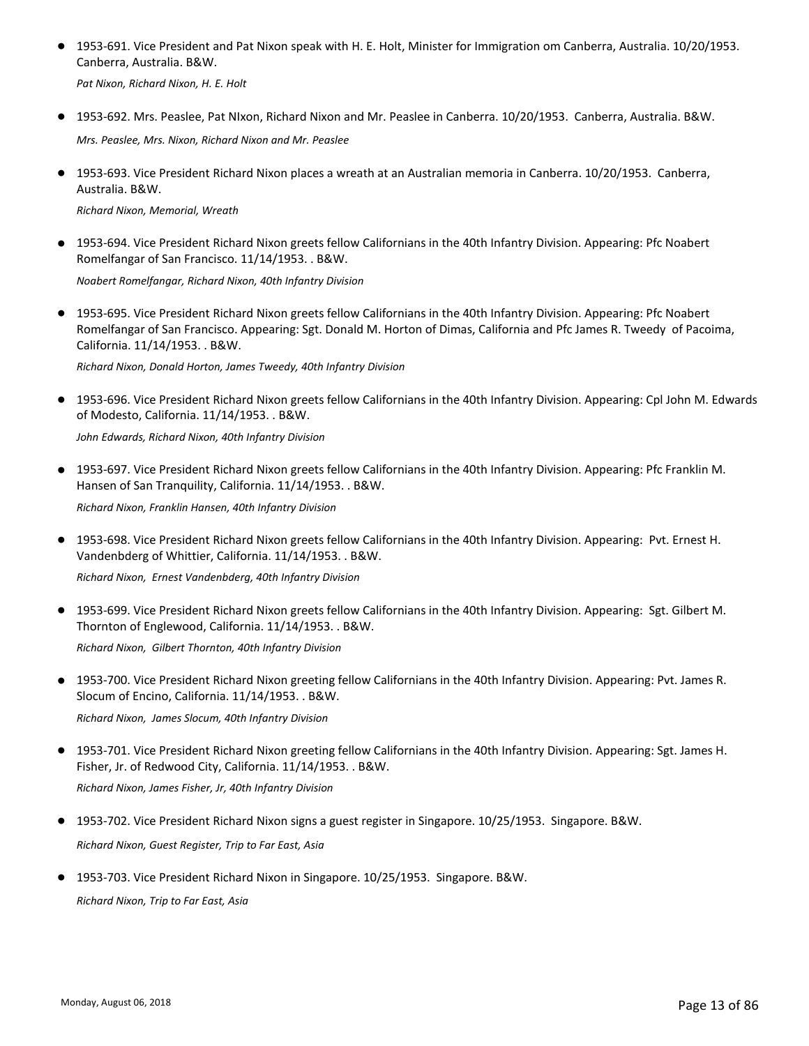- 1953-691. Vice President and Pat Nixon speak with H. E. Holt, Minister for Immigration om Canberra, Australia. 10/20/1953. Canberra, Australia. B&W.

  *Pat Nixon, Richard Nixon, H. E. Holt*

- 1953-692. Mrs. Peaslee, Pat NIxon, Richard Nixon and Mr. Peaslee in Canberra. 10/20/1953. Canberra, Australia. B&W.

  *Mrs. Peaslee, Mrs. Nixon, Richard Nixon and Mr. Peaslee*

- 1953-693. Vice President Richard Nixon places a wreath at an Australian memoria in Canberra. 10/20/1953. Canberra, Australia. B&W.

  *Richard Nixon, Memorial, Wreath*

- 1953-694. Vice President Richard Nixon greets fellow Californians in the 40th Infantry Division. Appearing: Pfc Noabert Romelfangar of San Francisco. 11/14/1953. . B&W.

  *Noabert Romelfangar, Richard Nixon, 40th Infantry Division*

- 1953-695. Vice President Richard Nixon greets fellow Californians in the 40th Infantry Division. Appearing: Pfc Noabert Romelfangar of San Francisco. Appearing: Sgt. Donald M. Horton of Dimas, California and Pfc James R. Tweedy of Pacoima, California. 11/14/1953. . B&W.

  *Richard Nixon, Donald Horton, James Tweedy, 40th Infantry Division*

- 1953-696. Vice President Richard Nixon greets fellow Californians in the 40th Infantry Division. Appearing: Cpl John M. Edwards of Modesto, California. 11/14/1953. . B&W.

  *John Edwards, Richard Nixon, 40th Infantry Division*

- 1953-697. Vice President Richard Nixon greets fellow Californians in the 40th Infantry Division. Appearing: Pfc Franklin M. Hansen of San Tranquility, California. 11/14/1953. . B&W.

  *Richard Nixon, Franklin Hansen, 40th Infantry Division*

- 1953-698. Vice President Richard Nixon greets fellow Californians in the 40th Infantry Division. Appearing: Pvt. Ernest H. Vandenbderg of Whittier, California. 11/14/1953. . B&W.

  *Richard Nixon, Ernest Vandenbderg, 40th Infantry Division*

- 1953-699. Vice President Richard Nixon greets fellow Californians in the 40th Infantry Division. Appearing: Sgt. Gilbert M. Thornton of Englewood, California. 11/14/1953. . B&W.

  *Richard Nixon, Gilbert Thornton, 40th Infantry Division*

- 1953-700. Vice President Richard Nixon greeting fellow Californians in the 40th Infantry Division. Appearing: Pvt. James R. Slocum of Encino, California. 11/14/1953. . B&W.

  *Richard Nixon, James Slocum, 40th Infantry Division*

- 1953-701. Vice President Richard Nixon greeting fellow Californians in the 40th Infantry Division. Appearing: Sgt. James H. Fisher, Jr. of Redwood City, California. 11/14/1953. . B&W.

  *Richard Nixon, James Fisher, Jr, 40th Infantry Division*

- 1953-702. Vice President Richard Nixon signs a guest register in Singapore. 10/25/1953. Singapore. B&W.

  *Richard Nixon, Guest Register, Trip to Far East, Asia*

- 1953-703. Vice President Richard Nixon in Singapore. 10/25/1953. Singapore. B&W.

  *Richard Nixon, Trip to Far East, Asia*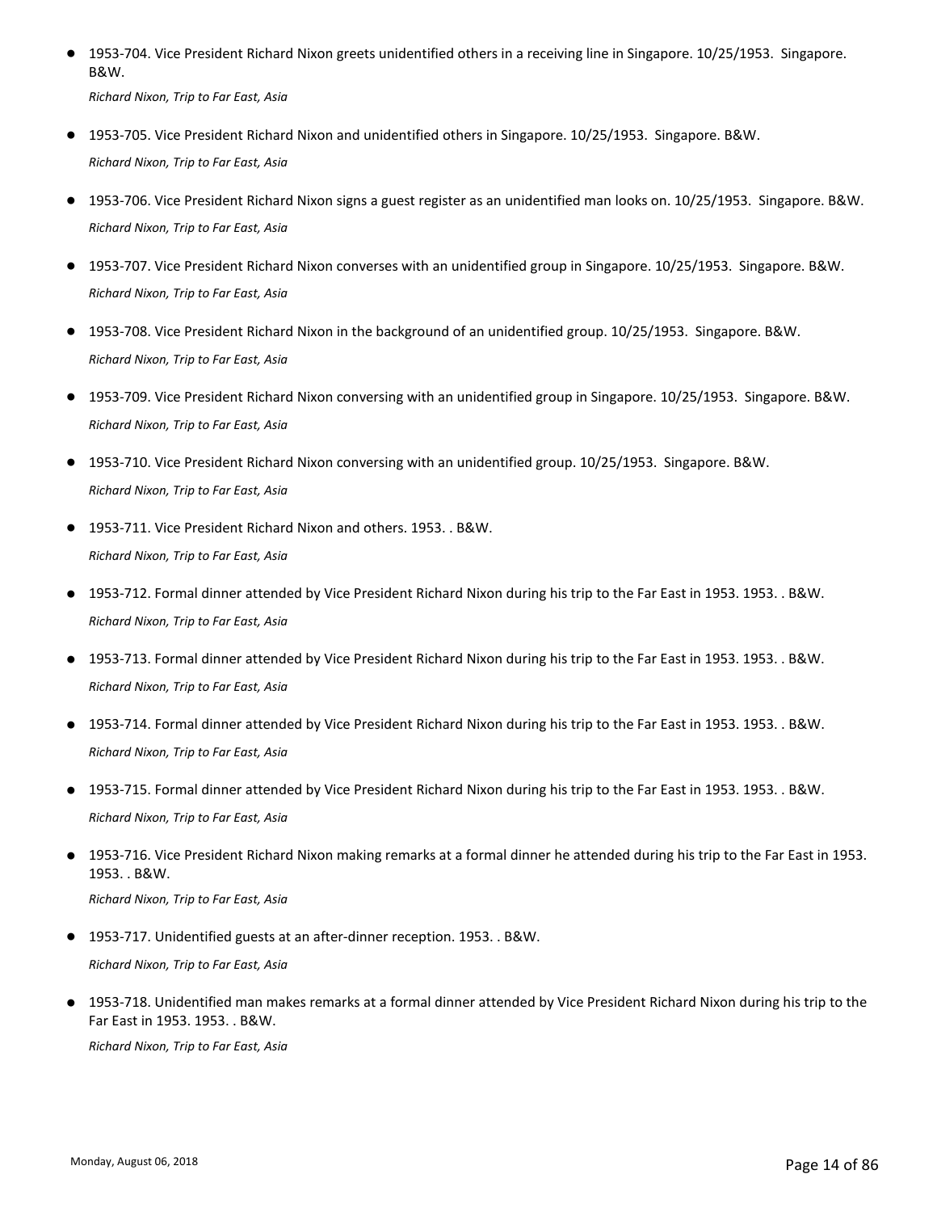- 1953-704. Vice President Richard Nixon greets unidentified others in a receiving line in Singapore. 10/25/1953. Singapore. B&W.

  *Richard Nixon, Trip to Far East, Asia*

- 1953-705. Vice President Richard Nixon and unidentified others in Singapore. 10/25/1953. Singapore. B&W.

  *Richard Nixon, Trip to Far East, Asia*

- 1953-706. Vice President Richard Nixon signs a guest register as an unidentified man looks on. 10/25/1953. Singapore. B&W.

  *Richard Nixon, Trip to Far East, Asia*

- 1953-707. Vice President Richard Nixon converses with an unidentified group in Singapore. 10/25/1953. Singapore. B&W.

  *Richard Nixon, Trip to Far East, Asia*

- 1953-708. Vice President Richard Nixon in the background of an unidentified group. 10/25/1953. Singapore. B&W.

  *Richard Nixon, Trip to Far East, Asia*

- 1953-709. Vice President Richard Nixon conversing with an unidentified group in Singapore. 10/25/1953. Singapore. B&W.

  *Richard Nixon, Trip to Far East, Asia*

- 1953-710. Vice President Richard Nixon conversing with an unidentified group. 10/25/1953. Singapore. B&W.

  *Richard Nixon, Trip to Far East, Asia*

- 1953-711. Vice President Richard Nixon and others. 1953. . B&W.

  *Richard Nixon, Trip to Far East, Asia*

- 1953-712. Formal dinner attended by Vice President Richard Nixon during his trip to the Far East in 1953. 1953. . B&W.

  *Richard Nixon, Trip to Far East, Asia*

- 1953-713. Formal dinner attended by Vice President Richard Nixon during his trip to the Far East in 1953. 1953. . B&W.

  *Richard Nixon, Trip to Far East, Asia*

- 1953-714. Formal dinner attended by Vice President Richard Nixon during his trip to the Far East in 1953. 1953. . B&W.

  *Richard Nixon, Trip to Far East, Asia*

- 1953-715. Formal dinner attended by Vice President Richard Nixon during his trip to the Far East in 1953. 1953. . B&W.

  *Richard Nixon, Trip to Far East, Asia*

- 1953-716. Vice President Richard Nixon making remarks at a formal dinner he attended during his trip to the Far East in 1953. 1953. . B&W.

  *Richard Nixon, Trip to Far East, Asia*

- 1953-717. Unidentified guests at an after-dinner reception. 1953. . B&W.

  *Richard Nixon, Trip to Far East, Asia*

- 1953-718. Unidentified man makes remarks at a formal dinner attended by Vice President Richard Nixon during his trip to the Far East in 1953. 1953. . B&W.

  *Richard Nixon, Trip to Far East, Asia*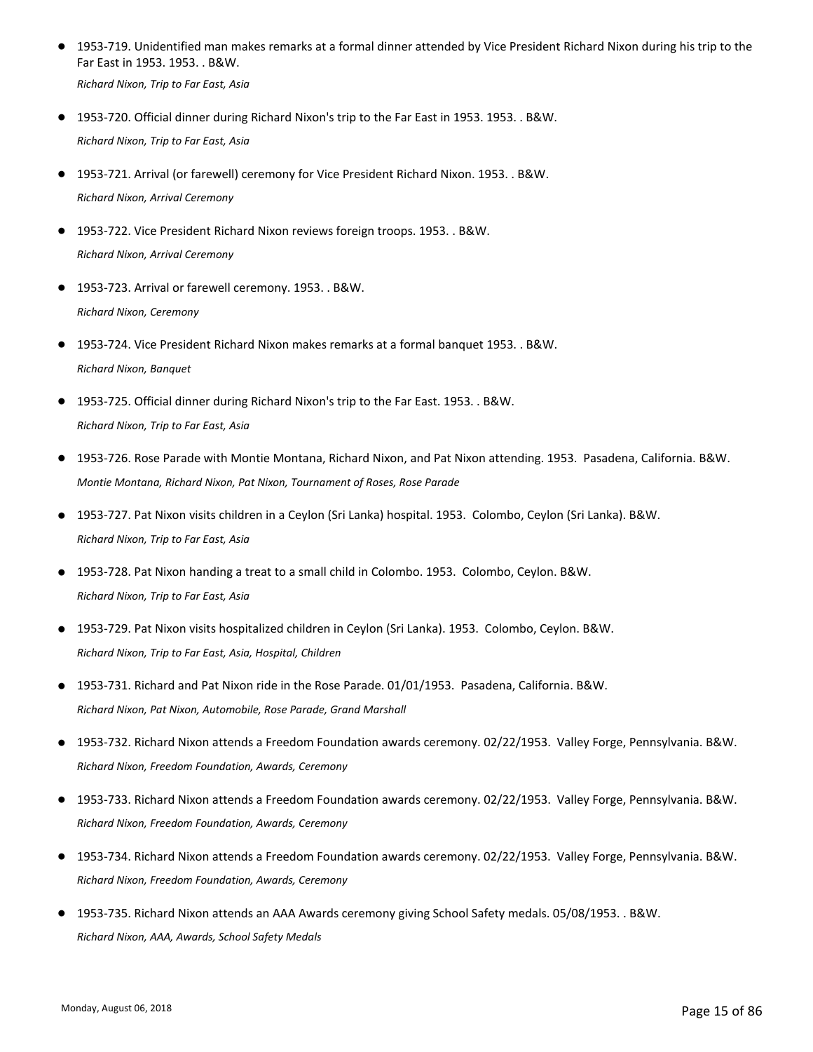- 1953-719. Unidentified man makes remarks at a formal dinner attended by Vice President Richard Nixon during his trip to the Far East in 1953. 1953. . B&W.
  *Richard Nixon, Trip to Far East, Asia*

- 1953-720. Official dinner during Richard Nixon's trip to the Far East in 1953. 1953. . B&W.
  *Richard Nixon, Trip to Far East, Asia*

- 1953-721. Arrival (or farewell) ceremony for Vice President Richard Nixon. 1953. . B&W.
  *Richard Nixon, Arrival Ceremony*

- 1953-722. Vice President Richard Nixon reviews foreign troops. 1953. . B&W.
  *Richard Nixon, Arrival Ceremony*

- 1953-723. Arrival or farewell ceremony. 1953. . B&W.
  *Richard Nixon, Ceremony*

- 1953-724. Vice President Richard Nixon makes remarks at a formal banquet 1953. . B&W.
  *Richard Nixon, Banquet*

- 1953-725. Official dinner during Richard Nixon's trip to the Far East. 1953. . B&W.
  *Richard Nixon, Trip to Far East, Asia*

- 1953-726. Rose Parade with Montie Montana, Richard Nixon, and Pat Nixon attending. 1953. Pasadena, California. B&W.
  *Montie Montana, Richard Nixon, Pat Nixon, Tournament of Roses, Rose Parade*

- 1953-727. Pat Nixon visits children in a Ceylon (Sri Lanka) hospital. 1953. Colombo, Ceylon (Sri Lanka). B&W.
  *Richard Nixon, Trip to Far East, Asia*

- 1953-728. Pat Nixon handing a treat to a small child in Colombo. 1953. Colombo, Ceylon. B&W.
  *Richard Nixon, Trip to Far East, Asia*

- 1953-729. Pat Nixon visits hospitalized children in Ceylon (Sri Lanka). 1953. Colombo, Ceylon. B&W.
  *Richard Nixon, Trip to Far East, Asia, Hospital, Children*

- 1953-731. Richard and Pat Nixon ride in the Rose Parade. 01/01/1953. Pasadena, California. B&W.
  *Richard Nixon, Pat Nixon, Automobile, Rose Parade, Grand Marshall*

- 1953-732. Richard Nixon attends a Freedom Foundation awards ceremony. 02/22/1953. Valley Forge, Pennsylvania. B&W.
  *Richard Nixon, Freedom Foundation, Awards, Ceremony*

- 1953-733. Richard Nixon attends a Freedom Foundation awards ceremony. 02/22/1953. Valley Forge, Pennsylvania. B&W.
  *Richard Nixon, Freedom Foundation, Awards, Ceremony*

- 1953-734. Richard Nixon attends a Freedom Foundation awards ceremony. 02/22/1953. Valley Forge, Pennsylvania. B&W.
  *Richard Nixon, Freedom Foundation, Awards, Ceremony*

- 1953-735. Richard Nixon attends an AAA Awards ceremony giving School Safety medals. 05/08/1953. . B&W.
  *Richard Nixon, AAA, Awards, School Safety Medals*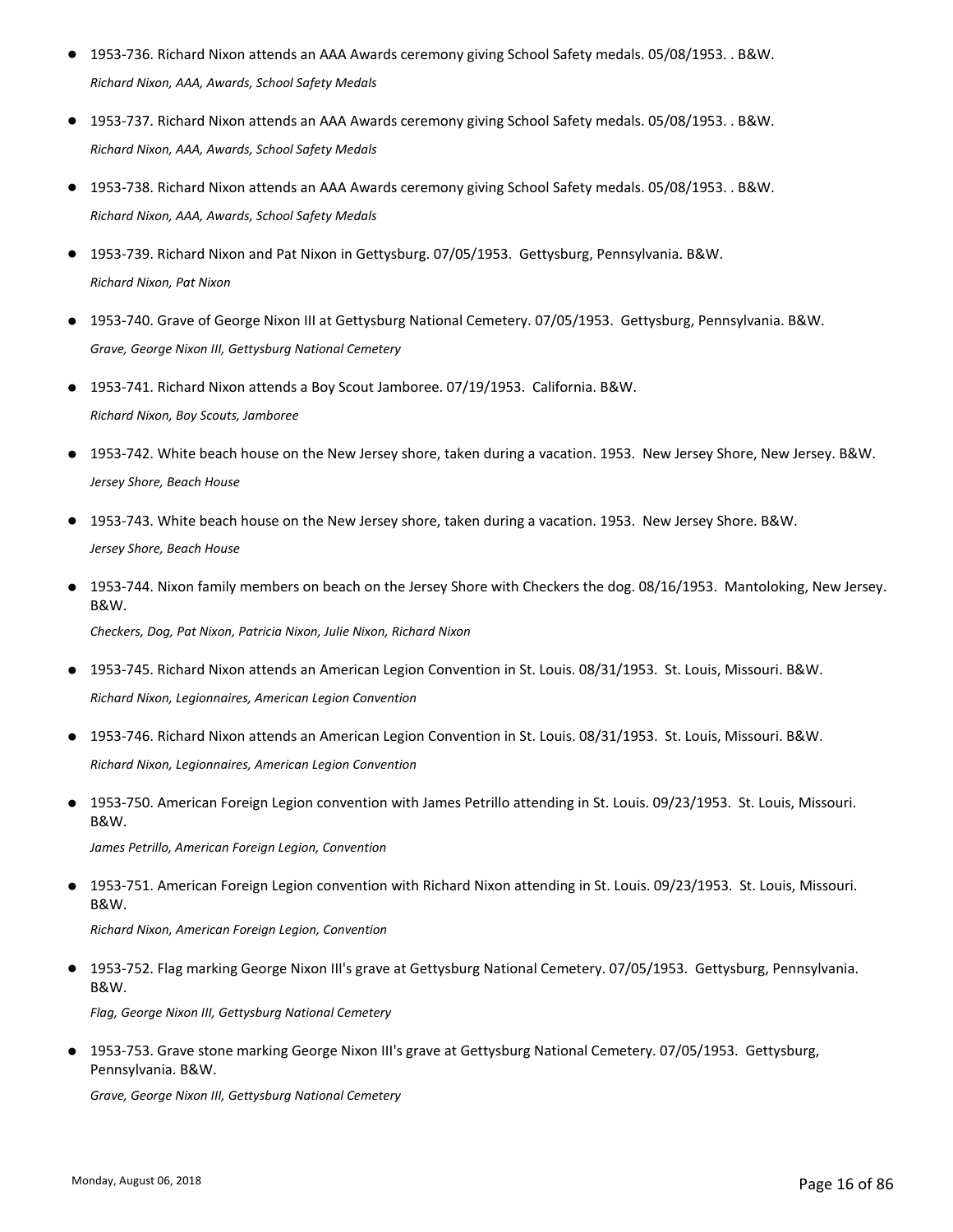- 1953-736. Richard Nixon attends an AAA Awards ceremony giving School Safety medals. 05/08/1953. . B&W.
  *Richard Nixon, AAA, Awards, School Safety Medals*

- 1953-737. Richard Nixon attends an AAA Awards ceremony giving School Safety medals. 05/08/1953. . B&W.
  *Richard Nixon, AAA, Awards, School Safety Medals*

- 1953-738. Richard Nixon attends an AAA Awards ceremony giving School Safety medals. 05/08/1953. . B&W.
  *Richard Nixon, AAA, Awards, School Safety Medals*

- 1953-739. Richard Nixon and Pat Nixon in Gettysburg. 07/05/1953. Gettysburg, Pennsylvania. B&W.
  *Richard Nixon, Pat Nixon*

- 1953-740. Grave of George Nixon III at Gettysburg National Cemetery. 07/05/1953. Gettysburg, Pennsylvania. B&W.
  *Grave, George Nixon III, Gettysburg National Cemetery*

- 1953-741. Richard Nixon attends a Boy Scout Jamboree. 07/19/1953. California. B&W.
  *Richard Nixon, Boy Scouts, Jamboree*

- 1953-742. White beach house on the New Jersey shore, taken during a vacation. 1953. New Jersey Shore, New Jersey. B&W.
  *Jersey Shore, Beach House*

- 1953-743. White beach house on the New Jersey shore, taken during a vacation. 1953. New Jersey Shore. B&W.
  *Jersey Shore, Beach House*

- 1953-744. Nixon family members on beach on the Jersey Shore with Checkers the dog. 08/16/1953. Mantoloking, New Jersey. B&W.
  *Checkers, Dog, Pat Nixon, Patricia Nixon, Julie Nixon, Richard Nixon*

- 1953-745. Richard Nixon attends an American Legion Convention in St. Louis. 08/31/1953. St. Louis, Missouri. B&W.
  *Richard Nixon, Legionnaires, American Legion Convention*

- 1953-746. Richard Nixon attends an American Legion Convention in St. Louis. 08/31/1953. St. Louis, Missouri. B&W.
  *Richard Nixon, Legionnaires, American Legion Convention*

- 1953-750. American Foreign Legion convention with James Petrillo attending in St. Louis. 09/23/1953. St. Louis, Missouri. B&W.
  *James Petrillo, American Foreign Legion, Convention*

- 1953-751. American Foreign Legion convention with Richard Nixon attending in St. Louis. 09/23/1953. St. Louis, Missouri. B&W.
  *Richard Nixon, American Foreign Legion, Convention*

- 1953-752. Flag marking George Nixon III's grave at Gettysburg National Cemetery. 07/05/1953. Gettysburg, Pennsylvania. B&W.
  *Flag, George Nixon III, Gettysburg National Cemetery*

- 1953-753. Grave stone marking George Nixon III's grave at Gettysburg National Cemetery. 07/05/1953. Gettysburg, Pennsylvania. B&W.
  *Grave, George Nixon III, Gettysburg National Cemetery*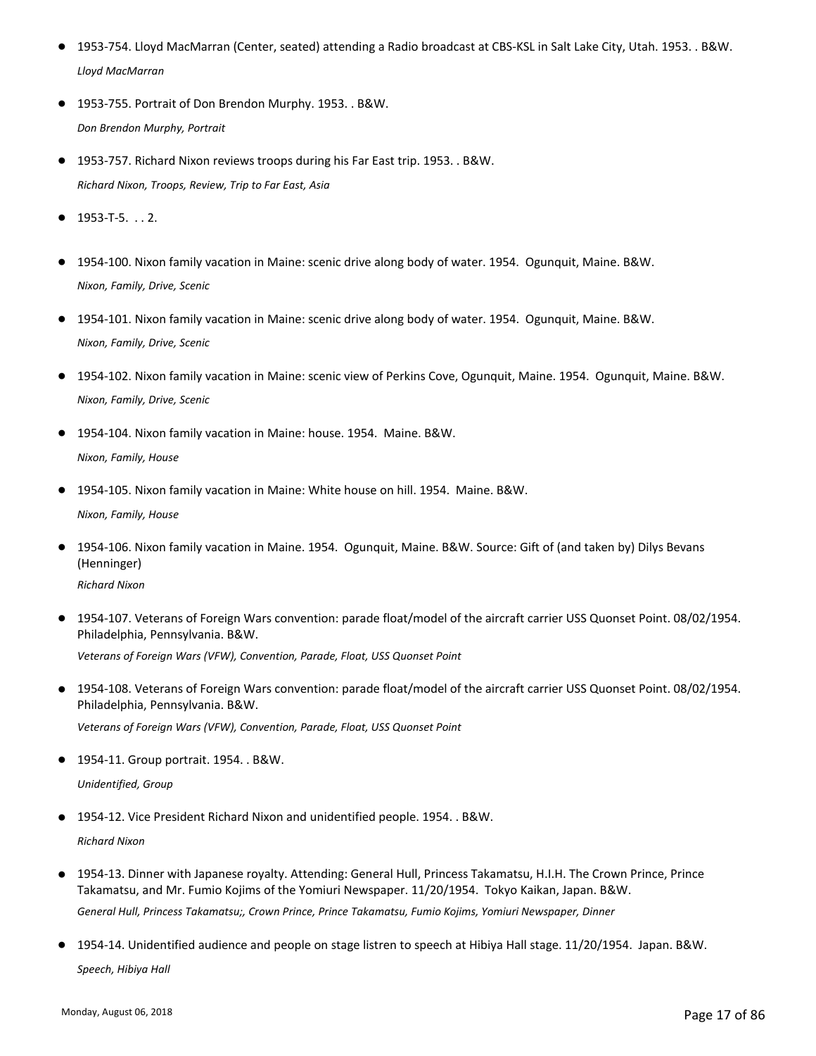- 1953-754. Lloyd MacMarran (Center, seated) attending a Radio broadcast at CBS-KSL in Salt Lake City, Utah. 1953. . B&W.

  *Lloyd MacMarran*

- 1953-755. Portrait of Don Brendon Murphy. 1953. . B&W.

  *Don Brendon Murphy, Portrait*

- 1953-757. Richard Nixon reviews troops during his Far East trip. 1953. . B&W.

  *Richard Nixon, Troops, Review, Trip to Far East, Asia*

- 1953-T-5. . . 2.

- 1954-100. Nixon family vacation in Maine: scenic drive along body of water. 1954. Ogunquit, Maine. B&W.

  *Nixon, Family, Drive, Scenic*

- 1954-101. Nixon family vacation in Maine: scenic drive along body of water. 1954. Ogunquit, Maine. B&W.

  *Nixon, Family, Drive, Scenic*

- 1954-102. Nixon family vacation in Maine: scenic view of Perkins Cove, Ogunquit, Maine. 1954. Ogunquit, Maine. B&W.

  *Nixon, Family, Drive, Scenic*

- 1954-104. Nixon family vacation in Maine: house. 1954. Maine. B&W.

  *Nixon, Family, House*

- 1954-105. Nixon family vacation in Maine: White house on hill. 1954. Maine. B&W.

  *Nixon, Family, House*

- 1954-106. Nixon family vacation in Maine. 1954. Ogunquit, Maine. B&W. Source: Gift of (and taken by) Dilys Bevans (Henninger)

  *Richard Nixon*

- 1954-107. Veterans of Foreign Wars convention: parade float/model of the aircraft carrier USS Quonset Point. 08/02/1954. Philadelphia, Pennsylvania. B&W.

  *Veterans of Foreign Wars (VFW), Convention, Parade, Float, USS Quonset Point*

- 1954-108. Veterans of Foreign Wars convention: parade float/model of the aircraft carrier USS Quonset Point. 08/02/1954. Philadelphia, Pennsylvania. B&W.

  *Veterans of Foreign Wars (VFW), Convention, Parade, Float, USS Quonset Point*

- 1954-11. Group portrait. 1954. . B&W.

  *Unidentified, Group*

- 1954-12. Vice President Richard Nixon and unidentified people. 1954. . B&W.

  *Richard Nixon*

- 1954-13. Dinner with Japanese royalty. Attending: General Hull, Princess Takamatsu, H.I.H. The Crown Prince, Prince Takamatsu, and Mr. Fumio Kojims of the Yomiuri Newspaper. 11/20/1954. Tokyo Kaikan, Japan. B&W.

  *General Hull, Princess Takamatsu;, Crown Prince, Prince Takamatsu, Fumio Kojims, Yomiuri Newspaper, Dinner*

- 1954-14. Unidentified audience and people on stage listren to speech at Hibiya Hall stage. 11/20/1954. Japan. B&W.

  *Speech, Hibiya Hall*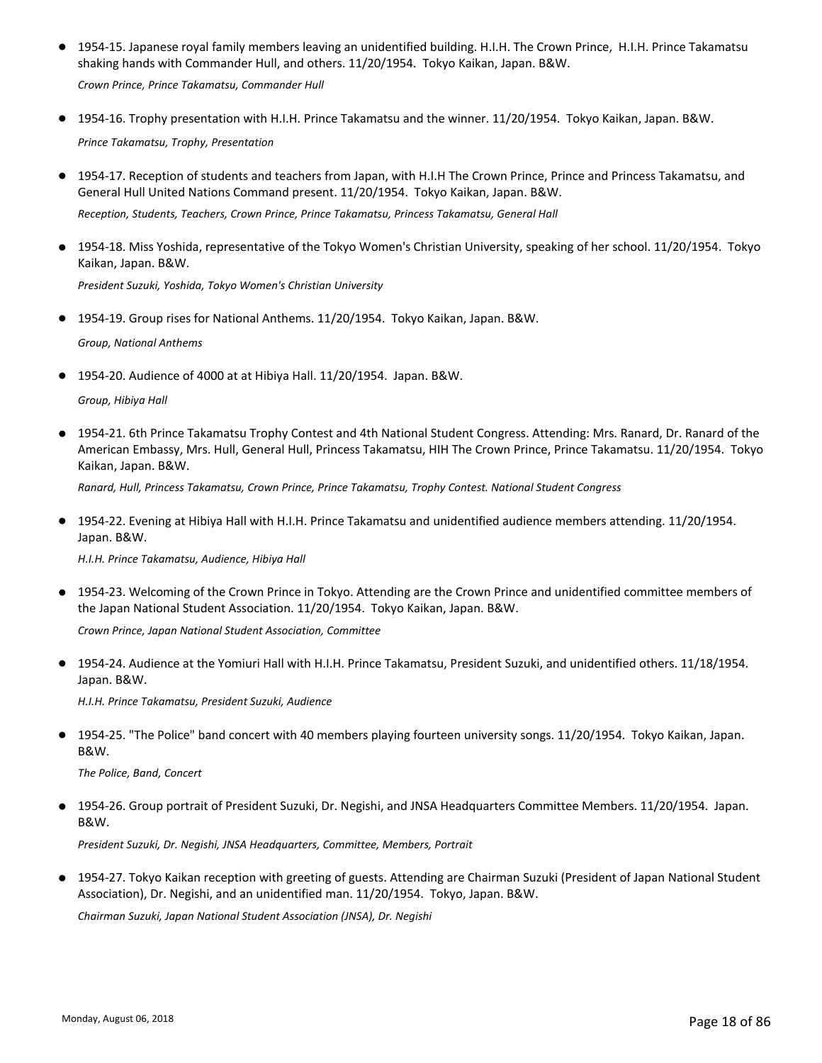- 1954-15. Japanese royal family members leaving an unidentified building. H.I.H. The Crown Prince, H.I.H. Prince Takamatsu shaking hands with Commander Hull, and others. 11/20/1954. Tokyo Kaikan, Japan. B&W.

  *Crown Prince, Prince Takamatsu, Commander Hull*

- 1954-16. Trophy presentation with H.I.H. Prince Takamatsu and the winner. 11/20/1954. Tokyo Kaikan, Japan. B&W.

  *Prince Takamatsu, Trophy, Presentation*

- 1954-17. Reception of students and teachers from Japan, with H.I.H The Crown Prince, Prince and Princess Takamatsu, and General Hull United Nations Command present. 11/20/1954. Tokyo Kaikan, Japan. B&W.

  *Reception, Students, Teachers, Crown Prince, Prince Takamatsu, Princess Takamatsu, General Hall*

- 1954-18. Miss Yoshida, representative of the Tokyo Women's Christian University, speaking of her school. 11/20/1954. Tokyo Kaikan, Japan. B&W.

  *President Suzuki, Yoshida, Tokyo Women's Christian University*

- 1954-19. Group rises for National Anthems. 11/20/1954. Tokyo Kaikan, Japan. B&W.

  *Group, National Anthems*

- 1954-20. Audience of 4000 at at Hibiya Hall. 11/20/1954. Japan. B&W.

  *Group, Hibiya Hall*

- 1954-21. 6th Prince Takamatsu Trophy Contest and 4th National Student Congress. Attending: Mrs. Ranard, Dr. Ranard of the American Embassy, Mrs. Hull, General Hull, Princess Takamatsu, HIH The Crown Prince, Prince Takamatsu. 11/20/1954. Tokyo Kaikan, Japan. B&W.

  *Ranard, Hull, Princess Takamatsu, Crown Prince, Prince Takamatsu, Trophy Contest. National Student Congress*

- 1954-22. Evening at Hibiya Hall with H.I.H. Prince Takamatsu and unidentified audience members attending. 11/20/1954. Japan. B&W.

  *H.I.H. Prince Takamatsu, Audience, Hibiya Hall*

- 1954-23. Welcoming of the Crown Prince in Tokyo. Attending are the Crown Prince and unidentified committee members of the Japan National Student Association. 11/20/1954. Tokyo Kaikan, Japan. B&W.

  *Crown Prince, Japan National Student Association, Committee*

- 1954-24. Audience at the Yomiuri Hall with H.I.H. Prince Takamatsu, President Suzuki, and unidentified others. 11/18/1954. Japan. B&W.

  *H.I.H. Prince Takamatsu, President Suzuki, Audience*

- 1954-25. "The Police" band concert with 40 members playing fourteen university songs. 11/20/1954. Tokyo Kaikan, Japan. B&W.

  *The Police, Band, Concert*

- 1954-26. Group portrait of President Suzuki, Dr. Negishi, and JNSA Headquarters Committee Members. 11/20/1954. Japan. B&W.

  *President Suzuki, Dr. Negishi, JNSA Headquarters, Committee, Members, Portrait*

- 1954-27. Tokyo Kaikan reception with greeting of guests. Attending are Chairman Suzuki (President of Japan National Student Association), Dr. Negishi, and an unidentified man. 11/20/1954. Tokyo, Japan. B&W.

  *Chairman Suzuki, Japan National Student Association (JNSA), Dr. Negishi*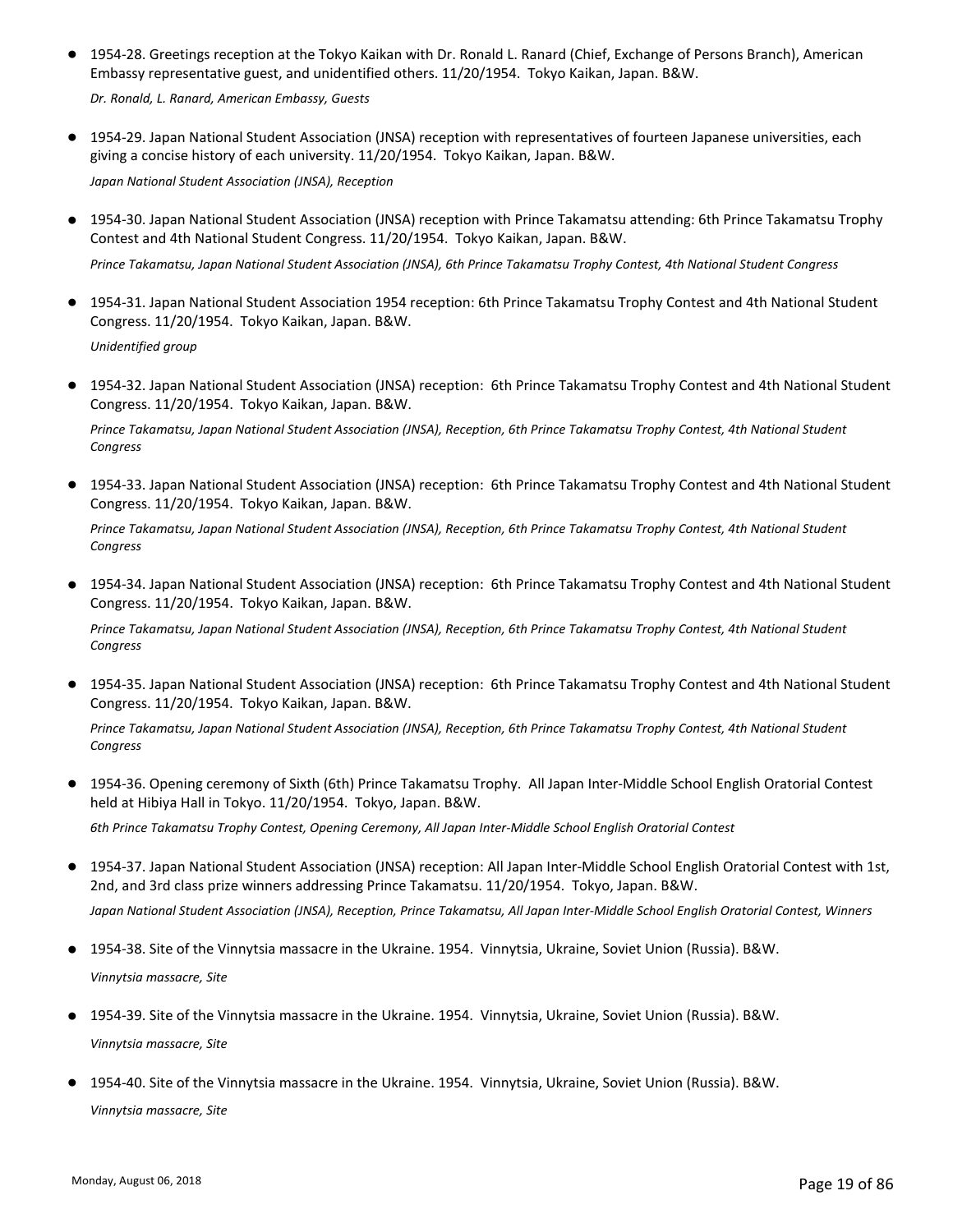- 1954-28. Greetings reception at the Tokyo Kaikan with Dr. Ronald L. Ranard (Chief, Exchange of Persons Branch), American Embassy representative guest, and unidentified others. 11/20/1954. Tokyo Kaikan, Japan. B&W.

  *Dr. Ronald, L. Ranard, American Embassy, Guests*

- 1954-29. Japan National Student Association (JNSA) reception with representatives of fourteen Japanese universities, each giving a concise history of each university. 11/20/1954. Tokyo Kaikan, Japan. B&W.

  *Japan National Student Association (JNSA), Reception*

- 1954-30. Japan National Student Association (JNSA) reception with Prince Takamatsu attending: 6th Prince Takamatsu Trophy Contest and 4th National Student Congress. 11/20/1954. Tokyo Kaikan, Japan. B&W.

  *Prince Takamatsu, Japan National Student Association (JNSA), 6th Prince Takamatsu Trophy Contest, 4th National Student Congress*

- 1954-31. Japan National Student Association 1954 reception: 6th Prince Takamatsu Trophy Contest and 4th National Student Congress. 11/20/1954. Tokyo Kaikan, Japan. B&W.

  *Unidentified group*

- 1954-32. Japan National Student Association (JNSA) reception: 6th Prince Takamatsu Trophy Contest and 4th National Student Congress. 11/20/1954. Tokyo Kaikan, Japan. B&W.

  *Prince Takamatsu, Japan National Student Association (JNSA), Reception, 6th Prince Takamatsu Trophy Contest, 4th National Student Congress*

- 1954-33. Japan National Student Association (JNSA) reception: 6th Prince Takamatsu Trophy Contest and 4th National Student Congress. 11/20/1954. Tokyo Kaikan, Japan. B&W.

  *Prince Takamatsu, Japan National Student Association (JNSA), Reception, 6th Prince Takamatsu Trophy Contest, 4th National Student Congress*

- 1954-34. Japan National Student Association (JNSA) reception: 6th Prince Takamatsu Trophy Contest and 4th National Student Congress. 11/20/1954. Tokyo Kaikan, Japan. B&W.

  *Prince Takamatsu, Japan National Student Association (JNSA), Reception, 6th Prince Takamatsu Trophy Contest, 4th National Student Congress*

- 1954-35. Japan National Student Association (JNSA) reception: 6th Prince Takamatsu Trophy Contest and 4th National Student Congress. 11/20/1954. Tokyo Kaikan, Japan. B&W.

  *Prince Takamatsu, Japan National Student Association (JNSA), Reception, 6th Prince Takamatsu Trophy Contest, 4th National Student Congress*

- 1954-36. Opening ceremony of Sixth (6th) Prince Takamatsu Trophy. All Japan Inter-Middle School English Oratorial Contest held at Hibiya Hall in Tokyo. 11/20/1954. Tokyo, Japan. B&W.

  *6th Prince Takamatsu Trophy Contest, Opening Ceremony, All Japan Inter-Middle School English Oratorial Contest*

- 1954-37. Japan National Student Association (JNSA) reception: All Japan Inter-Middle School English Oratorial Contest with 1st, 2nd, and 3rd class prize winners addressing Prince Takamatsu. 11/20/1954. Tokyo, Japan. B&W.

  *Japan National Student Association (JNSA), Reception, Prince Takamatsu, All Japan Inter-Middle School English Oratorial Contest, Winners*

- 1954-38. Site of the Vinnytsia massacre in the Ukraine. 1954. Vinnytsia, Ukraine, Soviet Union (Russia). B&W.

  *Vinnytsia massacre, Site*

- 1954-39. Site of the Vinnytsia massacre in the Ukraine. 1954. Vinnytsia, Ukraine, Soviet Union (Russia). B&W.

  *Vinnytsia massacre, Site*

- 1954-40. Site of the Vinnytsia massacre in the Ukraine. 1954. Vinnytsia, Ukraine, Soviet Union (Russia). B&W.

  *Vinnytsia massacre, Site*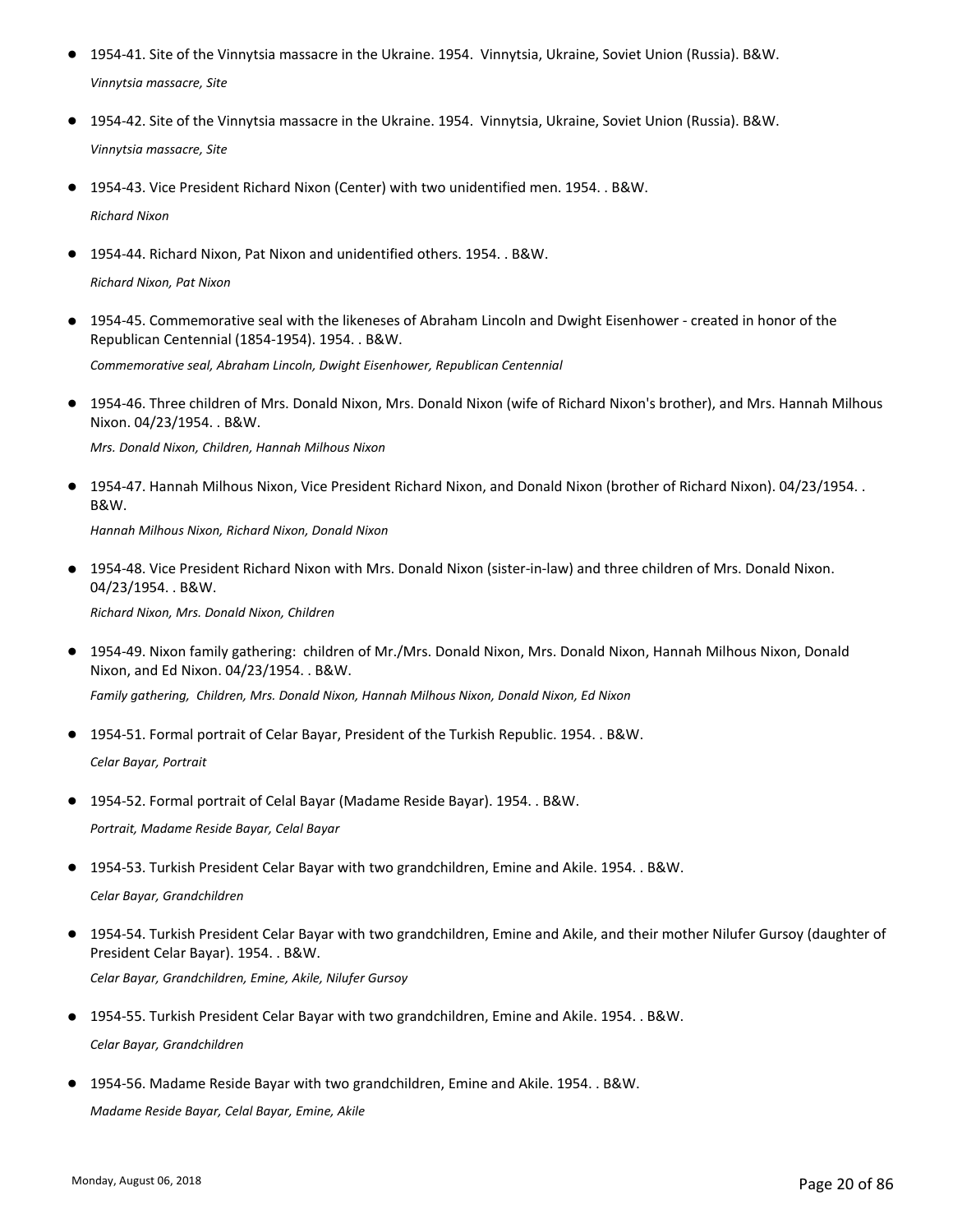- 1954-41. Site of the Vinnytsia massacre in the Ukraine. 1954.  Vinnytsia, Ukraine, Soviet Union (Russia). B&W.

  *Vinnytsia massacre, Site*

- 1954-42. Site of the Vinnytsia massacre in the Ukraine. 1954.  Vinnytsia, Ukraine, Soviet Union (Russia). B&W.

  *Vinnytsia massacre, Site*

- 1954-43. Vice President Richard Nixon (Center) with two unidentified men. 1954. . B&W.

  *Richard Nixon*

- 1954-44. Richard Nixon, Pat Nixon and unidentified others. 1954. . B&W.

  *Richard Nixon, Pat Nixon*

- 1954-45. Commemorative seal with the likeneses of Abraham Lincoln and Dwight Eisenhower - created in honor of the Republican Centennial (1854-1954). 1954. . B&W.

  *Commemorative seal, Abraham Lincoln, Dwight Eisenhower, Republican Centennial*

- 1954-46. Three children of Mrs. Donald Nixon, Mrs. Donald Nixon (wife of Richard Nixon's brother), and Mrs. Hannah Milhous Nixon. 04/23/1954. . B&W.

  *Mrs. Donald Nixon, Children, Hannah Milhous Nixon*

- 1954-47. Hannah Milhous Nixon, Vice President Richard Nixon, and Donald Nixon (brother of Richard Nixon). 04/23/1954. . B&W.

  *Hannah Milhous Nixon, Richard Nixon, Donald Nixon*

- 1954-48. Vice President Richard Nixon with Mrs. Donald Nixon (sister-in-law) and three children of Mrs. Donald Nixon. 04/23/1954. . B&W.

  *Richard Nixon, Mrs. Donald Nixon, Children*

- 1954-49. Nixon family gathering:  children of Mr./Mrs. Donald Nixon, Mrs. Donald Nixon, Hannah Milhous Nixon, Donald Nixon, and Ed Nixon. 04/23/1954. . B&W.

  *Family gathering,  Children, Mrs. Donald Nixon, Hannah Milhous Nixon, Donald Nixon, Ed Nixon*

- 1954-51. Formal portrait of Celar Bayar, President of the Turkish Republic. 1954. . B&W.

  *Celar Bayar, Portrait*

- 1954-52. Formal portrait of Celal Bayar (Madame Reside Bayar). 1954. . B&W.

  *Portrait, Madame Reside Bayar, Celal Bayar*

- 1954-53. Turkish President Celar Bayar with two grandchildren, Emine and Akile. 1954. . B&W.

  *Celar Bayar, Grandchildren*

- 1954-54. Turkish President Celar Bayar with two grandchildren, Emine and Akile, and their mother Nilufer Gursoy (daughter of President Celar Bayar). 1954. . B&W.

  *Celar Bayar, Grandchildren, Emine, Akile, Nilufer Gursoy*

- 1954-55. Turkish President Celar Bayar with two grandchildren, Emine and Akile. 1954. . B&W.

  *Celar Bayar, Grandchildren*

- 1954-56. Madame Reside Bayar with two grandchildren, Emine and Akile. 1954. . B&W.

  *Madame Reside Bayar, Celal Bayar, Emine, Akile*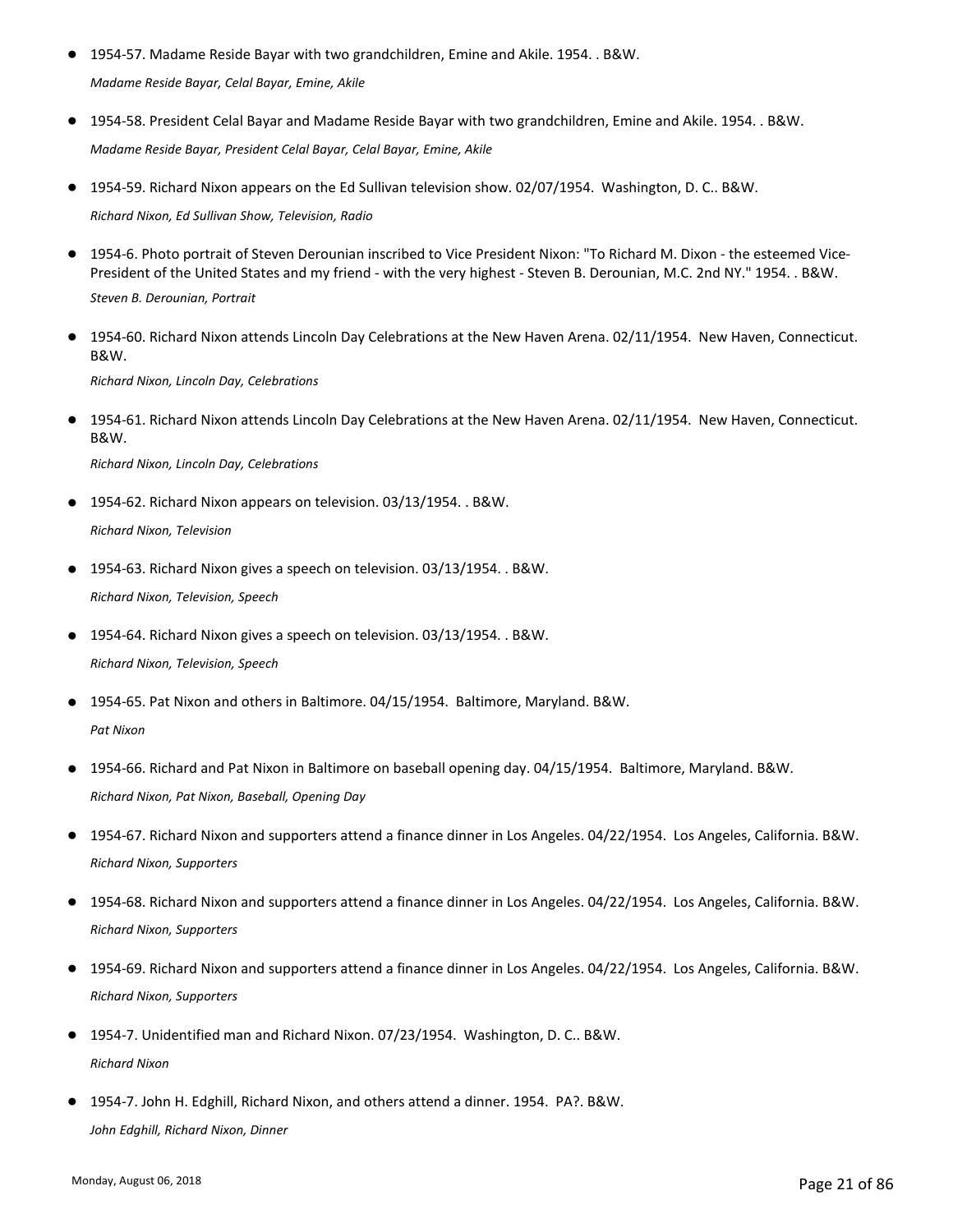- 1954-57. Madame Reside Bayar with two grandchildren, Emine and Akile. 1954. . B&W.

  *Madame Reside Bayar, Celal Bayar, Emine, Akile*

- 1954-58. President Celal Bayar and Madame Reside Bayar with two grandchildren, Emine and Akile. 1954. . B&W.

  *Madame Reside Bayar, President Celal Bayar, Celal Bayar, Emine, Akile*

- 1954-59. Richard Nixon appears on the Ed Sullivan television show. 02/07/1954. Washington, D. C.. B&W.

  *Richard Nixon, Ed Sullivan Show, Television, Radio*

- 1954-6. Photo portrait of Steven Derounian inscribed to Vice President Nixon: "To Richard M. Dixon - the esteemed Vice-President of the United States and my friend - with the very highest - Steven B. Derounian, M.C. 2nd NY." 1954. . B&W.

  *Steven B. Derounian, Portrait*

- 1954-60. Richard Nixon attends Lincoln Day Celebrations at the New Haven Arena. 02/11/1954. New Haven, Connecticut. B&W.

  *Richard Nixon, Lincoln Day, Celebrations*

- 1954-61. Richard Nixon attends Lincoln Day Celebrations at the New Haven Arena. 02/11/1954. New Haven, Connecticut. B&W.

  *Richard Nixon, Lincoln Day, Celebrations*

- 1954-62. Richard Nixon appears on television. 03/13/1954. . B&W.

  *Richard Nixon, Television*

- 1954-63. Richard Nixon gives a speech on television. 03/13/1954. . B&W.

  *Richard Nixon, Television, Speech*

- 1954-64. Richard Nixon gives a speech on television. 03/13/1954. . B&W.

  *Richard Nixon, Television, Speech*

- 1954-65. Pat Nixon and others in Baltimore. 04/15/1954. Baltimore, Maryland. B&W.

  *Pat Nixon*

- 1954-66. Richard and Pat Nixon in Baltimore on baseball opening day. 04/15/1954. Baltimore, Maryland. B&W.

  *Richard Nixon, Pat Nixon, Baseball, Opening Day*

- 1954-67. Richard Nixon and supporters attend a finance dinner in Los Angeles. 04/22/1954. Los Angeles, California. B&W.

  *Richard Nixon, Supporters*

- 1954-68. Richard Nixon and supporters attend a finance dinner in Los Angeles. 04/22/1954. Los Angeles, California. B&W.

  *Richard Nixon, Supporters*

- 1954-69. Richard Nixon and supporters attend a finance dinner in Los Angeles. 04/22/1954. Los Angeles, California. B&W.

  *Richard Nixon, Supporters*

- 1954-7. Unidentified man and Richard Nixon. 07/23/1954. Washington, D. C.. B&W.

  *Richard Nixon*

- 1954-7. John H. Edghill, Richard Nixon, and others attend a dinner. 1954. PA?. B&W.

  *John Edghill, Richard Nixon, Dinner*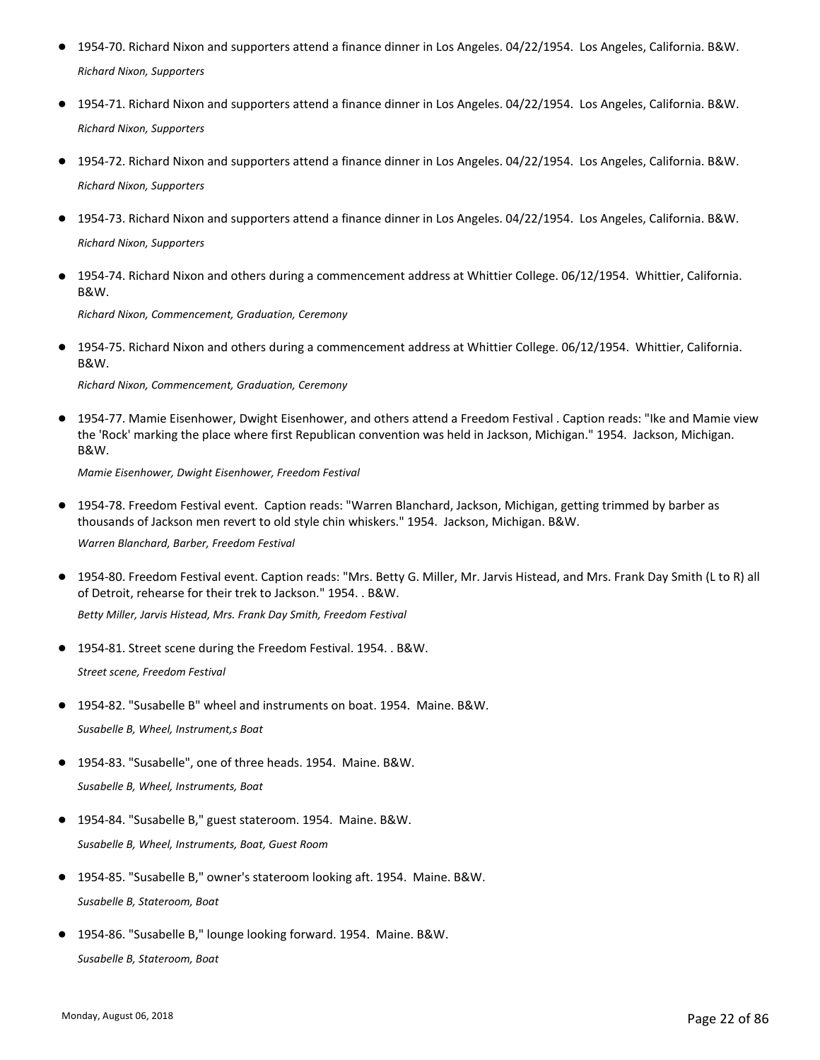- 1954-70. Richard Nixon and supporters attend a finance dinner in Los Angeles. 04/22/1954. Los Angeles, California. B&W.

  *Richard Nixon, Supporters*

- 1954-71. Richard Nixon and supporters attend a finance dinner in Los Angeles. 04/22/1954. Los Angeles, California. B&W.

  *Richard Nixon, Supporters*

- 1954-72. Richard Nixon and supporters attend a finance dinner in Los Angeles. 04/22/1954. Los Angeles, California. B&W.

  *Richard Nixon, Supporters*

- 1954-73. Richard Nixon and supporters attend a finance dinner in Los Angeles. 04/22/1954. Los Angeles, California. B&W.

  *Richard Nixon, Supporters*

- 1954-74. Richard Nixon and others during a commencement address at Whittier College. 06/12/1954. Whittier, California. B&W.

  *Richard Nixon, Commencement, Graduation, Ceremony*

- 1954-75. Richard Nixon and others during a commencement address at Whittier College. 06/12/1954. Whittier, California. B&W.

  *Richard Nixon, Commencement, Graduation, Ceremony*

- 1954-77. Mamie Eisenhower, Dwight Eisenhower, and others attend a Freedom Festival . Caption reads: "Ike and Mamie view the 'Rock' marking the place where first Republican convention was held in Jackson, Michigan." 1954. Jackson, Michigan. B&W.

  *Mamie Eisenhower, Dwight Eisenhower, Freedom Festival*

- 1954-78. Freedom Festival event. Caption reads: "Warren Blanchard, Jackson, Michigan, getting trimmed by barber as thousands of Jackson men revert to old style chin whiskers." 1954. Jackson, Michigan. B&W.

  *Warren Blanchard, Barber, Freedom Festival*

- 1954-80. Freedom Festival event. Caption reads: "Mrs. Betty G. Miller, Mr. Jarvis Histead, and Mrs. Frank Day Smith (L to R) all of Detroit, rehearse for their trek to Jackson." 1954. . B&W.

  *Betty Miller, Jarvis Histead, Mrs. Frank Day Smith, Freedom Festival*

- 1954-81. Street scene during the Freedom Festival. 1954. . B&W.

  *Street scene, Freedom Festival*

- 1954-82. "Susabelle B" wheel and instruments on boat. 1954. Maine. B&W.

  *Susabelle B, Wheel, Instrument,s Boat*

- 1954-83. "Susabelle", one of three heads. 1954. Maine. B&W.

  *Susabelle B, Wheel, Instruments, Boat*

- 1954-84. "Susabelle B," guest stateroom. 1954. Maine. B&W.

  *Susabelle B, Wheel, Instruments, Boat, Guest Room*

- 1954-85. "Susabelle B," owner's stateroom looking aft. 1954. Maine. B&W.

  *Susabelle B, Stateroom, Boat*

- 1954-86. "Susabelle B," lounge looking forward. 1954. Maine. B&W.

  *Susabelle B, Stateroom, Boat*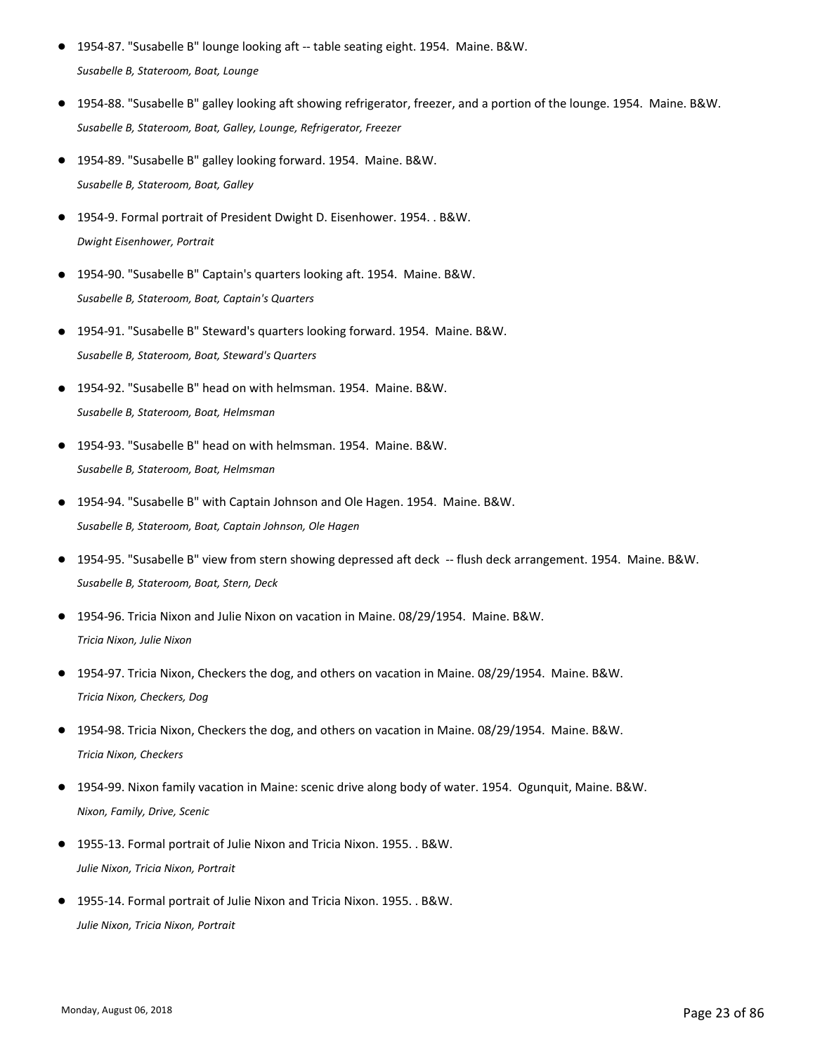- 1954-87. "Susabelle B" lounge looking aft -- table seating eight. 1954. Maine. B&W.
  *Susabelle B, Stateroom, Boat, Lounge*
- 1954-88. "Susabelle B" galley looking aft showing refrigerator, freezer, and a portion of the lounge. 1954. Maine. B&W.
  *Susabelle B, Stateroom, Boat, Galley, Lounge, Refrigerator, Freezer*
- 1954-89. "Susabelle B" galley looking forward. 1954. Maine. B&W.
  *Susabelle B, Stateroom, Boat, Galley*
- 1954-9. Formal portrait of President Dwight D. Eisenhower. 1954. . B&W.
  *Dwight Eisenhower, Portrait*
- 1954-90. "Susabelle B" Captain's quarters looking aft. 1954. Maine. B&W.
  *Susabelle B, Stateroom, Boat, Captain's Quarters*
- 1954-91. "Susabelle B" Steward's quarters looking forward. 1954. Maine. B&W.
  *Susabelle B, Stateroom, Boat, Steward's Quarters*
- 1954-92. "Susabelle B" head on with helmsman. 1954. Maine. B&W.
  *Susabelle B, Stateroom, Boat, Helmsman*
- 1954-93. "Susabelle B" head on with helmsman. 1954. Maine. B&W.
  *Susabelle B, Stateroom, Boat, Helmsman*
- 1954-94. "Susabelle B" with Captain Johnson and Ole Hagen. 1954. Maine. B&W.
  *Susabelle B, Stateroom, Boat, Captain Johnson, Ole Hagen*
- 1954-95. "Susabelle B" view from stern showing depressed aft deck -- flush deck arrangement. 1954. Maine. B&W.
  *Susabelle B, Stateroom, Boat, Stern, Deck*
- 1954-96. Tricia Nixon and Julie Nixon on vacation in Maine. 08/29/1954. Maine. B&W.
  *Tricia Nixon, Julie Nixon*
- 1954-97. Tricia Nixon, Checkers the dog, and others on vacation in Maine. 08/29/1954. Maine. B&W.
  *Tricia Nixon, Checkers, Dog*
- 1954-98. Tricia Nixon, Checkers the dog, and others on vacation in Maine. 08/29/1954. Maine. B&W.
  *Tricia Nixon, Checkers*
- 1954-99. Nixon family vacation in Maine: scenic drive along body of water. 1954. Ogunquit, Maine. B&W.
  *Nixon, Family, Drive, Scenic*
- 1955-13. Formal portrait of Julie Nixon and Tricia Nixon. 1955. . B&W.
  *Julie Nixon, Tricia Nixon, Portrait*
- 1955-14. Formal portrait of Julie Nixon and Tricia Nixon. 1955. . B&W.
  *Julie Nixon, Tricia Nixon, Portrait*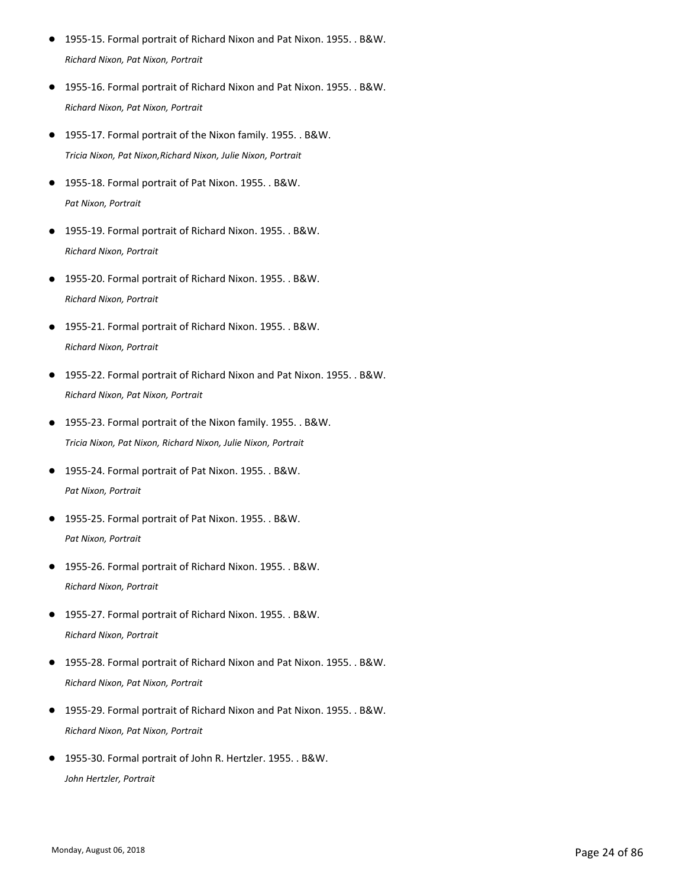- 1955-15. Formal portrait of Richard Nixon and Pat Nixon. 1955. . B&W.
  *Richard Nixon, Pat Nixon, Portrait*
- 1955-16. Formal portrait of Richard Nixon and Pat Nixon. 1955. . B&W.
  *Richard Nixon, Pat Nixon, Portrait*
- 1955-17. Formal portrait of the Nixon family. 1955. . B&W.
  *Tricia Nixon, Pat Nixon,Richard Nixon, Julie Nixon, Portrait*
- 1955-18. Formal portrait of Pat Nixon. 1955. . B&W.
  *Pat Nixon, Portrait*
- 1955-19. Formal portrait of Richard Nixon. 1955. . B&W.
  *Richard Nixon, Portrait*
- 1955-20. Formal portrait of Richard Nixon. 1955. . B&W.
  *Richard Nixon, Portrait*
- 1955-21. Formal portrait of Richard Nixon. 1955. . B&W.
  *Richard Nixon, Portrait*
- 1955-22. Formal portrait of Richard Nixon and Pat Nixon. 1955. . B&W.
  *Richard Nixon, Pat Nixon, Portrait*
- 1955-23. Formal portrait of the Nixon family. 1955. . B&W.
  *Tricia Nixon, Pat Nixon, Richard Nixon, Julie Nixon, Portrait*
- 1955-24. Formal portrait of Pat Nixon. 1955. . B&W.
  *Pat Nixon, Portrait*
- 1955-25. Formal portrait of Pat Nixon. 1955. . B&W.
  *Pat Nixon, Portrait*
- 1955-26. Formal portrait of Richard Nixon. 1955. . B&W.
  *Richard Nixon, Portrait*
- 1955-27. Formal portrait of Richard Nixon. 1955. . B&W.
  *Richard Nixon, Portrait*
- 1955-28. Formal portrait of Richard Nixon and Pat Nixon. 1955. . B&W.
  *Richard Nixon, Pat Nixon, Portrait*
- 1955-29. Formal portrait of Richard Nixon and Pat Nixon. 1955. . B&W.
  *Richard Nixon, Pat Nixon, Portrait*
- 1955-30. Formal portrait of John R. Hertzler. 1955. . B&W.
  *John Hertzler, Portrait*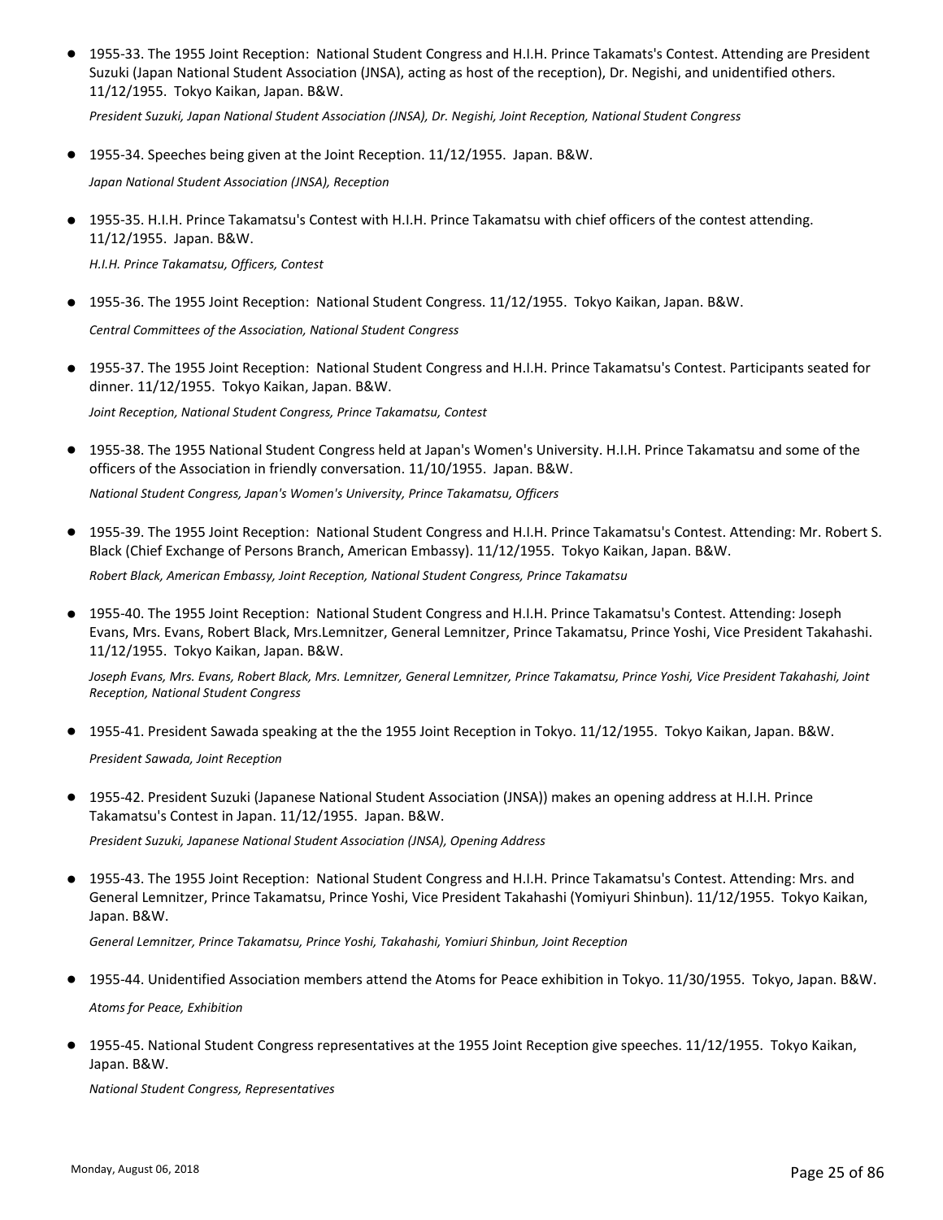- 1955-33. The 1955 Joint Reception: National Student Congress and H.I.H. Prince Takamats's Contest. Attending are President Suzuki (Japan National Student Association (JNSA), acting as host of the reception), Dr. Negishi, and unidentified others. 11/12/1955. Tokyo Kaikan, Japan. B&W.

  *President Suzuki, Japan National Student Association (JNSA), Dr. Negishi, Joint Reception, National Student Congress*

- 1955-34. Speeches being given at the Joint Reception. 11/12/1955. Japan. B&W.

  *Japan National Student Association (JNSA), Reception*

- 1955-35. H.I.H. Prince Takamatsu's Contest with H.I.H. Prince Takamatsu with chief officers of the contest attending. 11/12/1955. Japan. B&W.

  *H.I.H. Prince Takamatsu, Officers, Contest*

- 1955-36. The 1955 Joint Reception: National Student Congress. 11/12/1955. Tokyo Kaikan, Japan. B&W.

  *Central Committees of the Association, National Student Congress*

- 1955-37. The 1955 Joint Reception: National Student Congress and H.I.H. Prince Takamatsu's Contest. Participants seated for dinner. 11/12/1955. Tokyo Kaikan, Japan. B&W.

  *Joint Reception, National Student Congress, Prince Takamatsu, Contest*

- 1955-38. The 1955 National Student Congress held at Japan's Women's University. H.I.H. Prince Takamatsu and some of the officers of the Association in friendly conversation. 11/10/1955. Japan. B&W.

  *National Student Congress, Japan's Women's University, Prince Takamatsu, Officers*

- 1955-39. The 1955 Joint Reception: National Student Congress and H.I.H. Prince Takamatsu's Contest. Attending: Mr. Robert S. Black (Chief Exchange of Persons Branch, American Embassy). 11/12/1955. Tokyo Kaikan, Japan. B&W.

  *Robert Black, American Embassy, Joint Reception, National Student Congress, Prince Takamatsu*

- 1955-40. The 1955 Joint Reception: National Student Congress and H.I.H. Prince Takamatsu's Contest. Attending: Joseph Evans, Mrs. Evans, Robert Black, Mrs.Lemnitzer, General Lemnitzer, Prince Takamatsu, Prince Yoshi, Vice President Takahashi. 11/12/1955. Tokyo Kaikan, Japan. B&W.

  *Joseph Evans, Mrs. Evans, Robert Black, Mrs. Lemnitzer, General Lemnitzer, Prince Takamatsu, Prince Yoshi, Vice President Takahashi, Joint Reception, National Student Congress*

- 1955-41. President Sawada speaking at the the 1955 Joint Reception in Tokyo. 11/12/1955. Tokyo Kaikan, Japan. B&W.

  *President Sawada, Joint Reception*

- 1955-42. President Suzuki (Japanese National Student Association (JNSA)) makes an opening address at H.I.H. Prince Takamatsu's Contest in Japan. 11/12/1955. Japan. B&W.

  *President Suzuki, Japanese National Student Association (JNSA), Opening Address*

- 1955-43. The 1955 Joint Reception: National Student Congress and H.I.H. Prince Takamatsu's Contest. Attending: Mrs. and General Lemnitzer, Prince Takamatsu, Prince Yoshi, Vice President Takahashi (Yomiyuri Shinbun). 11/12/1955. Tokyo Kaikan, Japan. B&W.

  *General Lemnitzer, Prince Takamatsu, Prince Yoshi, Takahashi, Yomiuri Shinbun, Joint Reception*

- 1955-44. Unidentified Association members attend the Atoms for Peace exhibition in Tokyo. 11/30/1955. Tokyo, Japan. B&W.

  *Atoms for Peace, Exhibition*

- 1955-45. National Student Congress representatives at the 1955 Joint Reception give speeches. 11/12/1955. Tokyo Kaikan, Japan. B&W.

  *National Student Congress, Representatives*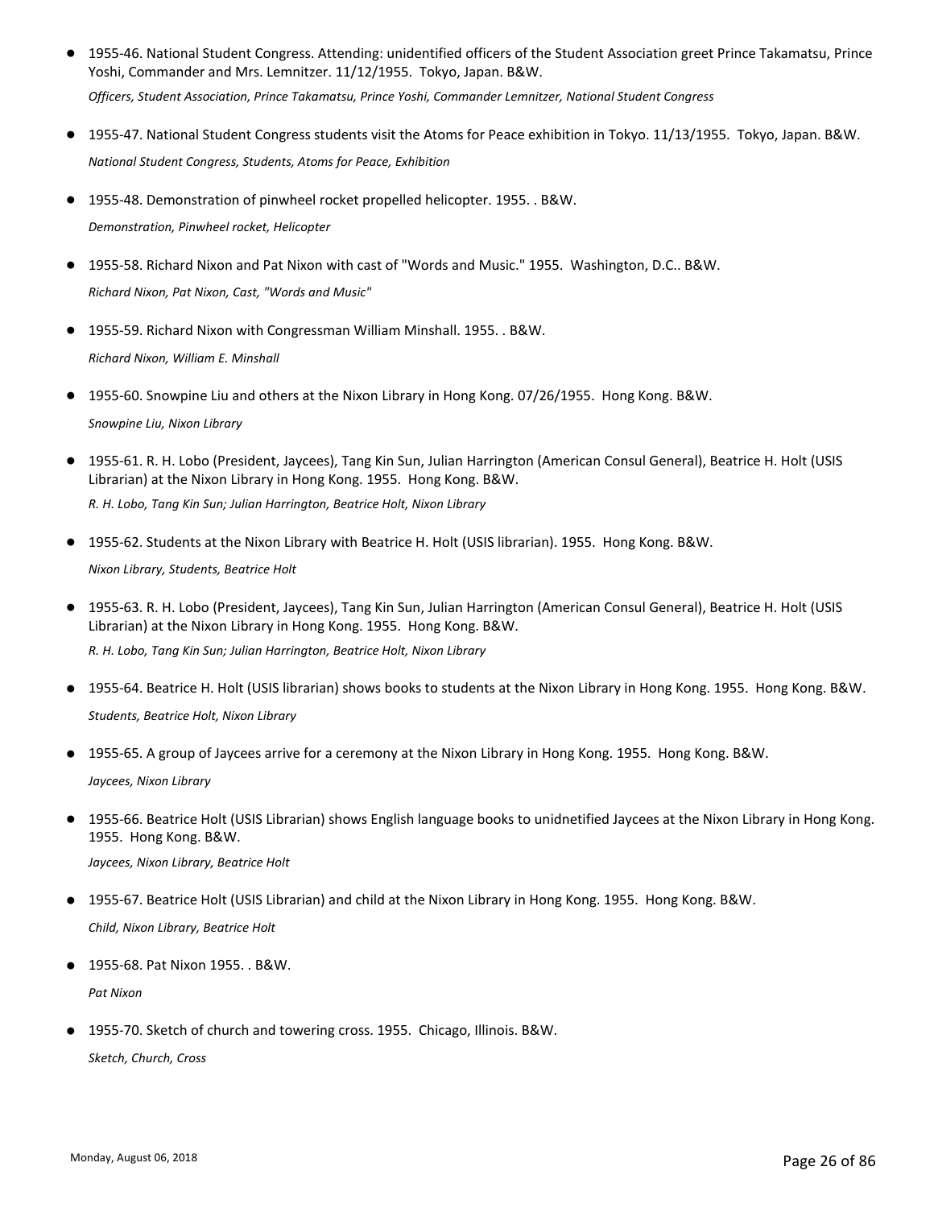- 1955-46. National Student Congress. Attending: unidentified officers of the Student Association greet Prince Takamatsu, Prince Yoshi, Commander and Mrs. Lemnitzer. 11/12/1955. Tokyo, Japan. B&W.

  *Officers, Student Association, Prince Takamatsu, Prince Yoshi, Commander Lemnitzer, National Student Congress*

- 1955-47. National Student Congress students visit the Atoms for Peace exhibition in Tokyo. 11/13/1955. Tokyo, Japan. B&W.

  *National Student Congress, Students, Atoms for Peace, Exhibition*

- 1955-48. Demonstration of pinwheel rocket propelled helicopter. 1955. . B&W.

  *Demonstration, Pinwheel rocket, Helicopter*

- 1955-58. Richard Nixon and Pat Nixon with cast of "Words and Music." 1955. Washington, D.C.. B&W.

  *Richard Nixon, Pat Nixon, Cast, "Words and Music"*

- 1955-59. Richard Nixon with Congressman William Minshall. 1955. . B&W.

  *Richard Nixon, William E. Minshall*

- 1955-60. Snowpine Liu and others at the Nixon Library in Hong Kong. 07/26/1955. Hong Kong. B&W.

  *Snowpine Liu, Nixon Library*

- 1955-61. R. H. Lobo (President, Jaycees), Tang Kin Sun, Julian Harrington (American Consul General), Beatrice H. Holt (USIS Librarian) at the Nixon Library in Hong Kong. 1955. Hong Kong. B&W.

  *R. H. Lobo, Tang Kin Sun; Julian Harrington, Beatrice Holt, Nixon Library*

- 1955-62. Students at the Nixon Library with Beatrice H. Holt (USIS librarian). 1955. Hong Kong. B&W.

  *Nixon Library, Students, Beatrice Holt*

- 1955-63. R. H. Lobo (President, Jaycees), Tang Kin Sun, Julian Harrington (American Consul General), Beatrice H. Holt (USIS Librarian) at the Nixon Library in Hong Kong. 1955. Hong Kong. B&W.

  *R. H. Lobo, Tang Kin Sun; Julian Harrington, Beatrice Holt, Nixon Library*

- 1955-64. Beatrice H. Holt (USIS librarian) shows books to students at the Nixon Library in Hong Kong. 1955. Hong Kong. B&W.

  *Students, Beatrice Holt, Nixon Library*

- 1955-65. A group of Jaycees arrive for a ceremony at the Nixon Library in Hong Kong. 1955. Hong Kong. B&W.

  *Jaycees, Nixon Library*

- 1955-66. Beatrice Holt (USIS Librarian) shows English language books to unidnetified Jaycees at the Nixon Library in Hong Kong. 1955. Hong Kong. B&W.

  *Jaycees, Nixon Library, Beatrice Holt*

- 1955-67. Beatrice Holt (USIS Librarian) and child at the Nixon Library in Hong Kong. 1955. Hong Kong. B&W.

  *Child, Nixon Library, Beatrice Holt*

- 1955-68. Pat Nixon 1955. . B&W.

  *Pat Nixon*

- 1955-70. Sketch of church and towering cross. 1955. Chicago, Illinois. B&W.

  *Sketch, Church, Cross*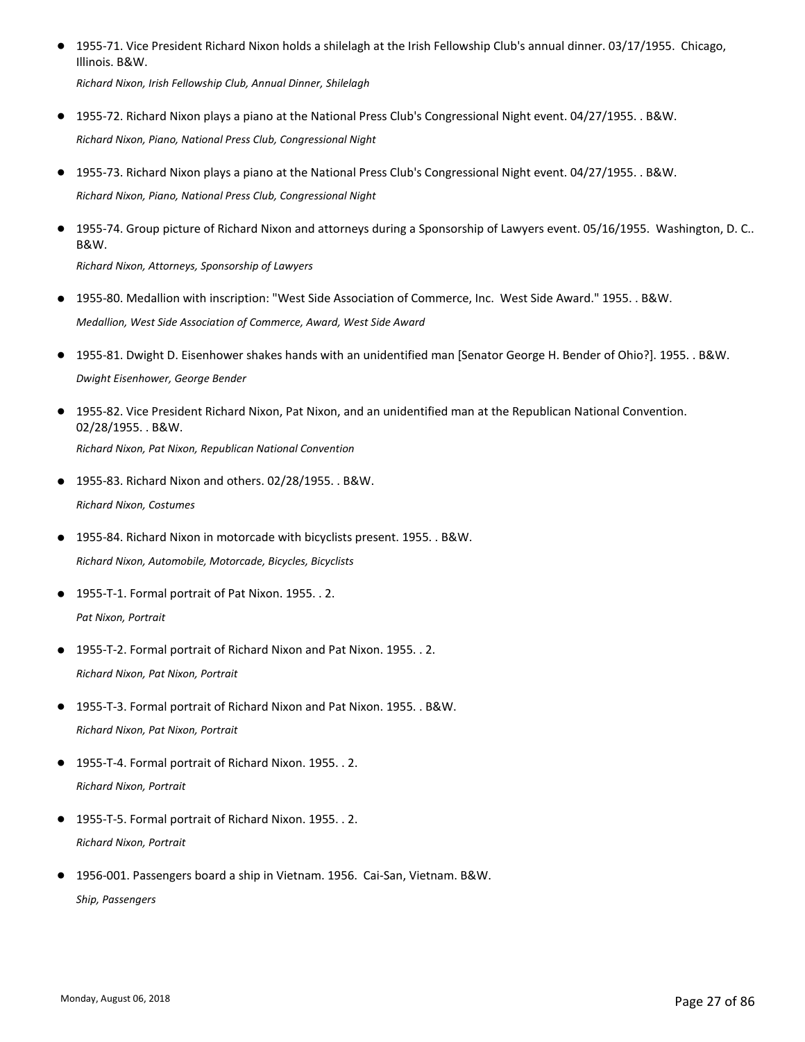- 1955-71. Vice President Richard Nixon holds a shilelagh at the Irish Fellowship Club's annual dinner. 03/17/1955. Chicago, Illinois. B&W.

  *Richard Nixon, Irish Fellowship Club, Annual Dinner, Shilelagh*

- 1955-72. Richard Nixon plays a piano at the National Press Club's Congressional Night event. 04/27/1955. . B&W.

  *Richard Nixon, Piano, National Press Club, Congressional Night*

- 1955-73. Richard Nixon plays a piano at the National Press Club's Congressional Night event. 04/27/1955. . B&W.

  *Richard Nixon, Piano, National Press Club, Congressional Night*

- 1955-74. Group picture of Richard Nixon and attorneys during a Sponsorship of Lawyers event. 05/16/1955. Washington, D. C.. B&W.

  *Richard Nixon, Attorneys, Sponsorship of Lawyers*

- 1955-80. Medallion with inscription: "West Side Association of Commerce, Inc. West Side Award." 1955. . B&W.

  *Medallion, West Side Association of Commerce, Award, West Side Award*

- 1955-81. Dwight D. Eisenhower shakes hands with an unidentified man [Senator George H. Bender of Ohio?]. 1955. . B&W.

  *Dwight Eisenhower, George Bender*

- 1955-82. Vice President Richard Nixon, Pat Nixon, and an unidentified man at the Republican National Convention. 02/28/1955. . B&W.

  *Richard Nixon, Pat Nixon, Republican National Convention*

- 1955-83. Richard Nixon and others. 02/28/1955. . B&W.

  *Richard Nixon, Costumes*

- 1955-84. Richard Nixon in motorcade with bicyclists present. 1955. . B&W.

  *Richard Nixon, Automobile, Motorcade, Bicycles, Bicyclists*

- 1955-T-1. Formal portrait of Pat Nixon. 1955. . 2.

  *Pat Nixon, Portrait*

- 1955-T-2. Formal portrait of Richard Nixon and Pat Nixon. 1955. . 2.

  *Richard Nixon, Pat Nixon, Portrait*

- 1955-T-3. Formal portrait of Richard Nixon and Pat Nixon. 1955. . B&W.

  *Richard Nixon, Pat Nixon, Portrait*

- 1955-T-4. Formal portrait of Richard Nixon. 1955. . 2.

  *Richard Nixon, Portrait*

- 1955-T-5. Formal portrait of Richard Nixon. 1955. . 2.

  *Richard Nixon, Portrait*

- 1956-001. Passengers board a ship in Vietnam. 1956. Cai-San, Vietnam. B&W.

  *Ship, Passengers*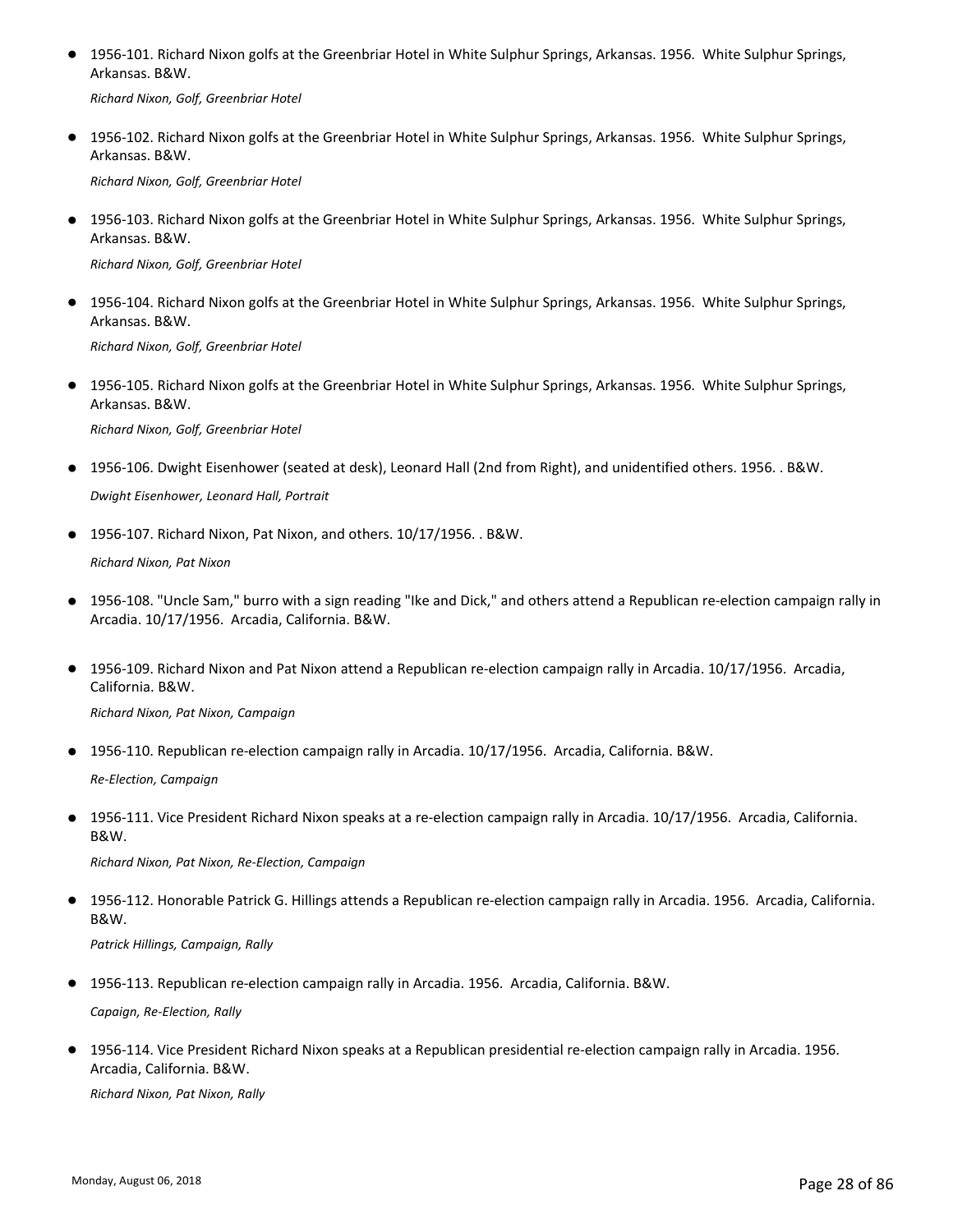- 1956-101. Richard Nixon golfs at the Greenbriar Hotel in White Sulphur Springs, Arkansas. 1956. White Sulphur Springs, Arkansas. B&W.

  *Richard Nixon, Golf, Greenbriar Hotel*

- 1956-102. Richard Nixon golfs at the Greenbriar Hotel in White Sulphur Springs, Arkansas. 1956. White Sulphur Springs, Arkansas. B&W.

  *Richard Nixon, Golf, Greenbriar Hotel*

- 1956-103. Richard Nixon golfs at the Greenbriar Hotel in White Sulphur Springs, Arkansas. 1956. White Sulphur Springs, Arkansas. B&W.

  *Richard Nixon, Golf, Greenbriar Hotel*

- 1956-104. Richard Nixon golfs at the Greenbriar Hotel in White Sulphur Springs, Arkansas. 1956. White Sulphur Springs, Arkansas. B&W.

  *Richard Nixon, Golf, Greenbriar Hotel*

- 1956-105. Richard Nixon golfs at the Greenbriar Hotel in White Sulphur Springs, Arkansas. 1956. White Sulphur Springs, Arkansas. B&W.

  *Richard Nixon, Golf, Greenbriar Hotel*

- 1956-106. Dwight Eisenhower (seated at desk), Leonard Hall (2nd from Right), and unidentified others. 1956. . B&W.

  *Dwight Eisenhower, Leonard Hall, Portrait*

- 1956-107. Richard Nixon, Pat Nixon, and others. 10/17/1956. . B&W.

  *Richard Nixon, Pat Nixon*

- 1956-108. "Uncle Sam," burro with a sign reading "Ike and Dick," and others attend a Republican re-election campaign rally in Arcadia. 10/17/1956. Arcadia, California. B&W.

- 1956-109. Richard Nixon and Pat Nixon attend a Republican re-election campaign rally in Arcadia. 10/17/1956. Arcadia, California. B&W.

  *Richard Nixon, Pat Nixon, Campaign*

- 1956-110. Republican re-election campaign rally in Arcadia. 10/17/1956. Arcadia, California. B&W.

  *Re-Election, Campaign*

- 1956-111. Vice President Richard Nixon speaks at a re-election campaign rally in Arcadia. 10/17/1956. Arcadia, California. B&W.

  *Richard Nixon, Pat Nixon, Re-Election, Campaign*

- 1956-112. Honorable Patrick G. Hillings attends a Republican re-election campaign rally in Arcadia. 1956. Arcadia, California. B&W.

  *Patrick Hillings, Campaign, Rally*

- 1956-113. Republican re-election campaign rally in Arcadia. 1956. Arcadia, California. B&W.

  *Capaign, Re-Election, Rally*

- 1956-114. Vice President Richard Nixon speaks at a Republican presidential re-election campaign rally in Arcadia. 1956. Arcadia, California. B&W.

  *Richard Nixon, Pat Nixon, Rally*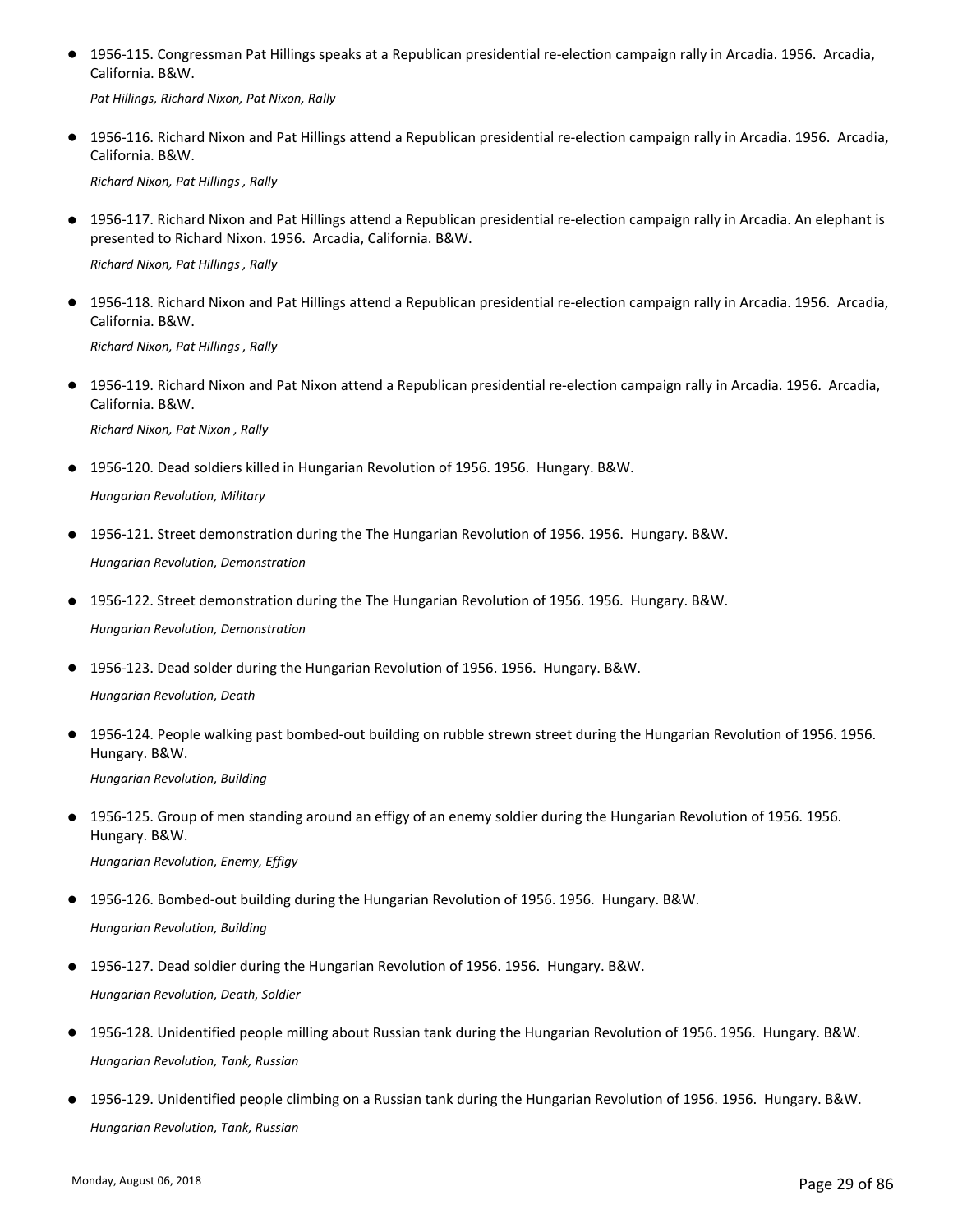- 1956-115. Congressman Pat Hillings speaks at a Republican presidential re-election campaign rally in Arcadia. 1956. Arcadia, California. B&W.

  *Pat Hillings, Richard Nixon, Pat Nixon, Rally*

- 1956-116. Richard Nixon and Pat Hillings attend a Republican presidential re-election campaign rally in Arcadia. 1956. Arcadia, California. B&W.

  *Richard Nixon, Pat Hillings , Rally*

- 1956-117. Richard Nixon and Pat Hillings attend a Republican presidential re-election campaign rally in Arcadia. An elephant is presented to Richard Nixon. 1956. Arcadia, California. B&W.

  *Richard Nixon, Pat Hillings , Rally*

- 1956-118. Richard Nixon and Pat Hillings attend a Republican presidential re-election campaign rally in Arcadia. 1956. Arcadia, California. B&W.

  *Richard Nixon, Pat Hillings , Rally*

- 1956-119. Richard Nixon and Pat Nixon attend a Republican presidential re-election campaign rally in Arcadia. 1956. Arcadia, California. B&W.

  *Richard Nixon, Pat Nixon , Rally*

- 1956-120. Dead soldiers killed in Hungarian Revolution of 1956. 1956. Hungary. B&W.

  *Hungarian Revolution, Military*

- 1956-121. Street demonstration during the The Hungarian Revolution of 1956. 1956. Hungary. B&W.

  *Hungarian Revolution, Demonstration*

- 1956-122. Street demonstration during the The Hungarian Revolution of 1956. 1956. Hungary. B&W.

  *Hungarian Revolution, Demonstration*

- 1956-123. Dead solder during the Hungarian Revolution of 1956. 1956. Hungary. B&W.

  *Hungarian Revolution, Death*

- 1956-124. People walking past bombed-out building on rubble strewn street during the Hungarian Revolution of 1956. 1956. Hungary. B&W.

  *Hungarian Revolution, Building*

- 1956-125. Group of men standing around an effigy of an enemy soldier during the Hungarian Revolution of 1956. 1956. Hungary. B&W.

  *Hungarian Revolution, Enemy, Effigy*

- 1956-126. Bombed-out building during the Hungarian Revolution of 1956. 1956. Hungary. B&W.

  *Hungarian Revolution, Building*

- 1956-127. Dead soldier during the Hungarian Revolution of 1956. 1956. Hungary. B&W.

  *Hungarian Revolution, Death, Soldier*

- 1956-128. Unidentified people milling about Russian tank during the Hungarian Revolution of 1956. 1956. Hungary. B&W.

  *Hungarian Revolution, Tank, Russian*

- 1956-129. Unidentified people climbing on a Russian tank during the Hungarian Revolution of 1956. 1956. Hungary. B&W.

  *Hungarian Revolution, Tank, Russian*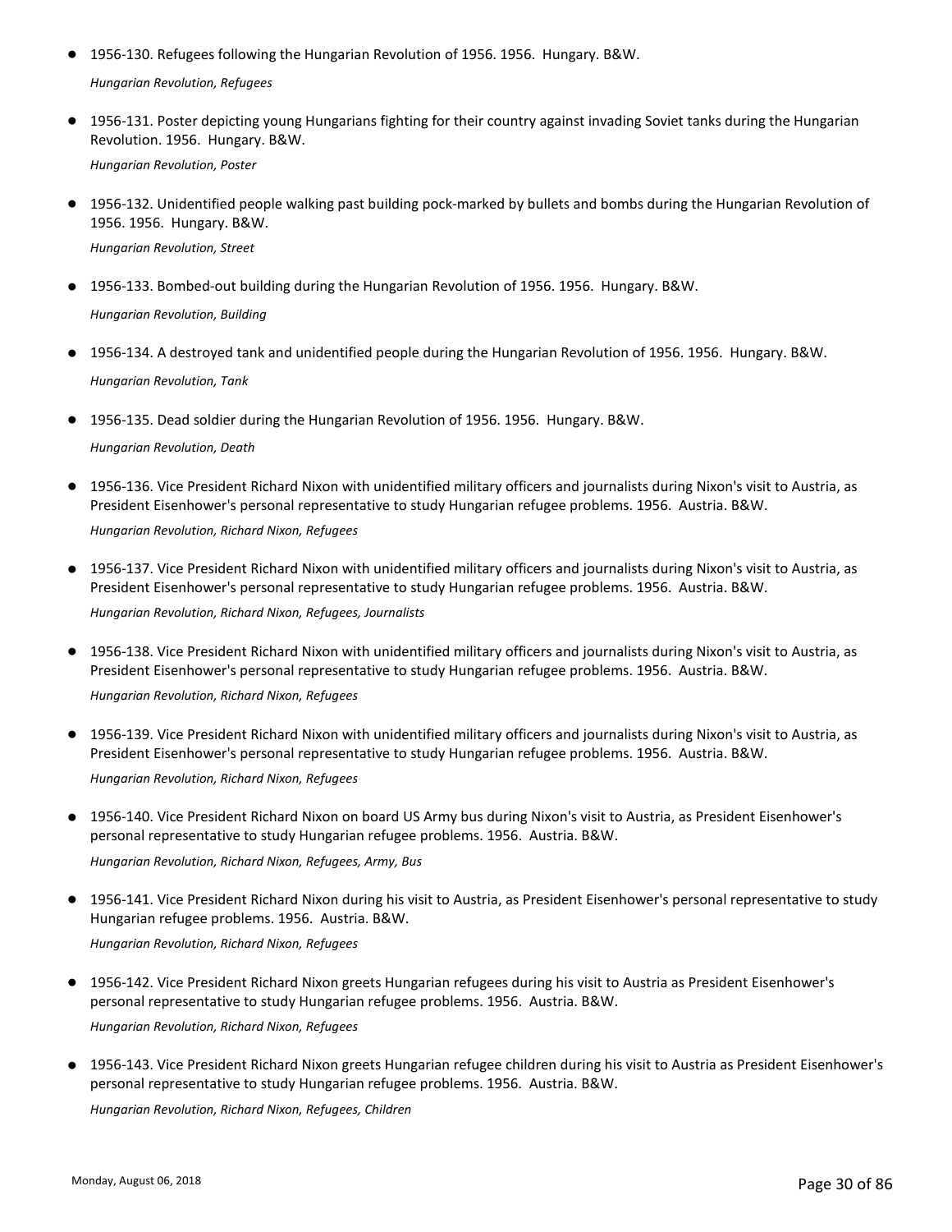- 1956-130. Refugees following the Hungarian Revolution of 1956. 1956. Hungary. B&W.

  *Hungarian Revolution, Refugees*

- 1956-131. Poster depicting young Hungarians fighting for their country against invading Soviet tanks during the Hungarian Revolution. 1956. Hungary. B&W.

  *Hungarian Revolution, Poster*

- 1956-132. Unidentified people walking past building pock-marked by bullets and bombs during the Hungarian Revolution of 1956. 1956. Hungary. B&W.

  *Hungarian Revolution, Street*

- 1956-133. Bombed-out building during the Hungarian Revolution of 1956. 1956. Hungary. B&W.

  *Hungarian Revolution, Building*

- 1956-134. A destroyed tank and unidentified people during the Hungarian Revolution of 1956. 1956. Hungary. B&W.

  *Hungarian Revolution, Tank*

- 1956-135. Dead soldier during the Hungarian Revolution of 1956. 1956. Hungary. B&W.

  *Hungarian Revolution, Death*

- 1956-136. Vice President Richard Nixon with unidentified military officers and journalists during Nixon's visit to Austria, as President Eisenhower's personal representative to study Hungarian refugee problems. 1956. Austria. B&W.

  *Hungarian Revolution, Richard Nixon, Refugees*

- 1956-137. Vice President Richard Nixon with unidentified military officers and journalists during Nixon's visit to Austria, as President Eisenhower's personal representative to study Hungarian refugee problems. 1956. Austria. B&W.

  *Hungarian Revolution, Richard Nixon, Refugees, Journalists*

- 1956-138. Vice President Richard Nixon with unidentified military officers and journalists during Nixon's visit to Austria, as President Eisenhower's personal representative to study Hungarian refugee problems. 1956. Austria. B&W.

  *Hungarian Revolution, Richard Nixon, Refugees*

- 1956-139. Vice President Richard Nixon with unidentified military officers and journalists during Nixon's visit to Austria, as President Eisenhower's personal representative to study Hungarian refugee problems. 1956. Austria. B&W.

  *Hungarian Revolution, Richard Nixon, Refugees*

- 1956-140. Vice President Richard Nixon on board US Army bus during Nixon's visit to Austria, as President Eisenhower's personal representative to study Hungarian refugee problems. 1956. Austria. B&W.

  *Hungarian Revolution, Richard Nixon, Refugees, Army, Bus*

- 1956-141. Vice President Richard Nixon during his visit to Austria, as President Eisenhower's personal representative to study Hungarian refugee problems. 1956. Austria. B&W.

  *Hungarian Revolution, Richard Nixon, Refugees*

- 1956-142. Vice President Richard Nixon greets Hungarian refugees during his visit to Austria as President Eisenhower's personal representative to study Hungarian refugee problems. 1956. Austria. B&W.

  *Hungarian Revolution, Richard Nixon, Refugees*

- 1956-143. Vice President Richard Nixon greets Hungarian refugee children during his visit to Austria as President Eisenhower's personal representative to study Hungarian refugee problems. 1956. Austria. B&W.

  *Hungarian Revolution, Richard Nixon, Refugees, Children*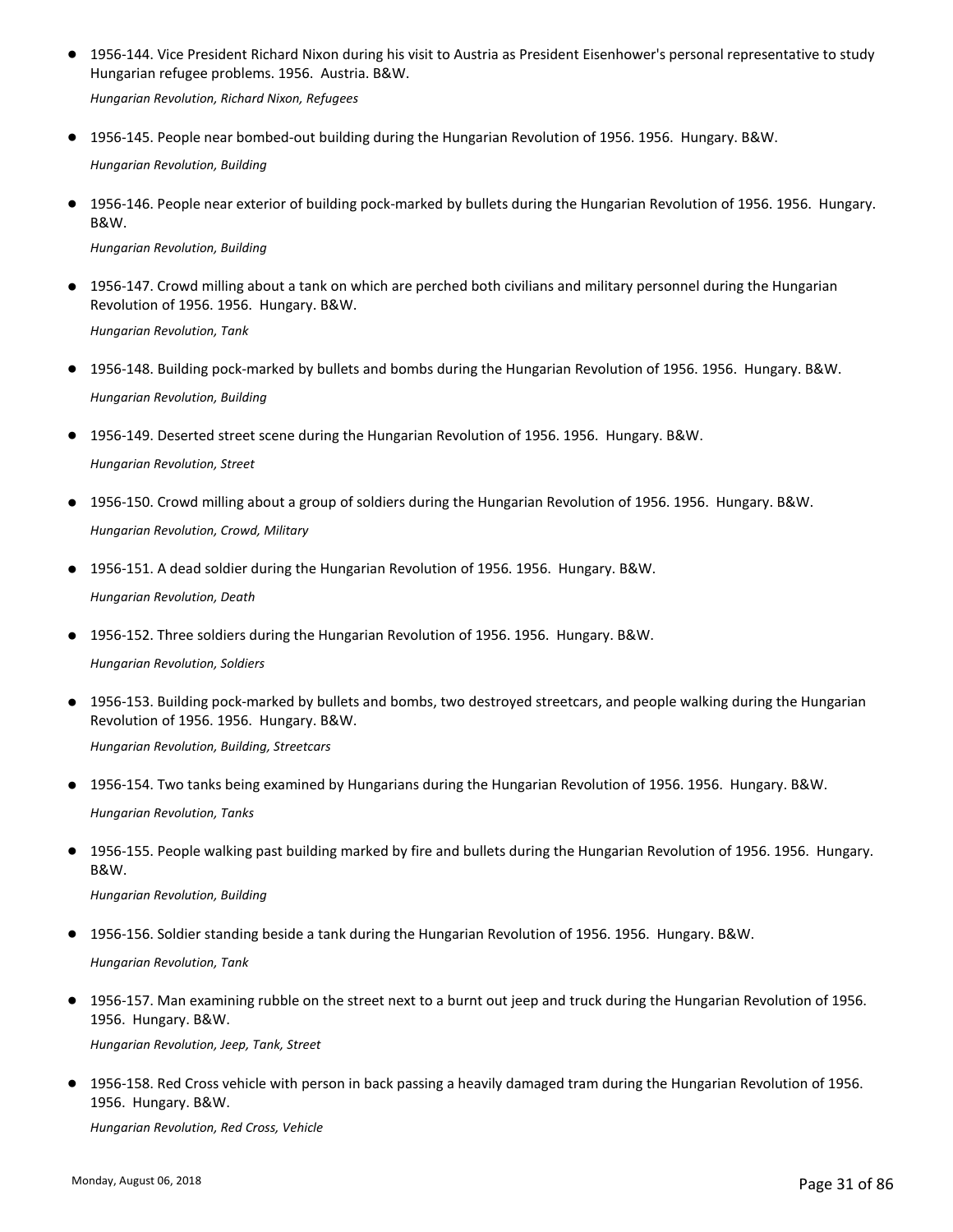- 1956-144. Vice President Richard Nixon during his visit to Austria as President Eisenhower's personal representative to study Hungarian refugee problems. 1956. Austria. B&W.

  *Hungarian Revolution, Richard Nixon, Refugees*

- 1956-145. People near bombed-out building during the Hungarian Revolution of 1956. 1956. Hungary. B&W.

  *Hungarian Revolution, Building*

- 1956-146. People near exterior of building pock-marked by bullets during the Hungarian Revolution of 1956. 1956. Hungary. B&W.

  *Hungarian Revolution, Building*

- 1956-147. Crowd milling about a tank on which are perched both civilians and military personnel during the Hungarian Revolution of 1956. 1956. Hungary. B&W.

  *Hungarian Revolution, Tank*

- 1956-148. Building pock-marked by bullets and bombs during the Hungarian Revolution of 1956. 1956. Hungary. B&W.

  *Hungarian Revolution, Building*

- 1956-149. Deserted street scene during the Hungarian Revolution of 1956. 1956. Hungary. B&W.

  *Hungarian Revolution, Street*

- 1956-150. Crowd milling about a group of soldiers during the Hungarian Revolution of 1956. 1956. Hungary. B&W.

  *Hungarian Revolution, Crowd, Military*

- 1956-151. A dead soldier during the Hungarian Revolution of 1956. 1956. Hungary. B&W.

  *Hungarian Revolution, Death*

- 1956-152. Three soldiers during the Hungarian Revolution of 1956. 1956. Hungary. B&W.

  *Hungarian Revolution, Soldiers*

- 1956-153. Building pock-marked by bullets and bombs, two destroyed streetcars, and people walking during the Hungarian Revolution of 1956. 1956. Hungary. B&W.

  *Hungarian Revolution, Building, Streetcars*

- 1956-154. Two tanks being examined by Hungarians during the Hungarian Revolution of 1956. 1956. Hungary. B&W.

  *Hungarian Revolution, Tanks*

- 1956-155. People walking past building marked by fire and bullets during the Hungarian Revolution of 1956. 1956. Hungary. B&W.

  *Hungarian Revolution, Building*

- 1956-156. Soldier standing beside a tank during the Hungarian Revolution of 1956. 1956. Hungary. B&W.

  *Hungarian Revolution, Tank*

- 1956-157. Man examining rubble on the street next to a burnt out jeep and truck during the Hungarian Revolution of 1956. 1956. Hungary. B&W.

  *Hungarian Revolution, Jeep, Tank, Street*

- 1956-158. Red Cross vehicle with person in back passing a heavily damaged tram during the Hungarian Revolution of 1956. 1956. Hungary. B&W.

  *Hungarian Revolution, Red Cross, Vehicle*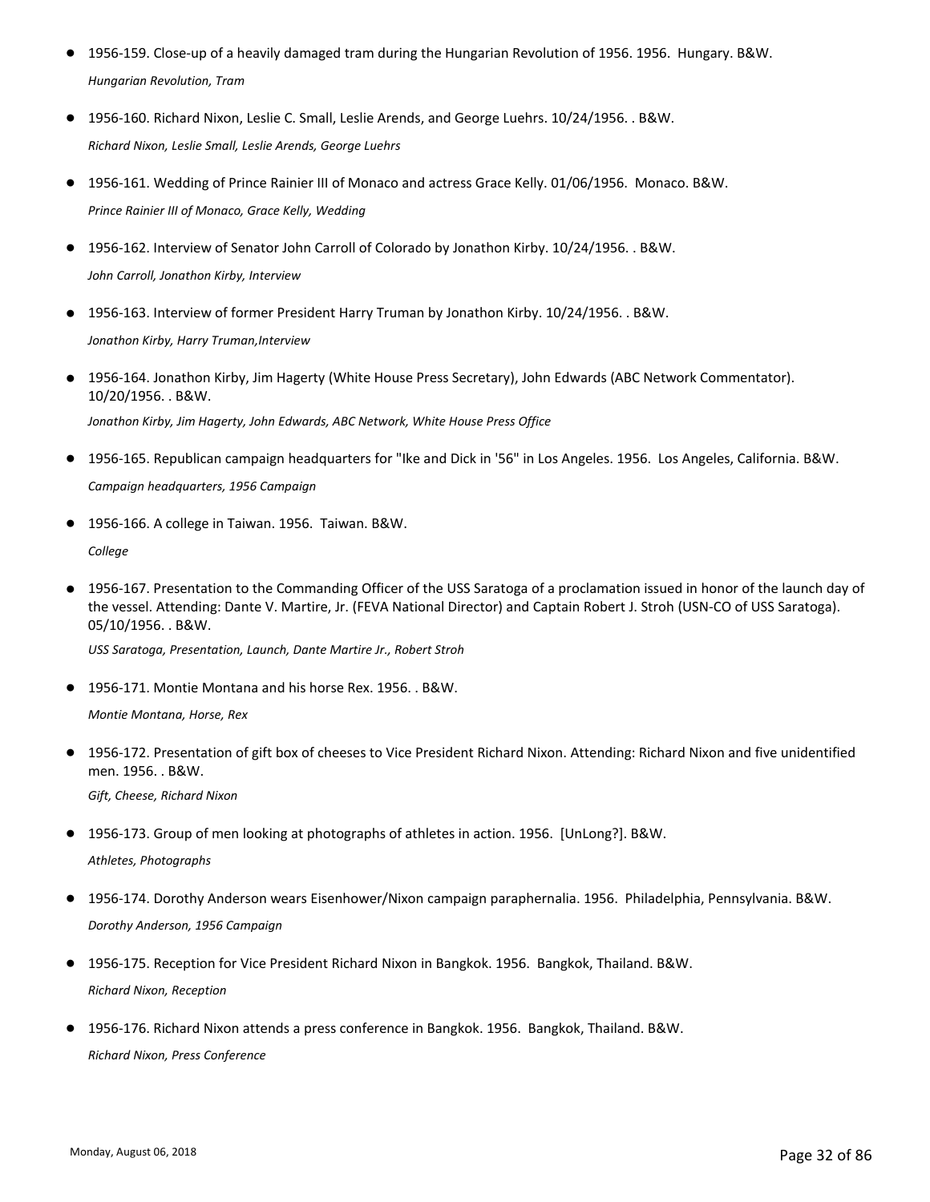- 1956-159. Close-up of a heavily damaged tram during the Hungarian Revolution of 1956. 1956.  Hungary. B&W.

  *Hungarian Revolution, Tram*

- 1956-160. Richard Nixon, Leslie C. Small, Leslie Arends, and George Luehrs. 10/24/1956. . B&W.

  *Richard Nixon, Leslie Small, Leslie Arends, George Luehrs*

- 1956-161. Wedding of Prince Rainier III of Monaco and actress Grace Kelly. 01/06/1956.  Monaco. B&W.

  *Prince Rainier III of Monaco, Grace Kelly, Wedding*

- 1956-162. Interview of Senator John Carroll of Colorado by Jonathon Kirby. 10/24/1956. . B&W.

  *John Carroll, Jonathon Kirby, Interview*

- 1956-163. Interview of former President Harry Truman by Jonathon Kirby. 10/24/1956. . B&W.

  *Jonathon Kirby, Harry Truman,Interview*

- 1956-164. Jonathon Kirby, Jim Hagerty (White House Press Secretary), John Edwards (ABC Network Commentator). 10/20/1956. . B&W.

  *Jonathon Kirby, Jim Hagerty, John Edwards, ABC Network, White House Press Office*

- 1956-165. Republican campaign headquarters for "Ike and Dick in '56" in Los Angeles. 1956.  Los Angeles, California. B&W.

  *Campaign headquarters, 1956 Campaign*

- 1956-166. A college in Taiwan. 1956.  Taiwan. B&W.

  *College*

- 1956-167. Presentation to the Commanding Officer of the USS Saratoga of a proclamation issued in honor of the launch day of the vessel. Attending: Dante V. Martire, Jr. (FEVA National Director) and Captain Robert J. Stroh (USN-CO of USS Saratoga). 05/10/1956. . B&W.

  *USS Saratoga, Presentation, Launch, Dante Martire Jr., Robert Stroh*

- 1956-171. Montie Montana and his horse Rex. 1956. . B&W.

  *Montie Montana, Horse, Rex*

- 1956-172. Presentation of gift box of cheeses to Vice President Richard Nixon. Attending: Richard Nixon and five unidentified men. 1956. . B&W.

  *Gift, Cheese, Richard Nixon*

- 1956-173. Group of men looking at photographs of athletes in action. 1956.  [UnLong?]. B&W.

  *Athletes, Photographs*

- 1956-174. Dorothy Anderson wears Eisenhower/Nixon campaign paraphernalia. 1956.  Philadelphia, Pennsylvania. B&W.

  *Dorothy Anderson, 1956 Campaign*

- 1956-175. Reception for Vice President Richard Nixon in Bangkok. 1956.  Bangkok, Thailand. B&W.

  *Richard Nixon, Reception*

- 1956-176. Richard Nixon attends a press conference in Bangkok. 1956.  Bangkok, Thailand. B&W.

  *Richard Nixon, Press Conference*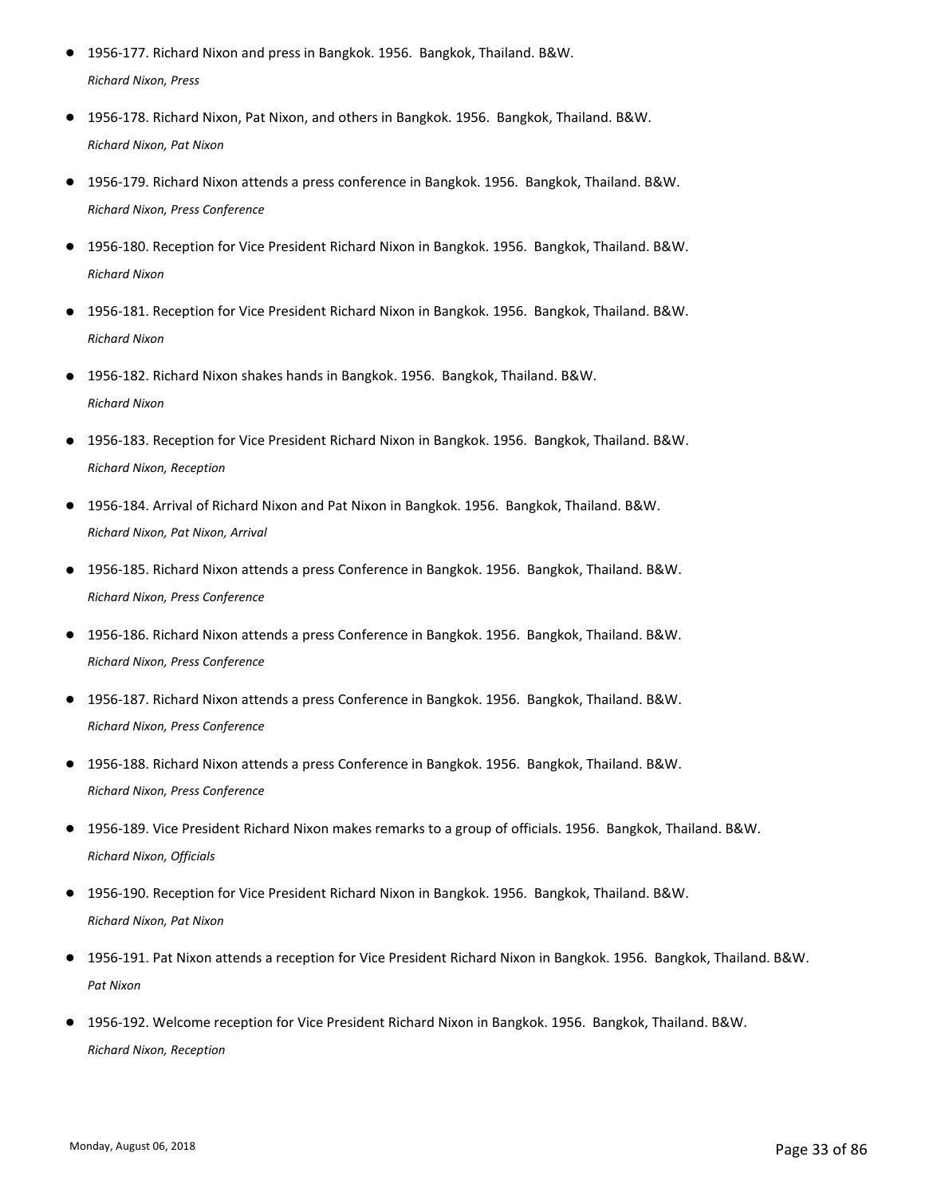- 1956-177. Richard Nixon and press in Bangkok. 1956. Bangkok, Thailand. B&W.
  *Richard Nixon, Press*
- 1956-178. Richard Nixon, Pat Nixon, and others in Bangkok. 1956. Bangkok, Thailand. B&W.
  *Richard Nixon, Pat Nixon*
- 1956-179. Richard Nixon attends a press conference in Bangkok. 1956. Bangkok, Thailand. B&W.
  *Richard Nixon, Press Conference*
- 1956-180. Reception for Vice President Richard Nixon in Bangkok. 1956. Bangkok, Thailand. B&W.
  *Richard Nixon*
- 1956-181. Reception for Vice President Richard Nixon in Bangkok. 1956. Bangkok, Thailand. B&W.
  *Richard Nixon*
- 1956-182. Richard Nixon shakes hands in Bangkok. 1956. Bangkok, Thailand. B&W.
  *Richard Nixon*
- 1956-183. Reception for Vice President Richard Nixon in Bangkok. 1956. Bangkok, Thailand. B&W.
  *Richard Nixon, Reception*
- 1956-184. Arrival of Richard Nixon and Pat Nixon in Bangkok. 1956. Bangkok, Thailand. B&W.
  *Richard Nixon, Pat Nixon, Arrival*
- 1956-185. Richard Nixon attends a press Conference in Bangkok. 1956. Bangkok, Thailand. B&W.
  *Richard Nixon, Press Conference*
- 1956-186. Richard Nixon attends a press Conference in Bangkok. 1956. Bangkok, Thailand. B&W.
  *Richard Nixon, Press Conference*
- 1956-187. Richard Nixon attends a press Conference in Bangkok. 1956. Bangkok, Thailand. B&W.
  *Richard Nixon, Press Conference*
- 1956-188. Richard Nixon attends a press Conference in Bangkok. 1956. Bangkok, Thailand. B&W.
  *Richard Nixon, Press Conference*
- 1956-189. Vice President Richard Nixon makes remarks to a group of officials. 1956. Bangkok, Thailand. B&W.
  *Richard Nixon, Officials*
- 1956-190. Reception for Vice President Richard Nixon in Bangkok. 1956. Bangkok, Thailand. B&W.
  *Richard Nixon, Pat Nixon*
- 1956-191. Pat Nixon attends a reception for Vice President Richard Nixon in Bangkok. 1956. Bangkok, Thailand. B&W.
  *Pat Nixon*
- 1956-192. Welcome reception for Vice President Richard Nixon in Bangkok. 1956. Bangkok, Thailand. B&W.
  *Richard Nixon, Reception*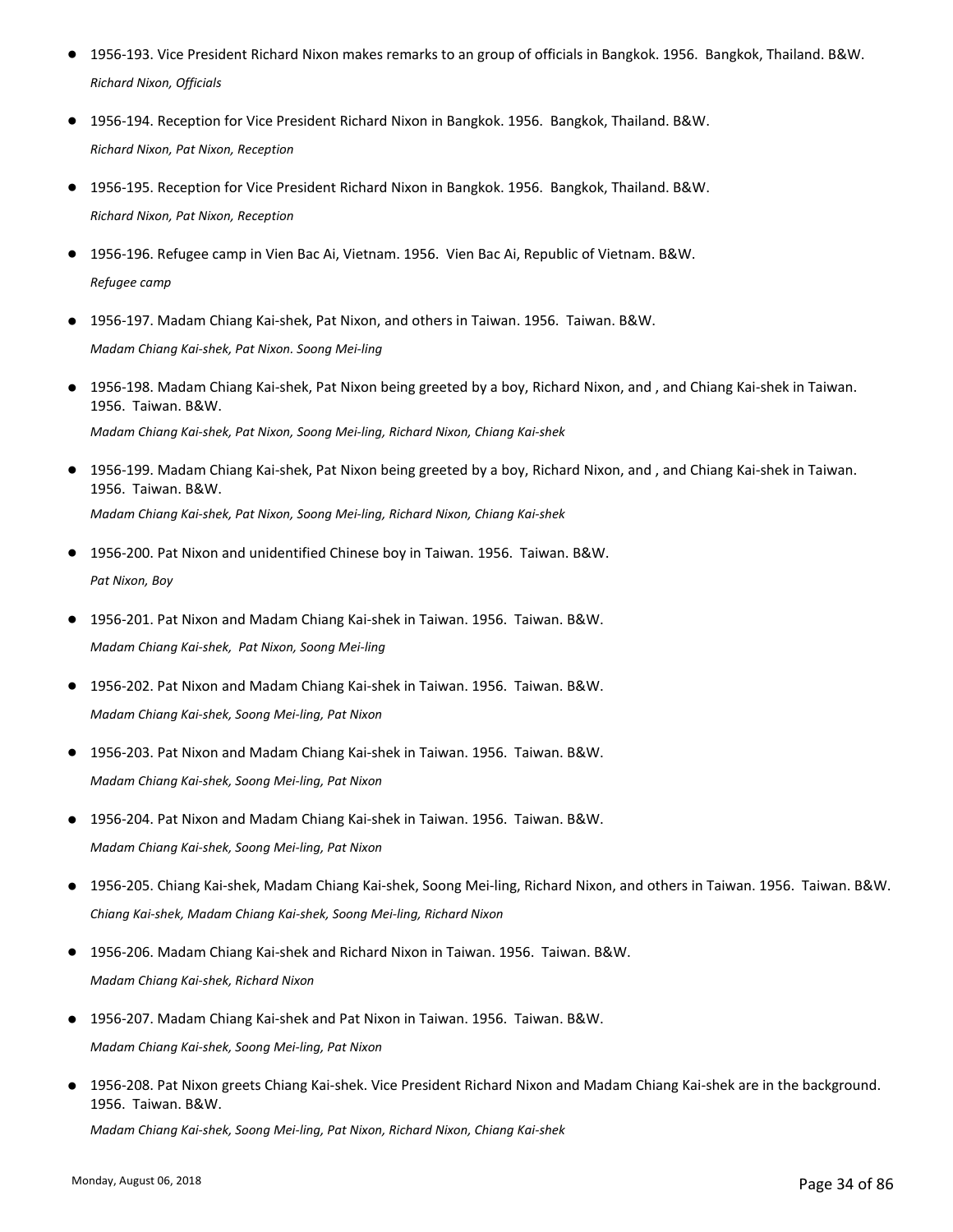- 1956-193. Vice President Richard Nixon makes remarks to an group of officials in Bangkok. 1956. Bangkok, Thailand. B&W.

  *Richard Nixon, Officials*

- 1956-194. Reception for Vice President Richard Nixon in Bangkok. 1956. Bangkok, Thailand. B&W.

  *Richard Nixon, Pat Nixon, Reception*

- 1956-195. Reception for Vice President Richard Nixon in Bangkok. 1956. Bangkok, Thailand. B&W.

  *Richard Nixon, Pat Nixon, Reception*

- 1956-196. Refugee camp in Vien Bac Ai, Vietnam. 1956. Vien Bac Ai, Republic of Vietnam. B&W.

  *Refugee camp*

- 1956-197. Madam Chiang Kai-shek, Pat Nixon, and others in Taiwan. 1956. Taiwan. B&W.

  *Madam Chiang Kai-shek, Pat Nixon. Soong Mei-ling*

- 1956-198. Madam Chiang Kai-shek, Pat Nixon being greeted by a boy, Richard Nixon, and , and Chiang Kai-shek in Taiwan. 1956. Taiwan. B&W.

  *Madam Chiang Kai-shek, Pat Nixon, Soong Mei-ling, Richard Nixon, Chiang Kai-shek*

- 1956-199. Madam Chiang Kai-shek, Pat Nixon being greeted by a boy, Richard Nixon, and , and Chiang Kai-shek in Taiwan. 1956. Taiwan. B&W.

  *Madam Chiang Kai-shek, Pat Nixon, Soong Mei-ling, Richard Nixon, Chiang Kai-shek*

- 1956-200. Pat Nixon and unidentified Chinese boy in Taiwan. 1956. Taiwan. B&W.

  *Pat Nixon, Boy*

- 1956-201. Pat Nixon and Madam Chiang Kai-shek in Taiwan. 1956. Taiwan. B&W.

  *Madam Chiang Kai-shek, Pat Nixon, Soong Mei-ling*

- 1956-202. Pat Nixon and Madam Chiang Kai-shek in Taiwan. 1956. Taiwan. B&W.

  *Madam Chiang Kai-shek, Soong Mei-ling, Pat Nixon*

- 1956-203. Pat Nixon and Madam Chiang Kai-shek in Taiwan. 1956. Taiwan. B&W.

  *Madam Chiang Kai-shek, Soong Mei-ling, Pat Nixon*

- 1956-204. Pat Nixon and Madam Chiang Kai-shek in Taiwan. 1956. Taiwan. B&W.

  *Madam Chiang Kai-shek, Soong Mei-ling, Pat Nixon*

- 1956-205. Chiang Kai-shek, Madam Chiang Kai-shek, Soong Mei-ling, Richard Nixon, and others in Taiwan. 1956. Taiwan. B&W.

  *Chiang Kai-shek, Madam Chiang Kai-shek, Soong Mei-ling, Richard Nixon*

- 1956-206. Madam Chiang Kai-shek and Richard Nixon in Taiwan. 1956. Taiwan. B&W.

  *Madam Chiang Kai-shek, Richard Nixon*

- 1956-207. Madam Chiang Kai-shek and Pat Nixon in Taiwan. 1956. Taiwan. B&W.

  *Madam Chiang Kai-shek, Soong Mei-ling, Pat Nixon*

- 1956-208. Pat Nixon greets Chiang Kai-shek. Vice President Richard Nixon and Madam Chiang Kai-shek are in the background. 1956. Taiwan. B&W.

  *Madam Chiang Kai-shek, Soong Mei-ling, Pat Nixon, Richard Nixon, Chiang Kai-shek*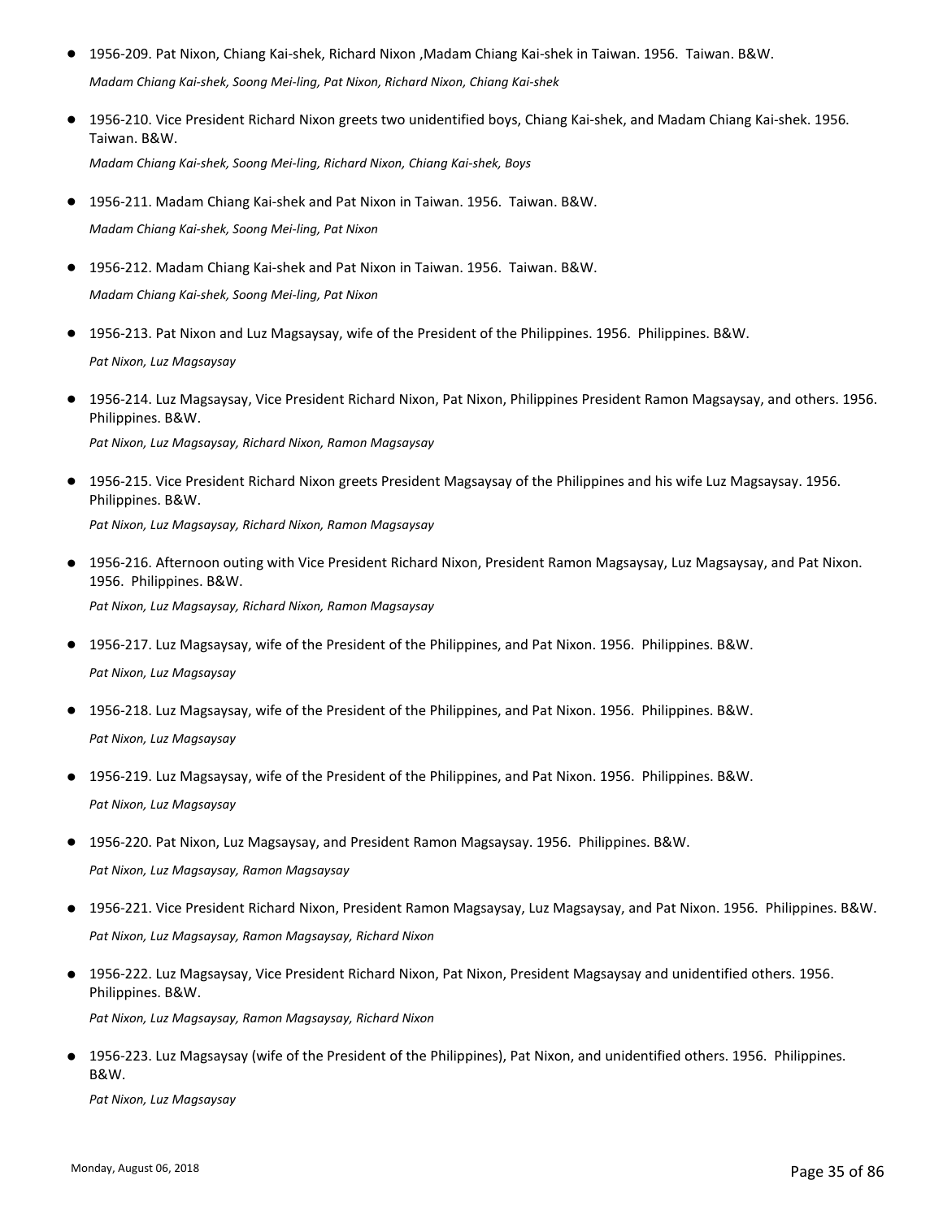- 1956-209. Pat Nixon, Chiang Kai-shek, Richard Nixon ,Madam Chiang Kai-shek in Taiwan. 1956. Taiwan. B&W.

  *Madam Chiang Kai-shek, Soong Mei-ling, Pat Nixon, Richard Nixon, Chiang Kai-shek*

- 1956-210. Vice President Richard Nixon greets two unidentified boys, Chiang Kai-shek, and Madam Chiang Kai-shek. 1956. Taiwan. B&W.

  *Madam Chiang Kai-shek, Soong Mei-ling, Richard Nixon, Chiang Kai-shek, Boys*

- 1956-211. Madam Chiang Kai-shek and Pat Nixon in Taiwan. 1956. Taiwan. B&W.

  *Madam Chiang Kai-shek, Soong Mei-ling, Pat Nixon*

- 1956-212. Madam Chiang Kai-shek and Pat Nixon in Taiwan. 1956. Taiwan. B&W.

  *Madam Chiang Kai-shek, Soong Mei-ling, Pat Nixon*

- 1956-213. Pat Nixon and Luz Magsaysay, wife of the President of the Philippines. 1956. Philippines. B&W.

  *Pat Nixon, Luz Magsaysay*

- 1956-214. Luz Magsaysay, Vice President Richard Nixon, Pat Nixon, Philippines President Ramon Magsaysay, and others. 1956. Philippines. B&W.

  *Pat Nixon, Luz Magsaysay, Richard Nixon, Ramon Magsaysay*

- 1956-215. Vice President Richard Nixon greets President Magsaysay of the Philippines and his wife Luz Magsaysay. 1956. Philippines. B&W.

  *Pat Nixon, Luz Magsaysay, Richard Nixon, Ramon Magsaysay*

- 1956-216. Afternoon outing with Vice President Richard Nixon, President Ramon Magsaysay, Luz Magsaysay, and Pat Nixon. 1956. Philippines. B&W.

  *Pat Nixon, Luz Magsaysay, Richard Nixon, Ramon Magsaysay*

- 1956-217. Luz Magsaysay, wife of the President of the Philippines, and Pat Nixon. 1956. Philippines. B&W.

  *Pat Nixon, Luz Magsaysay*

- 1956-218. Luz Magsaysay, wife of the President of the Philippines, and Pat Nixon. 1956. Philippines. B&W.

  *Pat Nixon, Luz Magsaysay*

- 1956-219. Luz Magsaysay, wife of the President of the Philippines, and Pat Nixon. 1956. Philippines. B&W.

  *Pat Nixon, Luz Magsaysay*

- 1956-220. Pat Nixon, Luz Magsaysay, and President Ramon Magsaysay. 1956. Philippines. B&W.

  *Pat Nixon, Luz Magsaysay, Ramon Magsaysay*

- 1956-221. Vice President Richard Nixon, President Ramon Magsaysay, Luz Magsaysay, and Pat Nixon. 1956. Philippines. B&W.

  *Pat Nixon, Luz Magsaysay, Ramon Magsaysay, Richard Nixon*

- 1956-222. Luz Magsaysay, Vice President Richard Nixon, Pat Nixon, President Magsaysay and unidentified others. 1956. Philippines. B&W.

  *Pat Nixon, Luz Magsaysay, Ramon Magsaysay, Richard Nixon*

- 1956-223. Luz Magsaysay (wife of the President of the Philippines), Pat Nixon, and unidentified others. 1956. Philippines. B&W.

  *Pat Nixon, Luz Magsaysay*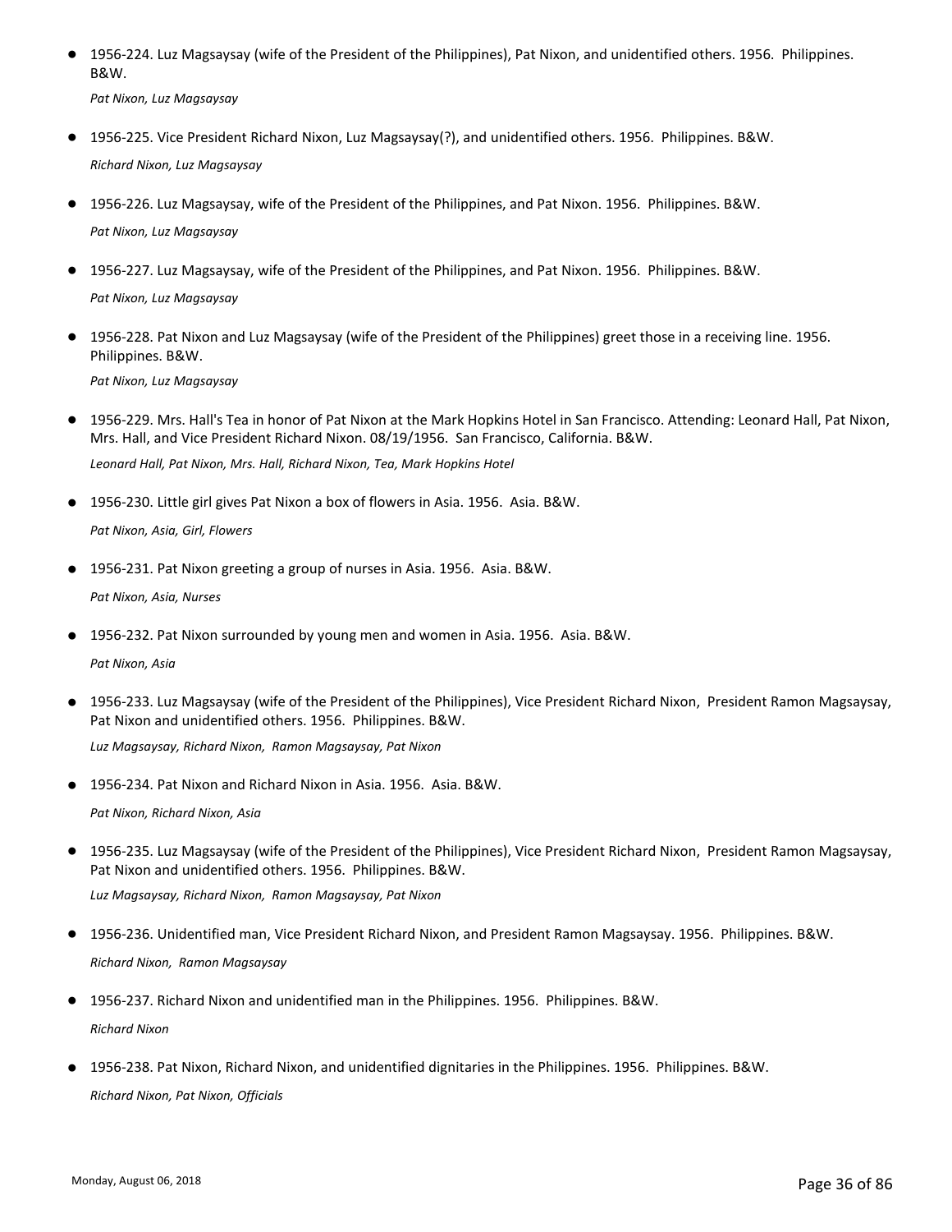- 1956-224. Luz Magsaysay (wife of the President of the Philippines), Pat Nixon, and unidentified others. 1956. Philippines. B&W.

  *Pat Nixon, Luz Magsaysay*

- 1956-225. Vice President Richard Nixon, Luz Magsaysay(?), and unidentified others. 1956. Philippines. B&W.

  *Richard Nixon, Luz Magsaysay*

- 1956-226. Luz Magsaysay, wife of the President of the Philippines, and Pat Nixon. 1956. Philippines. B&W.

  *Pat Nixon, Luz Magsaysay*

- 1956-227. Luz Magsaysay, wife of the President of the Philippines, and Pat Nixon. 1956. Philippines. B&W.

  *Pat Nixon, Luz Magsaysay*

- 1956-228. Pat Nixon and Luz Magsaysay (wife of the President of the Philippines) greet those in a receiving line. 1956. Philippines. B&W.

  *Pat Nixon, Luz Magsaysay*

- 1956-229. Mrs. Hall's Tea in honor of Pat Nixon at the Mark Hopkins Hotel in San Francisco. Attending: Leonard Hall, Pat Nixon, Mrs. Hall, and Vice President Richard Nixon. 08/19/1956. San Francisco, California. B&W.

  *Leonard Hall, Pat Nixon, Mrs. Hall, Richard Nixon, Tea, Mark Hopkins Hotel*

- 1956-230. Little girl gives Pat Nixon a box of flowers in Asia. 1956. Asia. B&W.

  *Pat Nixon, Asia, Girl, Flowers*

- 1956-231. Pat Nixon greeting a group of nurses in Asia. 1956. Asia. B&W.

  *Pat Nixon, Asia, Nurses*

- 1956-232. Pat Nixon surrounded by young men and women in Asia. 1956. Asia. B&W.

  *Pat Nixon, Asia*

- 1956-233. Luz Magsaysay (wife of the President of the Philippines), Vice President Richard Nixon, President Ramon Magsaysay, Pat Nixon and unidentified others. 1956. Philippines. B&W.

  *Luz Magsaysay, Richard Nixon, Ramon Magsaysay, Pat Nixon*

- 1956-234. Pat Nixon and Richard Nixon in Asia. 1956. Asia. B&W.

  *Pat Nixon, Richard Nixon, Asia*

- 1956-235. Luz Magsaysay (wife of the President of the Philippines), Vice President Richard Nixon, President Ramon Magsaysay, Pat Nixon and unidentified others. 1956. Philippines. B&W.

  *Luz Magsaysay, Richard Nixon, Ramon Magsaysay, Pat Nixon*

- 1956-236. Unidentified man, Vice President Richard Nixon, and President Ramon Magsaysay. 1956. Philippines. B&W.

  *Richard Nixon, Ramon Magsaysay*

- 1956-237. Richard Nixon and unidentified man in the Philippines. 1956. Philippines. B&W.

  *Richard Nixon*

- 1956-238. Pat Nixon, Richard Nixon, and unidentified dignitaries in the Philippines. 1956. Philippines. B&W.

  *Richard Nixon, Pat Nixon, Officials*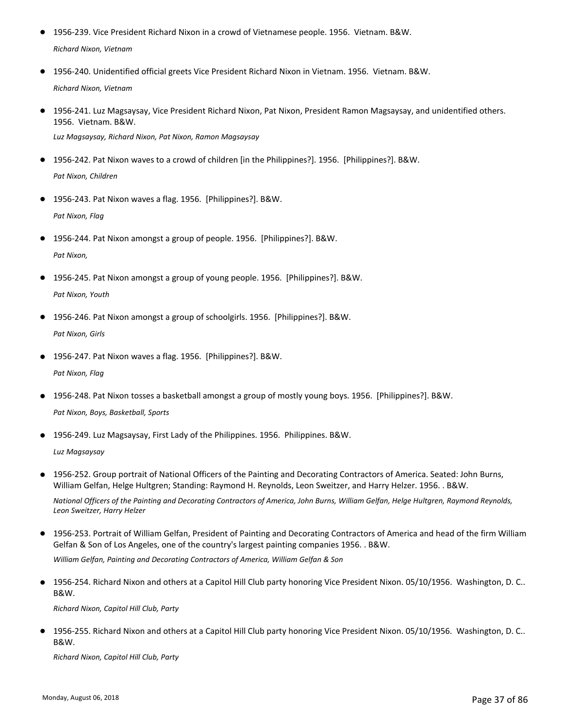- 1956-239. Vice President Richard Nixon in a crowd of Vietnamese people. 1956. Vietnam. B&W.

  *Richard Nixon, Vietnam*

- 1956-240. Unidentified official greets Vice President Richard Nixon in Vietnam. 1956. Vietnam. B&W.

  *Richard Nixon, Vietnam*

- 1956-241. Luz Magsaysay, Vice President Richard Nixon, Pat Nixon, President Ramon Magsaysay, and unidentified others. 1956. Vietnam. B&W.

  *Luz Magsaysay, Richard Nixon, Pat Nixon, Ramon Magsaysay*

- 1956-242. Pat Nixon waves to a crowd of children [in the Philippines?]. 1956. [Philippines?]. B&W.

  *Pat Nixon, Children*

- 1956-243. Pat Nixon waves a flag. 1956. [Philippines?]. B&W.

  *Pat Nixon, Flag*

- 1956-244. Pat Nixon amongst a group of people. 1956. [Philippines?]. B&W.

  *Pat Nixon,*

- 1956-245. Pat Nixon amongst a group of young people. 1956. [Philippines?]. B&W.

  *Pat Nixon, Youth*

- 1956-246. Pat Nixon amongst a group of schoolgirls. 1956. [Philippines?]. B&W.

  *Pat Nixon, Girls*

- 1956-247. Pat Nixon waves a flag. 1956. [Philippines?]. B&W.

  *Pat Nixon, Flag*

- 1956-248. Pat Nixon tosses a basketball amongst a group of mostly young boys. 1956. [Philippines?]. B&W.

  *Pat Nixon, Boys, Basketball, Sports*

- 1956-249. Luz Magsaysay, First Lady of the Philippines. 1956. Philippines. B&W.

  *Luz Magsaysay*

- 1956-252. Group portrait of National Officers of the Painting and Decorating Contractors of America. Seated: John Burns, William Gelfan, Helge Hultgren; Standing: Raymond H. Reynolds, Leon Sweitzer, and Harry Helzer. 1956. . B&W.

  *National Officers of the Painting and Decorating Contractors of America, John Burns, William Gelfan, Helge Hultgren, Raymond Reynolds, Leon Sweitzer, Harry Helzer*

- 1956-253. Portrait of William Gelfan, President of Painting and Decorating Contractors of America and head of the firm William Gelfan & Son of Los Angeles, one of the country's largest painting companies 1956. . B&W.

  *William Gelfan, Painting and Decorating Contractors of America, William Gelfan & Son*

- 1956-254. Richard Nixon and others at a Capitol Hill Club party honoring Vice President Nixon. 05/10/1956. Washington, D. C.. B&W.

  *Richard Nixon, Capitol Hill Club, Party*

- 1956-255. Richard Nixon and others at a Capitol Hill Club party honoring Vice President Nixon. 05/10/1956. Washington, D. C.. B&W.

  *Richard Nixon, Capitol Hill Club, Party*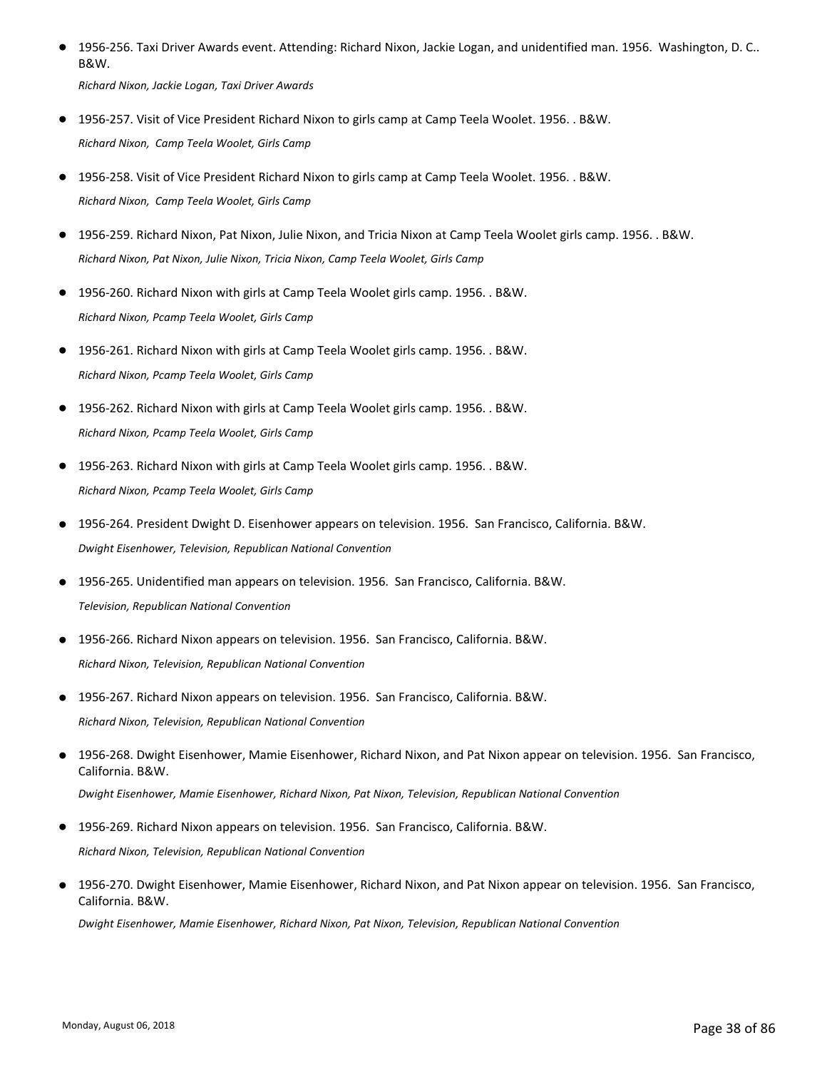- 1956-256. Taxi Driver Awards event. Attending: Richard Nixon, Jackie Logan, and unidentified man. 1956. Washington, D. C.. B&W.

  *Richard Nixon, Jackie Logan, Taxi Driver Awards*

- 1956-257. Visit of Vice President Richard Nixon to girls camp at Camp Teela Woolet. 1956. . B&W.

  *Richard Nixon, Camp Teela Woolet, Girls Camp*

- 1956-258. Visit of Vice President Richard Nixon to girls camp at Camp Teela Woolet. 1956. . B&W.

  *Richard Nixon, Camp Teela Woolet, Girls Camp*

- 1956-259. Richard Nixon, Pat Nixon, Julie Nixon, and Tricia Nixon at Camp Teela Woolet girls camp. 1956. . B&W.

  *Richard Nixon, Pat Nixon, Julie Nixon, Tricia Nixon, Camp Teela Woolet, Girls Camp*

- 1956-260. Richard Nixon with girls at Camp Teela Woolet girls camp. 1956. . B&W.

  *Richard Nixon, Pcamp Teela Woolet, Girls Camp*

- 1956-261. Richard Nixon with girls at Camp Teela Woolet girls camp. 1956. . B&W.

  *Richard Nixon, Pcamp Teela Woolet, Girls Camp*

- 1956-262. Richard Nixon with girls at Camp Teela Woolet girls camp. 1956. . B&W.

  *Richard Nixon, Pcamp Teela Woolet, Girls Camp*

- 1956-263. Richard Nixon with girls at Camp Teela Woolet girls camp. 1956. . B&W.

  *Richard Nixon, Pcamp Teela Woolet, Girls Camp*

- 1956-264. President Dwight D. Eisenhower appears on television. 1956. San Francisco, California. B&W.

  *Dwight Eisenhower, Television, Republican National Convention*

- 1956-265. Unidentified man appears on television. 1956. San Francisco, California. B&W.

  *Television, Republican National Convention*

- 1956-266. Richard Nixon appears on television. 1956. San Francisco, California. B&W.

  *Richard Nixon, Television, Republican National Convention*

- 1956-267. Richard Nixon appears on television. 1956. San Francisco, California. B&W.

  *Richard Nixon, Television, Republican National Convention*

- 1956-268. Dwight Eisenhower, Mamie Eisenhower, Richard Nixon, and Pat Nixon appear on television. 1956. San Francisco, California. B&W.

  *Dwight Eisenhower, Mamie Eisenhower, Richard Nixon, Pat Nixon, Television, Republican National Convention*

- 1956-269. Richard Nixon appears on television. 1956. San Francisco, California. B&W.

  *Richard Nixon, Television, Republican National Convention*

- 1956-270. Dwight Eisenhower, Mamie Eisenhower, Richard Nixon, and Pat Nixon appear on television. 1956. San Francisco, California. B&W.

  *Dwight Eisenhower, Mamie Eisenhower, Richard Nixon, Pat Nixon, Television, Republican National Convention*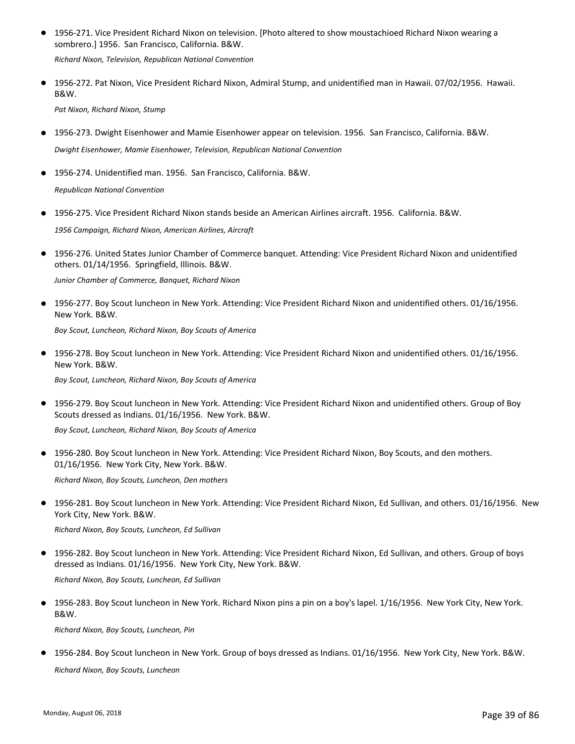- 1956-271. Vice President Richard Nixon on television. [Photo altered to show moustachioed Richard Nixon wearing a sombrero.] 1956. San Francisco, California. B&W.

  *Richard Nixon, Television, Republican National Convention*

- 1956-272. Pat Nixon, Vice President Richard Nixon, Admiral Stump, and unidentified man in Hawaii. 07/02/1956. Hawaii. B&W.

  *Pat Nixon, Richard Nixon, Stump*

- 1956-273. Dwight Eisenhower and Mamie Eisenhower appear on television. 1956. San Francisco, California. B&W.

  *Dwight Eisenhower, Mamie Eisenhower, Television, Republican National Convention*

- 1956-274. Unidentified man. 1956. San Francisco, California. B&W.

  *Republican National Convention*

- 1956-275. Vice President Richard Nixon stands beside an American Airlines aircraft. 1956. California. B&W.

  *1956 Campaign, Richard Nixon, American Airlines, Aircraft*

- 1956-276. United States Junior Chamber of Commerce banquet. Attending: Vice President Richard Nixon and unidentified others. 01/14/1956. Springfield, Illinois. B&W.

  *Junior Chamber of Commerce, Banquet, Richard Nixon*

- 1956-277. Boy Scout luncheon in New York. Attending: Vice President Richard Nixon and unidentified others. 01/16/1956. New York. B&W.

  *Boy Scout, Luncheon, Richard Nixon, Boy Scouts of America*

- 1956-278. Boy Scout luncheon in New York. Attending: Vice President Richard Nixon and unidentified others. 01/16/1956. New York. B&W.

  *Boy Scout, Luncheon, Richard Nixon, Boy Scouts of America*

- 1956-279. Boy Scout luncheon in New York. Attending: Vice President Richard Nixon and unidentified others. Group of Boy Scouts dressed as Indians. 01/16/1956. New York. B&W.

  *Boy Scout, Luncheon, Richard Nixon, Boy Scouts of America*

- 1956-280. Boy Scout luncheon in New York. Attending: Vice President Richard Nixon, Boy Scouts, and den mothers. 01/16/1956. New York City, New York. B&W.

  *Richard Nixon, Boy Scouts, Luncheon, Den mothers*

- 1956-281. Boy Scout luncheon in New York. Attending: Vice President Richard Nixon, Ed Sullivan, and others. 01/16/1956. New York City, New York. B&W.

  *Richard Nixon, Boy Scouts, Luncheon, Ed Sullivan*

- 1956-282. Boy Scout luncheon in New York. Attending: Vice President Richard Nixon, Ed Sullivan, and others. Group of boys dressed as Indians. 01/16/1956. New York City, New York. B&W.

  *Richard Nixon, Boy Scouts, Luncheon, Ed Sullivan*

- 1956-283. Boy Scout luncheon in New York. Richard Nixon pins a pin on a boy's lapel. 1/16/1956. New York City, New York. B&W.

  *Richard Nixon, Boy Scouts, Luncheon, Pin*

- 1956-284. Boy Scout luncheon in New York. Group of boys dressed as Indians. 01/16/1956. New York City, New York. B&W.

  *Richard Nixon, Boy Scouts, Luncheon*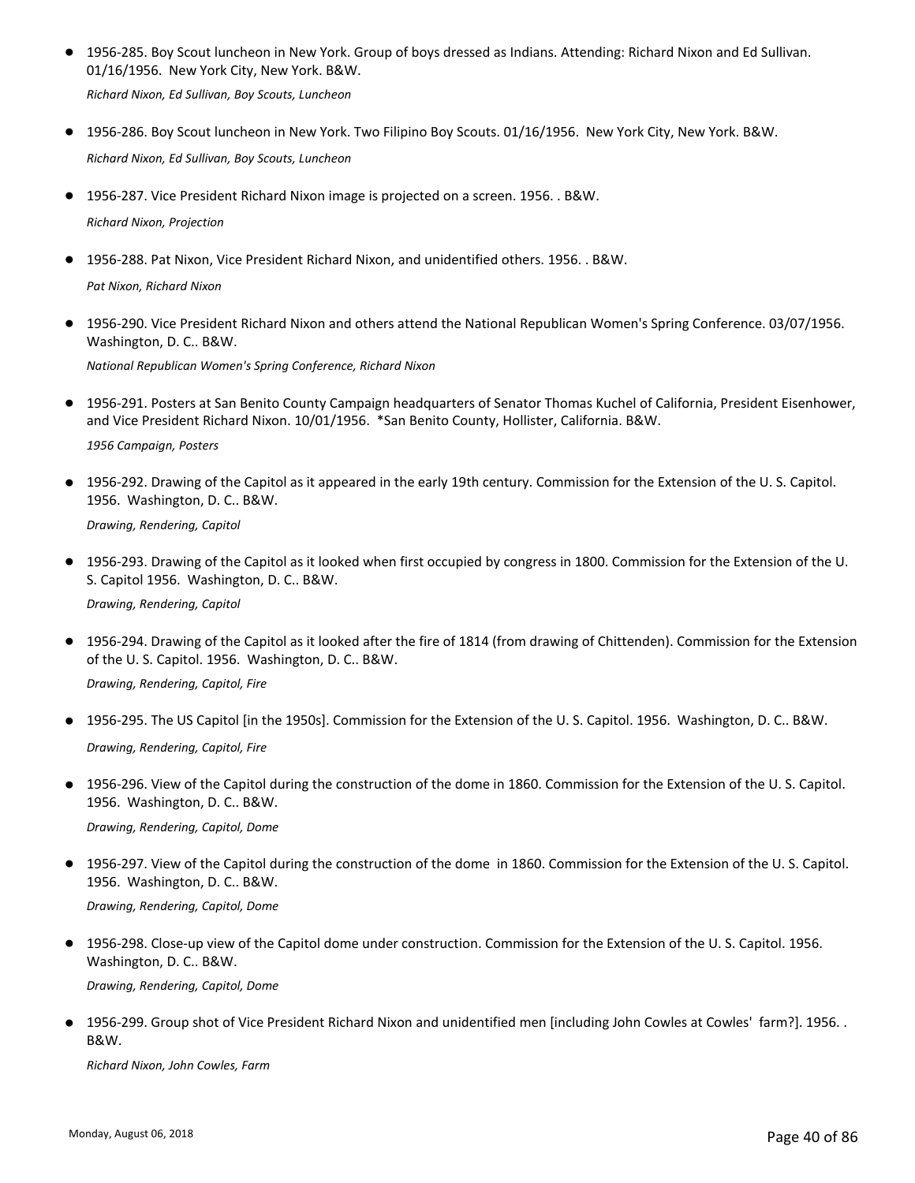- 1956-285. Boy Scout luncheon in New York. Group of boys dressed as Indians. Attending: Richard Nixon and Ed Sullivan. 01/16/1956. New York City, New York. B&W.

  *Richard Nixon, Ed Sullivan, Boy Scouts, Luncheon*

- 1956-286. Boy Scout luncheon in New York. Two Filipino Boy Scouts. 01/16/1956. New York City, New York. B&W.

  *Richard Nixon, Ed Sullivan, Boy Scouts, Luncheon*

- 1956-287. Vice President Richard Nixon image is projected on a screen. 1956. . B&W.

  *Richard Nixon, Projection*

- 1956-288. Pat Nixon, Vice President Richard Nixon, and unidentified others. 1956. . B&W.

  *Pat Nixon, Richard Nixon*

- 1956-290. Vice President Richard Nixon and others attend the National Republican Women's Spring Conference. 03/07/1956. Washington, D. C.. B&W.

  *National Republican Women's Spring Conference, Richard Nixon*

- 1956-291. Posters at San Benito County Campaign headquarters of Senator Thomas Kuchel of California, President Eisenhower, and Vice President Richard Nixon. 10/01/1956. *San Benito County, Hollister, California. B&W.

  *1956 Campaign, Posters*

- 1956-292. Drawing of the Capitol as it appeared in the early 19th century. Commission for the Extension of the U. S. Capitol. 1956. Washington, D. C.. B&W.

  *Drawing, Rendering, Capitol*

- 1956-293. Drawing of the Capitol as it looked when first occupied by congress in 1800. Commission for the Extension of the U. S. Capitol 1956. Washington, D. C.. B&W.

  *Drawing, Rendering, Capitol*

- 1956-294. Drawing of the Capitol as it looked after the fire of 1814 (from drawing of Chittenden). Commission for the Extension of the U. S. Capitol. 1956. Washington, D. C.. B&W.

  *Drawing, Rendering, Capitol, Fire*

- 1956-295. The US Capitol [in the 1950s]. Commission for the Extension of the U. S. Capitol. 1956. Washington, D. C.. B&W.

  *Drawing, Rendering, Capitol, Fire*

- 1956-296. View of the Capitol during the construction of the dome in 1860. Commission for the Extension of the U. S. Capitol. 1956. Washington, D. C.. B&W.

  *Drawing, Rendering, Capitol, Dome*

- 1956-297. View of the Capitol during the construction of the dome in 1860. Commission for the Extension of the U. S. Capitol. 1956. Washington, D. C.. B&W.

  *Drawing, Rendering, Capitol, Dome*

- 1956-298. Close-up view of the Capitol dome under construction. Commission for the Extension of the U. S. Capitol. 1956. Washington, D. C.. B&W.

  *Drawing, Rendering, Capitol, Dome*

- 1956-299. Group shot of Vice President Richard Nixon and unidentified men [including John Cowles at Cowles' farm?]. 1956. . B&W.

  *Richard Nixon, John Cowles, Farm*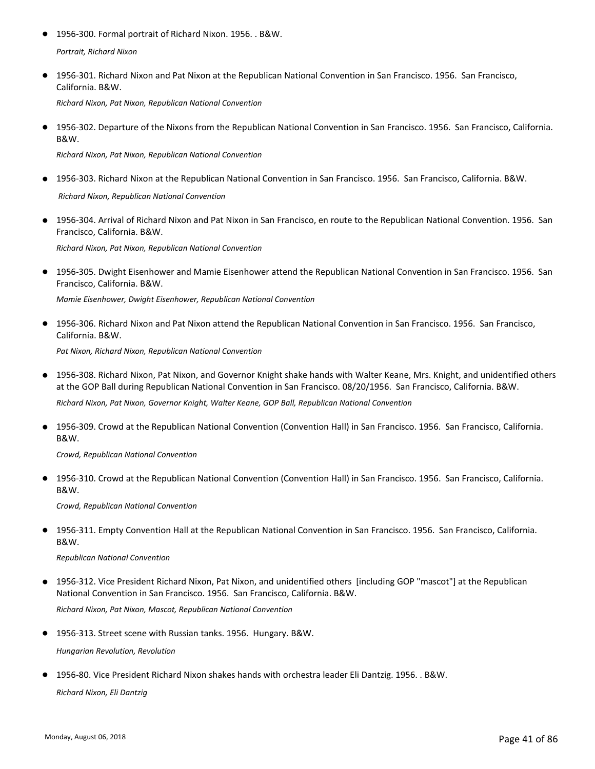- 1956-300. Formal portrait of Richard Nixon. 1956. . B&W.

  *Portrait, Richard Nixon*

- 1956-301. Richard Nixon and Pat Nixon at the Republican National Convention in San Francisco. 1956. San Francisco, California. B&W.

  *Richard Nixon, Pat Nixon, Republican National Convention*

- 1956-302. Departure of the Nixons from the Republican National Convention in San Francisco. 1956. San Francisco, California. B&W.

  *Richard Nixon, Pat Nixon, Republican National Convention*

- 1956-303. Richard Nixon at the Republican National Convention in San Francisco. 1956. San Francisco, California. B&W.

  *Richard Nixon, Republican National Convention*

- 1956-304. Arrival of Richard Nixon and Pat Nixon in San Francisco, en route to the Republican National Convention. 1956. San Francisco, California. B&W.

  *Richard Nixon, Pat Nixon, Republican National Convention*

- 1956-305. Dwight Eisenhower and Mamie Eisenhower attend the Republican National Convention in San Francisco. 1956. San Francisco, California. B&W.

  *Mamie Eisenhower, Dwight Eisenhower, Republican National Convention*

- 1956-306. Richard Nixon and Pat Nixon attend the Republican National Convention in San Francisco. 1956. San Francisco, California. B&W.

  *Pat Nixon, Richard Nixon, Republican National Convention*

- 1956-308. Richard Nixon, Pat Nixon, and Governor Knight shake hands with Walter Keane, Mrs. Knight, and unidentified others at the GOP Ball during Republican National Convention in San Francisco. 08/20/1956. San Francisco, California. B&W.

  *Richard Nixon, Pat Nixon, Governor Knight, Walter Keane, GOP Ball, Republican National Convention*

- 1956-309. Crowd at the Republican National Convention (Convention Hall) in San Francisco. 1956. San Francisco, California. B&W.

  *Crowd, Republican National Convention*

- 1956-310. Crowd at the Republican National Convention (Convention Hall) in San Francisco. 1956. San Francisco, California. B&W.

  *Crowd, Republican National Convention*

- 1956-311. Empty Convention Hall at the Republican National Convention in San Francisco. 1956. San Francisco, California. B&W.

  *Republican National Convention*

- 1956-312. Vice President Richard Nixon, Pat Nixon, and unidentified others [including GOP "mascot"] at the Republican National Convention in San Francisco. 1956. San Francisco, California. B&W.

  *Richard Nixon, Pat Nixon, Mascot, Republican National Convention*

- 1956-313. Street scene with Russian tanks. 1956. Hungary. B&W.

  *Hungarian Revolution, Revolution*

- 1956-80. Vice President Richard Nixon shakes hands with orchestra leader Eli Dantzig. 1956. . B&W.

  *Richard Nixon, Eli Dantzig*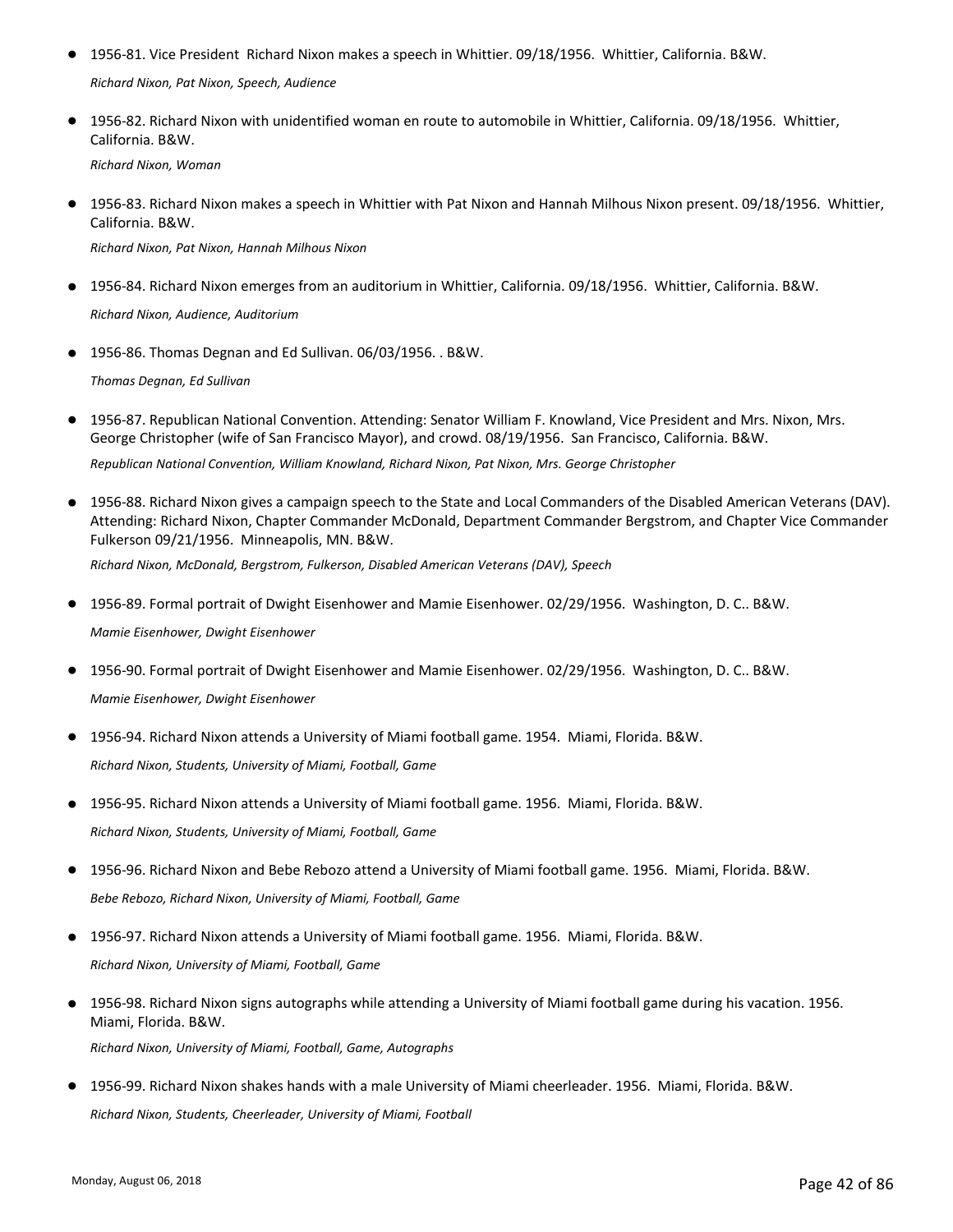- 1956-81. Vice President  Richard Nixon makes a speech in Whittier. 09/18/1956.  Whittier, California. B&W.

  *Richard Nixon, Pat Nixon, Speech, Audience*

- 1956-82. Richard Nixon with unidentified woman en route to automobile in Whittier, California. 09/18/1956.  Whittier, California. B&W.

  *Richard Nixon, Woman*

- 1956-83. Richard Nixon makes a speech in Whittier with Pat Nixon and Hannah Milhous Nixon present. 09/18/1956.  Whittier, California. B&W.

  *Richard Nixon, Pat Nixon, Hannah Milhous Nixon*

- 1956-84. Richard Nixon emerges from an auditorium in Whittier, California. 09/18/1956.  Whittier, California. B&W.

  *Richard Nixon, Audience, Auditorium*

- 1956-86. Thomas Degnan and Ed Sullivan. 06/03/1956. . B&W.

  *Thomas Degnan, Ed Sullivan*

- 1956-87. Republican National Convention. Attending: Senator William F. Knowland, Vice President and Mrs. Nixon, Mrs. George Christopher (wife of San Francisco Mayor), and crowd. 08/19/1956.  San Francisco, California. B&W.

  *Republican National Convention, William Knowland, Richard Nixon, Pat Nixon, Mrs. George Christopher*

- 1956-88. Richard Nixon gives a campaign speech to the State and Local Commanders of the Disabled American Veterans (DAV). Attending: Richard Nixon, Chapter Commander McDonald, Department Commander Bergstrom, and Chapter Vice Commander Fulkerson 09/21/1956.  Minneapolis, MN. B&W.

  *Richard Nixon, McDonald, Bergstrom, Fulkerson, Disabled American Veterans (DAV), Speech*

- 1956-89. Formal portrait of Dwight Eisenhower and Mamie Eisenhower. 02/29/1956.  Washington, D. C.. B&W.

  *Mamie Eisenhower, Dwight Eisenhower*

- 1956-90. Formal portrait of Dwight Eisenhower and Mamie Eisenhower. 02/29/1956.  Washington, D. C.. B&W.

  *Mamie Eisenhower, Dwight Eisenhower*

- 1956-94. Richard Nixon attends a University of Miami football game. 1954.  Miami, Florida. B&W.

  *Richard Nixon, Students, University of Miami, Football, Game*

- 1956-95. Richard Nixon attends a University of Miami football game. 1956.  Miami, Florida. B&W.

  *Richard Nixon, Students, University of Miami, Football, Game*

- 1956-96. Richard Nixon and Bebe Rebozo attend a University of Miami football game. 1956.  Miami, Florida. B&W.

  *Bebe Rebozo, Richard Nixon, University of Miami, Football, Game*

- 1956-97. Richard Nixon attends a University of Miami football game. 1956.  Miami, Florida. B&W.

  *Richard Nixon, University of Miami, Football, Game*

- 1956-98. Richard Nixon signs autographs while attending a University of Miami football game during his vacation. 1956.  Miami, Florida. B&W.

  *Richard Nixon, University of Miami, Football, Game, Autographs*

- 1956-99. Richard Nixon shakes hands with a male University of Miami cheerleader. 1956.  Miami, Florida. B&W.

  *Richard Nixon, Students, Cheerleader, University of Miami, Football*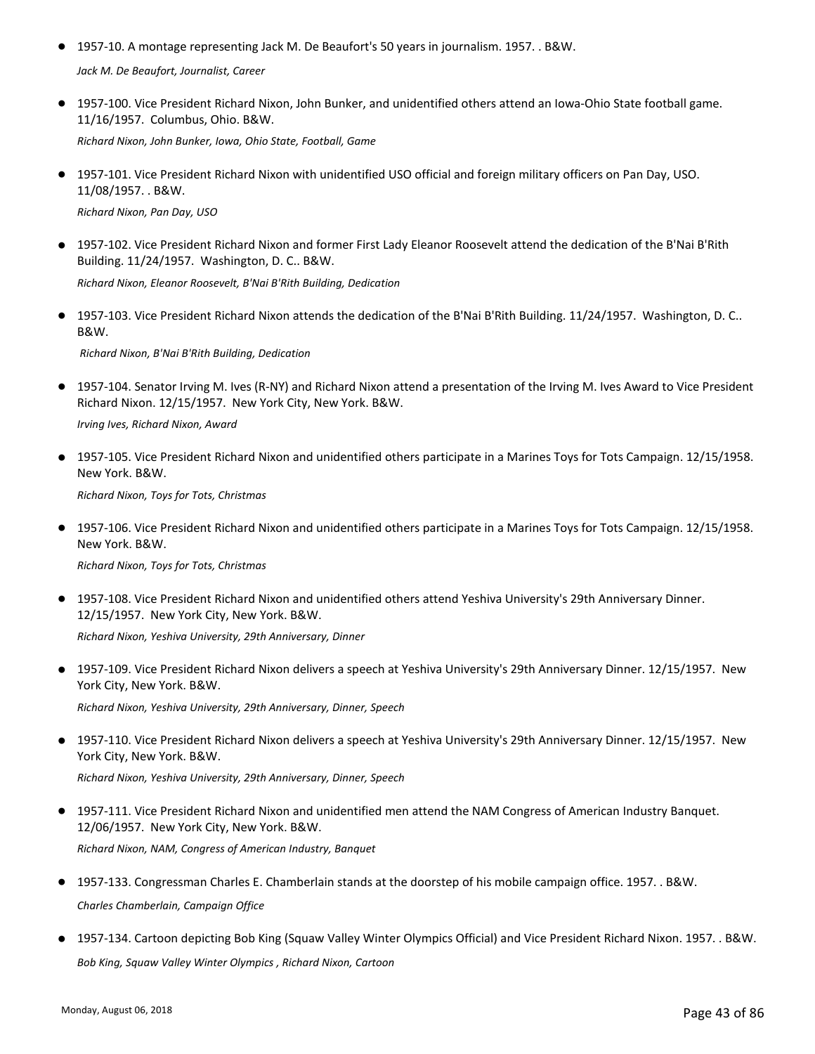- 1957-10. A montage representing Jack M. De Beaufort's 50 years in journalism. 1957. . B&W.

  *Jack M. De Beaufort, Journalist, Career*

- 1957-100. Vice President Richard Nixon, John Bunker, and unidentified others attend an Iowa-Ohio State football game. 11/16/1957. Columbus, Ohio. B&W.

  *Richard Nixon, John Bunker, Iowa, Ohio State, Football, Game*

- 1957-101. Vice President Richard Nixon with unidentified USO official and foreign military officers on Pan Day, USO. 11/08/1957. . B&W.

  *Richard Nixon, Pan Day, USO*

- 1957-102. Vice President Richard Nixon and former First Lady Eleanor Roosevelt attend the dedication of the B'Nai B'Rith Building. 11/24/1957. Washington, D. C.. B&W.

  *Richard Nixon, Eleanor Roosevelt, B'Nai B'Rith Building, Dedication*

- 1957-103. Vice President Richard Nixon attends the dedication of the B'Nai B'Rith Building. 11/24/1957. Washington, D. C.. B&W.

  *Richard Nixon, B'Nai B'Rith Building, Dedication*

- 1957-104. Senator Irving M. Ives (R-NY) and Richard Nixon attend a presentation of the Irving M. Ives Award to Vice President Richard Nixon. 12/15/1957. New York City, New York. B&W.

  *Irving Ives, Richard Nixon, Award*

- 1957-105. Vice President Richard Nixon and unidentified others participate in a Marines Toys for Tots Campaign. 12/15/1958. New York. B&W.

  *Richard Nixon, Toys for Tots, Christmas*

- 1957-106. Vice President Richard Nixon and unidentified others participate in a Marines Toys for Tots Campaign. 12/15/1958. New York. B&W.

  *Richard Nixon, Toys for Tots, Christmas*

- 1957-108. Vice President Richard Nixon and unidentified others attend Yeshiva University's 29th Anniversary Dinner. 12/15/1957. New York City, New York. B&W.

  *Richard Nixon, Yeshiva University, 29th Anniversary, Dinner*

- 1957-109. Vice President Richard Nixon delivers a speech at Yeshiva University's 29th Anniversary Dinner. 12/15/1957. New York City, New York. B&W.

  *Richard Nixon, Yeshiva University, 29th Anniversary, Dinner, Speech*

- 1957-110. Vice President Richard Nixon delivers a speech at Yeshiva University's 29th Anniversary Dinner. 12/15/1957. New York City, New York. B&W.

  *Richard Nixon, Yeshiva University, 29th Anniversary, Dinner, Speech*

- 1957-111. Vice President Richard Nixon and unidentified men attend the NAM Congress of American Industry Banquet. 12/06/1957. New York City, New York. B&W.

  *Richard Nixon, NAM, Congress of American Industry, Banquet*

- 1957-133. Congressman Charles E. Chamberlain stands at the doorstep of his mobile campaign office. 1957. . B&W.

  *Charles Chamberlain, Campaign Office*

- 1957-134. Cartoon depicting Bob King (Squaw Valley Winter Olympics Official) and Vice President Richard Nixon. 1957. . B&W.

  *Bob King, Squaw Valley Winter Olympics , Richard Nixon, Cartoon*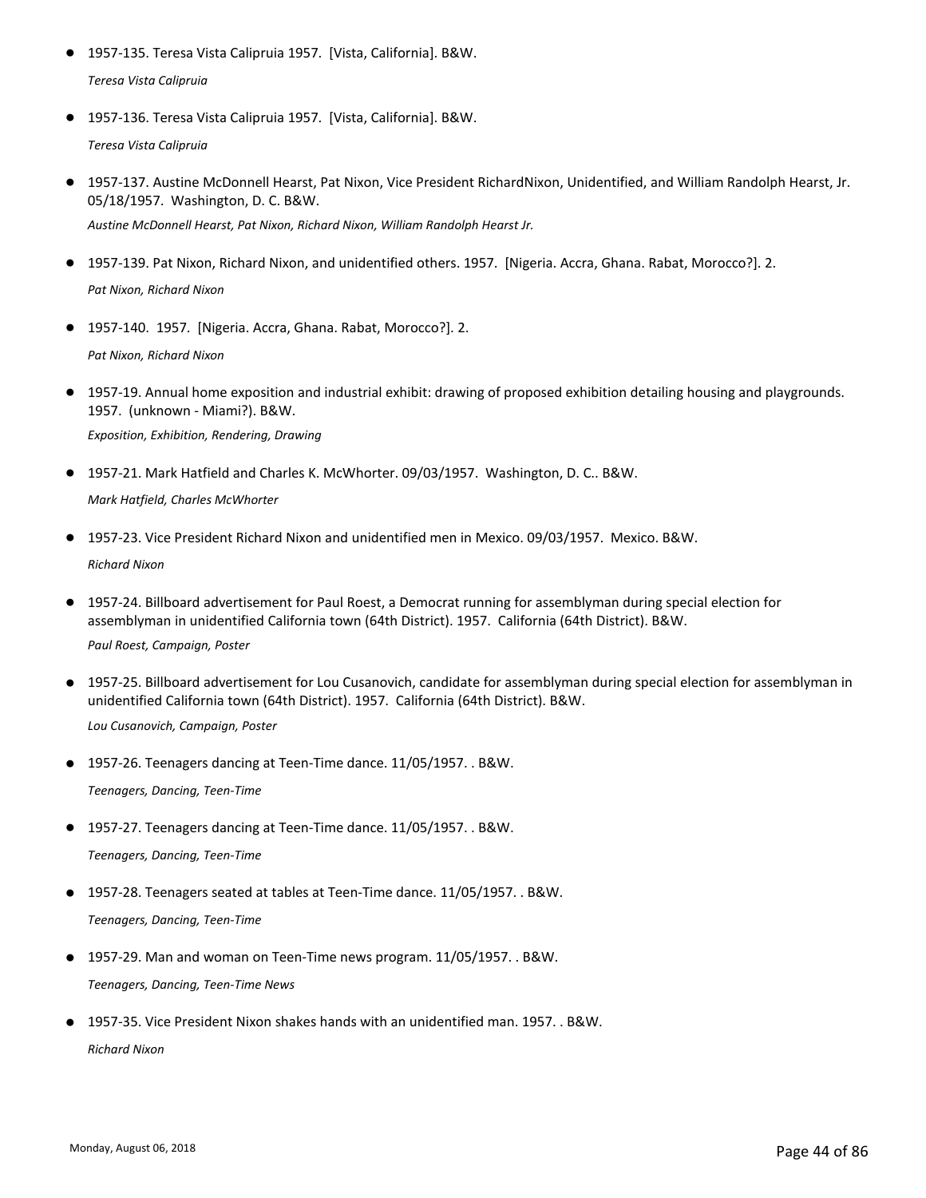- 1957-135. Teresa Vista Calipruia 1957. [Vista, California]. B&W.

  *Teresa Vista Calipruia*

- 1957-136. Teresa Vista Calipruia 1957. [Vista, California]. B&W.

  *Teresa Vista Calipruia*

- 1957-137. Austine McDonnell Hearst, Pat Nixon, Vice President RichardNixon, Unidentified, and William Randolph Hearst, Jr. 05/18/1957. Washington, D. C. B&W.

  *Austine McDonnell Hearst, Pat Nixon, Richard Nixon, William Randolph Hearst Jr.*

- 1957-139. Pat Nixon, Richard Nixon, and unidentified others. 1957. [Nigeria. Accra, Ghana. Rabat, Morocco?]. 2.

  *Pat Nixon, Richard Nixon*

- 1957-140. 1957. [Nigeria. Accra, Ghana. Rabat, Morocco?]. 2.

  *Pat Nixon, Richard Nixon*

- 1957-19. Annual home exposition and industrial exhibit: drawing of proposed exhibition detailing housing and playgrounds. 1957. (unknown - Miami?). B&W.

  *Exposition, Exhibition, Rendering, Drawing*

- 1957-21. Mark Hatfield and Charles K. McWhorter. 09/03/1957. Washington, D. C.. B&W.

  *Mark Hatfield, Charles McWhorter*

- 1957-23. Vice President Richard Nixon and unidentified men in Mexico. 09/03/1957. Mexico. B&W.

  *Richard Nixon*

- 1957-24. Billboard advertisement for Paul Roest, a Democrat running for assemblyman during special election for assemblyman in unidentified California town (64th District). 1957. California (64th District). B&W.

  *Paul Roest, Campaign, Poster*

- 1957-25. Billboard advertisement for Lou Cusanovich, candidate for assemblyman during special election for assemblyman in unidentified California town (64th District). 1957. California (64th District). B&W.

  *Lou Cusanovich, Campaign, Poster*

- 1957-26. Teenagers dancing at Teen-Time dance. 11/05/1957. . B&W.

  *Teenagers, Dancing, Teen-Time*

- 1957-27. Teenagers dancing at Teen-Time dance. 11/05/1957. . B&W.

  *Teenagers, Dancing, Teen-Time*

- 1957-28. Teenagers seated at tables at Teen-Time dance. 11/05/1957. . B&W.

  *Teenagers, Dancing, Teen-Time*

- 1957-29. Man and woman on Teen-Time news program. 11/05/1957. . B&W.

  *Teenagers, Dancing, Teen-Time News*

- 1957-35. Vice President Nixon shakes hands with an unidentified man. 1957. . B&W.

  *Richard Nixon*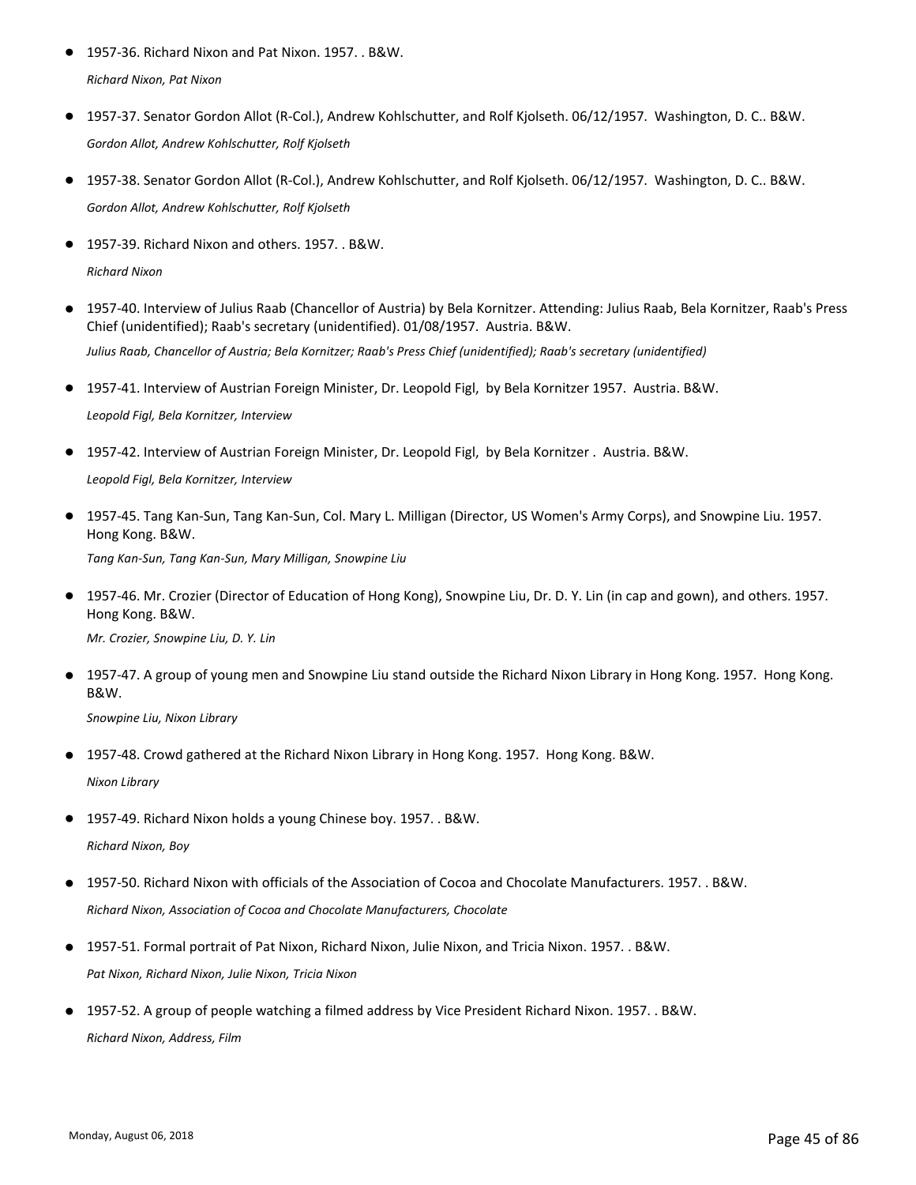- 1957-36. Richard Nixon and Pat Nixon. 1957. . B&W.

  *Richard Nixon, Pat Nixon*

- 1957-37. Senator Gordon Allot (R-Col.), Andrew Kohlschutter, and Rolf Kjolseth. 06/12/1957. Washington, D. C.. B&W.

  *Gordon Allot, Andrew Kohlschutter, Rolf Kjolseth*

- 1957-38. Senator Gordon Allot (R-Col.), Andrew Kohlschutter, and Rolf Kjolseth. 06/12/1957. Washington, D. C.. B&W.

  *Gordon Allot, Andrew Kohlschutter, Rolf Kjolseth*

- 1957-39. Richard Nixon and others. 1957. . B&W.

  *Richard Nixon*

- 1957-40. Interview of Julius Raab (Chancellor of Austria) by Bela Kornitzer. Attending: Julius Raab, Bela Kornitzer, Raab's Press Chief (unidentified); Raab's secretary (unidentified). 01/08/1957. Austria. B&W.

  *Julius Raab, Chancellor of Austria; Bela Kornitzer; Raab's Press Chief (unidentified); Raab's secretary (unidentified)*

- 1957-41. Interview of Austrian Foreign Minister, Dr. Leopold Figl, by Bela Kornitzer 1957. Austria. B&W.

  *Leopold Figl, Bela Kornitzer, Interview*

- 1957-42. Interview of Austrian Foreign Minister, Dr. Leopold Figl, by Bela Kornitzer . Austria. B&W.

  *Leopold Figl, Bela Kornitzer, Interview*

- 1957-45. Tang Kan-Sun, Tang Kan-Sun, Col. Mary L. Milligan (Director, US Women's Army Corps), and Snowpine Liu. 1957. Hong Kong. B&W.

  *Tang Kan-Sun, Tang Kan-Sun, Mary Milligan, Snowpine Liu*

- 1957-46. Mr. Crozier (Director of Education of Hong Kong), Snowpine Liu, Dr. D. Y. Lin (in cap and gown), and others. 1957. Hong Kong. B&W.

  *Mr. Crozier, Snowpine Liu, D. Y. Lin*

- 1957-47. A group of young men and Snowpine Liu stand outside the Richard Nixon Library in Hong Kong. 1957. Hong Kong. B&W.

  *Snowpine Liu, Nixon Library*

- 1957-48. Crowd gathered at the Richard Nixon Library in Hong Kong. 1957. Hong Kong. B&W.

  *Nixon Library*

- 1957-49. Richard Nixon holds a young Chinese boy. 1957. . B&W.

  *Richard Nixon, Boy*

- 1957-50. Richard Nixon with officials of the Association of Cocoa and Chocolate Manufacturers. 1957. . B&W.

  *Richard Nixon, Association of Cocoa and Chocolate Manufacturers, Chocolate*

- 1957-51. Formal portrait of Pat Nixon, Richard Nixon, Julie Nixon, and Tricia Nixon. 1957. . B&W.

  *Pat Nixon, Richard Nixon, Julie Nixon, Tricia Nixon*

- 1957-52. A group of people watching a filmed address by Vice President Richard Nixon. 1957. . B&W.

  *Richard Nixon, Address, Film*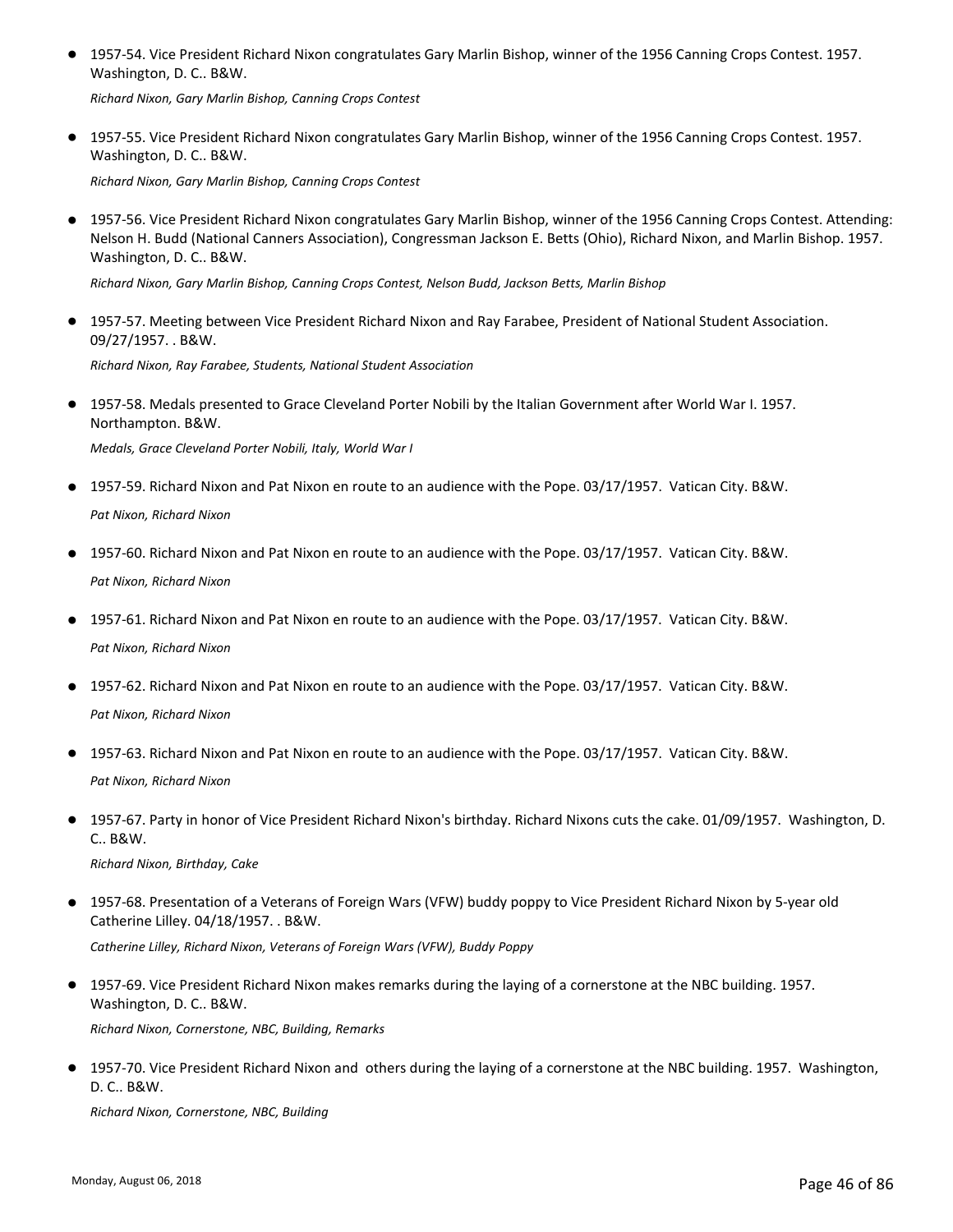- 1957-54. Vice President Richard Nixon congratulates Gary Marlin Bishop, winner of the 1956 Canning Crops Contest. 1957. Washington, D. C.. B&W.

  *Richard Nixon, Gary Marlin Bishop, Canning Crops Contest*

- 1957-55. Vice President Richard Nixon congratulates Gary Marlin Bishop, winner of the 1956 Canning Crops Contest. 1957. Washington, D. C.. B&W.

  *Richard Nixon, Gary Marlin Bishop, Canning Crops Contest*

- 1957-56. Vice President Richard Nixon congratulates Gary Marlin Bishop, winner of the 1956 Canning Crops Contest. Attending: Nelson H. Budd (National Canners Association), Congressman Jackson E. Betts (Ohio), Richard Nixon, and Marlin Bishop. 1957. Washington, D. C.. B&W.

  *Richard Nixon, Gary Marlin Bishop, Canning Crops Contest, Nelson Budd, Jackson Betts, Marlin Bishop*

- 1957-57. Meeting between Vice President Richard Nixon and Ray Farabee, President of National Student Association. 09/27/1957. . B&W.

  *Richard Nixon, Ray Farabee, Students, National Student Association*

- 1957-58. Medals presented to Grace Cleveland Porter Nobili by the Italian Government after World War I. 1957. Northampton. B&W.

  *Medals, Grace Cleveland Porter Nobili, Italy, World War I*

- 1957-59. Richard Nixon and Pat Nixon en route to an audience with the Pope. 03/17/1957. Vatican City. B&W.

  *Pat Nixon, Richard Nixon*

- 1957-60. Richard Nixon and Pat Nixon en route to an audience with the Pope. 03/17/1957. Vatican City. B&W.

  *Pat Nixon, Richard Nixon*

- 1957-61. Richard Nixon and Pat Nixon en route to an audience with the Pope. 03/17/1957. Vatican City. B&W.

  *Pat Nixon, Richard Nixon*

- 1957-62. Richard Nixon and Pat Nixon en route to an audience with the Pope. 03/17/1957. Vatican City. B&W.

  *Pat Nixon, Richard Nixon*

- 1957-63. Richard Nixon and Pat Nixon en route to an audience with the Pope. 03/17/1957. Vatican City. B&W.

  *Pat Nixon, Richard Nixon*

- 1957-67. Party in honor of Vice President Richard Nixon's birthday. Richard Nixons cuts the cake. 01/09/1957. Washington, D. C.. B&W.

  *Richard Nixon, Birthday, Cake*

- 1957-68. Presentation of a Veterans of Foreign Wars (VFW) buddy poppy to Vice President Richard Nixon by 5-year old Catherine Lilley. 04/18/1957. . B&W.

  *Catherine Lilley, Richard Nixon, Veterans of Foreign Wars (VFW), Buddy Poppy*

- 1957-69. Vice President Richard Nixon makes remarks during the laying of a cornerstone at the NBC building. 1957. Washington, D. C.. B&W.

  *Richard Nixon, Cornerstone, NBC, Building, Remarks*

- 1957-70. Vice President Richard Nixon and others during the laying of a cornerstone at the NBC building. 1957. Washington, D. C.. B&W.

  *Richard Nixon, Cornerstone, NBC, Building*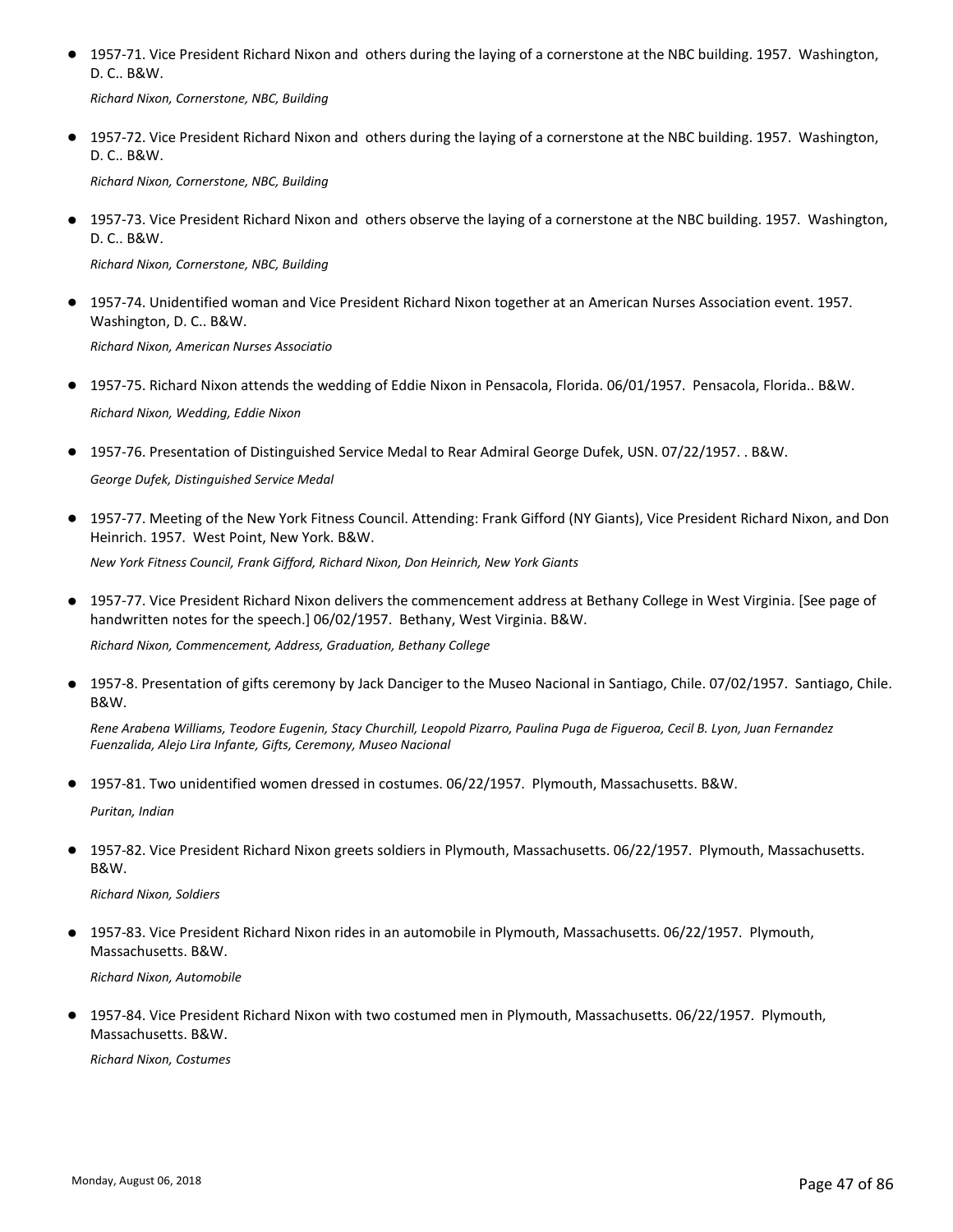- 1957-71. Vice President Richard Nixon and others during the laying of a cornerstone at the NBC building. 1957. Washington, D. C.. B&W.

  *Richard Nixon, Cornerstone, NBC, Building*

- 1957-72. Vice President Richard Nixon and others during the laying of a cornerstone at the NBC building. 1957. Washington, D. C.. B&W.

  *Richard Nixon, Cornerstone, NBC, Building*

- 1957-73. Vice President Richard Nixon and others observe the laying of a cornerstone at the NBC building. 1957. Washington, D. C.. B&W.

  *Richard Nixon, Cornerstone, NBC, Building*

- 1957-74. Unidentified woman and Vice President Richard Nixon together at an American Nurses Association event. 1957. Washington, D. C.. B&W.

  *Richard Nixon, American Nurses Associatio*

- 1957-75. Richard Nixon attends the wedding of Eddie Nixon in Pensacola, Florida. 06/01/1957. Pensacola, Florida.. B&W.

  *Richard Nixon, Wedding, Eddie Nixon*

- 1957-76. Presentation of Distinguished Service Medal to Rear Admiral George Dufek, USN. 07/22/1957. . B&W.

  *George Dufek, Distinguished Service Medal*

- 1957-77. Meeting of the New York Fitness Council. Attending: Frank Gifford (NY Giants), Vice President Richard Nixon, and Don Heinrich. 1957. West Point, New York. B&W.

  *New York Fitness Council, Frank Gifford, Richard Nixon, Don Heinrich, New York Giants*

- 1957-77. Vice President Richard Nixon delivers the commencement address at Bethany College in West Virginia. [See page of handwritten notes for the speech.] 06/02/1957. Bethany, West Virginia. B&W.

  *Richard Nixon, Commencement, Address, Graduation, Bethany College*

- 1957-8. Presentation of gifts ceremony by Jack Danciger to the Museo Nacional in Santiago, Chile. 07/02/1957. Santiago, Chile. B&W.

  *Rene Arabena Williams, Teodore Eugenin, Stacy Churchill, Leopold Pizarro, Paulina Puga de Figueroa, Cecil B. Lyon, Juan Fernandez Fuenzalida, Alejo Lira Infante, Gifts, Ceremony, Museo Nacional*

- 1957-81. Two unidentified women dressed in costumes. 06/22/1957. Plymouth, Massachusetts. B&W.

  *Puritan, Indian*

- 1957-82. Vice President Richard Nixon greets soldiers in Plymouth, Massachusetts. 06/22/1957. Plymouth, Massachusetts. B&W.

  *Richard Nixon, Soldiers*

- 1957-83. Vice President Richard Nixon rides in an automobile in Plymouth, Massachusetts. 06/22/1957. Plymouth, Massachusetts. B&W.

  *Richard Nixon, Automobile*

- 1957-84. Vice President Richard Nixon with two costumed men in Plymouth, Massachusetts. 06/22/1957. Plymouth, Massachusetts. B&W.

  *Richard Nixon, Costumes*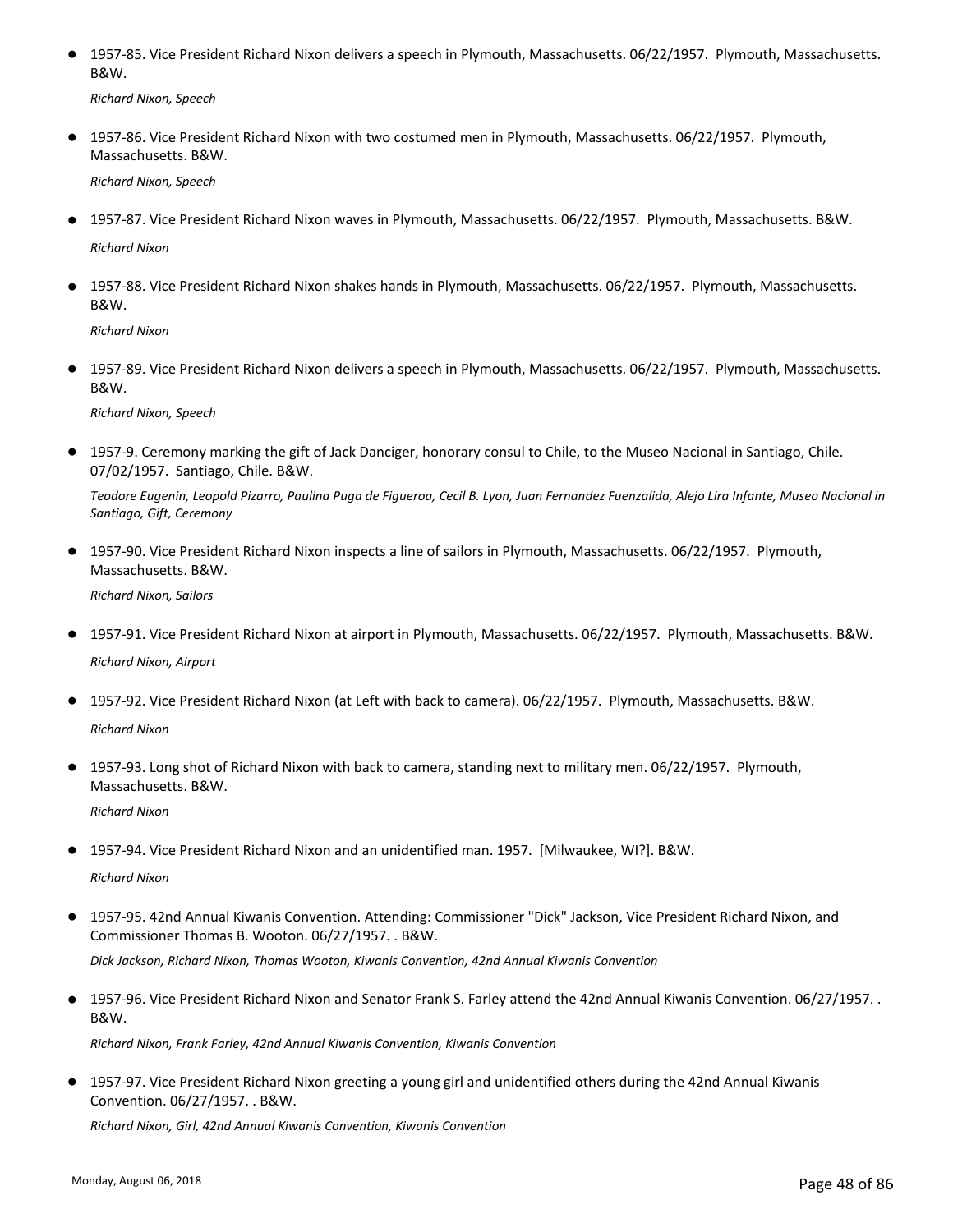- 1957-85. Vice President Richard Nixon delivers a speech in Plymouth, Massachusetts. 06/22/1957. Plymouth, Massachusetts. B&W.

  *Richard Nixon, Speech*

- 1957-86. Vice President Richard Nixon with two costumed men in Plymouth, Massachusetts. 06/22/1957. Plymouth, Massachusetts. B&W.

  *Richard Nixon, Speech*

- 1957-87. Vice President Richard Nixon waves in Plymouth, Massachusetts. 06/22/1957. Plymouth, Massachusetts. B&W.

  *Richard Nixon*

- 1957-88. Vice President Richard Nixon shakes hands in Plymouth, Massachusetts. 06/22/1957. Plymouth, Massachusetts. B&W.

  *Richard Nixon*

- 1957-89. Vice President Richard Nixon delivers a speech in Plymouth, Massachusetts. 06/22/1957. Plymouth, Massachusetts. B&W.

  *Richard Nixon, Speech*

- 1957-9. Ceremony marking the gift of Jack Danciger, honorary consul to Chile, to the Museo Nacional in Santiago, Chile. 07/02/1957. Santiago, Chile. B&W.

  *Teodore Eugenin, Leopold Pizarro, Paulina Puga de Figueroa, Cecil B. Lyon, Juan Fernandez Fuenzalida, Alejo Lira Infante, Museo Nacional in Santiago, Gift, Ceremony*

- 1957-90. Vice President Richard Nixon inspects a line of sailors in Plymouth, Massachusetts. 06/22/1957. Plymouth, Massachusetts. B&W.

  *Richard Nixon, Sailors*

- 1957-91. Vice President Richard Nixon at airport in Plymouth, Massachusetts. 06/22/1957. Plymouth, Massachusetts. B&W.

  *Richard Nixon, Airport*

- 1957-92. Vice President Richard Nixon (at Left with back to camera). 06/22/1957. Plymouth, Massachusetts. B&W.

  *Richard Nixon*

- 1957-93. Long shot of Richard Nixon with back to camera, standing next to military men. 06/22/1957. Plymouth, Massachusetts. B&W.

  *Richard Nixon*

- 1957-94. Vice President Richard Nixon and an unidentified man. 1957. [Milwaukee, WI?]. B&W.

  *Richard Nixon*

- 1957-95. 42nd Annual Kiwanis Convention. Attending: Commissioner "Dick" Jackson, Vice President Richard Nixon, and Commissioner Thomas B. Wooton. 06/27/1957. . B&W.

  *Dick Jackson, Richard Nixon, Thomas Wooton, Kiwanis Convention, 42nd Annual Kiwanis Convention*

- 1957-96. Vice President Richard Nixon and Senator Frank S. Farley attend the 42nd Annual Kiwanis Convention. 06/27/1957. . B&W.

  *Richard Nixon, Frank Farley, 42nd Annual Kiwanis Convention, Kiwanis Convention*

- 1957-97. Vice President Richard Nixon greeting a young girl and unidentified others during the 42nd Annual Kiwanis Convention. 06/27/1957. . B&W.

  *Richard Nixon, Girl, 42nd Annual Kiwanis Convention, Kiwanis Convention*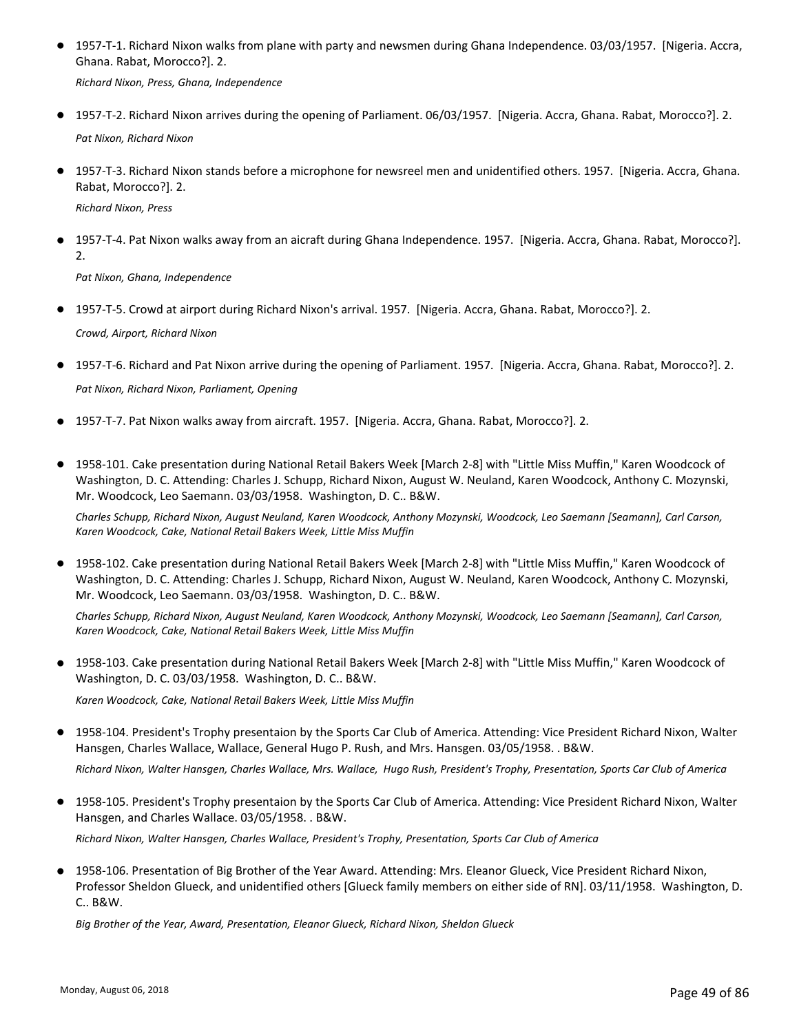- 1957-T-1. Richard Nixon walks from plane with party and newsmen during Ghana Independence. 03/03/1957. [Nigeria. Accra, Ghana. Rabat, Morocco?]. 2.

  *Richard Nixon, Press, Ghana, Independence*

- 1957-T-2. Richard Nixon arrives during the opening of Parliament. 06/03/1957. [Nigeria. Accra, Ghana. Rabat, Morocco?]. 2.

  *Pat Nixon, Richard Nixon*

- 1957-T-3. Richard Nixon stands before a microphone for newsreel men and unidentified others. 1957. [Nigeria. Accra, Ghana. Rabat, Morocco?]. 2.

  *Richard Nixon, Press*

- 1957-T-4. Pat Nixon walks away from an aicraft during Ghana Independence. 1957. [Nigeria. Accra, Ghana. Rabat, Morocco?]. 2.

  *Pat Nixon, Ghana, Independence*

- 1957-T-5. Crowd at airport during Richard Nixon's arrival. 1957. [Nigeria. Accra, Ghana. Rabat, Morocco?]. 2.

  *Crowd, Airport, Richard Nixon*

- 1957-T-6. Richard and Pat Nixon arrive during the opening of Parliament. 1957. [Nigeria. Accra, Ghana. Rabat, Morocco?]. 2.

  *Pat Nixon, Richard Nixon, Parliament, Opening*

- 1957-T-7. Pat Nixon walks away from aircraft. 1957. [Nigeria. Accra, Ghana. Rabat, Morocco?]. 2.

- 1958-101. Cake presentation during National Retail Bakers Week [March 2-8] with "Little Miss Muffin," Karen Woodcock of Washington, D. C. Attending: Charles J. Schupp, Richard Nixon, August W. Neuland, Karen Woodcock, Anthony C. Mozynski, Mr. Woodcock, Leo Saemann. 03/03/1958. Washington, D. C.. B&W.

  *Charles Schupp, Richard Nixon, August Neuland, Karen Woodcock, Anthony Mozynski, Woodcock, Leo Saemann [Seamann], Carl Carson, Karen Woodcock, Cake, National Retail Bakers Week, Little Miss Muffin*

- 1958-102. Cake presentation during National Retail Bakers Week [March 2-8] with "Little Miss Muffin," Karen Woodcock of Washington, D. C. Attending: Charles J. Schupp, Richard Nixon, August W. Neuland, Karen Woodcock, Anthony C. Mozynski, Mr. Woodcock, Leo Saemann. 03/03/1958. Washington, D. C.. B&W.

  *Charles Schupp, Richard Nixon, August Neuland, Karen Woodcock, Anthony Mozynski, Woodcock, Leo Saemann [Seamann], Carl Carson, Karen Woodcock, Cake, National Retail Bakers Week, Little Miss Muffin*

- 1958-103. Cake presentation during National Retail Bakers Week [March 2-8] with "Little Miss Muffin," Karen Woodcock of Washington, D. C. 03/03/1958. Washington, D. C.. B&W.

  *Karen Woodcock, Cake, National Retail Bakers Week, Little Miss Muffin*

- 1958-104. President's Trophy presentaion by the Sports Car Club of America. Attending: Vice President Richard Nixon, Walter Hansgen, Charles Wallace, Wallace, General Hugo P. Rush, and Mrs. Hansgen. 03/05/1958. . B&W.

  *Richard Nixon, Walter Hansgen, Charles Wallace, Mrs. Wallace, Hugo Rush, President's Trophy, Presentation, Sports Car Club of America*

- 1958-105. President's Trophy presentaion by the Sports Car Club of America. Attending: Vice President Richard Nixon, Walter Hansgen, and Charles Wallace. 03/05/1958. . B&W.

  *Richard Nixon, Walter Hansgen, Charles Wallace, President's Trophy, Presentation, Sports Car Club of America*

- 1958-106. Presentation of Big Brother of the Year Award. Attending: Mrs. Eleanor Glueck, Vice President Richard Nixon, Professor Sheldon Glueck, and unidentified others [Glueck family members on either side of RN]. 03/11/1958. Washington, D. C.. B&W.

  *Big Brother of the Year, Award, Presentation, Eleanor Glueck, Richard Nixon, Sheldon Glueck*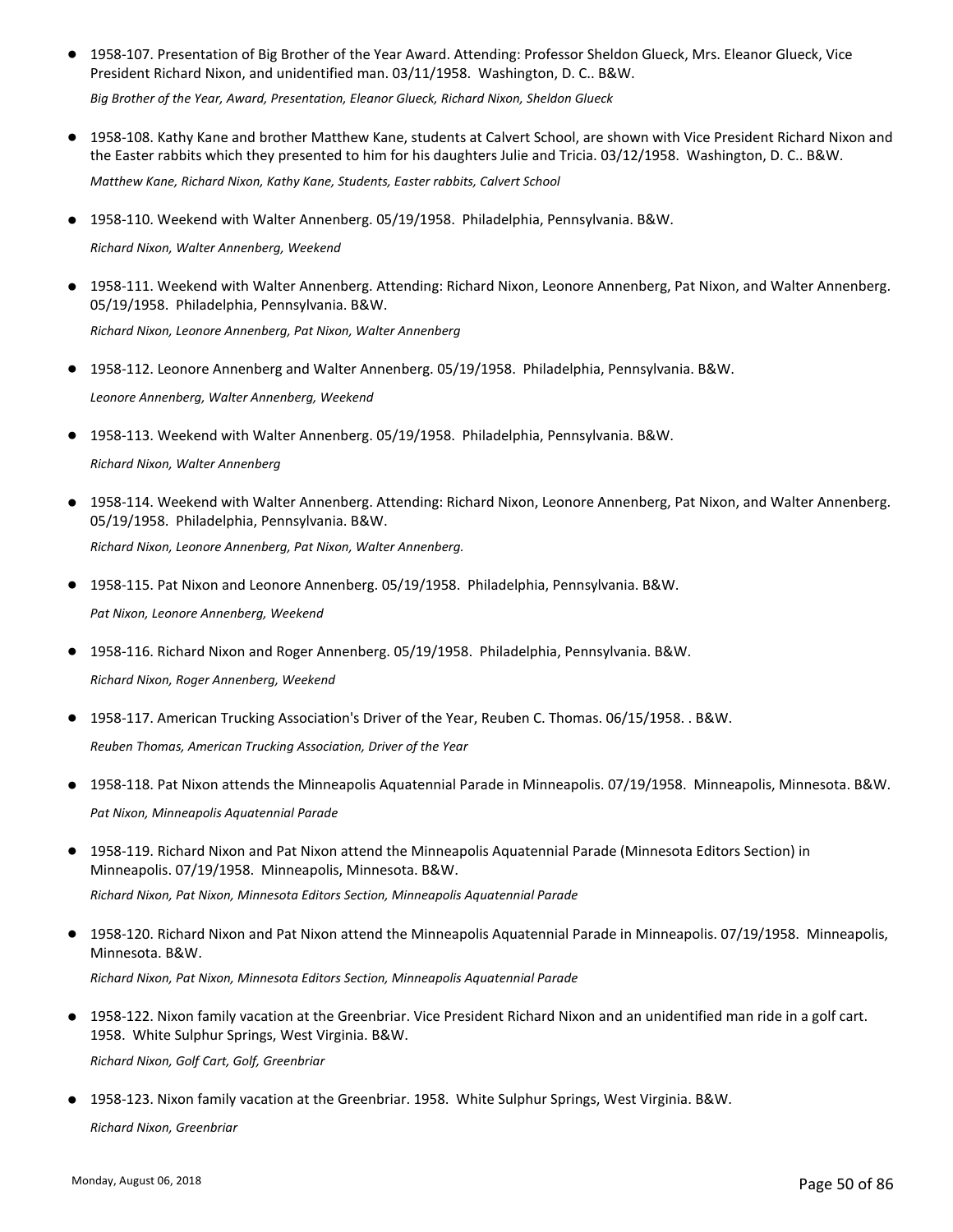- 1958-107. Presentation of Big Brother of the Year Award. Attending: Professor Sheldon Glueck, Mrs. Eleanor Glueck, Vice President Richard Nixon, and unidentified man. 03/11/1958. Washington, D. C.. B&W.

  *Big Brother of the Year, Award, Presentation, Eleanor Glueck, Richard Nixon, Sheldon Glueck*

- 1958-108. Kathy Kane and brother Matthew Kane, students at Calvert School, are shown with Vice President Richard Nixon and the Easter rabbits which they presented to him for his daughters Julie and Tricia. 03/12/1958. Washington, D. C.. B&W.

  *Matthew Kane, Richard Nixon, Kathy Kane, Students, Easter rabbits, Calvert School*

- 1958-110. Weekend with Walter Annenberg. 05/19/1958. Philadelphia, Pennsylvania. B&W.

  *Richard Nixon, Walter Annenberg, Weekend*

- 1958-111. Weekend with Walter Annenberg. Attending: Richard Nixon, Leonore Annenberg, Pat Nixon, and Walter Annenberg. 05/19/1958. Philadelphia, Pennsylvania. B&W.

  *Richard Nixon, Leonore Annenberg, Pat Nixon, Walter Annenberg*

- 1958-112. Leonore Annenberg and Walter Annenberg. 05/19/1958. Philadelphia, Pennsylvania. B&W.

  *Leonore Annenberg, Walter Annenberg, Weekend*

- 1958-113. Weekend with Walter Annenberg. 05/19/1958. Philadelphia, Pennsylvania. B&W.

  *Richard Nixon, Walter Annenberg*

- 1958-114. Weekend with Walter Annenberg. Attending: Richard Nixon, Leonore Annenberg, Pat Nixon, and Walter Annenberg. 05/19/1958. Philadelphia, Pennsylvania. B&W.

  *Richard Nixon, Leonore Annenberg, Pat Nixon, Walter Annenberg.*

- 1958-115. Pat Nixon and Leonore Annenberg. 05/19/1958. Philadelphia, Pennsylvania. B&W.

  *Pat Nixon, Leonore Annenberg, Weekend*

- 1958-116. Richard Nixon and Roger Annenberg. 05/19/1958. Philadelphia, Pennsylvania. B&W.

  *Richard Nixon, Roger Annenberg, Weekend*

- 1958-117. American Trucking Association's Driver of the Year, Reuben C. Thomas. 06/15/1958. . B&W.

  *Reuben Thomas, American Trucking Association, Driver of the Year*

- 1958-118. Pat Nixon attends the Minneapolis Aquatennial Parade in Minneapolis. 07/19/1958. Minneapolis, Minnesota. B&W.

  *Pat Nixon, Minneapolis Aquatennial Parade*

- 1958-119. Richard Nixon and Pat Nixon attend the Minneapolis Aquatennial Parade (Minnesota Editors Section) in Minneapolis. 07/19/1958. Minneapolis, Minnesota. B&W.

  *Richard Nixon, Pat Nixon, Minnesota Editors Section, Minneapolis Aquatennial Parade*

- 1958-120. Richard Nixon and Pat Nixon attend the Minneapolis Aquatennial Parade in Minneapolis. 07/19/1958. Minneapolis, Minnesota. B&W.

  *Richard Nixon, Pat Nixon, Minnesota Editors Section, Minneapolis Aquatennial Parade*

- 1958-122. Nixon family vacation at the Greenbriar. Vice President Richard Nixon and an unidentified man ride in a golf cart. 1958. White Sulphur Springs, West Virginia. B&W.

  *Richard Nixon, Golf Cart, Golf, Greenbriar*

- 1958-123. Nixon family vacation at the Greenbriar. 1958. White Sulphur Springs, West Virginia. B&W.

  *Richard Nixon, Greenbriar*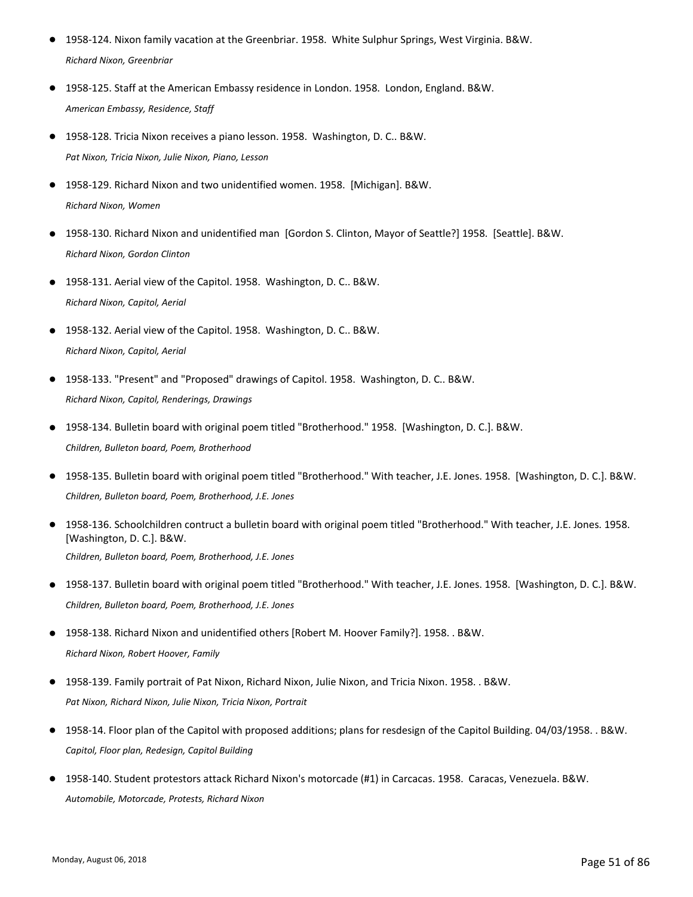- 1958-124. Nixon family vacation at the Greenbriar. 1958. White Sulphur Springs, West Virginia. B&W.
  *Richard Nixon, Greenbriar*

- 1958-125. Staff at the American Embassy residence in London. 1958. London, England. B&W.
  *American Embassy, Residence, Staff*

- 1958-128. Tricia Nixon receives a piano lesson. 1958. Washington, D. C.. B&W.
  *Pat Nixon, Tricia Nixon, Julie Nixon, Piano, Lesson*

- 1958-129. Richard Nixon and two unidentified women. 1958. [Michigan]. B&W.
  *Richard Nixon, Women*

- 1958-130. Richard Nixon and unidentified man [Gordon S. Clinton, Mayor of Seattle?] 1958. [Seattle]. B&W.
  *Richard Nixon, Gordon Clinton*

- 1958-131. Aerial view of the Capitol. 1958. Washington, D. C.. B&W.
  *Richard Nixon, Capitol, Aerial*

- 1958-132. Aerial view of the Capitol. 1958. Washington, D. C.. B&W.
  *Richard Nixon, Capitol, Aerial*

- 1958-133. "Present" and "Proposed" drawings of Capitol. 1958. Washington, D. C.. B&W.
  *Richard Nixon, Capitol, Renderings, Drawings*

- 1958-134. Bulletin board with original poem titled "Brotherhood." 1958. [Washington, D. C.]. B&W.
  *Children, Bulleton board, Poem, Brotherhood*

- 1958-135. Bulletin board with original poem titled "Brotherhood." With teacher, J.E. Jones. 1958. [Washington, D. C.]. B&W.
  *Children, Bulleton board, Poem, Brotherhood, J.E. Jones*

- 1958-136. Schoolchildren contruct a bulletin board with original poem titled "Brotherhood." With teacher, J.E. Jones. 1958. [Washington, D. C.]. B&W.
  *Children, Bulleton board, Poem, Brotherhood, J.E. Jones*

- 1958-137. Bulletin board with original poem titled "Brotherhood." With teacher, J.E. Jones. 1958. [Washington, D. C.]. B&W.
  *Children, Bulleton board, Poem, Brotherhood, J.E. Jones*

- 1958-138. Richard Nixon and unidentified others [Robert M. Hoover Family?]. 1958. . B&W.
  *Richard Nixon, Robert Hoover, Family*

- 1958-139. Family portrait of Pat Nixon, Richard Nixon, Julie Nixon, and Tricia Nixon. 1958. . B&W.
  *Pat Nixon, Richard Nixon, Julie Nixon, Tricia Nixon, Portrait*

- 1958-14. Floor plan of the Capitol with proposed additions; plans for resdesign of the Capitol Building. 04/03/1958. . B&W.
  *Capitol, Floor plan, Redesign, Capitol Building*

- 1958-140. Student protestors attack Richard Nixon's motorcade (#1) in Carcacas. 1958. Caracas, Venezuela. B&W.
  *Automobile, Motorcade, Protests, Richard Nixon*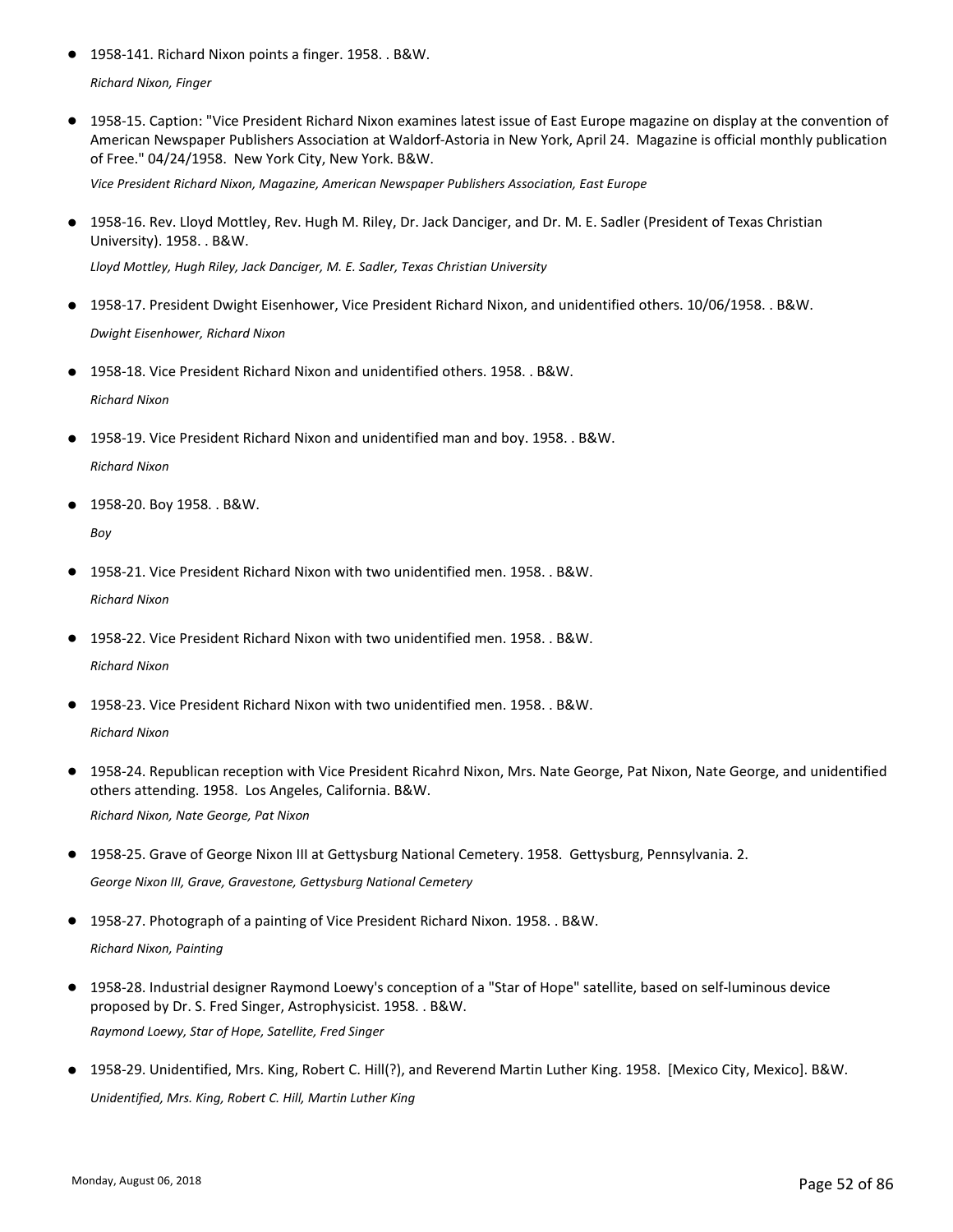- 1958-141. Richard Nixon points a finger. 1958. . B&W.

  *Richard Nixon, Finger*

- 1958-15. Caption: "Vice President Richard Nixon examines latest issue of East Europe magazine on display at the convention of American Newspaper Publishers Association at Waldorf-Astoria in New York, April 24. Magazine is official monthly publication of Free." 04/24/1958. New York City, New York. B&W.

  *Vice President Richard Nixon, Magazine, American Newspaper Publishers Association, East Europe*

- 1958-16. Rev. Lloyd Mottley, Rev. Hugh M. Riley, Dr. Jack Danciger, and Dr. M. E. Sadler (President of Texas Christian University). 1958. . B&W.

  *Lloyd Mottley, Hugh Riley, Jack Danciger, M. E. Sadler, Texas Christian University*

- 1958-17. President Dwight Eisenhower, Vice President Richard Nixon, and unidentified others. 10/06/1958. . B&W.

  *Dwight Eisenhower, Richard Nixon*

- 1958-18. Vice President Richard Nixon and unidentified others. 1958. . B&W.

  *Richard Nixon*

- 1958-19. Vice President Richard Nixon and unidentified man and boy. 1958. . B&W.

  *Richard Nixon*

- 1958-20. Boy 1958. . B&W.

  *Boy*

- 1958-21. Vice President Richard Nixon with two unidentified men. 1958. . B&W.

  *Richard Nixon*

- 1958-22. Vice President Richard Nixon with two unidentified men. 1958. . B&W.

  *Richard Nixon*

- 1958-23. Vice President Richard Nixon with two unidentified men. 1958. . B&W.

  *Richard Nixon*

- 1958-24. Republican reception with Vice President Ricahrd Nixon, Mrs. Nate George, Pat Nixon, Nate George, and unidentified others attending. 1958. Los Angeles, California. B&W.

  *Richard Nixon, Nate George, Pat Nixon*

- 1958-25. Grave of George Nixon III at Gettysburg National Cemetery. 1958. Gettysburg, Pennsylvania. 2.

  *George Nixon III, Grave, Gravestone, Gettysburg National Cemetery*

- 1958-27. Photograph of a painting of Vice President Richard Nixon. 1958. . B&W.

  *Richard Nixon, Painting*

- 1958-28. Industrial designer Raymond Loewy's conception of a "Star of Hope" satellite, based on self-luminous device proposed by Dr. S. Fred Singer, Astrophysicist. 1958. . B&W.

  *Raymond Loewy, Star of Hope, Satellite, Fred Singer*

- 1958-29. Unidentified, Mrs. King, Robert C. Hill(?), and Reverend Martin Luther King. 1958. [Mexico City, Mexico]. B&W.

  *Unidentified, Mrs. King, Robert C. Hill, Martin Luther King*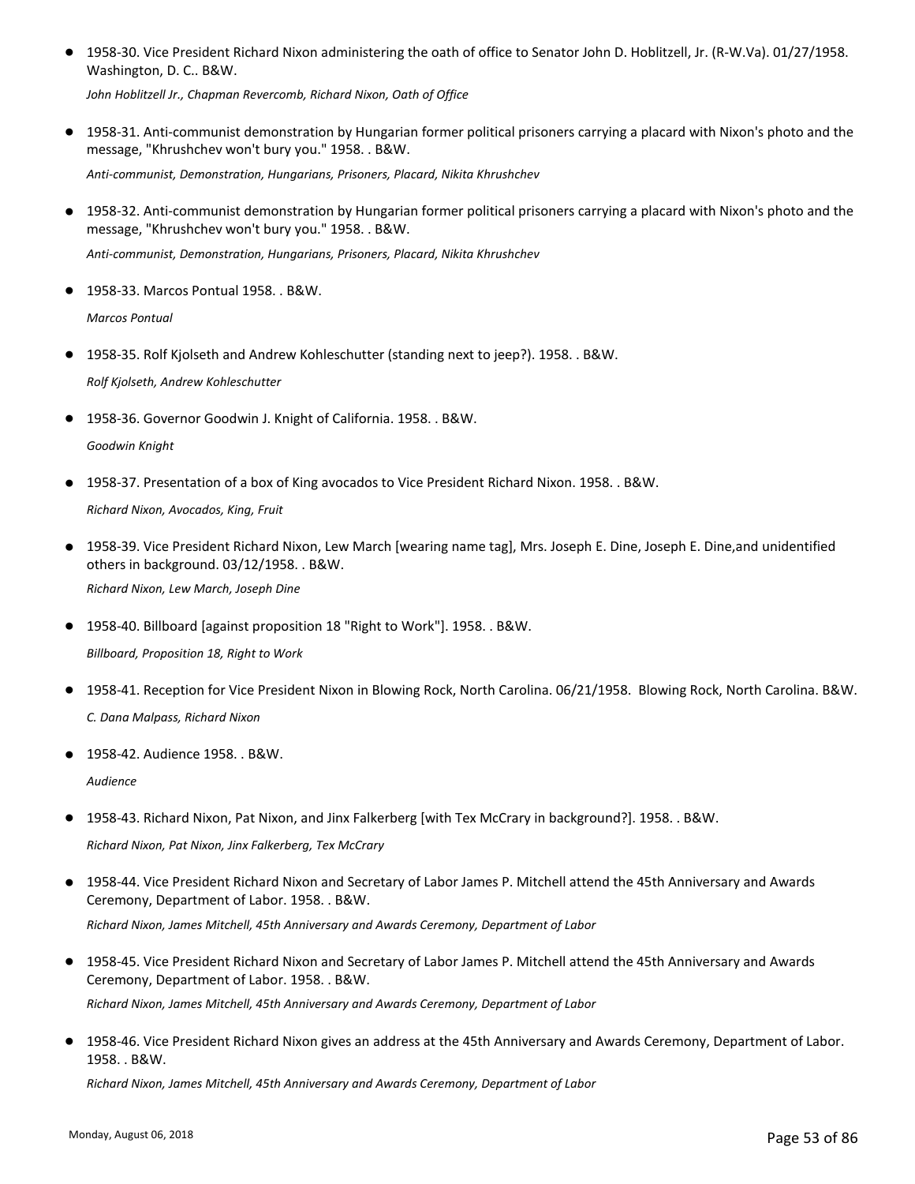- 1958-30. Vice President Richard Nixon administering the oath of office to Senator John D. Hoblitzell, Jr. (R-W.Va). 01/27/1958. Washington, D. C.. B&W.

  *John Hoblitzell Jr., Chapman Revercomb, Richard Nixon, Oath of Office*

- 1958-31. Anti-communist demonstration by Hungarian former political prisoners carrying a placard with Nixon's photo and the message, "Khrushchev won't bury you." 1958. . B&W.

  *Anti-communist, Demonstration, Hungarians, Prisoners, Placard, Nikita Khrushchev*

- 1958-32. Anti-communist demonstration by Hungarian former political prisoners carrying a placard with Nixon's photo and the message, "Khrushchev won't bury you." 1958. . B&W.

  *Anti-communist, Demonstration, Hungarians, Prisoners, Placard, Nikita Khrushchev*

- 1958-33. Marcos Pontual 1958. . B&W.

  *Marcos Pontual*

- 1958-35. Rolf Kjolseth and Andrew Kohleschutter (standing next to jeep?). 1958. . B&W.

  *Rolf Kjolseth, Andrew Kohleschutter*

- 1958-36. Governor Goodwin J. Knight of California. 1958. . B&W.

  *Goodwin Knight*

- 1958-37. Presentation of a box of King avocados to Vice President Richard Nixon. 1958. . B&W.

  *Richard Nixon, Avocados, King, Fruit*

- 1958-39. Vice President Richard Nixon, Lew March [wearing name tag], Mrs. Joseph E. Dine, Joseph E. Dine,and unidentified others in background. 03/12/1958. . B&W.

  *Richard Nixon, Lew March, Joseph Dine*

- 1958-40. Billboard [against proposition 18 "Right to Work"]. 1958. . B&W.

  *Billboard, Proposition 18, Right to Work*

- 1958-41. Reception for Vice President Nixon in Blowing Rock, North Carolina. 06/21/1958. Blowing Rock, North Carolina. B&W.

  *C. Dana Malpass, Richard Nixon*

- 1958-42. Audience 1958. . B&W.

  *Audience*

- 1958-43. Richard Nixon, Pat Nixon, and Jinx Falkerberg [with Tex McCrary in background?]. 1958. . B&W.

  *Richard Nixon, Pat Nixon, Jinx Falkerberg, Tex McCrary*

- 1958-44. Vice President Richard Nixon and Secretary of Labor James P. Mitchell attend the 45th Anniversary and Awards Ceremony, Department of Labor. 1958. . B&W.

  *Richard Nixon, James Mitchell, 45th Anniversary and Awards Ceremony, Department of Labor*

- 1958-45. Vice President Richard Nixon and Secretary of Labor James P. Mitchell attend the 45th Anniversary and Awards Ceremony, Department of Labor. 1958. . B&W.

  *Richard Nixon, James Mitchell, 45th Anniversary and Awards Ceremony, Department of Labor*

- 1958-46. Vice President Richard Nixon gives an address at the 45th Anniversary and Awards Ceremony, Department of Labor. 1958. . B&W.

  *Richard Nixon, James Mitchell, 45th Anniversary and Awards Ceremony, Department of Labor*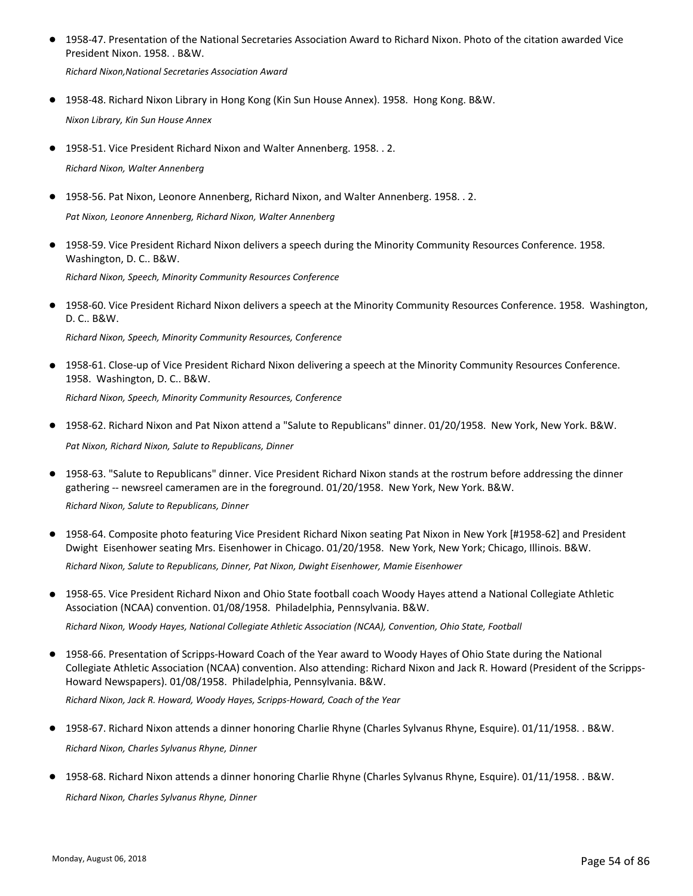- 1958-47. Presentation of the National Secretaries Association Award to Richard Nixon. Photo of the citation awarded Vice President Nixon. 1958. . B&W.

  *Richard Nixon,National Secretaries Association Award*

- 1958-48. Richard Nixon Library in Hong Kong (Kin Sun House Annex). 1958. Hong Kong. B&W.

  *Nixon Library, Kin Sun House Annex*

- 1958-51. Vice President Richard Nixon and Walter Annenberg. 1958. . 2.

  *Richard Nixon, Walter Annenberg*

- 1958-56. Pat Nixon, Leonore Annenberg, Richard Nixon, and Walter Annenberg. 1958. . 2.

  *Pat Nixon, Leonore Annenberg, Richard Nixon, Walter Annenberg*

- 1958-59. Vice President Richard Nixon delivers a speech during the Minority Community Resources Conference. 1958. Washington, D. C.. B&W.

  *Richard Nixon, Speech, Minority Community Resources Conference*

- 1958-60. Vice President Richard Nixon delivers a speech at the Minority Community Resources Conference. 1958. Washington, D. C.. B&W.

  *Richard Nixon, Speech, Minority Community Resources, Conference*

- 1958-61. Close-up of Vice President Richard Nixon delivering a speech at the Minority Community Resources Conference. 1958. Washington, D. C.. B&W.

  *Richard Nixon, Speech, Minority Community Resources, Conference*

- 1958-62. Richard Nixon and Pat Nixon attend a "Salute to Republicans" dinner. 01/20/1958. New York, New York. B&W.

  *Pat Nixon, Richard Nixon, Salute to Republicans, Dinner*

- 1958-63. "Salute to Republicans" dinner. Vice President Richard Nixon stands at the rostrum before addressing the dinner gathering -- newsreel cameramen are in the foreground. 01/20/1958. New York, New York. B&W.

  *Richard Nixon, Salute to Republicans, Dinner*

- 1958-64. Composite photo featuring Vice President Richard Nixon seating Pat Nixon in New York [#1958-62] and President Dwight Eisenhower seating Mrs. Eisenhower in Chicago. 01/20/1958. New York, New York; Chicago, Illinois. B&W.

  *Richard Nixon, Salute to Republicans, Dinner, Pat Nixon, Dwight Eisenhower, Mamie Eisenhower*

- 1958-65. Vice President Richard Nixon and Ohio State football coach Woody Hayes attend a National Collegiate Athletic Association (NCAA) convention. 01/08/1958. Philadelphia, Pennsylvania. B&W.

  *Richard Nixon, Woody Hayes, National Collegiate Athletic Association (NCAA), Convention, Ohio State, Football*

- 1958-66. Presentation of Scripps-Howard Coach of the Year award to Woody Hayes of Ohio State during the National Collegiate Athletic Association (NCAA) convention. Also attending: Richard Nixon and Jack R. Howard (President of the Scripps-Howard Newspapers). 01/08/1958. Philadelphia, Pennsylvania. B&W.

  *Richard Nixon, Jack R. Howard, Woody Hayes, Scripps-Howard, Coach of the Year*

- 1958-67. Richard Nixon attends a dinner honoring Charlie Rhyne (Charles Sylvanus Rhyne, Esquire). 01/11/1958. . B&W.

  *Richard Nixon, Charles Sylvanus Rhyne, Dinner*

- 1958-68. Richard Nixon attends a dinner honoring Charlie Rhyne (Charles Sylvanus Rhyne, Esquire). 01/11/1958. . B&W.

  *Richard Nixon, Charles Sylvanus Rhyne, Dinner*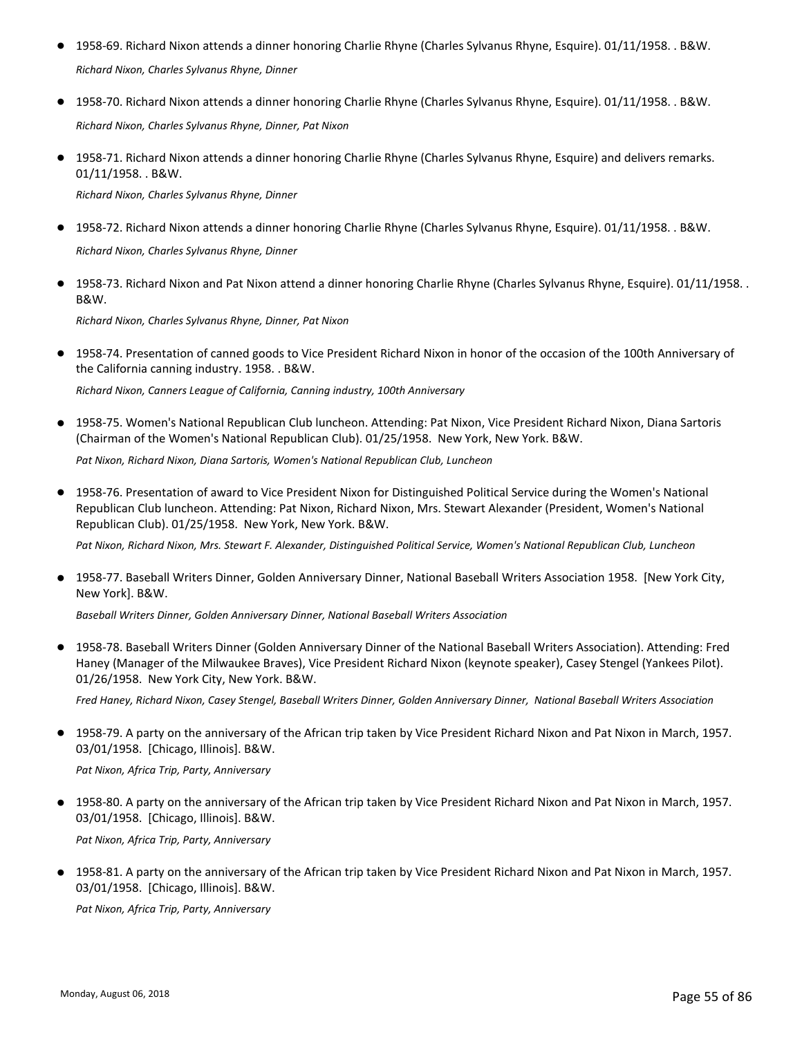- 1958-69. Richard Nixon attends a dinner honoring Charlie Rhyne (Charles Sylvanus Rhyne, Esquire). 01/11/1958. . B&W.

  *Richard Nixon, Charles Sylvanus Rhyne, Dinner*

- 1958-70. Richard Nixon attends a dinner honoring Charlie Rhyne (Charles Sylvanus Rhyne, Esquire). 01/11/1958. . B&W.

  *Richard Nixon, Charles Sylvanus Rhyne, Dinner, Pat Nixon*

- 1958-71. Richard Nixon attends a dinner honoring Charlie Rhyne (Charles Sylvanus Rhyne, Esquire) and delivers remarks. 01/11/1958. . B&W.

  *Richard Nixon, Charles Sylvanus Rhyne, Dinner*

- 1958-72. Richard Nixon attends a dinner honoring Charlie Rhyne (Charles Sylvanus Rhyne, Esquire). 01/11/1958. . B&W.

  *Richard Nixon, Charles Sylvanus Rhyne, Dinner*

- 1958-73. Richard Nixon and Pat Nixon attend a dinner honoring Charlie Rhyne (Charles Sylvanus Rhyne, Esquire). 01/11/1958. . B&W.

  *Richard Nixon, Charles Sylvanus Rhyne, Dinner, Pat Nixon*

- 1958-74. Presentation of canned goods to Vice President Richard Nixon in honor of the occasion of the 100th Anniversary of the California canning industry. 1958. . B&W.

  *Richard Nixon, Canners League of California, Canning industry, 100th Anniversary*

- 1958-75. Women's National Republican Club luncheon. Attending: Pat Nixon, Vice President Richard Nixon, Diana Sartoris (Chairman of the Women's National Republican Club). 01/25/1958. New York, New York. B&W.

  *Pat Nixon, Richard Nixon, Diana Sartoris, Women's National Republican Club, Luncheon*

- 1958-76. Presentation of award to Vice President Nixon for Distinguished Political Service during the Women's National Republican Club luncheon. Attending: Pat Nixon, Richard Nixon, Mrs. Stewart Alexander (President, Women's National Republican Club). 01/25/1958. New York, New York. B&W.

  *Pat Nixon, Richard Nixon, Mrs. Stewart F. Alexander, Distinguished Political Service, Women's National Republican Club, Luncheon*

- 1958-77. Baseball Writers Dinner, Golden Anniversary Dinner, National Baseball Writers Association 1958. [New York City, New York]. B&W.

  *Baseball Writers Dinner, Golden Anniversary Dinner, National Baseball Writers Association*

- 1958-78. Baseball Writers Dinner (Golden Anniversary Dinner of the National Baseball Writers Association). Attending: Fred Haney (Manager of the Milwaukee Braves), Vice President Richard Nixon (keynote speaker), Casey Stengel (Yankees Pilot). 01/26/1958. New York City, New York. B&W.

  *Fred Haney, Richard Nixon, Casey Stengel, Baseball Writers Dinner, Golden Anniversary Dinner, National Baseball Writers Association*

- 1958-79. A party on the anniversary of the African trip taken by Vice President Richard Nixon and Pat Nixon in March, 1957. 03/01/1958. [Chicago, Illinois]. B&W.

  *Pat Nixon, Africa Trip, Party, Anniversary*

- 1958-80. A party on the anniversary of the African trip taken by Vice President Richard Nixon and Pat Nixon in March, 1957. 03/01/1958. [Chicago, Illinois]. B&W.

  *Pat Nixon, Africa Trip, Party, Anniversary*

- 1958-81. A party on the anniversary of the African trip taken by Vice President Richard Nixon and Pat Nixon in March, 1957. 03/01/1958. [Chicago, Illinois]. B&W.

  *Pat Nixon, Africa Trip, Party, Anniversary*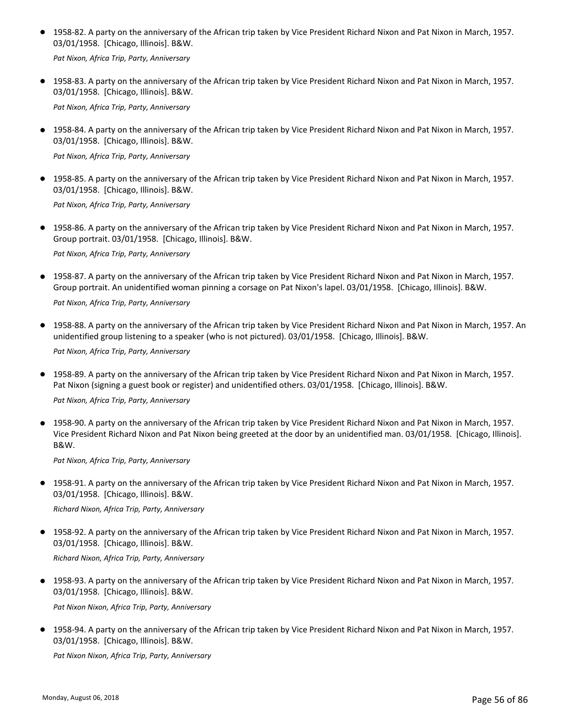- 1958-82. A party on the anniversary of the African trip taken by Vice President Richard Nixon and Pat Nixon in March, 1957. 03/01/1958. [Chicago, Illinois]. B&W.

  *Pat Nixon, Africa Trip, Party, Anniversary*

- 1958-83. A party on the anniversary of the African trip taken by Vice President Richard Nixon and Pat Nixon in March, 1957. 03/01/1958. [Chicago, Illinois]. B&W.

  *Pat Nixon, Africa Trip, Party, Anniversary*

- 1958-84. A party on the anniversary of the African trip taken by Vice President Richard Nixon and Pat Nixon in March, 1957. 03/01/1958. [Chicago, Illinois]. B&W.

  *Pat Nixon, Africa Trip, Party, Anniversary*

- 1958-85. A party on the anniversary of the African trip taken by Vice President Richard Nixon and Pat Nixon in March, 1957. 03/01/1958. [Chicago, Illinois]. B&W.

  *Pat Nixon, Africa Trip, Party, Anniversary*

- 1958-86. A party on the anniversary of the African trip taken by Vice President Richard Nixon and Pat Nixon in March, 1957. Group portrait. 03/01/1958. [Chicago, Illinois]. B&W.

  *Pat Nixon, Africa Trip, Party, Anniversary*

- 1958-87. A party on the anniversary of the African trip taken by Vice President Richard Nixon and Pat Nixon in March, 1957. Group portrait. An unidentified woman pinning a corsage on Pat Nixon's lapel. 03/01/1958. [Chicago, Illinois]. B&W.

  *Pat Nixon, Africa Trip, Party, Anniversary*

- 1958-88. A party on the anniversary of the African trip taken by Vice President Richard Nixon and Pat Nixon in March, 1957. An unidentified group listening to a speaker (who is not pictured). 03/01/1958. [Chicago, Illinois]. B&W.

  *Pat Nixon, Africa Trip, Party, Anniversary*

- 1958-89. A party on the anniversary of the African trip taken by Vice President Richard Nixon and Pat Nixon in March, 1957. Pat Nixon (signing a guest book or register) and unidentified others. 03/01/1958. [Chicago, Illinois]. B&W.

  *Pat Nixon, Africa Trip, Party, Anniversary*

- 1958-90. A party on the anniversary of the African trip taken by Vice President Richard Nixon and Pat Nixon in March, 1957. Vice President Richard Nixon and Pat Nixon being greeted at the door by an unidentified man. 03/01/1958. [Chicago, Illinois]. B&W.

  *Pat Nixon, Africa Trip, Party, Anniversary*

- 1958-91. A party on the anniversary of the African trip taken by Vice President Richard Nixon and Pat Nixon in March, 1957. 03/01/1958. [Chicago, Illinois]. B&W.

  *Richard Nixon, Africa Trip, Party, Anniversary*

- 1958-92. A party on the anniversary of the African trip taken by Vice President Richard Nixon and Pat Nixon in March, 1957. 03/01/1958. [Chicago, Illinois]. B&W.

  *Richard Nixon, Africa Trip, Party, Anniversary*

- 1958-93. A party on the anniversary of the African trip taken by Vice President Richard Nixon and Pat Nixon in March, 1957. 03/01/1958. [Chicago, Illinois]. B&W.

  *Pat Nixon Nixon, Africa Trip, Party, Anniversary*

- 1958-94. A party on the anniversary of the African trip taken by Vice President Richard Nixon and Pat Nixon in March, 1957. 03/01/1958. [Chicago, Illinois]. B&W.

  *Pat Nixon Nixon, Africa Trip, Party, Anniversary*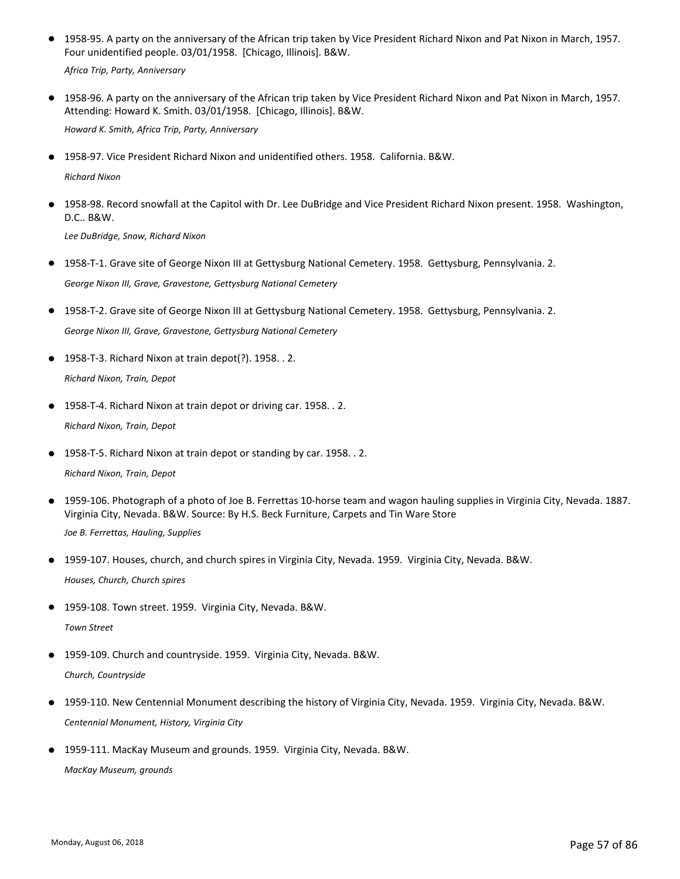- 1958-95. A party on the anniversary of the African trip taken by Vice President Richard Nixon and Pat Nixon in March, 1957. Four unidentified people. 03/01/1958. [Chicago, Illinois]. B&W.

  *Africa Trip, Party, Anniversary*

- 1958-96. A party on the anniversary of the African trip taken by Vice President Richard Nixon and Pat Nixon in March, 1957. Attending: Howard K. Smith. 03/01/1958. [Chicago, Illinois]. B&W.

  *Howard K. Smith, Africa Trip, Party, Anniversary*

- 1958-97. Vice President Richard Nixon and unidentified others. 1958. California. B&W.

  *Richard Nixon*

- 1958-98. Record snowfall at the Capitol with Dr. Lee DuBridge and Vice President Richard Nixon present. 1958. Washington, D.C.. B&W.

  *Lee DuBridge, Snow, Richard Nixon*

- 1958-T-1. Grave site of George Nixon III at Gettysburg National Cemetery. 1958. Gettysburg, Pennsylvania. 2.

  *George Nixon III, Grave, Gravestone, Gettysburg National Cemetery*

- 1958-T-2. Grave site of George Nixon III at Gettysburg National Cemetery. 1958. Gettysburg, Pennsylvania. 2.

  *George Nixon III, Grave, Gravestone, Gettysburg National Cemetery*

- 1958-T-3. Richard Nixon at train depot(?). 1958. . 2.

  *Richard Nixon, Train, Depot*

- 1958-T-4. Richard Nixon at train depot or driving car. 1958. . 2.

  *Richard Nixon, Train, Depot*

- 1958-T-5. Richard Nixon at train depot or standing by car. 1958. . 2.

  *Richard Nixon, Train, Depot*

- 1959-106. Photograph of a photo of Joe B. Ferrettas 10-horse team and wagon hauling supplies in Virginia City, Nevada. 1887. Virginia City, Nevada. B&W. Source: By H.S. Beck Furniture, Carpets and Tin Ware Store

  *Joe B. Ferrettas, Hauling, Supplies*

- 1959-107. Houses, church, and church spires in Virginia City, Nevada. 1959. Virginia City, Nevada. B&W.

  *Houses, Church, Church spires*

- 1959-108. Town street. 1959. Virginia City, Nevada. B&W.

  *Town Street*

- 1959-109. Church and countryside. 1959. Virginia City, Nevada. B&W.

  *Church, Countryside*

- 1959-110. New Centennial Monument describing the history of Virginia City, Nevada. 1959. Virginia City, Nevada. B&W.

  *Centennial Monument, History, Virginia City*

- 1959-111. MacKay Museum and grounds. 1959. Virginia City, Nevada. B&W.

  *MacKay Museum, grounds*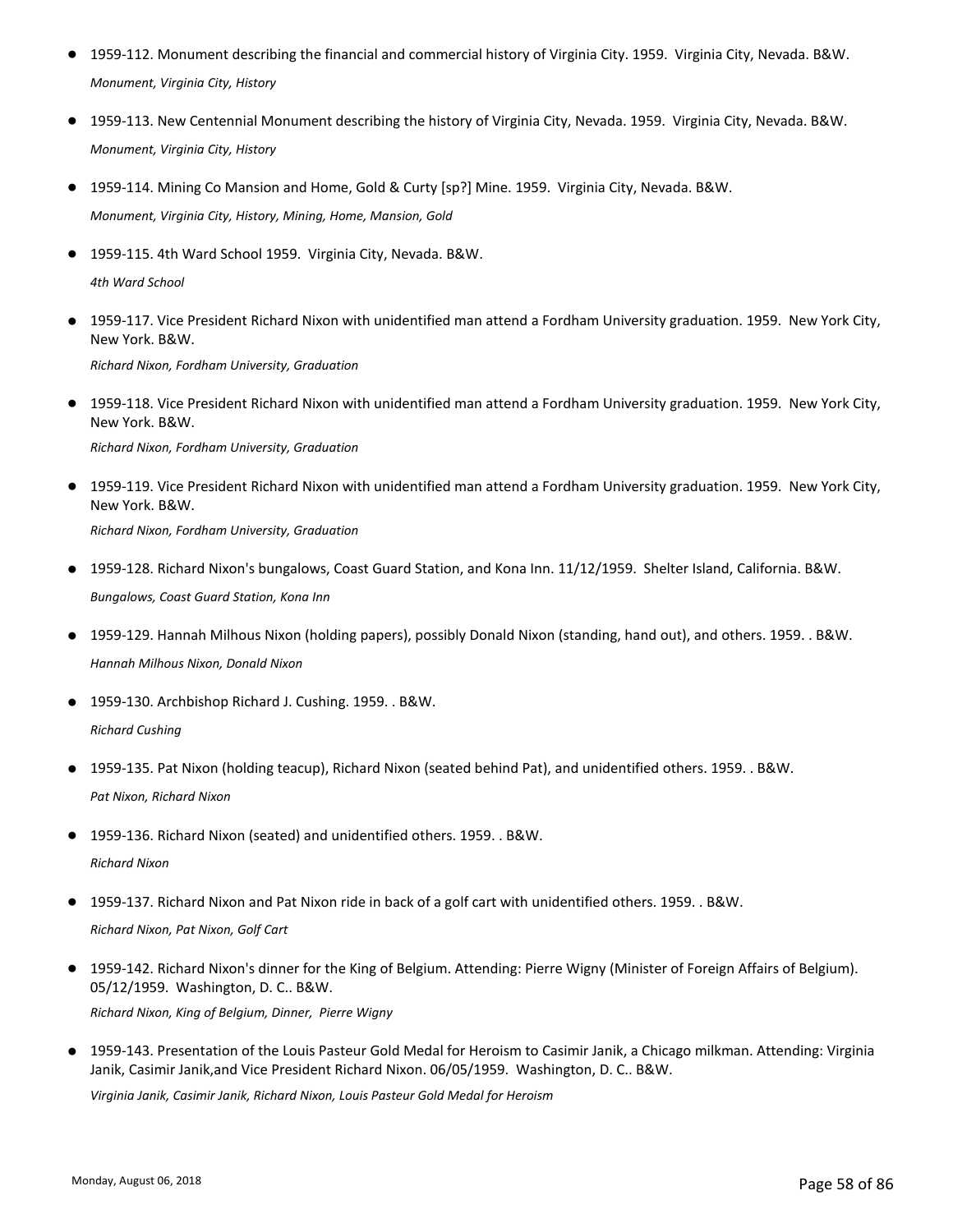- 1959-112. Monument describing the financial and commercial history of Virginia City. 1959. Virginia City, Nevada. B&W.

  *Monument, Virginia City, History*

- 1959-113. New Centennial Monument describing the history of Virginia City, Nevada. 1959. Virginia City, Nevada. B&W.

  *Monument, Virginia City, History*

- 1959-114. Mining Co Mansion and Home, Gold & Curty [sp?] Mine. 1959. Virginia City, Nevada. B&W.

  *Monument, Virginia City, History, Mining, Home, Mansion, Gold*

- 1959-115. 4th Ward School 1959. Virginia City, Nevada. B&W.

  *4th Ward School*

- 1959-117. Vice President Richard Nixon with unidentified man attend a Fordham University graduation. 1959. New York City, New York. B&W.

  *Richard Nixon, Fordham University, Graduation*

- 1959-118. Vice President Richard Nixon with unidentified man attend a Fordham University graduation. 1959. New York City, New York. B&W.

  *Richard Nixon, Fordham University, Graduation*

- 1959-119. Vice President Richard Nixon with unidentified man attend a Fordham University graduation. 1959. New York City, New York. B&W.

  *Richard Nixon, Fordham University, Graduation*

- 1959-128. Richard Nixon's bungalows, Coast Guard Station, and Kona Inn. 11/12/1959. Shelter Island, California. B&W.

  *Bungalows, Coast Guard Station, Kona Inn*

- 1959-129. Hannah Milhous Nixon (holding papers), possibly Donald Nixon (standing, hand out), and others. 1959. . B&W.

  *Hannah Milhous Nixon, Donald Nixon*

- 1959-130. Archbishop Richard J. Cushing. 1959. . B&W.

  *Richard Cushing*

- 1959-135. Pat Nixon (holding teacup), Richard Nixon (seated behind Pat), and unidentified others. 1959. . B&W.

  *Pat Nixon, Richard Nixon*

- 1959-136. Richard Nixon (seated) and unidentified others. 1959. . B&W.

  *Richard Nixon*

- 1959-137. Richard Nixon and Pat Nixon ride in back of a golf cart with unidentified others. 1959. . B&W.

  *Richard Nixon, Pat Nixon, Golf Cart*

- 1959-142. Richard Nixon's dinner for the King of Belgium. Attending: Pierre Wigny (Minister of Foreign Affairs of Belgium). 05/12/1959. Washington, D. C.. B&W.

  *Richard Nixon, King of Belgium, Dinner, Pierre Wigny*

- 1959-143. Presentation of the Louis Pasteur Gold Medal for Heroism to Casimir Janik, a Chicago milkman. Attending: Virginia Janik, Casimir Janik,and Vice President Richard Nixon. 06/05/1959. Washington, D. C.. B&W.

  *Virginia Janik, Casimir Janik, Richard Nixon, Louis Pasteur Gold Medal for Heroism*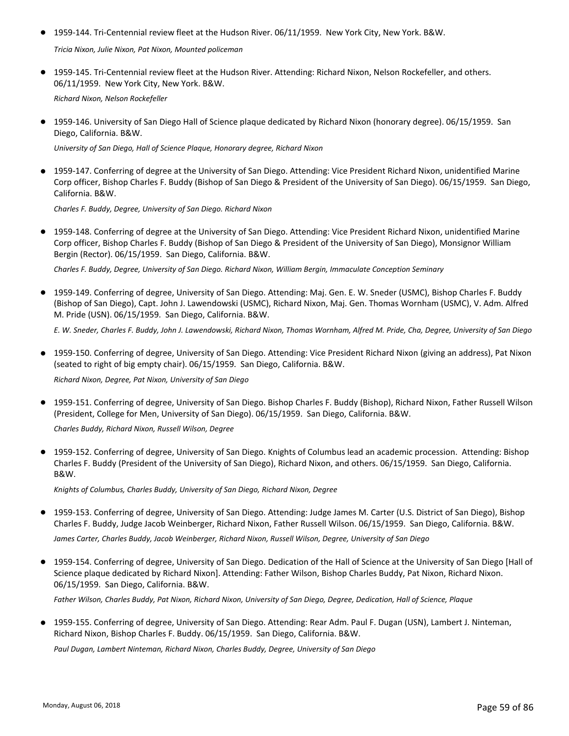- 1959-144. Tri-Centennial review fleet at the Hudson River. 06/11/1959. New York City, New York. B&W.

  *Tricia Nixon, Julie Nixon, Pat Nixon, Mounted policeman*

- 1959-145. Tri-Centennial review fleet at the Hudson River. Attending: Richard Nixon, Nelson Rockefeller, and others. 06/11/1959. New York City, New York. B&W.

  *Richard Nixon, Nelson Rockefeller*

- 1959-146. University of San Diego Hall of Science plaque dedicated by Richard Nixon (honorary degree). 06/15/1959. San Diego, California. B&W.

  *University of San Diego, Hall of Science Plaque, Honorary degree, Richard Nixon*

- 1959-147. Conferring of degree at the University of San Diego. Attending: Vice President Richard Nixon, unidentified Marine Corp officer, Bishop Charles F. Buddy (Bishop of San Diego & President of the University of San Diego). 06/15/1959. San Diego, California. B&W.

  *Charles F. Buddy, Degree, University of San Diego. Richard Nixon*

- 1959-148. Conferring of degree at the University of San Diego. Attending: Vice President Richard Nixon, unidentified Marine Corp officer, Bishop Charles F. Buddy (Bishop of San Diego & President of the University of San Diego), Monsignor William Bergin (Rector). 06/15/1959. San Diego, California. B&W.

  *Charles F. Buddy, Degree, University of San Diego. Richard Nixon, William Bergin, Immaculate Conception Seminary*

- 1959-149. Conferring of degree, University of San Diego. Attending: Maj. Gen. E. W. Sneder (USMC), Bishop Charles F. Buddy (Bishop of San Diego), Capt. John J. Lawendowski (USMC), Richard Nixon, Maj. Gen. Thomas Wornham (USMC), V. Adm. Alfred M. Pride (USN). 06/15/1959. San Diego, California. B&W.

  *E. W. Sneder, Charles F. Buddy, John J. Lawendowski, Richard Nixon, Thomas Wornham, Alfred M. Pride, Cha, Degree, University of San Diego*

- 1959-150. Conferring of degree, University of San Diego. Attending: Vice President Richard Nixon (giving an address), Pat Nixon (seated to right of big empty chair). 06/15/1959. San Diego, California. B&W.

  *Richard Nixon, Degree, Pat Nixon, University of San Diego*

- 1959-151. Conferring of degree, University of San Diego. Bishop Charles F. Buddy (Bishop), Richard Nixon, Father Russell Wilson (President, College for Men, University of San Diego). 06/15/1959. San Diego, California. B&W.

  *Charles Buddy, Richard Nixon, Russell Wilson, Degree*

- 1959-152. Conferring of degree, University of San Diego. Knights of Columbus lead an academic procession. Attending: Bishop Charles F. Buddy (President of the University of San Diego), Richard Nixon, and others. 06/15/1959. San Diego, California. B&W.

  *Knights of Columbus, Charles Buddy, University of San Diego, Richard Nixon, Degree*

- 1959-153. Conferring of degree, University of San Diego. Attending: Judge James M. Carter (U.S. District of San Diego), Bishop Charles F. Buddy, Judge Jacob Weinberger, Richard Nixon, Father Russell Wilson. 06/15/1959. San Diego, California. B&W.

  *James Carter, Charles Buddy, Jacob Weinberger, Richard Nixon, Russell Wilson, Degree, University of San Diego*

- 1959-154. Conferring of degree, University of San Diego. Dedication of the Hall of Science at the University of San Diego [Hall of Science plaque dedicated by Richard Nixon]. Attending: Father Wilson, Bishop Charles Buddy, Pat Nixon, Richard Nixon. 06/15/1959. San Diego, California. B&W.

  *Father Wilson, Charles Buddy, Pat Nixon, Richard Nixon, University of San Diego, Degree, Dedication, Hall of Science, Plaque*

- 1959-155. Conferring of degree, University of San Diego. Attending: Rear Adm. Paul F. Dugan (USN), Lambert J. Ninteman, Richard Nixon, Bishop Charles F. Buddy. 06/15/1959. San Diego, California. B&W.

  *Paul Dugan, Lambert Ninteman, Richard Nixon, Charles Buddy, Degree, University of San Diego*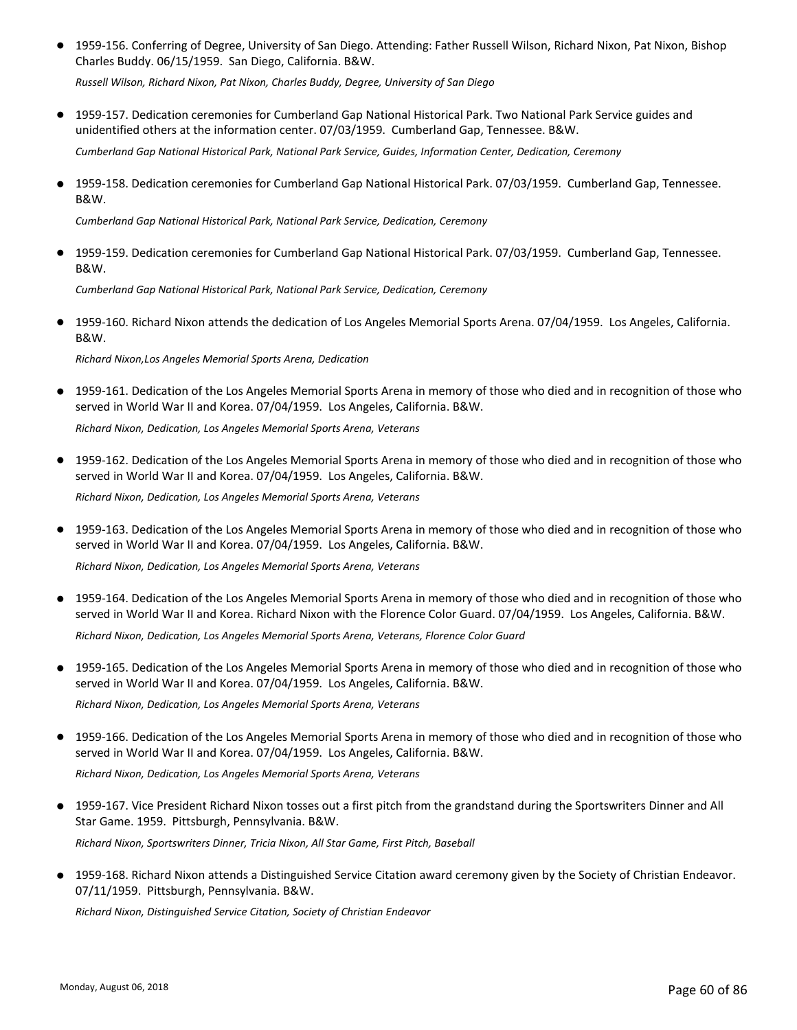- 1959-156. Conferring of Degree, University of San Diego. Attending: Father Russell Wilson, Richard Nixon, Pat Nixon, Bishop Charles Buddy. 06/15/1959. San Diego, California. B&W.

  *Russell Wilson, Richard Nixon, Pat Nixon, Charles Buddy, Degree, University of San Diego*

- 1959-157. Dedication ceremonies for Cumberland Gap National Historical Park. Two National Park Service guides and unidentified others at the information center. 07/03/1959. Cumberland Gap, Tennessee. B&W.

  *Cumberland Gap National Historical Park, National Park Service, Guides, Information Center, Dedication, Ceremony*

- 1959-158. Dedication ceremonies for Cumberland Gap National Historical Park. 07/03/1959. Cumberland Gap, Tennessee. B&W.

  *Cumberland Gap National Historical Park, National Park Service, Dedication, Ceremony*

- 1959-159. Dedication ceremonies for Cumberland Gap National Historical Park. 07/03/1959. Cumberland Gap, Tennessee. B&W.

  *Cumberland Gap National Historical Park, National Park Service, Dedication, Ceremony*

- 1959-160. Richard Nixon attends the dedication of Los Angeles Memorial Sports Arena. 07/04/1959. Los Angeles, California. B&W.

  *Richard Nixon,Los Angeles Memorial Sports Arena, Dedication*

- 1959-161. Dedication of the Los Angeles Memorial Sports Arena in memory of those who died and in recognition of those who served in World War II and Korea. 07/04/1959. Los Angeles, California. B&W.

  *Richard Nixon, Dedication, Los Angeles Memorial Sports Arena, Veterans*

- 1959-162. Dedication of the Los Angeles Memorial Sports Arena in memory of those who died and in recognition of those who served in World War II and Korea. 07/04/1959. Los Angeles, California. B&W.

  *Richard Nixon, Dedication, Los Angeles Memorial Sports Arena, Veterans*

- 1959-163. Dedication of the Los Angeles Memorial Sports Arena in memory of those who died and in recognition of those who served in World War II and Korea. 07/04/1959. Los Angeles, California. B&W.

  *Richard Nixon, Dedication, Los Angeles Memorial Sports Arena, Veterans*

- 1959-164. Dedication of the Los Angeles Memorial Sports Arena in memory of those who died and in recognition of those who served in World War II and Korea. Richard Nixon with the Florence Color Guard. 07/04/1959. Los Angeles, California. B&W.

  *Richard Nixon, Dedication, Los Angeles Memorial Sports Arena, Veterans, Florence Color Guard*

- 1959-165. Dedication of the Los Angeles Memorial Sports Arena in memory of those who died and in recognition of those who served in World War II and Korea. 07/04/1959. Los Angeles, California. B&W.

  *Richard Nixon, Dedication, Los Angeles Memorial Sports Arena, Veterans*

- 1959-166. Dedication of the Los Angeles Memorial Sports Arena in memory of those who died and in recognition of those who served in World War II and Korea. 07/04/1959. Los Angeles, California. B&W.

  *Richard Nixon, Dedication, Los Angeles Memorial Sports Arena, Veterans*

- 1959-167. Vice President Richard Nixon tosses out a first pitch from the grandstand during the Sportswriters Dinner and All Star Game. 1959. Pittsburgh, Pennsylvania. B&W.

  *Richard Nixon, Sportswriters Dinner, Tricia Nixon, All Star Game, First Pitch, Baseball*

- 1959-168. Richard Nixon attends a Distinguished Service Citation award ceremony given by the Society of Christian Endeavor. 07/11/1959. Pittsburgh, Pennsylvania. B&W.

  *Richard Nixon, Distinguished Service Citation, Society of Christian Endeavor*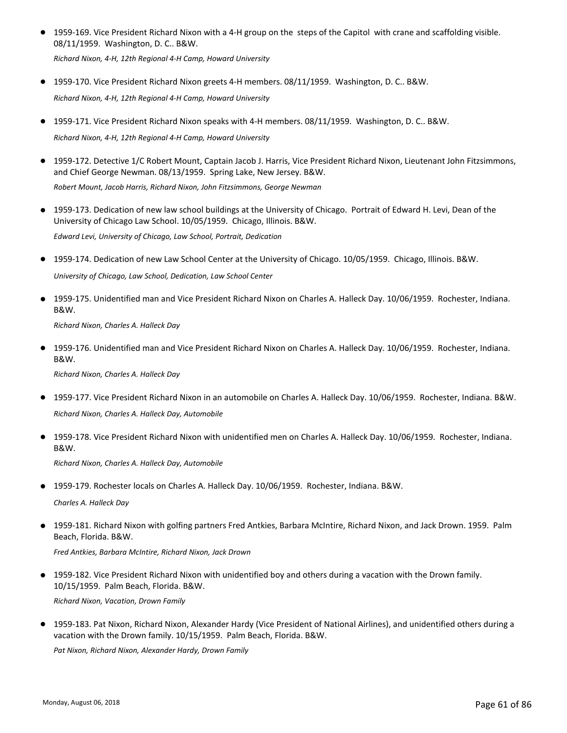- 1959-169. Vice President Richard Nixon with a 4-H group on the steps of the Capitol with crane and scaffolding visible. 08/11/1959. Washington, D. C.. B&W.

  *Richard Nixon, 4-H, 12th Regional 4-H Camp, Howard University*

- 1959-170. Vice President Richard Nixon greets 4-H members. 08/11/1959. Washington, D. C.. B&W.

  *Richard Nixon, 4-H, 12th Regional 4-H Camp, Howard University*

- 1959-171. Vice President Richard Nixon speaks with 4-H members. 08/11/1959. Washington, D. C.. B&W.

  *Richard Nixon, 4-H, 12th Regional 4-H Camp, Howard University*

- 1959-172. Detective 1/C Robert Mount, Captain Jacob J. Harris, Vice President Richard Nixon, Lieutenant John Fitzsimmons, and Chief George Newman. 08/13/1959. Spring Lake, New Jersey. B&W.

  *Robert Mount, Jacob Harris, Richard Nixon, John Fitzsimmons, George Newman*

- 1959-173. Dedication of new law school buildings at the University of Chicago. Portrait of Edward H. Levi, Dean of the University of Chicago Law School. 10/05/1959. Chicago, Illinois. B&W.

  *Edward Levi, University of Chicago, Law School, Portrait, Dedication*

- 1959-174. Dedication of new Law School Center at the University of Chicago. 10/05/1959. Chicago, Illinois. B&W.

  *University of Chicago, Law School, Dedication, Law School Center*

- 1959-175. Unidentified man and Vice President Richard Nixon on Charles A. Halleck Day. 10/06/1959. Rochester, Indiana. B&W.

  *Richard Nixon, Charles A. Halleck Day*

- 1959-176. Unidentified man and Vice President Richard Nixon on Charles A. Halleck Day. 10/06/1959. Rochester, Indiana. B&W.

  *Richard Nixon, Charles A. Halleck Day*

- 1959-177. Vice President Richard Nixon in an automobile on Charles A. Halleck Day. 10/06/1959. Rochester, Indiana. B&W.

  *Richard Nixon, Charles A. Halleck Day, Automobile*

- 1959-178. Vice President Richard Nixon with unidentified men on Charles A. Halleck Day. 10/06/1959. Rochester, Indiana. B&W.

  *Richard Nixon, Charles A. Halleck Day, Automobile*

- 1959-179. Rochester locals on Charles A. Halleck Day. 10/06/1959. Rochester, Indiana. B&W.

  *Charles A. Halleck Day*

- 1959-181. Richard Nixon with golfing partners Fred Antkies, Barbara McIntire, Richard Nixon, and Jack Drown. 1959. Palm Beach, Florida. B&W.

  *Fred Antkies, Barbara McIntire, Richard Nixon, Jack Drown*

- 1959-182. Vice President Richard Nixon with unidentified boy and others during a vacation with the Drown family. 10/15/1959. Palm Beach, Florida. B&W.

  *Richard Nixon, Vacation, Drown Family*

- 1959-183. Pat Nixon, Richard Nixon, Alexander Hardy (Vice President of National Airlines), and unidentified others during a vacation with the Drown family. 10/15/1959. Palm Beach, Florida. B&W.

  *Pat Nixon, Richard Nixon, Alexander Hardy, Drown Family*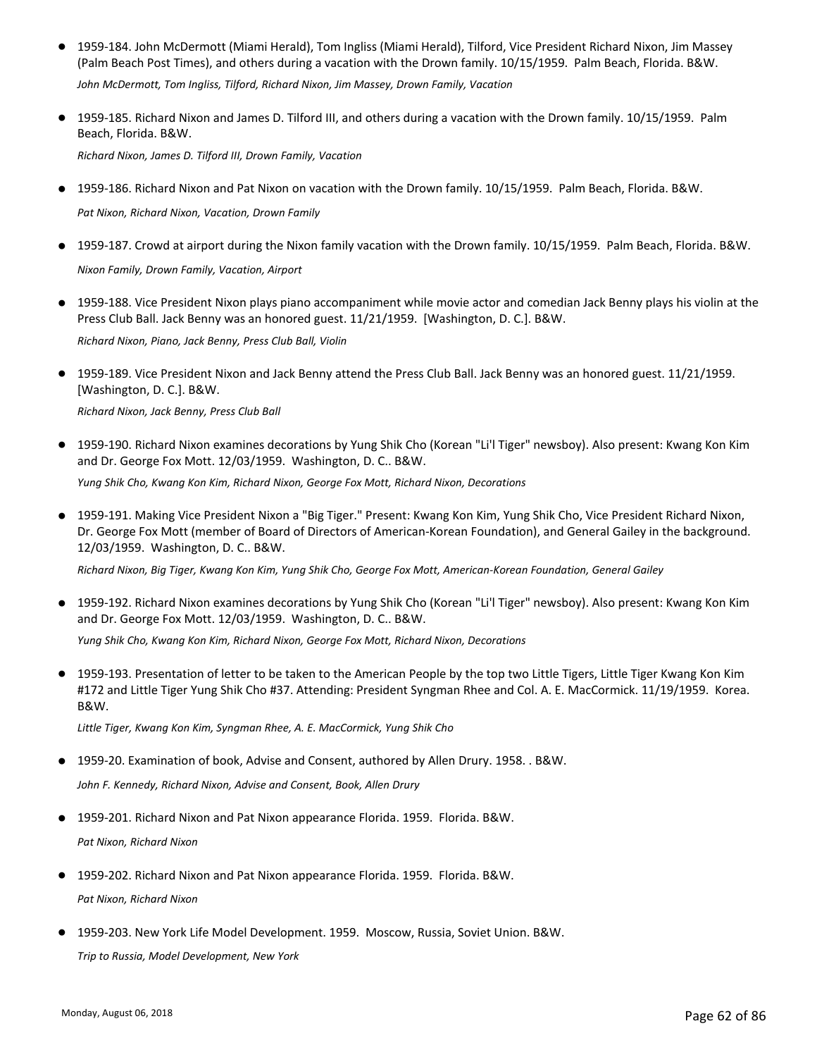- 1959-184. John McDermott (Miami Herald), Tom Ingliss (Miami Herald), Tilford, Vice President Richard Nixon, Jim Massey (Palm Beach Post Times), and others during a vacation with the Drown family. 10/15/1959. Palm Beach, Florida. B&W.

  *John McDermott, Tom Ingliss, Tilford, Richard Nixon, Jim Massey, Drown Family, Vacation*

- 1959-185. Richard Nixon and James D. Tilford III, and others during a vacation with the Drown family. 10/15/1959. Palm Beach, Florida. B&W.

  *Richard Nixon, James D. Tilford III, Drown Family, Vacation*

- 1959-186. Richard Nixon and Pat Nixon on vacation with the Drown family. 10/15/1959. Palm Beach, Florida. B&W.

  *Pat Nixon, Richard Nixon, Vacation, Drown Family*

- 1959-187. Crowd at airport during the Nixon family vacation with the Drown family. 10/15/1959. Palm Beach, Florida. B&W.

  *Nixon Family, Drown Family, Vacation, Airport*

- 1959-188. Vice President Nixon plays piano accompaniment while movie actor and comedian Jack Benny plays his violin at the Press Club Ball. Jack Benny was an honored guest. 11/21/1959. [Washington, D. C.]. B&W.

  *Richard Nixon, Piano, Jack Benny, Press Club Ball, Violin*

- 1959-189. Vice President Nixon and Jack Benny attend the Press Club Ball. Jack Benny was an honored guest. 11/21/1959. [Washington, D. C.]. B&W.

  *Richard Nixon, Jack Benny, Press Club Ball*

- 1959-190. Richard Nixon examines decorations by Yung Shik Cho (Korean "Li'l Tiger" newsboy). Also present: Kwang Kon Kim and Dr. George Fox Mott. 12/03/1959. Washington, D. C.. B&W.

  *Yung Shik Cho, Kwang Kon Kim, Richard Nixon, George Fox Mott, Richard Nixon, Decorations*

- 1959-191. Making Vice President Nixon a "Big Tiger." Present: Kwang Kon Kim, Yung Shik Cho, Vice President Richard Nixon, Dr. George Fox Mott (member of Board of Directors of American-Korean Foundation), and General Gailey in the background. 12/03/1959. Washington, D. C.. B&W.

  *Richard Nixon, Big Tiger, Kwang Kon Kim, Yung Shik Cho, George Fox Mott, American-Korean Foundation, General Gailey*

- 1959-192. Richard Nixon examines decorations by Yung Shik Cho (Korean "Li'l Tiger" newsboy). Also present: Kwang Kon Kim and Dr. George Fox Mott. 12/03/1959. Washington, D. C.. B&W.

  *Yung Shik Cho, Kwang Kon Kim, Richard Nixon, George Fox Mott, Richard Nixon, Decorations*

- 1959-193. Presentation of letter to be taken to the American People by the top two Little Tigers, Little Tiger Kwang Kon Kim #172 and Little Tiger Yung Shik Cho #37. Attending: President Syngman Rhee and Col. A. E. MacCormick. 11/19/1959. Korea. B&W.

  *Little Tiger, Kwang Kon Kim, Syngman Rhee, A. E. MacCormick, Yung Shik Cho*

- 1959-20. Examination of book, Advise and Consent, authored by Allen Drury. 1958. . B&W.

  *John F. Kennedy, Richard Nixon, Advise and Consent, Book, Allen Drury*

- 1959-201. Richard Nixon and Pat Nixon appearance Florida. 1959. Florida. B&W.

  *Pat Nixon, Richard Nixon*

- 1959-202. Richard Nixon and Pat Nixon appearance Florida. 1959. Florida. B&W.

  *Pat Nixon, Richard Nixon*

- 1959-203. New York Life Model Development. 1959. Moscow, Russia, Soviet Union. B&W.

  *Trip to Russia, Model Development, New York*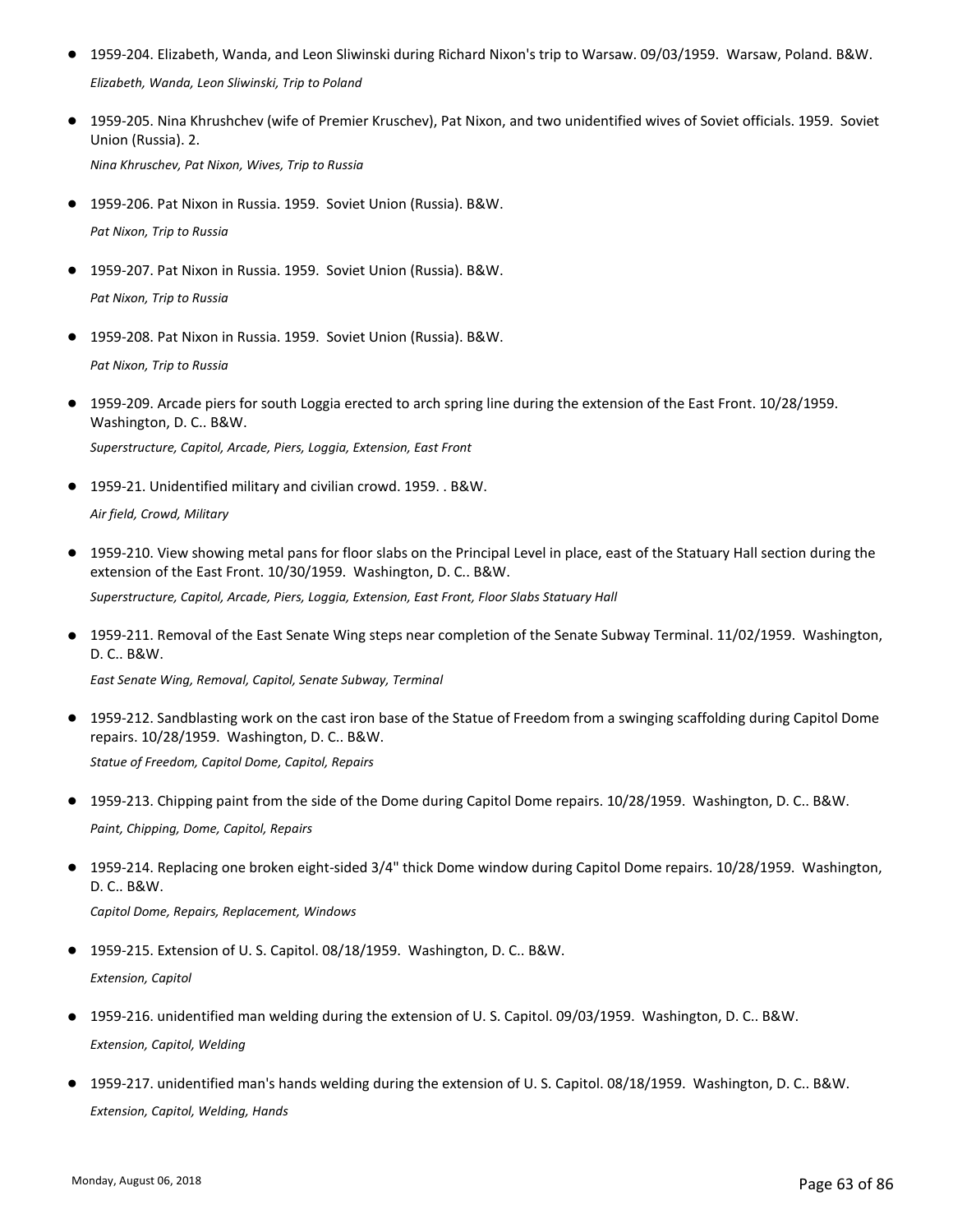- 1959-204. Elizabeth, Wanda, and Leon Sliwinski during Richard Nixon's trip to Warsaw. 09/03/1959. Warsaw, Poland. B&W.

  *Elizabeth, Wanda, Leon Sliwinski, Trip to Poland*

- 1959-205. Nina Khrushchev (wife of Premier Kruschev), Pat Nixon, and two unidentified wives of Soviet officials. 1959. Soviet Union (Russia). 2.

  *Nina Khruschev, Pat Nixon, Wives, Trip to Russia*

- 1959-206. Pat Nixon in Russia. 1959. Soviet Union (Russia). B&W.

  *Pat Nixon, Trip to Russia*

- 1959-207. Pat Nixon in Russia. 1959. Soviet Union (Russia). B&W.

  *Pat Nixon, Trip to Russia*

- 1959-208. Pat Nixon in Russia. 1959. Soviet Union (Russia). B&W.

  *Pat Nixon, Trip to Russia*

- 1959-209. Arcade piers for south Loggia erected to arch spring line during the extension of the East Front. 10/28/1959. Washington, D. C.. B&W.

  *Superstructure, Capitol, Arcade, Piers, Loggia, Extension, East Front*

- 1959-21. Unidentified military and civilian crowd. 1959. . B&W.

  *Air field, Crowd, Military*

- 1959-210. View showing metal pans for floor slabs on the Principal Level in place, east of the Statuary Hall section during the extension of the East Front. 10/30/1959. Washington, D. C.. B&W.

  *Superstructure, Capitol, Arcade, Piers, Loggia, Extension, East Front, Floor Slabs Statuary Hall*

- 1959-211. Removal of the East Senate Wing steps near completion of the Senate Subway Terminal. 11/02/1959. Washington, D. C.. B&W.

  *East Senate Wing, Removal, Capitol, Senate Subway, Terminal*

- 1959-212. Sandblasting work on the cast iron base of the Statue of Freedom from a swinging scaffolding during Capitol Dome repairs. 10/28/1959. Washington, D. C.. B&W.

  *Statue of Freedom, Capitol Dome, Capitol, Repairs*

- 1959-213. Chipping paint from the side of the Dome during Capitol Dome repairs. 10/28/1959. Washington, D. C.. B&W.

  *Paint, Chipping, Dome, Capitol, Repairs*

- 1959-214. Replacing one broken eight-sided 3/4" thick Dome window during Capitol Dome repairs. 10/28/1959. Washington, D. C.. B&W.

  *Capitol Dome, Repairs, Replacement, Windows*

- 1959-215. Extension of U. S. Capitol. 08/18/1959. Washington, D. C.. B&W.

  *Extension, Capitol*

- 1959-216. unidentified man welding during the extension of U. S. Capitol. 09/03/1959. Washington, D. C.. B&W.

  *Extension, Capitol, Welding*

- 1959-217. unidentified man's hands welding during the extension of U. S. Capitol. 08/18/1959. Washington, D. C.. B&W.

  *Extension, Capitol, Welding, Hands*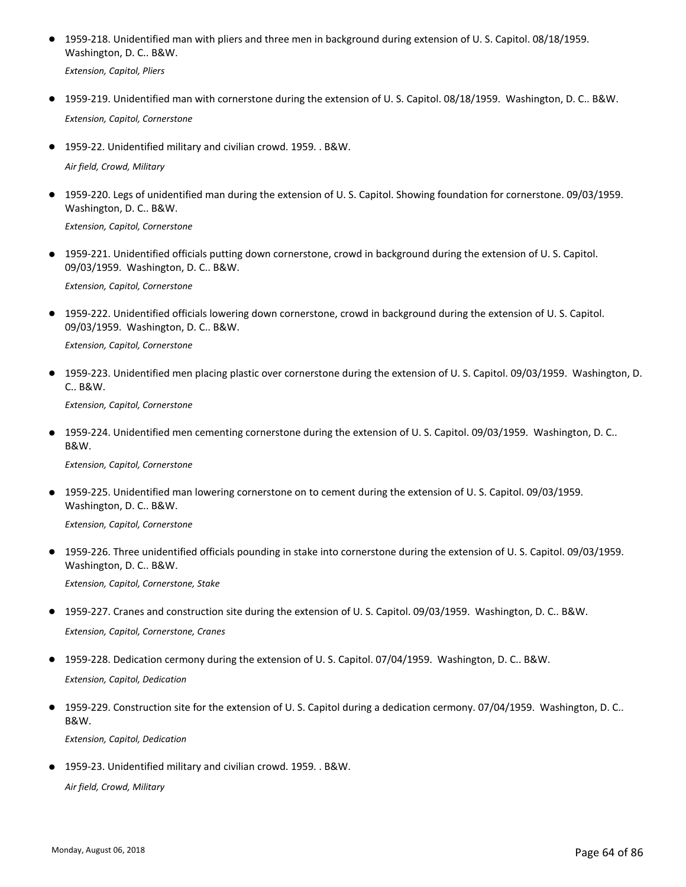- 1959-218. Unidentified man with pliers and three men in background during extension of U. S. Capitol. 08/18/1959. Washington, D. C.. B&W.

  *Extension, Capitol, Pliers*

- 1959-219. Unidentified man with cornerstone during the extension of U. S. Capitol. 08/18/1959. Washington, D. C.. B&W.

  *Extension, Capitol, Cornerstone*

- 1959-22. Unidentified military and civilian crowd. 1959. . B&W.

  *Air field, Crowd, Military*

- 1959-220. Legs of unidentified man during the extension of U. S. Capitol. Showing foundation for cornerstone. 09/03/1959. Washington, D. C.. B&W.

  *Extension, Capitol, Cornerstone*

- 1959-221. Unidentified officials putting down cornerstone, crowd in background during the extension of U. S. Capitol. 09/03/1959. Washington, D. C.. B&W.

  *Extension, Capitol, Cornerstone*

- 1959-222. Unidentified officials lowering down cornerstone, crowd in background during the extension of U. S. Capitol. 09/03/1959. Washington, D. C.. B&W.

  *Extension, Capitol, Cornerstone*

- 1959-223. Unidentified men placing plastic over cornerstone during the extension of U. S. Capitol. 09/03/1959. Washington, D. C.. B&W.

  *Extension, Capitol, Cornerstone*

- 1959-224. Unidentified men cementing cornerstone during the extension of U. S. Capitol. 09/03/1959. Washington, D. C.. B&W.

  *Extension, Capitol, Cornerstone*

- 1959-225. Unidentified man lowering cornerstone on to cement during the extension of U. S. Capitol. 09/03/1959. Washington, D. C.. B&W.

  *Extension, Capitol, Cornerstone*

- 1959-226. Three unidentified officials pounding in stake into cornerstone during the extension of U. S. Capitol. 09/03/1959. Washington, D. C.. B&W.

  *Extension, Capitol, Cornerstone, Stake*

- 1959-227. Cranes and construction site during the extension of U. S. Capitol. 09/03/1959. Washington, D. C.. B&W.

  *Extension, Capitol, Cornerstone, Cranes*

- 1959-228. Dedication cermony during the extension of U. S. Capitol. 07/04/1959. Washington, D. C.. B&W.

  *Extension, Capitol, Dedication*

- 1959-229. Construction site for the extension of U. S. Capitol during a dedication cermony. 07/04/1959. Washington, D. C.. B&W.

  *Extension, Capitol, Dedication*

- 1959-23. Unidentified military and civilian crowd. 1959. . B&W.

  *Air field, Crowd, Military*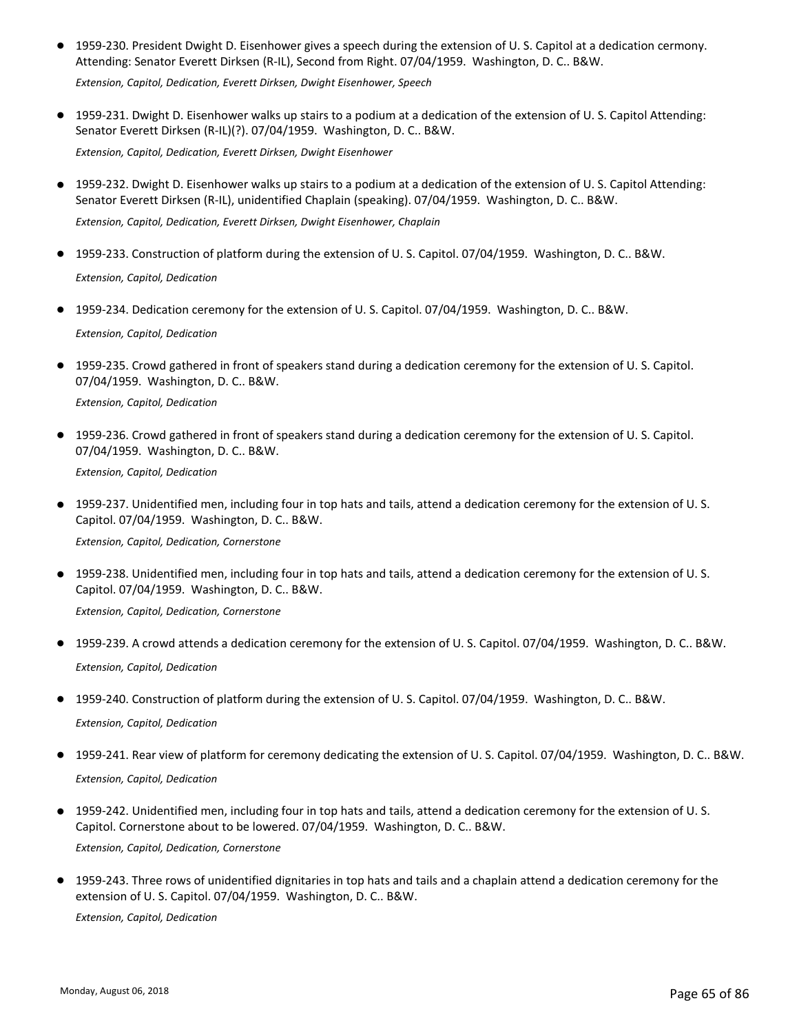- 1959-230. President Dwight D. Eisenhower gives a speech during the extension of U. S. Capitol at a dedication cermony. Attending: Senator Everett Dirksen (R-IL), Second from Right. 07/04/1959. Washington, D. C.. B&W.

  *Extension, Capitol, Dedication, Everett Dirksen, Dwight Eisenhower, Speech*

- 1959-231. Dwight D. Eisenhower walks up stairs to a podium at a dedication of the extension of U. S. Capitol Attending: Senator Everett Dirksen (R-IL)(?). 07/04/1959. Washington, D. C.. B&W.

  *Extension, Capitol, Dedication, Everett Dirksen, Dwight Eisenhower*

- 1959-232. Dwight D. Eisenhower walks up stairs to a podium at a dedication of the extension of U. S. Capitol Attending: Senator Everett Dirksen (R-IL), unidentified Chaplain (speaking). 07/04/1959. Washington, D. C.. B&W.

  *Extension, Capitol, Dedication, Everett Dirksen, Dwight Eisenhower, Chaplain*

- 1959-233. Construction of platform during the extension of U. S. Capitol. 07/04/1959. Washington, D. C.. B&W.

  *Extension, Capitol, Dedication*

- 1959-234. Dedication ceremony for the extension of U. S. Capitol. 07/04/1959. Washington, D. C.. B&W.

  *Extension, Capitol, Dedication*

- 1959-235. Crowd gathered in front of speakers stand during a dedication ceremony for the extension of U. S. Capitol. 07/04/1959. Washington, D. C.. B&W.

  *Extension, Capitol, Dedication*

- 1959-236. Crowd gathered in front of speakers stand during a dedication ceremony for the extension of U. S. Capitol. 07/04/1959. Washington, D. C.. B&W.

  *Extension, Capitol, Dedication*

- 1959-237. Unidentified men, including four in top hats and tails, attend a dedication ceremony for the extension of U. S. Capitol. 07/04/1959. Washington, D. C.. B&W.

  *Extension, Capitol, Dedication, Cornerstone*

- 1959-238. Unidentified men, including four in top hats and tails, attend a dedication ceremony for the extension of U. S. Capitol. 07/04/1959. Washington, D. C.. B&W.

  *Extension, Capitol, Dedication, Cornerstone*

- 1959-239. A crowd attends a dedication ceremony for the extension of U. S. Capitol. 07/04/1959. Washington, D. C.. B&W.

  *Extension, Capitol, Dedication*

- 1959-240. Construction of platform during the extension of U. S. Capitol. 07/04/1959. Washington, D. C.. B&W.

  *Extension, Capitol, Dedication*

- 1959-241. Rear view of platform for ceremony dedicating the extension of U. S. Capitol. 07/04/1959. Washington, D. C.. B&W.

  *Extension, Capitol, Dedication*

- 1959-242. Unidentified men, including four in top hats and tails, attend a dedication ceremony for the extension of U. S. Capitol. Cornerstone about to be lowered. 07/04/1959. Washington, D. C.. B&W.

  *Extension, Capitol, Dedication, Cornerstone*

- 1959-243. Three rows of unidentified dignitaries in top hats and tails and a chaplain attend a dedication ceremony for the extension of U. S. Capitol. 07/04/1959. Washington, D. C.. B&W.

  *Extension, Capitol, Dedication*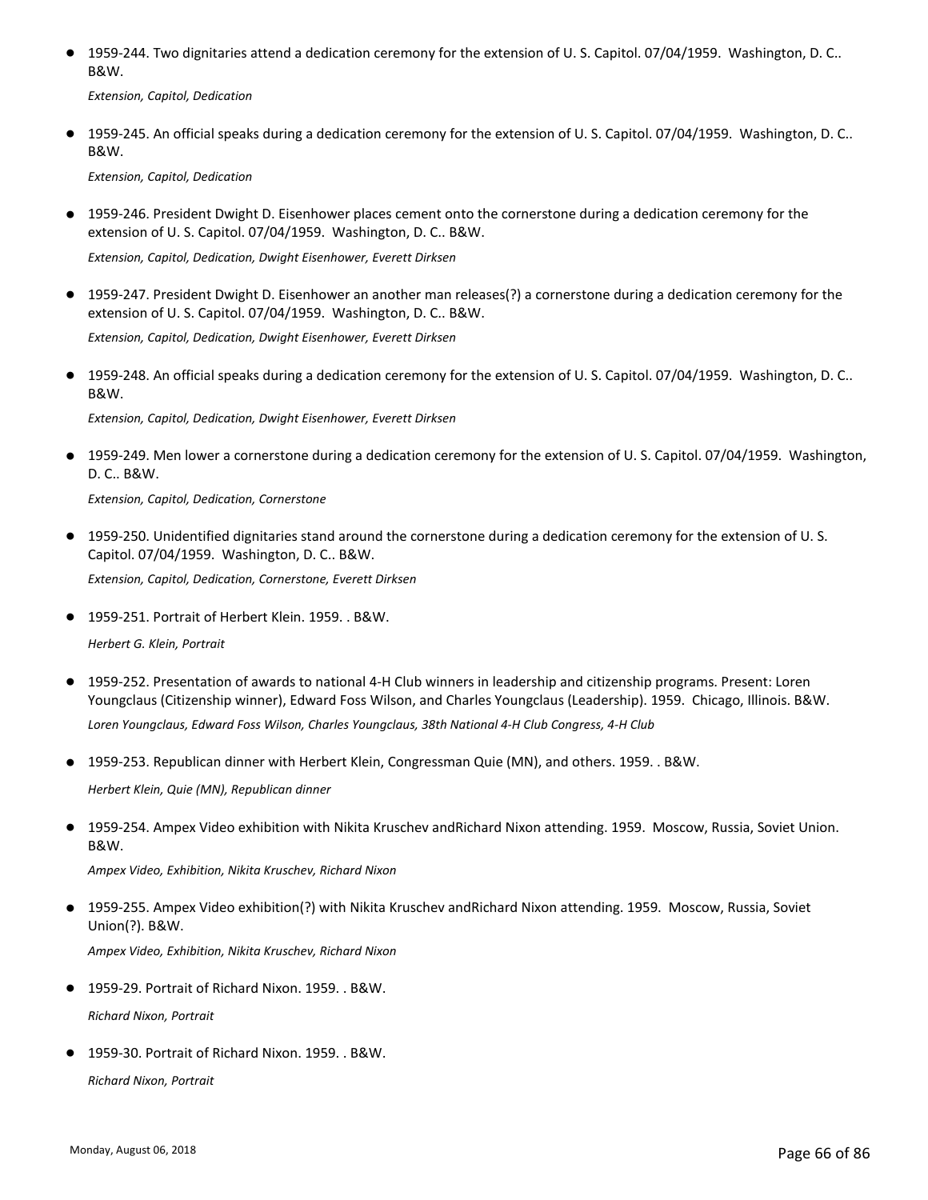- 1959-244. Two dignitaries attend a dedication ceremony for the extension of U. S. Capitol. 07/04/1959. Washington, D. C.. B&W.

  *Extension, Capitol, Dedication*

- 1959-245. An official speaks during a dedication ceremony for the extension of U. S. Capitol. 07/04/1959. Washington, D. C.. B&W.

  *Extension, Capitol, Dedication*

- 1959-246. President Dwight D. Eisenhower places cement onto the cornerstone during a dedication ceremony for the extension of U. S. Capitol. 07/04/1959. Washington, D. C.. B&W.

  *Extension, Capitol, Dedication, Dwight Eisenhower, Everett Dirksen*

- 1959-247. President Dwight D. Eisenhower an another man releases(?) a cornerstone during a dedication ceremony for the extension of U. S. Capitol. 07/04/1959. Washington, D. C.. B&W.

  *Extension, Capitol, Dedication, Dwight Eisenhower, Everett Dirksen*

- 1959-248. An official speaks during a dedication ceremony for the extension of U. S. Capitol. 07/04/1959. Washington, D. C.. B&W.

  *Extension, Capitol, Dedication, Dwight Eisenhower, Everett Dirksen*

- 1959-249. Men lower a cornerstone during a dedication ceremony for the extension of U. S. Capitol. 07/04/1959. Washington, D. C.. B&W.

  *Extension, Capitol, Dedication, Cornerstone*

- 1959-250. Unidentified dignitaries stand around the cornerstone during a dedication ceremony for the extension of U. S. Capitol. 07/04/1959. Washington, D. C.. B&W.

  *Extension, Capitol, Dedication, Cornerstone, Everett Dirksen*

- 1959-251. Portrait of Herbert Klein. 1959. . B&W.

  *Herbert G. Klein, Portrait*

- 1959-252. Presentation of awards to national 4-H Club winners in leadership and citizenship programs. Present: Loren Youngclaus (Citizenship winner), Edward Foss Wilson, and Charles Youngclaus (Leadership). 1959. Chicago, Illinois. B&W.

  *Loren Youngclaus, Edward Foss Wilson, Charles Youngclaus, 38th National 4-H Club Congress, 4-H Club*

- 1959-253. Republican dinner with Herbert Klein, Congressman Quie (MN), and others. 1959. . B&W.

  *Herbert Klein, Quie (MN), Republican dinner*

- 1959-254. Ampex Video exhibition with Nikita Kruschev andRichard Nixon attending. 1959. Moscow, Russia, Soviet Union. B&W.

  *Ampex Video, Exhibition, Nikita Kruschev, Richard Nixon*

- 1959-255. Ampex Video exhibition(?) with Nikita Kruschev andRichard Nixon attending. 1959. Moscow, Russia, Soviet Union(?). B&W.

  *Ampex Video, Exhibition, Nikita Kruschev, Richard Nixon*

- 1959-29. Portrait of Richard Nixon. 1959. . B&W.

  *Richard Nixon, Portrait*

- 1959-30. Portrait of Richard Nixon. 1959. . B&W.

  *Richard Nixon, Portrait*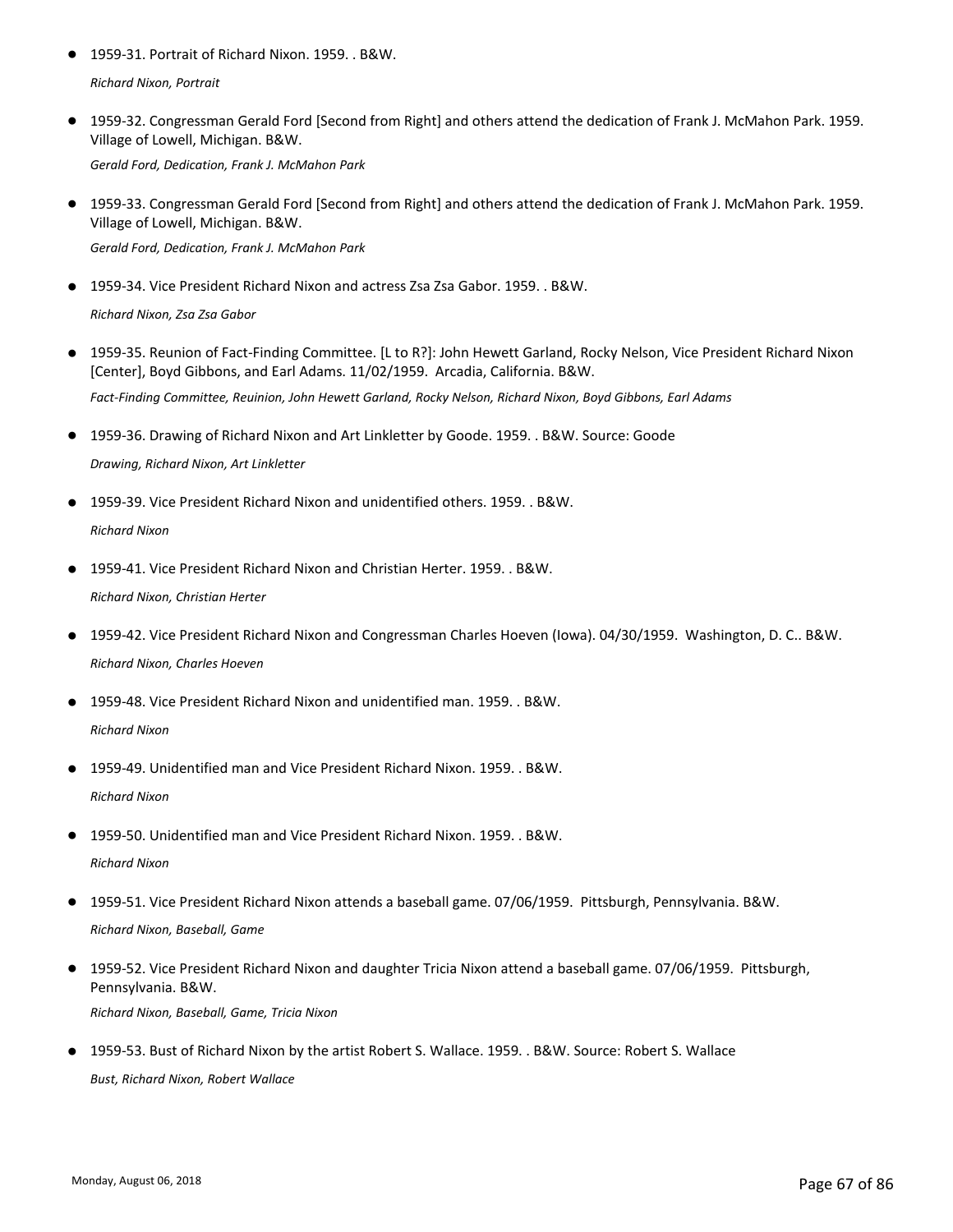- 1959-31. Portrait of Richard Nixon. 1959. . B&W.

  *Richard Nixon, Portrait*

- 1959-32. Congressman Gerald Ford [Second from Right] and others attend the dedication of Frank J. McMahon Park. 1959. Village of Lowell, Michigan. B&W.

  *Gerald Ford, Dedication, Frank J. McMahon Park*

- 1959-33. Congressman Gerald Ford [Second from Right] and others attend the dedication of Frank J. McMahon Park. 1959. Village of Lowell, Michigan. B&W.

  *Gerald Ford, Dedication, Frank J. McMahon Park*

- 1959-34. Vice President Richard Nixon and actress Zsa Zsa Gabor. 1959. . B&W.

  *Richard Nixon, Zsa Zsa Gabor*

- 1959-35. Reunion of Fact-Finding Committee. [L to R?]: John Hewett Garland, Rocky Nelson, Vice President Richard Nixon [Center], Boyd Gibbons, and Earl Adams. 11/02/1959. Arcadia, California. B&W.

  *Fact-Finding Committee, Reuinion, John Hewett Garland, Rocky Nelson, Richard Nixon, Boyd Gibbons, Earl Adams*

- 1959-36. Drawing of Richard Nixon and Art Linkletter by Goode. 1959. . B&W. Source: Goode

  *Drawing, Richard Nixon, Art Linkletter*

- 1959-39. Vice President Richard Nixon and unidentified others. 1959. . B&W.

  *Richard Nixon*

- 1959-41. Vice President Richard Nixon and Christian Herter. 1959. . B&W.

  *Richard Nixon, Christian Herter*

- 1959-42. Vice President Richard Nixon and Congressman Charles Hoeven (Iowa). 04/30/1959. Washington, D. C.. B&W.

  *Richard Nixon, Charles Hoeven*

- 1959-48. Vice President Richard Nixon and unidentified man. 1959. . B&W.

  *Richard Nixon*

- 1959-49. Unidentified man and Vice President Richard Nixon. 1959. . B&W.

  *Richard Nixon*

- 1959-50. Unidentified man and Vice President Richard Nixon. 1959. . B&W.

  *Richard Nixon*

- 1959-51. Vice President Richard Nixon attends a baseball game. 07/06/1959. Pittsburgh, Pennsylvania. B&W.

  *Richard Nixon, Baseball, Game*

- 1959-52. Vice President Richard Nixon and daughter Tricia Nixon attend a baseball game. 07/06/1959. Pittsburgh, Pennsylvania. B&W.

  *Richard Nixon, Baseball, Game, Tricia Nixon*

- 1959-53. Bust of Richard Nixon by the artist Robert S. Wallace. 1959. . B&W. Source: Robert S. Wallace

  *Bust, Richard Nixon, Robert Wallace*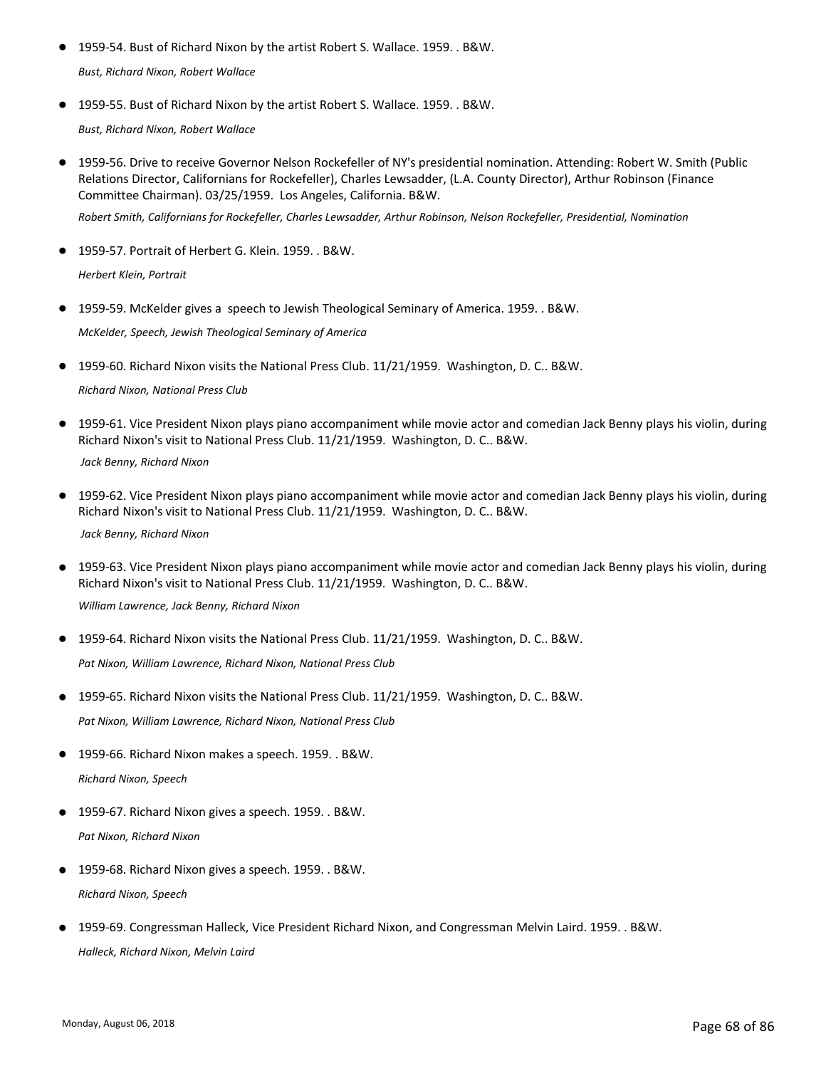- 1959-54. Bust of Richard Nixon by the artist Robert S. Wallace. 1959. . B&W.

  *Bust, Richard Nixon, Robert Wallace*

- 1959-55. Bust of Richard Nixon by the artist Robert S. Wallace. 1959. . B&W.

  *Bust, Richard Nixon, Robert Wallace*

- 1959-56. Drive to receive Governor Nelson Rockefeller of NY's presidential nomination. Attending: Robert W. Smith (Public Relations Director, Californians for Rockefeller), Charles Lewsadder, (L.A. County Director), Arthur Robinson (Finance Committee Chairman). 03/25/1959. Los Angeles, California. B&W.

  *Robert Smith, Californians for Rockefeller, Charles Lewsadder, Arthur Robinson, Nelson Rockefeller, Presidential, Nomination*

- 1959-57. Portrait of Herbert G. Klein. 1959. . B&W.

  *Herbert Klein, Portrait*

- 1959-59. McKelder gives a speech to Jewish Theological Seminary of America. 1959. . B&W.

  *McKelder, Speech, Jewish Theological Seminary of America*

- 1959-60. Richard Nixon visits the National Press Club. 11/21/1959. Washington, D. C.. B&W.

  *Richard Nixon, National Press Club*

- 1959-61. Vice President Nixon plays piano accompaniment while movie actor and comedian Jack Benny plays his violin, during Richard Nixon's visit to National Press Club. 11/21/1959. Washington, D. C.. B&W.

  *Jack Benny, Richard Nixon*

- 1959-62. Vice President Nixon plays piano accompaniment while movie actor and comedian Jack Benny plays his violin, during Richard Nixon's visit to National Press Club. 11/21/1959. Washington, D. C.. B&W.

  *Jack Benny, Richard Nixon*

- 1959-63. Vice President Nixon plays piano accompaniment while movie actor and comedian Jack Benny plays his violin, during Richard Nixon's visit to National Press Club. 11/21/1959. Washington, D. C.. B&W.

  *William Lawrence, Jack Benny, Richard Nixon*

- 1959-64. Richard Nixon visits the National Press Club. 11/21/1959. Washington, D. C.. B&W.

  *Pat Nixon, William Lawrence, Richard Nixon, National Press Club*

- 1959-65. Richard Nixon visits the National Press Club. 11/21/1959. Washington, D. C.. B&W.

  *Pat Nixon, William Lawrence, Richard Nixon, National Press Club*

- 1959-66. Richard Nixon makes a speech. 1959. . B&W.

  *Richard Nixon, Speech*

- 1959-67. Richard Nixon gives a speech. 1959. . B&W.

  *Pat Nixon, Richard Nixon*

- 1959-68. Richard Nixon gives a speech. 1959. . B&W.

  *Richard Nixon, Speech*

- 1959-69. Congressman Halleck, Vice President Richard Nixon, and Congressman Melvin Laird. 1959. . B&W.

  *Halleck, Richard Nixon, Melvin Laird*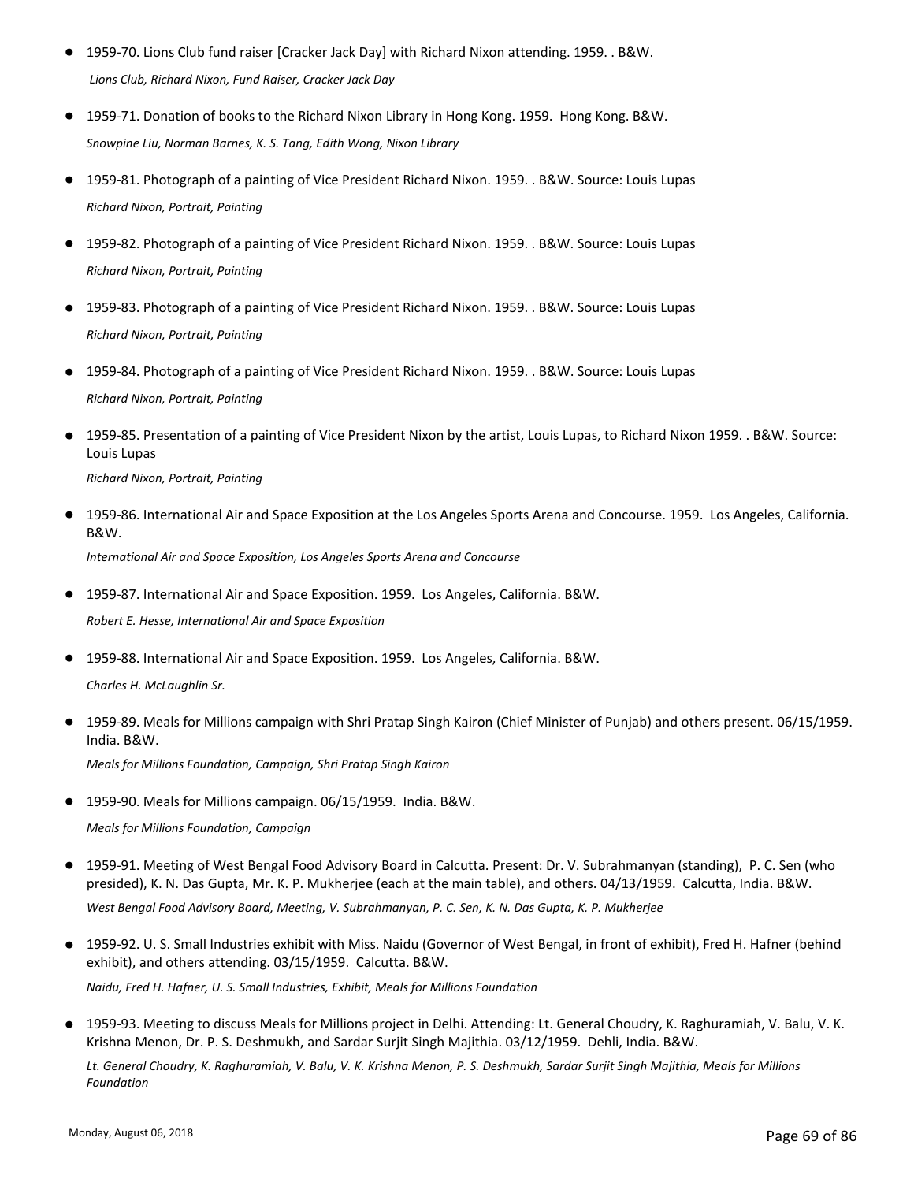- 1959-70. Lions Club fund raiser [Cracker Jack Day] with Richard Nixon attending. 1959. . B&W.

  *Lions Club, Richard Nixon, Fund Raiser, Cracker Jack Day*

- 1959-71. Donation of books to the Richard Nixon Library in Hong Kong. 1959. Hong Kong. B&W.

  *Snowpine Liu, Norman Barnes, K. S. Tang, Edith Wong, Nixon Library*

- 1959-81. Photograph of a painting of Vice President Richard Nixon. 1959. . B&W. Source: Louis Lupas

  *Richard Nixon, Portrait, Painting*

- 1959-82. Photograph of a painting of Vice President Richard Nixon. 1959. . B&W. Source: Louis Lupas

  *Richard Nixon, Portrait, Painting*

- 1959-83. Photograph of a painting of Vice President Richard Nixon. 1959. . B&W. Source: Louis Lupas

  *Richard Nixon, Portrait, Painting*

- 1959-84. Photograph of a painting of Vice President Richard Nixon. 1959. . B&W. Source: Louis Lupas

  *Richard Nixon, Portrait, Painting*

- 1959-85. Presentation of a painting of Vice President Nixon by the artist, Louis Lupas, to Richard Nixon 1959. . B&W. Source: Louis Lupas

  *Richard Nixon, Portrait, Painting*

- 1959-86. International Air and Space Exposition at the Los Angeles Sports Arena and Concourse. 1959. Los Angeles, California. B&W.

  *International Air and Space Exposition, Los Angeles Sports Arena and Concourse*

- 1959-87. International Air and Space Exposition. 1959. Los Angeles, California. B&W.

  *Robert E. Hesse, International Air and Space Exposition*

- 1959-88. International Air and Space Exposition. 1959. Los Angeles, California. B&W.

  *Charles H. McLaughlin Sr.*

- 1959-89. Meals for Millions campaign with Shri Pratap Singh Kairon (Chief Minister of Punjab) and others present. 06/15/1959. India. B&W.

  *Meals for Millions Foundation, Campaign, Shri Pratap Singh Kairon*

- 1959-90. Meals for Millions campaign. 06/15/1959. India. B&W.

  *Meals for Millions Foundation, Campaign*

- 1959-91. Meeting of West Bengal Food Advisory Board in Calcutta. Present: Dr. V. Subrahmanyan (standing), P. C. Sen (who presided), K. N. Das Gupta, Mr. K. P. Mukherjee (each at the main table), and others. 04/13/1959. Calcutta, India. B&W.

  *West Bengal Food Advisory Board, Meeting, V. Subrahmanyan, P. C. Sen, K. N. Das Gupta, K. P. Mukherjee*

- 1959-92. U. S. Small Industries exhibit with Miss. Naidu (Governor of West Bengal, in front of exhibit), Fred H. Hafner (behind exhibit), and others attending. 03/15/1959. Calcutta. B&W.

  *Naidu, Fred H. Hafner, U. S. Small Industries, Exhibit, Meals for Millions Foundation*

- 1959-93. Meeting to discuss Meals for Millions project in Delhi. Attending: Lt. General Choudry, K. Raghuramiah, V. Balu, V. K. Krishna Menon, Dr. P. S. Deshmukh, and Sardar Surjit Singh Majithia. 03/12/1959. Dehli, India. B&W.

  *Lt. General Choudry, K. Raghuramiah, V. Balu, V. K. Krishna Menon, P. S. Deshmukh, Sardar Surjit Singh Majithia, Meals for Millions Foundation*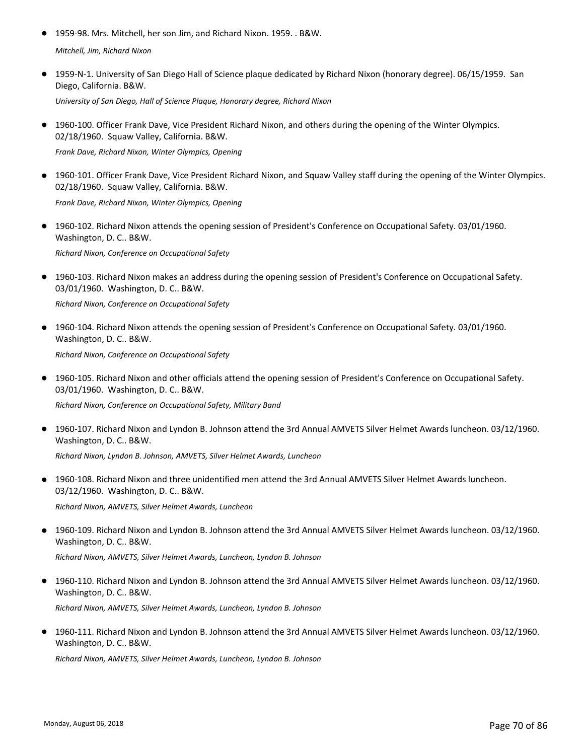- 1959-98. Mrs. Mitchell, her son Jim, and Richard Nixon. 1959. . B&W.

  *Mitchell, Jim, Richard Nixon*

- 1959-N-1. University of San Diego Hall of Science plaque dedicated by Richard Nixon (honorary degree). 06/15/1959. San Diego, California. B&W.

  *University of San Diego, Hall of Science Plaque, Honorary degree, Richard Nixon*

- 1960-100. Officer Frank Dave, Vice President Richard Nixon, and others during the opening of the Winter Olympics. 02/18/1960. Squaw Valley, California. B&W.

  *Frank Dave, Richard Nixon, Winter Olympics, Opening*

- 1960-101. Officer Frank Dave, Vice President Richard Nixon, and Squaw Valley staff during the opening of the Winter Olympics. 02/18/1960. Squaw Valley, California. B&W.

  *Frank Dave, Richard Nixon, Winter Olympics, Opening*

- 1960-102. Richard Nixon attends the opening session of President's Conference on Occupational Safety. 03/01/1960. Washington, D. C.. B&W.

  *Richard Nixon, Conference on Occupational Safety*

- 1960-103. Richard Nixon makes an address during the opening session of President's Conference on Occupational Safety. 03/01/1960. Washington, D. C.. B&W.

  *Richard Nixon, Conference on Occupational Safety*

- 1960-104. Richard Nixon attends the opening session of President's Conference on Occupational Safety. 03/01/1960. Washington, D. C.. B&W.

  *Richard Nixon, Conference on Occupational Safety*

- 1960-105. Richard Nixon and other officials attend the opening session of President's Conference on Occupational Safety. 03/01/1960. Washington, D. C.. B&W.

  *Richard Nixon, Conference on Occupational Safety, Military Band*

- 1960-107. Richard Nixon and Lyndon B. Johnson attend the 3rd Annual AMVETS Silver Helmet Awards luncheon. 03/12/1960. Washington, D. C.. B&W.

  *Richard Nixon, Lyndon B. Johnson, AMVETS, Silver Helmet Awards, Luncheon*

- 1960-108. Richard Nixon and three unidentified men attend the 3rd Annual AMVETS Silver Helmet Awards luncheon. 03/12/1960. Washington, D. C.. B&W.

  *Richard Nixon, AMVETS, Silver Helmet Awards, Luncheon*

- 1960-109. Richard Nixon and Lyndon B. Johnson attend the 3rd Annual AMVETS Silver Helmet Awards luncheon. 03/12/1960. Washington, D. C.. B&W.

  *Richard Nixon, AMVETS, Silver Helmet Awards, Luncheon, Lyndon B. Johnson*

- 1960-110. Richard Nixon and Lyndon B. Johnson attend the 3rd Annual AMVETS Silver Helmet Awards luncheon. 03/12/1960. Washington, D. C.. B&W.

  *Richard Nixon, AMVETS, Silver Helmet Awards, Luncheon, Lyndon B. Johnson*

- 1960-111. Richard Nixon and Lyndon B. Johnson attend the 3rd Annual AMVETS Silver Helmet Awards luncheon. 03/12/1960. Washington, D. C.. B&W.

  *Richard Nixon, AMVETS, Silver Helmet Awards, Luncheon, Lyndon B. Johnson*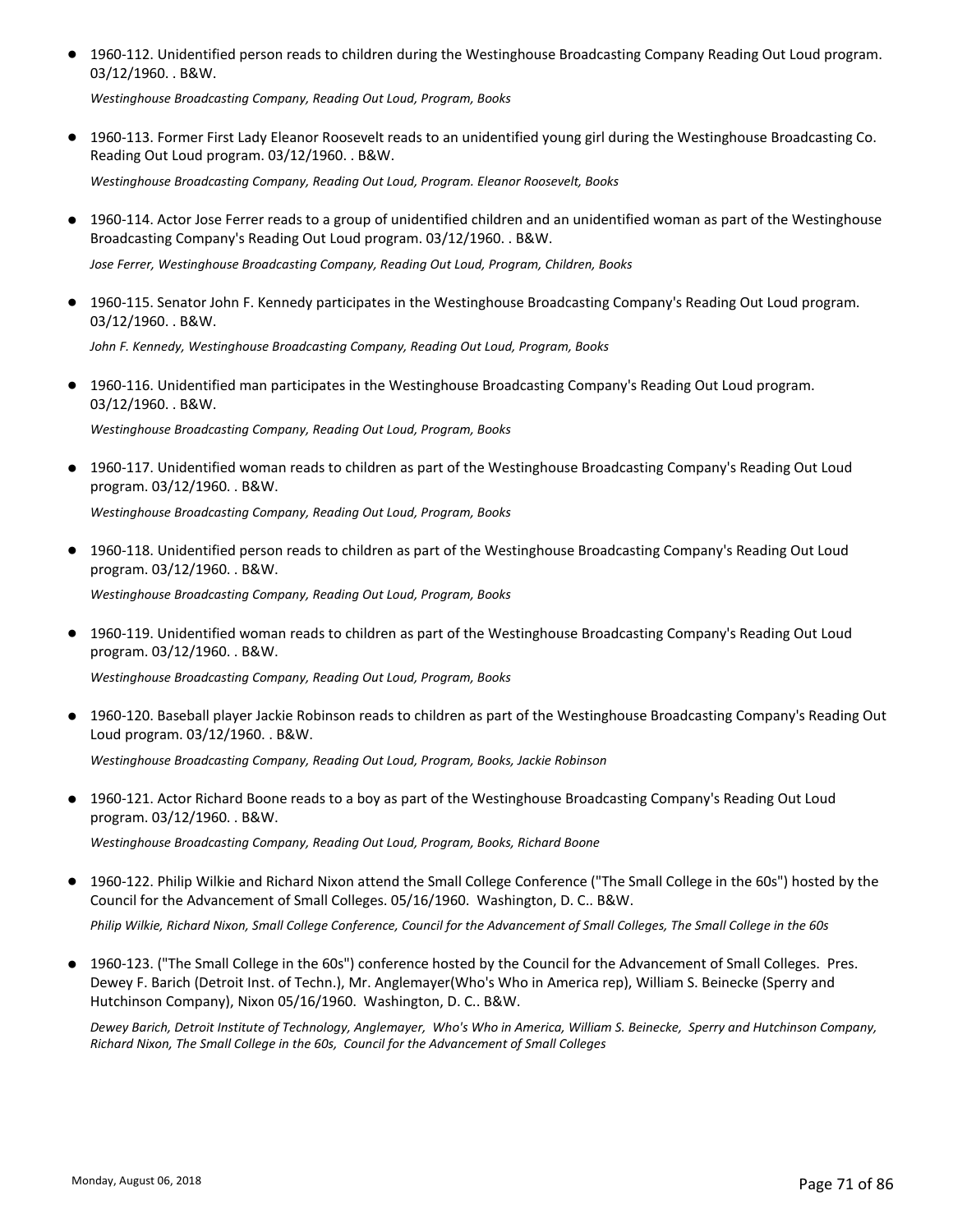- 1960-112. Unidentified person reads to children during the Westinghouse Broadcasting Company Reading Out Loud program. 03/12/1960. . B&W.

  *Westinghouse Broadcasting Company, Reading Out Loud, Program, Books*

- 1960-113. Former First Lady Eleanor Roosevelt reads to an unidentified young girl during the Westinghouse Broadcasting Co. Reading Out Loud program. 03/12/1960. . B&W.

  *Westinghouse Broadcasting Company, Reading Out Loud, Program. Eleanor Roosevelt, Books*

- 1960-114. Actor Jose Ferrer reads to a group of unidentified children and an unidentified woman as part of the Westinghouse Broadcasting Company's Reading Out Loud program. 03/12/1960. . B&W.

  *Jose Ferrer, Westinghouse Broadcasting Company, Reading Out Loud, Program, Children, Books*

- 1960-115. Senator John F. Kennedy participates in the Westinghouse Broadcasting Company's Reading Out Loud program. 03/12/1960. . B&W.

  *John F. Kennedy, Westinghouse Broadcasting Company, Reading Out Loud, Program, Books*

- 1960-116. Unidentified man participates in the Westinghouse Broadcasting Company's Reading Out Loud program. 03/12/1960. . B&W.

  *Westinghouse Broadcasting Company, Reading Out Loud, Program, Books*

- 1960-117. Unidentified woman reads to children as part of the Westinghouse Broadcasting Company's Reading Out Loud program. 03/12/1960. . B&W.

  *Westinghouse Broadcasting Company, Reading Out Loud, Program, Books*

- 1960-118. Unidentified person reads to children as part of the Westinghouse Broadcasting Company's Reading Out Loud program. 03/12/1960. . B&W.

  *Westinghouse Broadcasting Company, Reading Out Loud, Program, Books*

- 1960-119. Unidentified woman reads to children as part of the Westinghouse Broadcasting Company's Reading Out Loud program. 03/12/1960. . B&W.

  *Westinghouse Broadcasting Company, Reading Out Loud, Program, Books*

- 1960-120. Baseball player Jackie Robinson reads to children as part of the Westinghouse Broadcasting Company's Reading Out Loud program. 03/12/1960. . B&W.

  *Westinghouse Broadcasting Company, Reading Out Loud, Program, Books, Jackie Robinson*

- 1960-121. Actor Richard Boone reads to a boy as part of the Westinghouse Broadcasting Company's Reading Out Loud program. 03/12/1960. . B&W.

  *Westinghouse Broadcasting Company, Reading Out Loud, Program, Books, Richard Boone*

- 1960-122. Philip Wilkie and Richard Nixon attend the Small College Conference ("The Small College in the 60s") hosted by the Council for the Advancement of Small Colleges. 05/16/1960. Washington, D. C.. B&W.

  *Philip Wilkie, Richard Nixon, Small College Conference, Council for the Advancement of Small Colleges, The Small College in the 60s*

- 1960-123. ("The Small College in the 60s") conference hosted by the Council for the Advancement of Small Colleges. Pres. Dewey F. Barich (Detroit Inst. of Techn.), Mr. Anglemayer(Who's Who in America rep), William S. Beinecke (Sperry and Hutchinson Company), Nixon 05/16/1960. Washington, D. C.. B&W.

  *Dewey Barich, Detroit Institute of Technology, Anglemayer, Who's Who in America, William S. Beinecke, Sperry and Hutchinson Company, Richard Nixon, The Small College in the 60s, Council for the Advancement of Small Colleges*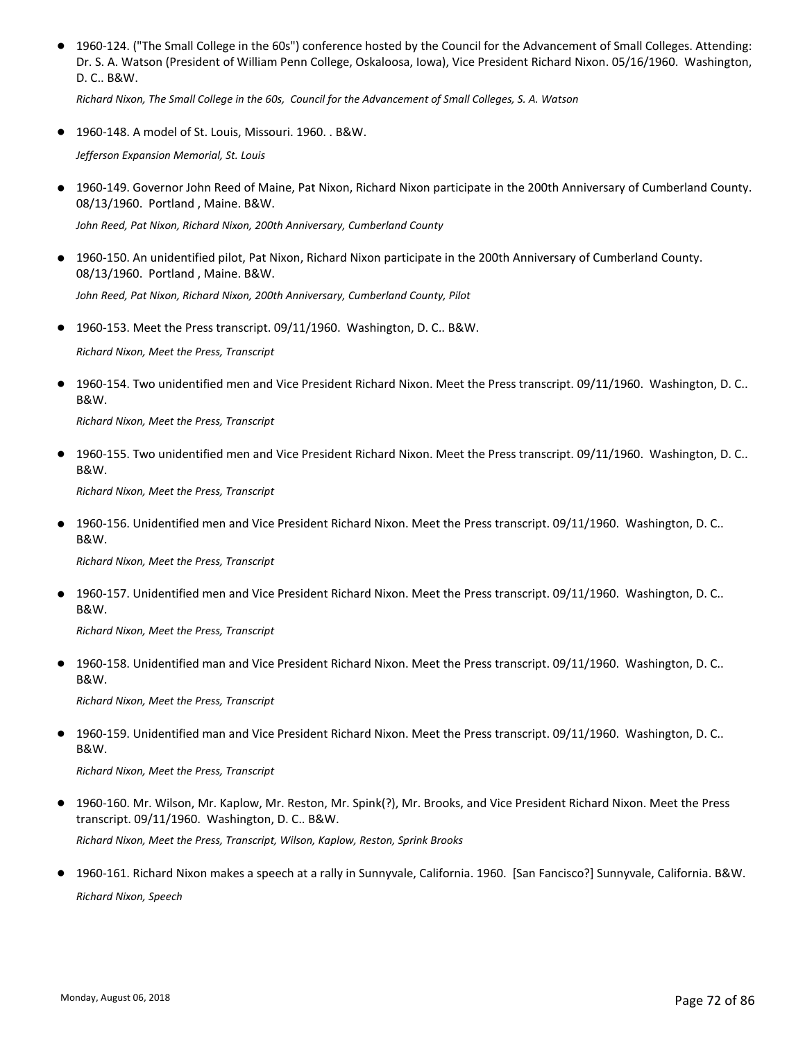- 1960-124. ("The Small College in the 60s") conference hosted by the Council for the Advancement of Small Colleges. Attending: Dr. S. A. Watson (President of William Penn College, Oskaloosa, Iowa), Vice President Richard Nixon. 05/16/1960. Washington, D. C.. B&W.

  *Richard Nixon, The Small College in the 60s, Council for the Advancement of Small Colleges, S. A. Watson*

- 1960-148. A model of St. Louis, Missouri. 1960. . B&W.

  *Jefferson Expansion Memorial, St. Louis*

- 1960-149. Governor John Reed of Maine, Pat Nixon, Richard Nixon participate in the 200th Anniversary of Cumberland County. 08/13/1960. Portland , Maine. B&W.

  *John Reed, Pat Nixon, Richard Nixon, 200th Anniversary, Cumberland County*

- 1960-150. An unidentified pilot, Pat Nixon, Richard Nixon participate in the 200th Anniversary of Cumberland County. 08/13/1960. Portland , Maine. B&W.

  *John Reed, Pat Nixon, Richard Nixon, 200th Anniversary, Cumberland County, Pilot*

- 1960-153. Meet the Press transcript. 09/11/1960. Washington, D. C.. B&W.

  *Richard Nixon, Meet the Press, Transcript*

- 1960-154. Two unidentified men and Vice President Richard Nixon. Meet the Press transcript. 09/11/1960. Washington, D. C.. B&W.

  *Richard Nixon, Meet the Press, Transcript*

- 1960-155. Two unidentified men and Vice President Richard Nixon. Meet the Press transcript. 09/11/1960. Washington, D. C.. B&W.

  *Richard Nixon, Meet the Press, Transcript*

- 1960-156. Unidentified men and Vice President Richard Nixon. Meet the Press transcript. 09/11/1960. Washington, D. C.. B&W.

  *Richard Nixon, Meet the Press, Transcript*

- 1960-157. Unidentified men and Vice President Richard Nixon. Meet the Press transcript. 09/11/1960. Washington, D. C.. B&W.

  *Richard Nixon, Meet the Press, Transcript*

- 1960-158. Unidentified man and Vice President Richard Nixon. Meet the Press transcript. 09/11/1960. Washington, D. C.. B&W.

  *Richard Nixon, Meet the Press, Transcript*

- 1960-159. Unidentified man and Vice President Richard Nixon. Meet the Press transcript. 09/11/1960. Washington, D. C.. B&W.

  *Richard Nixon, Meet the Press, Transcript*

- 1960-160. Mr. Wilson, Mr. Kaplow, Mr. Reston, Mr. Spink(?), Mr. Brooks, and Vice President Richard Nixon. Meet the Press transcript. 09/11/1960. Washington, D. C.. B&W.

  *Richard Nixon, Meet the Press, Transcript, Wilson, Kaplow, Reston, Sprink Brooks*

- 1960-161. Richard Nixon makes a speech at a rally in Sunnyvale, California. 1960. [San Fancisco?] Sunnyvale, California. B&W.

  *Richard Nixon, Speech*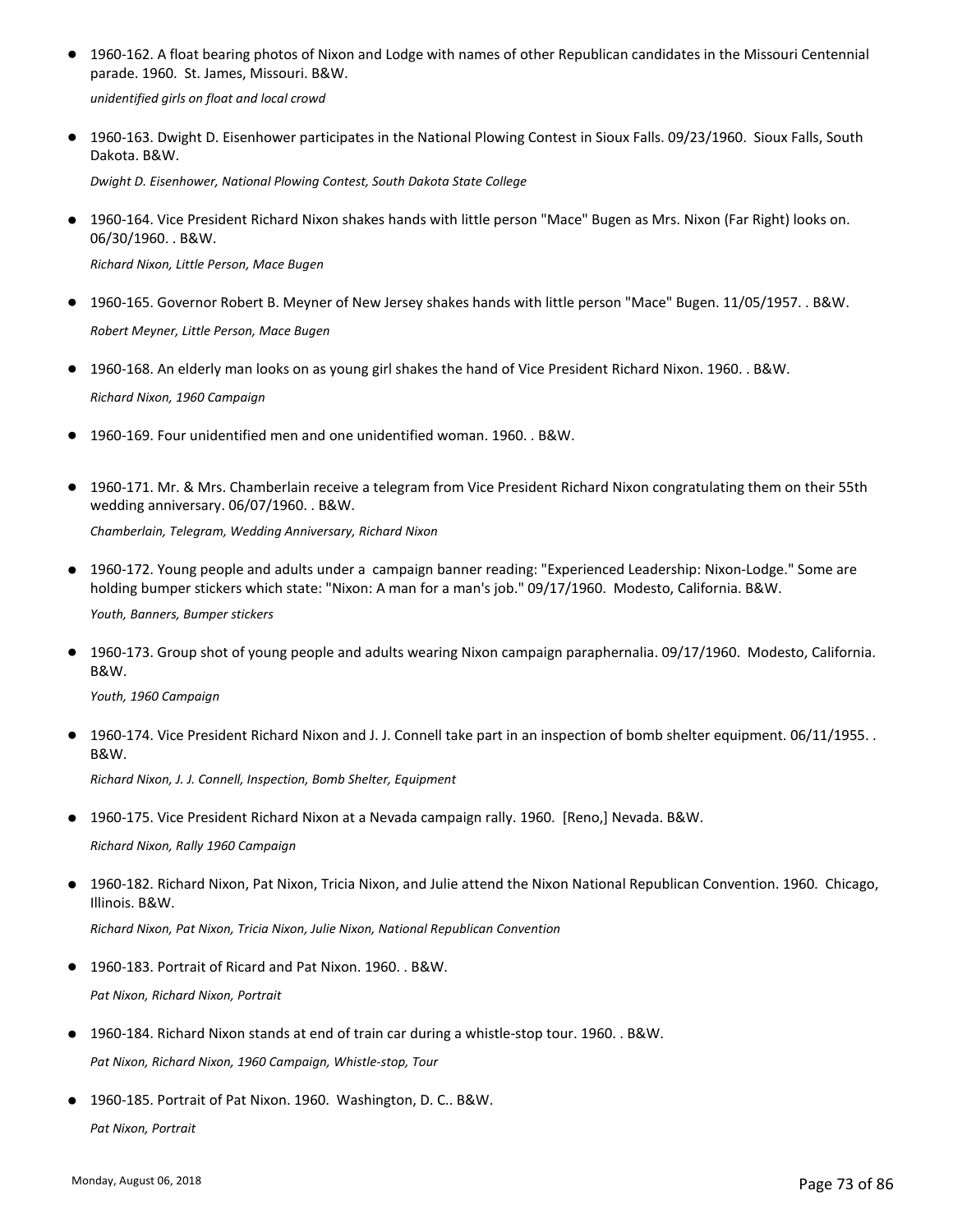- 1960-162. A float bearing photos of Nixon and Lodge with names of other Republican candidates in the Missouri Centennial parade. 1960. St. James, Missouri. B&W.

  *unidentified girls on float and local crowd*

- 1960-163. Dwight D. Eisenhower participates in the National Plowing Contest in Sioux Falls. 09/23/1960. Sioux Falls, South Dakota. B&W.

  *Dwight D. Eisenhower, National Plowing Contest, South Dakota State College*

- 1960-164. Vice President Richard Nixon shakes hands with little person "Mace" Bugen as Mrs. Nixon (Far Right) looks on. 06/30/1960. . B&W.

  *Richard Nixon, Little Person, Mace Bugen*

- 1960-165. Governor Robert B. Meyner of New Jersey shakes hands with little person "Mace" Bugen. 11/05/1957. . B&W.

  *Robert Meyner, Little Person, Mace Bugen*

- 1960-168. An elderly man looks on as young girl shakes the hand of Vice President Richard Nixon. 1960. . B&W.

  *Richard Nixon, 1960 Campaign*

- 1960-169. Four unidentified men and one unidentified woman. 1960. . B&W.

- 1960-171. Mr. & Mrs. Chamberlain receive a telegram from Vice President Richard Nixon congratulating them on their 55th wedding anniversary. 06/07/1960. . B&W.

  *Chamberlain, Telegram, Wedding Anniversary, Richard Nixon*

- 1960-172. Young people and adults under a campaign banner reading: "Experienced Leadership: Nixon-Lodge." Some are holding bumper stickers which state: "Nixon: A man for a man's job." 09/17/1960. Modesto, California. B&W.

  *Youth, Banners, Bumper stickers*

- 1960-173. Group shot of young people and adults wearing Nixon campaign paraphernalia. 09/17/1960. Modesto, California. B&W.

  *Youth, 1960 Campaign*

- 1960-174. Vice President Richard Nixon and J. J. Connell take part in an inspection of bomb shelter equipment. 06/11/1955. . B&W.

  *Richard Nixon, J. J. Connell, Inspection, Bomb Shelter, Equipment*

- 1960-175. Vice President Richard Nixon at a Nevada campaign rally. 1960. [Reno,] Nevada. B&W.

  *Richard Nixon, Rally 1960 Campaign*

- 1960-182. Richard Nixon, Pat Nixon, Tricia Nixon, and Julie attend the Nixon National Republican Convention. 1960. Chicago, Illinois. B&W.

  *Richard Nixon, Pat Nixon, Tricia Nixon, Julie Nixon, National Republican Convention*

- 1960-183. Portrait of Ricard and Pat Nixon. 1960. . B&W.

  *Pat Nixon, Richard Nixon, Portrait*

- 1960-184. Richard Nixon stands at end of train car during a whistle-stop tour. 1960. . B&W.

  *Pat Nixon, Richard Nixon, 1960 Campaign, Whistle-stop, Tour*

- 1960-185. Portrait of Pat Nixon. 1960. Washington, D. C.. B&W.

  *Pat Nixon, Portrait*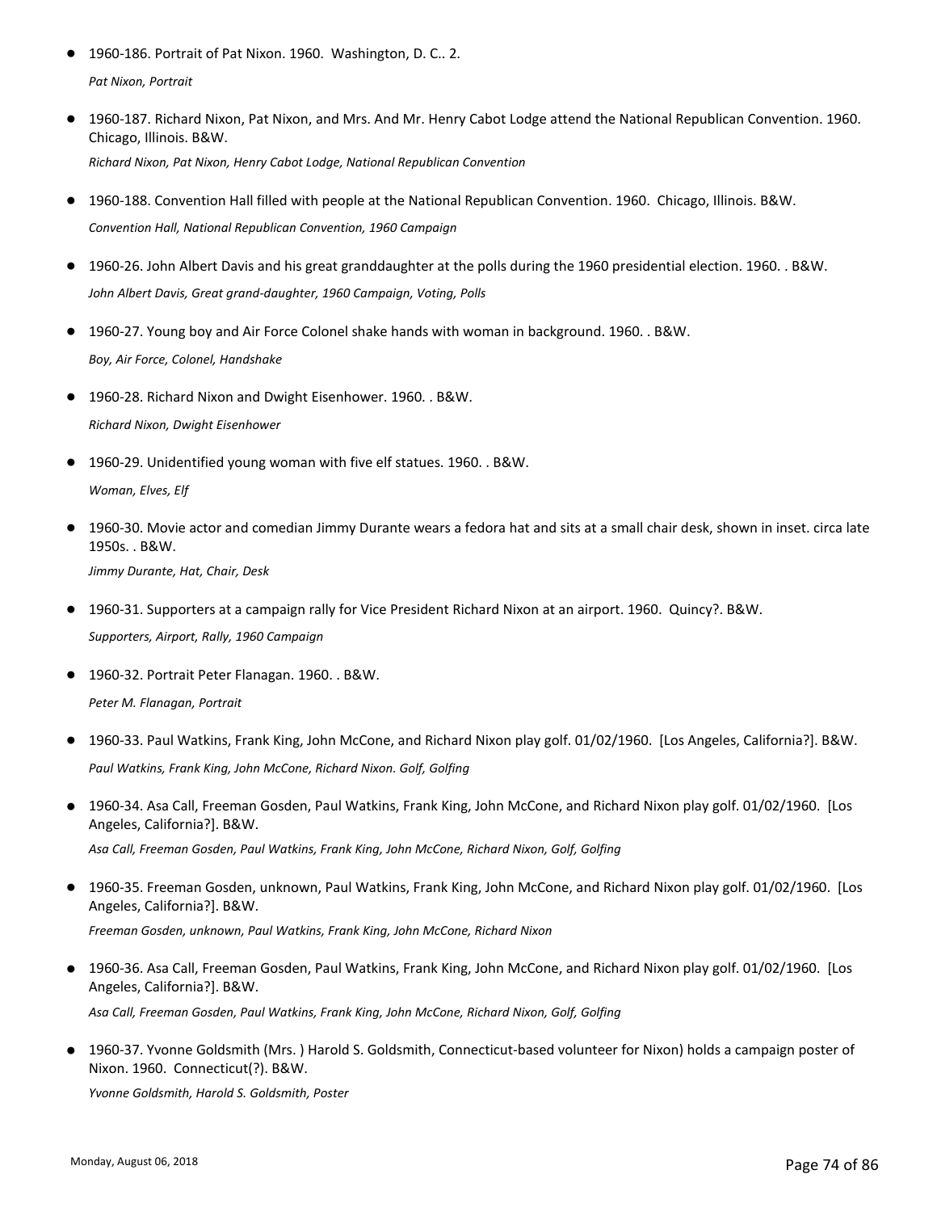- 1960-186. Portrait of Pat Nixon. 1960. Washington, D. C.. 2.

  *Pat Nixon, Portrait*

- 1960-187. Richard Nixon, Pat Nixon, and Mrs. And Mr. Henry Cabot Lodge attend the National Republican Convention. 1960. Chicago, Illinois. B&W.

  *Richard Nixon, Pat Nixon, Henry Cabot Lodge, National Republican Convention*

- 1960-188. Convention Hall filled with people at the National Republican Convention. 1960. Chicago, Illinois. B&W.

  *Convention Hall, National Republican Convention, 1960 Campaign*

- 1960-26. John Albert Davis and his great granddaughter at the polls during the 1960 presidential election. 1960. . B&W.

  *John Albert Davis, Great grand-daughter, 1960 Campaign, Voting, Polls*

- 1960-27. Young boy and Air Force Colonel shake hands with woman in background. 1960. . B&W.

  *Boy, Air Force, Colonel, Handshake*

- 1960-28. Richard Nixon and Dwight Eisenhower. 1960. . B&W.

  *Richard Nixon, Dwight Eisenhower*

- 1960-29. Unidentified young woman with five elf statues. 1960. . B&W.

  *Woman, Elves, Elf*

- 1960-30. Movie actor and comedian Jimmy Durante wears a fedora hat and sits at a small chair desk, shown in inset. circa late 1950s. . B&W.

  *Jimmy Durante, Hat, Chair, Desk*

- 1960-31. Supporters at a campaign rally for Vice President Richard Nixon at an airport. 1960. Quincy?. B&W.

  *Supporters, Airport, Rally, 1960 Campaign*

- 1960-32. Portrait Peter Flanagan. 1960. . B&W.

  *Peter M. Flanagan, Portrait*

- 1960-33. Paul Watkins, Frank King, John McCone, and Richard Nixon play golf. 01/02/1960. [Los Angeles, California?]. B&W.

  *Paul Watkins, Frank King, John McCone, Richard Nixon. Golf, Golfing*

- 1960-34. Asa Call, Freeman Gosden, Paul Watkins, Frank King, John McCone, and Richard Nixon play golf. 01/02/1960. [Los Angeles, California?]. B&W.

  *Asa Call, Freeman Gosden, Paul Watkins, Frank King, John McCone, Richard Nixon, Golf, Golfing*

- 1960-35. Freeman Gosden, unknown, Paul Watkins, Frank King, John McCone, and Richard Nixon play golf. 01/02/1960. [Los Angeles, California?]. B&W.

  *Freeman Gosden, unknown, Paul Watkins, Frank King, John McCone, Richard Nixon*

- 1960-36. Asa Call, Freeman Gosden, Paul Watkins, Frank King, John McCone, and Richard Nixon play golf. 01/02/1960. [Los Angeles, California?]. B&W.

  *Asa Call, Freeman Gosden, Paul Watkins, Frank King, John McCone, Richard Nixon, Golf, Golfing*

- 1960-37. Yvonne Goldsmith (Mrs. ) Harold S. Goldsmith, Connecticut-based volunteer for Nixon) holds a campaign poster of Nixon. 1960. Connecticut(?). B&W.

  *Yvonne Goldsmith, Harold S. Goldsmith, Poster*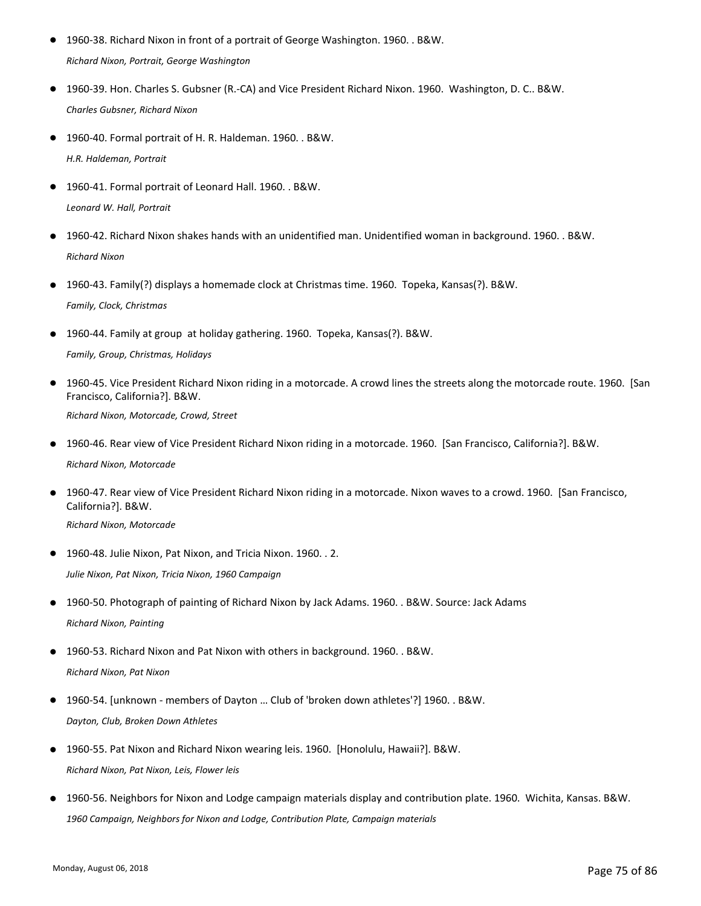- 1960-38. Richard Nixon in front of a portrait of George Washington. 1960. . B&W.

  *Richard Nixon, Portrait, George Washington*

- 1960-39. Hon. Charles S. Gubsner (R.-CA) and Vice President Richard Nixon. 1960. Washington, D. C.. B&W.

  *Charles Gubsner, Richard Nixon*

- 1960-40. Formal portrait of H. R. Haldeman. 1960. . B&W.

  *H.R. Haldeman, Portrait*

- 1960-41. Formal portrait of Leonard Hall. 1960. . B&W.

  *Leonard W. Hall, Portrait*

- 1960-42. Richard Nixon shakes hands with an unidentified man. Unidentified woman in background. 1960. . B&W.

  *Richard Nixon*

- 1960-43. Family(?) displays a homemade clock at Christmas time. 1960. Topeka, Kansas(?). B&W.

  *Family, Clock, Christmas*

- 1960-44. Family at group at holiday gathering. 1960. Topeka, Kansas(?). B&W.

  *Family, Group, Christmas, Holidays*

- 1960-45. Vice President Richard Nixon riding in a motorcade. A crowd lines the streets along the motorcade route. 1960. [San Francisco, California?]. B&W.

  *Richard Nixon, Motorcade, Crowd, Street*

- 1960-46. Rear view of Vice President Richard Nixon riding in a motorcade. 1960. [San Francisco, California?]. B&W.

  *Richard Nixon, Motorcade*

- 1960-47. Rear view of Vice President Richard Nixon riding in a motorcade. Nixon waves to a crowd. 1960. [San Francisco, California?]. B&W.

  *Richard Nixon, Motorcade*

- 1960-48. Julie Nixon, Pat Nixon, and Tricia Nixon. 1960. . 2.

  *Julie Nixon, Pat Nixon, Tricia Nixon, 1960 Campaign*

- 1960-50. Photograph of painting of Richard Nixon by Jack Adams. 1960. . B&W. Source: Jack Adams

  *Richard Nixon, Painting*

- 1960-53. Richard Nixon and Pat Nixon with others in background. 1960. . B&W.

  *Richard Nixon, Pat Nixon*

- 1960-54. [unknown - members of Dayton … Club of 'broken down athletes'?] 1960. . B&W.

  *Dayton, Club, Broken Down Athletes*

- 1960-55. Pat Nixon and Richard Nixon wearing leis. 1960. [Honolulu, Hawaii?]. B&W.

  *Richard Nixon, Pat Nixon, Leis, Flower leis*

- 1960-56. Neighbors for Nixon and Lodge campaign materials display and contribution plate. 1960. Wichita, Kansas. B&W.

  *1960 Campaign, Neighbors for Nixon and Lodge, Contribution Plate, Campaign materials*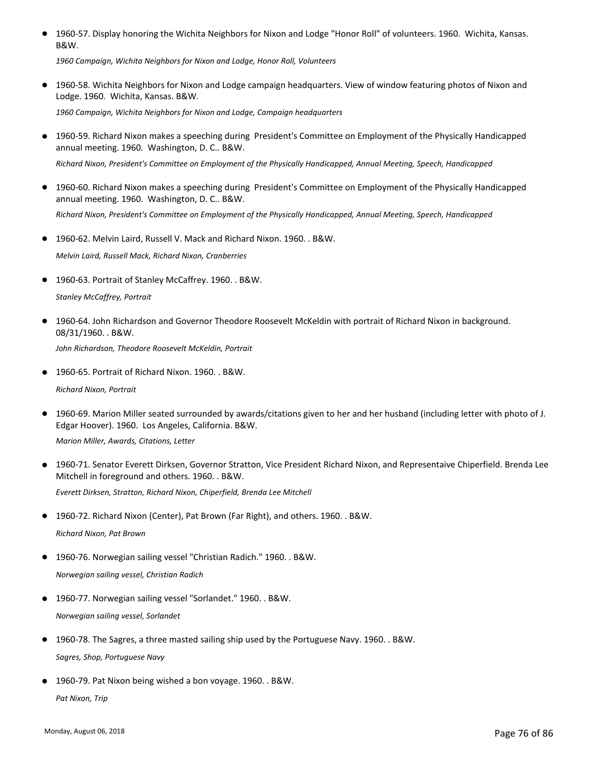- 1960-57. Display honoring the Wichita Neighbors for Nixon and Lodge "Honor Roll" of volunteers. 1960. Wichita, Kansas. B&W.

  *1960 Campaign, Wichita Neighbors for Nixon and Lodge, Honor Roll, Volunteers*

- 1960-58. Wichita Neighbors for Nixon and Lodge campaign headquarters. View of window featuring photos of Nixon and Lodge. 1960. Wichita, Kansas. B&W.

  *1960 Campaign, Wichita Neighbors for Nixon and Lodge, Campaign headquarters*

- 1960-59. Richard Nixon makes a speeching during President's Committee on Employment of the Physically Handicapped annual meeting. 1960. Washington, D. C.. B&W.

  *Richard Nixon, President's Committee on Employment of the Physically Handicapped, Annual Meeting, Speech, Handicapped*

- 1960-60. Richard Nixon makes a speeching during President's Committee on Employment of the Physically Handicapped annual meeting. 1960. Washington, D. C.. B&W.

  *Richard Nixon, President's Committee on Employment of the Physically Handicapped, Annual Meeting, Speech, Handicapped*

- 1960-62. Melvin Laird, Russell V. Mack and Richard Nixon. 1960. . B&W.

  *Melvin Laird, Russell Mack, Richard Nixon, Cranberries*

- 1960-63. Portrait of Stanley McCaffrey. 1960. . B&W.

  *Stanley McCaffrey, Portrait*

- 1960-64. John Richardson and Governor Theodore Roosevelt McKeldin with portrait of Richard Nixon in background. 08/31/1960. . B&W.

  *John Richardson, Theodore Roosevelt McKeldin, Portrait*

- 1960-65. Portrait of Richard Nixon. 1960. . B&W.

  *Richard Nixon, Portrait*

- 1960-69. Marion Miller seated surrounded by awards/citations given to her and her husband (including letter with photo of J. Edgar Hoover). 1960. Los Angeles, California. B&W.

  *Marion Miller, Awards, Citations, Letter*

- 1960-71. Senator Everett Dirksen, Governor Stratton, Vice President Richard Nixon, and Representaive Chiperfield. Brenda Lee Mitchell in foreground and others. 1960. . B&W.

  *Everett Dirksen, Stratton, Richard Nixon, Chiperfield, Brenda Lee Mitchell*

- 1960-72. Richard Nixon (Center), Pat Brown (Far Right), and others. 1960. . B&W.

  *Richard Nixon, Pat Brown*

- 1960-76. Norwegian sailing vessel "Christian Radich." 1960. . B&W.

  *Norwegian sailing vessel, Christian Radich*

- 1960-77. Norwegian sailing vessel "Sorlandet." 1960. . B&W.

  *Norwegian sailing vessel, Sorlandet*

- 1960-78. The Sagres, a three masted sailing ship used by the Portuguese Navy. 1960. . B&W.

  *Sagres, Shop, Portuguese Navy*

- 1960-79. Pat Nixon being wished a bon voyage. 1960. . B&W.

  *Pat Nixon, Trip*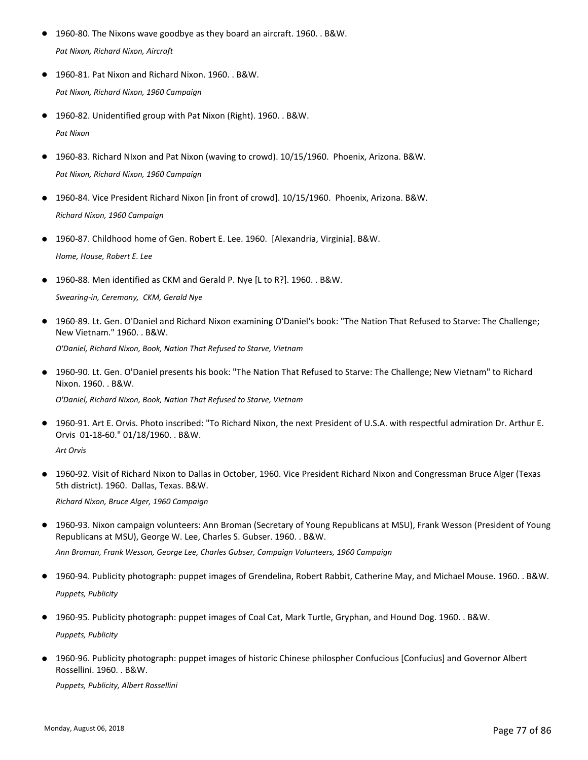- 1960-80. The Nixons wave goodbye as they board an aircraft. 1960. . B&W.

  *Pat Nixon, Richard Nixon, Aircraft*

- 1960-81. Pat Nixon and Richard Nixon. 1960. . B&W.

  *Pat Nixon, Richard Nixon, 1960 Campaign*

- 1960-82. Unidentified group with Pat Nixon (Right). 1960. . B&W.

  *Pat Nixon*

- 1960-83. Richard NIxon and Pat Nixon (waving to crowd). 10/15/1960. Phoenix, Arizona. B&W.

  *Pat Nixon, Richard Nixon, 1960 Campaign*

- 1960-84. Vice President Richard Nixon [in front of crowd]. 10/15/1960. Phoenix, Arizona. B&W.

  *Richard Nixon, 1960 Campaign*

- 1960-87. Childhood home of Gen. Robert E. Lee. 1960. [Alexandria, Virginia]. B&W.

  *Home, House, Robert E. Lee*

- 1960-88. Men identified as CKM and Gerald P. Nye [L to R?]. 1960. . B&W.

  *Swearing-in, Ceremony, CKM, Gerald Nye*

- 1960-89. Lt. Gen. O'Daniel and Richard Nixon examining O'Daniel's book: "The Nation That Refused to Starve: The Challenge; New Vietnam." 1960. . B&W.

  *O'Daniel, Richard Nixon, Book, Nation That Refused to Starve, Vietnam*

- 1960-90. Lt. Gen. O'Daniel presents his book: "The Nation That Refused to Starve: The Challenge; New Vietnam" to Richard Nixon. 1960. . B&W.

  *O'Daniel, Richard Nixon, Book, Nation That Refused to Starve, Vietnam*

- 1960-91. Art E. Orvis. Photo inscribed: "To Richard Nixon, the next President of U.S.A. with respectful admiration Dr. Arthur E. Orvis 01-18-60." 01/18/1960. . B&W.

  *Art Orvis*

- 1960-92. Visit of Richard Nixon to Dallas in October, 1960. Vice President Richard Nixon and Congressman Bruce Alger (Texas 5th district). 1960. Dallas, Texas. B&W.

  *Richard Nixon, Bruce Alger, 1960 Campaign*

- 1960-93. Nixon campaign volunteers: Ann Broman (Secretary of Young Republicans at MSU), Frank Wesson (President of Young Republicans at MSU), George W. Lee, Charles S. Gubser. 1960. . B&W.

  *Ann Broman, Frank Wesson, George Lee, Charles Gubser, Campaign Volunteers, 1960 Campaign*

- 1960-94. Publicity photograph: puppet images of Grendelina, Robert Rabbit, Catherine May, and Michael Mouse. 1960. . B&W.

  *Puppets, Publicity*

- 1960-95. Publicity photograph: puppet images of Coal Cat, Mark Turtle, Gryphan, and Hound Dog. 1960. . B&W.

  *Puppets, Publicity*

- 1960-96. Publicity photograph: puppet images of historic Chinese philospher Confucious [Confucius] and Governor Albert Rossellini. 1960. . B&W.

  *Puppets, Publicity, Albert Rossellini*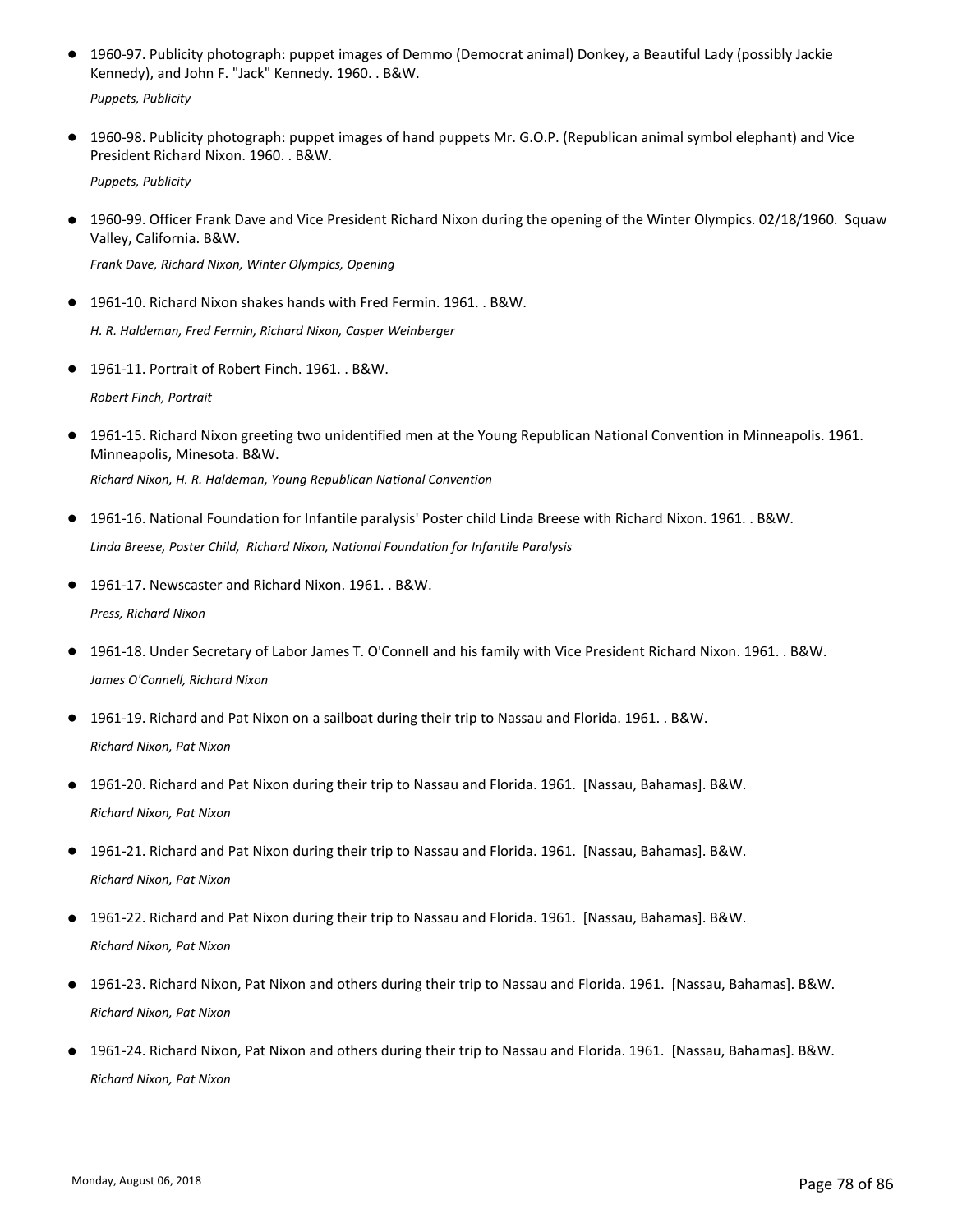- 1960-97. Publicity photograph: puppet images of Demmo (Democrat animal) Donkey, a Beautiful Lady (possibly Jackie Kennedy), and John F. "Jack" Kennedy. 1960. . B&W.

  *Puppets, Publicity*

- 1960-98. Publicity photograph: puppet images of hand puppets Mr. G.O.P. (Republican animal symbol elephant) and Vice President Richard Nixon. 1960. . B&W.

  *Puppets, Publicity*

- 1960-99. Officer Frank Dave and Vice President Richard Nixon during the opening of the Winter Olympics. 02/18/1960. Squaw Valley, California. B&W.

  *Frank Dave, Richard Nixon, Winter Olympics, Opening*

- 1961-10. Richard Nixon shakes hands with Fred Fermin. 1961. . B&W.

  *H. R. Haldeman, Fred Fermin, Richard Nixon, Casper Weinberger*

- 1961-11. Portrait of Robert Finch. 1961. . B&W.

  *Robert Finch, Portrait*

- 1961-15. Richard Nixon greeting two unidentified men at the Young Republican National Convention in Minneapolis. 1961. Minneapolis, Minesota. B&W.

  *Richard Nixon, H. R. Haldeman, Young Republican National Convention*

- 1961-16. National Foundation for Infantile paralysis' Poster child Linda Breese with Richard Nixon. 1961. . B&W.

  *Linda Breese, Poster Child, Richard Nixon, National Foundation for Infantile Paralysis*

- 1961-17. Newscaster and Richard Nixon. 1961. . B&W.

  *Press, Richard Nixon*

- 1961-18. Under Secretary of Labor James T. O'Connell and his family with Vice President Richard Nixon. 1961. . B&W.

  *James O'Connell, Richard Nixon*

- 1961-19. Richard and Pat Nixon on a sailboat during their trip to Nassau and Florida. 1961. . B&W.

  *Richard Nixon, Pat Nixon*

- 1961-20. Richard and Pat Nixon during their trip to Nassau and Florida. 1961. [Nassau, Bahamas]. B&W.

  *Richard Nixon, Pat Nixon*

- 1961-21. Richard and Pat Nixon during their trip to Nassau and Florida. 1961. [Nassau, Bahamas]. B&W.

  *Richard Nixon, Pat Nixon*

- 1961-22. Richard and Pat Nixon during their trip to Nassau and Florida. 1961. [Nassau, Bahamas]. B&W.

  *Richard Nixon, Pat Nixon*

- 1961-23. Richard Nixon, Pat Nixon and others during their trip to Nassau and Florida. 1961. [Nassau, Bahamas]. B&W.

  *Richard Nixon, Pat Nixon*

- 1961-24. Richard Nixon, Pat Nixon and others during their trip to Nassau and Florida. 1961. [Nassau, Bahamas]. B&W.

  *Richard Nixon, Pat Nixon*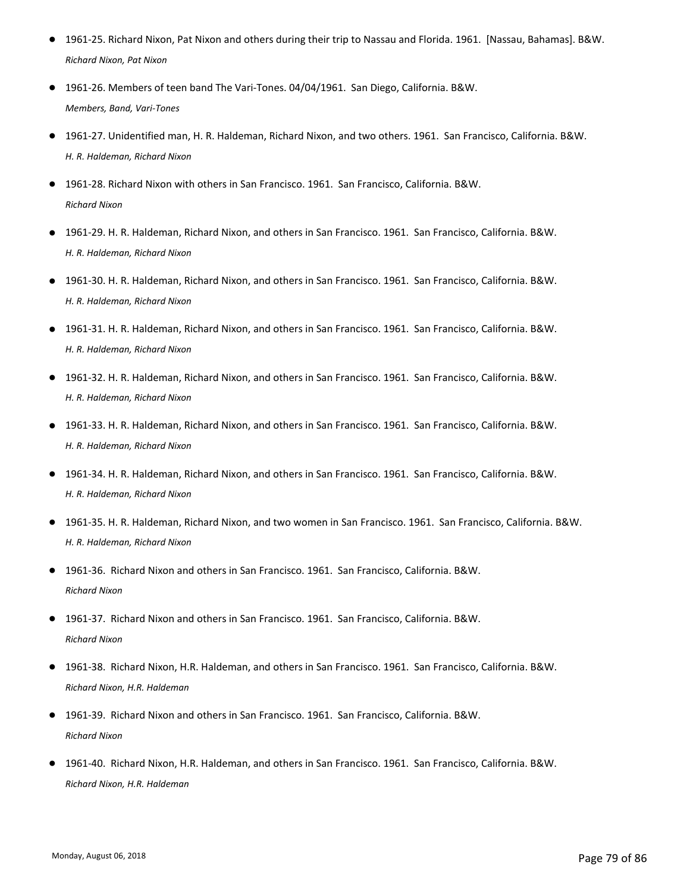- 1961-25. Richard Nixon, Pat Nixon and others during their trip to Nassau and Florida. 1961. [Nassau, Bahamas]. B&W.
  *Richard Nixon, Pat Nixon*
- 1961-26. Members of teen band The Vari-Tones. 04/04/1961. San Diego, California. B&W.
  *Members, Band, Vari-Tones*
- 1961-27. Unidentified man, H. R. Haldeman, Richard Nixon, and two others. 1961. San Francisco, California. B&W.
  *H. R. Haldeman, Richard Nixon*
- 1961-28. Richard Nixon with others in San Francisco. 1961. San Francisco, California. B&W.
  *Richard Nixon*
- 1961-29. H. R. Haldeman, Richard Nixon, and others in San Francisco. 1961. San Francisco, California. B&W.
  *H. R. Haldeman, Richard Nixon*
- 1961-30. H. R. Haldeman, Richard Nixon, and others in San Francisco. 1961. San Francisco, California. B&W.
  *H. R. Haldeman, Richard Nixon*
- 1961-31. H. R. Haldeman, Richard Nixon, and others in San Francisco. 1961. San Francisco, California. B&W.
  *H. R. Haldeman, Richard Nixon*
- 1961-32. H. R. Haldeman, Richard Nixon, and others in San Francisco. 1961. San Francisco, California. B&W.
  *H. R. Haldeman, Richard Nixon*
- 1961-33. H. R. Haldeman, Richard Nixon, and others in San Francisco. 1961. San Francisco, California. B&W.
  *H. R. Haldeman, Richard Nixon*
- 1961-34. H. R. Haldeman, Richard Nixon, and others in San Francisco. 1961. San Francisco, California. B&W.
  *H. R. Haldeman, Richard Nixon*
- 1961-35. H. R. Haldeman, Richard Nixon, and two women in San Francisco. 1961. San Francisco, California. B&W.
  *H. R. Haldeman, Richard Nixon*
- 1961-36. Richard Nixon and others in San Francisco. 1961. San Francisco, California. B&W.
  *Richard Nixon*
- 1961-37. Richard Nixon and others in San Francisco. 1961. San Francisco, California. B&W.
  *Richard Nixon*
- 1961-38. Richard Nixon, H.R. Haldeman, and others in San Francisco. 1961. San Francisco, California. B&W.
  *Richard Nixon, H.R. Haldeman*
- 1961-39. Richard Nixon and others in San Francisco. 1961. San Francisco, California. B&W.
  *Richard Nixon*
- 1961-40. Richard Nixon, H.R. Haldeman, and others in San Francisco. 1961. San Francisco, California. B&W.
  *Richard Nixon, H.R. Haldeman*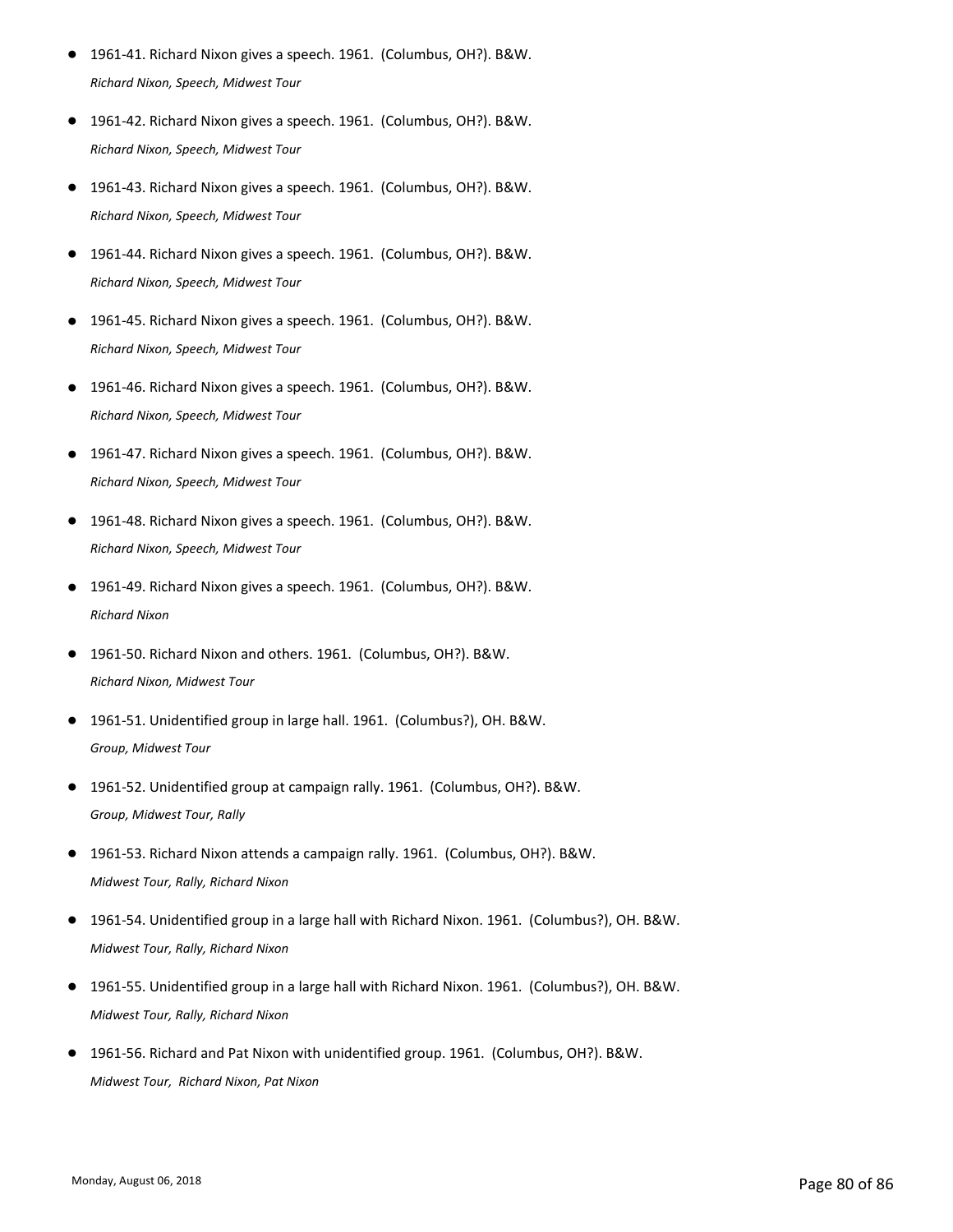- 1961-41. Richard Nixon gives a speech. 1961. (Columbus, OH?). B&W.
  *Richard Nixon, Speech, Midwest Tour*

- 1961-42. Richard Nixon gives a speech. 1961. (Columbus, OH?). B&W.
  *Richard Nixon, Speech, Midwest Tour*

- 1961-43. Richard Nixon gives a speech. 1961. (Columbus, OH?). B&W.
  *Richard Nixon, Speech, Midwest Tour*

- 1961-44. Richard Nixon gives a speech. 1961. (Columbus, OH?). B&W.
  *Richard Nixon, Speech, Midwest Tour*

- 1961-45. Richard Nixon gives a speech. 1961. (Columbus, OH?). B&W.
  *Richard Nixon, Speech, Midwest Tour*

- 1961-46. Richard Nixon gives a speech. 1961. (Columbus, OH?). B&W.
  *Richard Nixon, Speech, Midwest Tour*

- 1961-47. Richard Nixon gives a speech. 1961. (Columbus, OH?). B&W.
  *Richard Nixon, Speech, Midwest Tour*

- 1961-48. Richard Nixon gives a speech. 1961. (Columbus, OH?). B&W.
  *Richard Nixon, Speech, Midwest Tour*

- 1961-49. Richard Nixon gives a speech. 1961. (Columbus, OH?). B&W.
  *Richard Nixon*

- 1961-50. Richard Nixon and others. 1961. (Columbus, OH?). B&W.
  *Richard Nixon, Midwest Tour*

- 1961-51. Unidentified group in large hall. 1961. (Columbus?), OH. B&W.
  *Group, Midwest Tour*

- 1961-52. Unidentified group at campaign rally. 1961. (Columbus, OH?). B&W.
  *Group, Midwest Tour, Rally*

- 1961-53. Richard Nixon attends a campaign rally. 1961. (Columbus, OH?). B&W.
  *Midwest Tour, Rally, Richard Nixon*

- 1961-54. Unidentified group in a large hall with Richard Nixon. 1961. (Columbus?), OH. B&W.
  *Midwest Tour, Rally, Richard Nixon*

- 1961-55. Unidentified group in a large hall with Richard Nixon. 1961. (Columbus?), OH. B&W.
  *Midwest Tour, Rally, Richard Nixon*

- 1961-56. Richard and Pat Nixon with unidentified group. 1961. (Columbus, OH?). B&W.
  *Midwest Tour, Richard Nixon, Pat Nixon*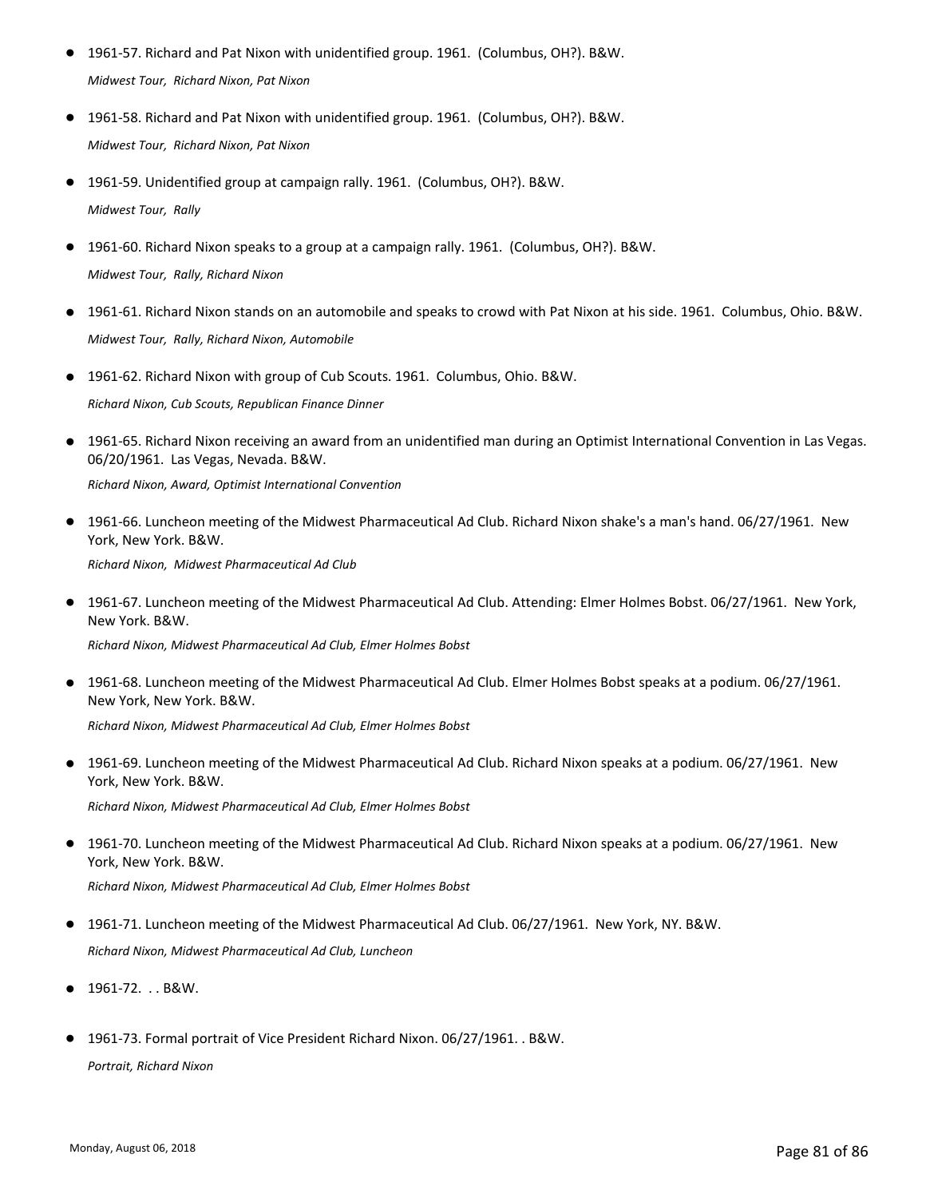- 1961-57. Richard and Pat Nixon with unidentified group. 1961. (Columbus, OH?). B&W.

  *Midwest Tour, Richard Nixon, Pat Nixon*

- 1961-58. Richard and Pat Nixon with unidentified group. 1961. (Columbus, OH?). B&W.

  *Midwest Tour, Richard Nixon, Pat Nixon*

- 1961-59. Unidentified group at campaign rally. 1961. (Columbus, OH?). B&W.

  *Midwest Tour, Rally*

- 1961-60. Richard Nixon speaks to a group at a campaign rally. 1961. (Columbus, OH?). B&W.

  *Midwest Tour, Rally, Richard Nixon*

- 1961-61. Richard Nixon stands on an automobile and speaks to crowd with Pat Nixon at his side. 1961. Columbus, Ohio. B&W.

  *Midwest Tour, Rally, Richard Nixon, Automobile*

- 1961-62. Richard Nixon with group of Cub Scouts. 1961. Columbus, Ohio. B&W.

  *Richard Nixon, Cub Scouts, Republican Finance Dinner*

- 1961-65. Richard Nixon receiving an award from an unidentified man during an Optimist International Convention in Las Vegas. 06/20/1961. Las Vegas, Nevada. B&W.

  *Richard Nixon, Award, Optimist International Convention*

- 1961-66. Luncheon meeting of the Midwest Pharmaceutical Ad Club. Richard Nixon shake's a man's hand. 06/27/1961. New York, New York. B&W.

  *Richard Nixon, Midwest Pharmaceutical Ad Club*

- 1961-67. Luncheon meeting of the Midwest Pharmaceutical Ad Club. Attending: Elmer Holmes Bobst. 06/27/1961. New York, New York. B&W.

  *Richard Nixon, Midwest Pharmaceutical Ad Club, Elmer Holmes Bobst*

- 1961-68. Luncheon meeting of the Midwest Pharmaceutical Ad Club. Elmer Holmes Bobst speaks at a podium. 06/27/1961. New York, New York. B&W.

  *Richard Nixon, Midwest Pharmaceutical Ad Club, Elmer Holmes Bobst*

- 1961-69. Luncheon meeting of the Midwest Pharmaceutical Ad Club. Richard Nixon speaks at a podium. 06/27/1961. New York, New York. B&W.

  *Richard Nixon, Midwest Pharmaceutical Ad Club, Elmer Holmes Bobst*

- 1961-70. Luncheon meeting of the Midwest Pharmaceutical Ad Club. Richard Nixon speaks at a podium. 06/27/1961. New York, New York. B&W.

  *Richard Nixon, Midwest Pharmaceutical Ad Club, Elmer Holmes Bobst*

- 1961-71. Luncheon meeting of the Midwest Pharmaceutical Ad Club. 06/27/1961. New York, NY. B&W.

  *Richard Nixon, Midwest Pharmaceutical Ad Club, Luncheon*

- 1961-72. . . B&W.

- 1961-73. Formal portrait of Vice President Richard Nixon. 06/27/1961. . B&W.

  *Portrait, Richard Nixon*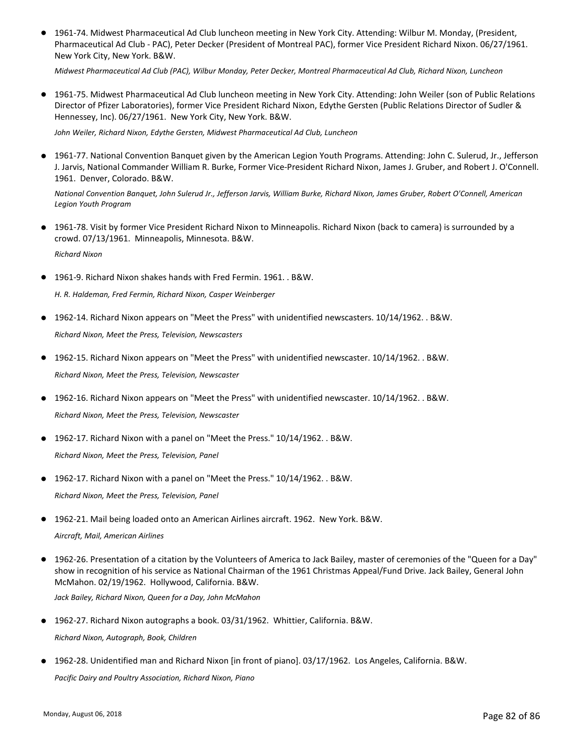- 1961-74. Midwest Pharmaceutical Ad Club luncheon meeting in New York City. Attending: Wilbur M. Monday, (President, Pharmaceutical Ad Club - PAC), Peter Decker (President of Montreal PAC), former Vice President Richard Nixon. 06/27/1961. New York City, New York. B&W.

  *Midwest Pharmaceutical Ad Club (PAC), Wilbur Monday, Peter Decker, Montreal Pharmaceutical Ad Club, Richard Nixon, Luncheon*

- 1961-75. Midwest Pharmaceutical Ad Club luncheon meeting in New York City. Attending: John Weiler (son of Public Relations Director of Pfizer Laboratories), former Vice President Richard Nixon, Edythe Gersten (Public Relations Director of Sudler & Hennessey, Inc). 06/27/1961. New York City, New York. B&W.

  *John Weiler, Richard Nixon, Edythe Gersten, Midwest Pharmaceutical Ad Club, Luncheon*

- 1961-77. National Convention Banquet given by the American Legion Youth Programs. Attending: John C. Sulerud, Jr., Jefferson J. Jarvis, National Commander William R. Burke, Former Vice-President Richard Nixon, James J. Gruber, and Robert J. O'Connell. 1961. Denver, Colorado. B&W.

  *National Convention Banquet, John Sulerud Jr., Jefferson Jarvis, William Burke, Richard Nixon, James Gruber, Robert O'Connell, American Legion Youth Program*

- 1961-78. Visit by former Vice President Richard Nixon to Minneapolis. Richard Nixon (back to camera) is surrounded by a crowd. 07/13/1961. Minneapolis, Minnesota. B&W.

  *Richard Nixon*

- 1961-9. Richard Nixon shakes hands with Fred Fermin. 1961. . B&W.

  *H. R. Haldeman, Fred Fermin, Richard Nixon, Casper Weinberger*

- 1962-14. Richard Nixon appears on "Meet the Press" with unidentified newscasters. 10/14/1962. . B&W.

  *Richard Nixon, Meet the Press, Television, Newscasters*

- 1962-15. Richard Nixon appears on "Meet the Press" with unidentified newscaster. 10/14/1962. . B&W.

  *Richard Nixon, Meet the Press, Television, Newscaster*

- 1962-16. Richard Nixon appears on "Meet the Press" with unidentified newscaster. 10/14/1962. . B&W.

  *Richard Nixon, Meet the Press, Television, Newscaster*

- 1962-17. Richard Nixon with a panel on "Meet the Press." 10/14/1962. . B&W.

  *Richard Nixon, Meet the Press, Television, Panel*

- 1962-17. Richard Nixon with a panel on "Meet the Press." 10/14/1962. . B&W.

  *Richard Nixon, Meet the Press, Television, Panel*

- 1962-21. Mail being loaded onto an American Airlines aircraft. 1962. New York. B&W.

  *Aircraft, Mail, American Airlines*

- 1962-26. Presentation of a citation by the Volunteers of America to Jack Bailey, master of ceremonies of the "Queen for a Day" show in recognition of his service as National Chairman of the 1961 Christmas Appeal/Fund Drive. Jack Bailey, General John McMahon. 02/19/1962. Hollywood, California. B&W.

  *Jack Bailey, Richard Nixon, Queen for a Day, John McMahon*

- 1962-27. Richard Nixon autographs a book. 03/31/1962. Whittier, California. B&W.

  *Richard Nixon, Autograph, Book, Children*

- 1962-28. Unidentified man and Richard Nixon [in front of piano]. 03/17/1962. Los Angeles, California. B&W.

  *Pacific Dairy and Poultry Association, Richard Nixon, Piano*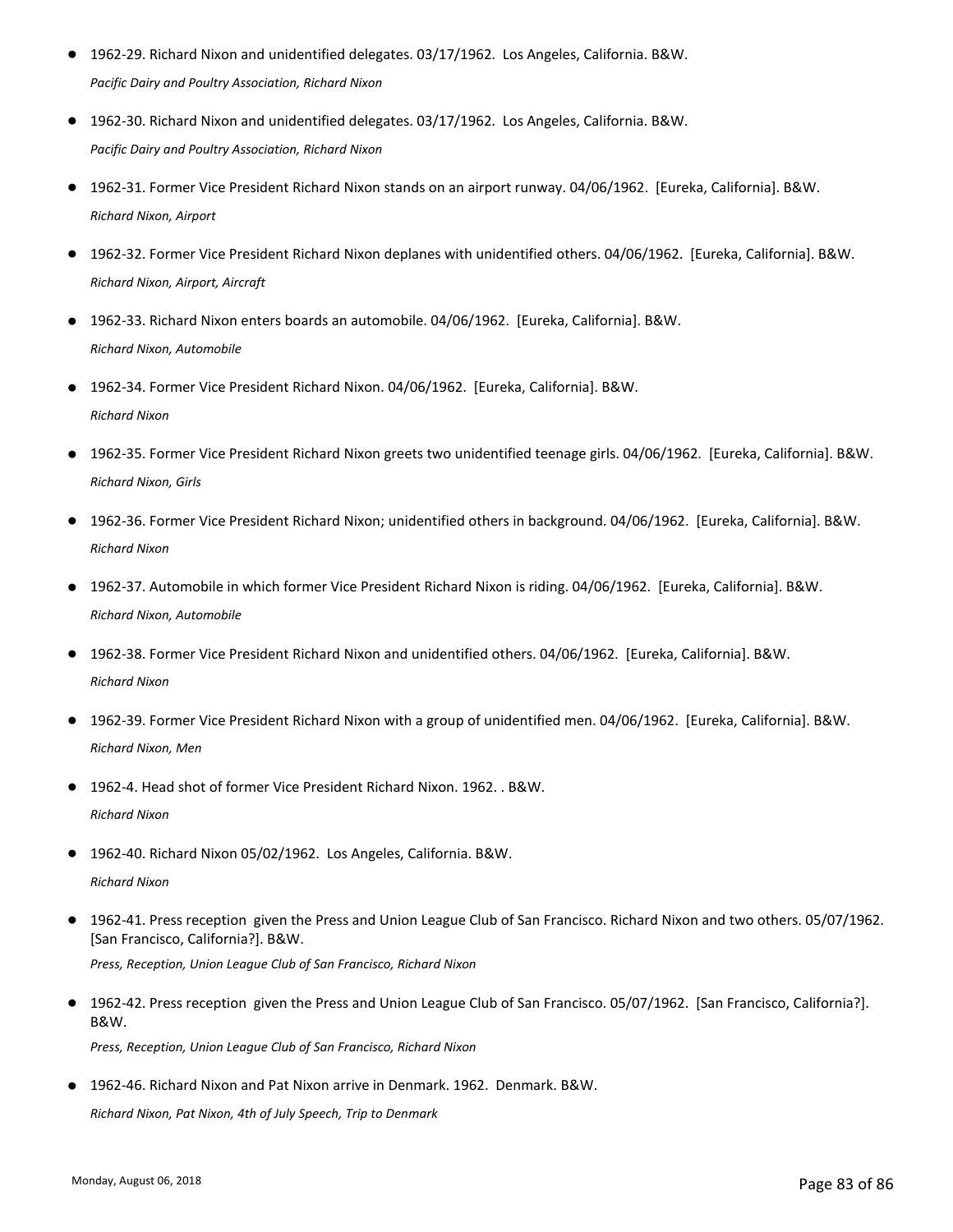- 1962-29. Richard Nixon and unidentified delegates. 03/17/1962. Los Angeles, California. B&W.
  *Pacific Dairy and Poultry Association, Richard Nixon*

- 1962-30. Richard Nixon and unidentified delegates. 03/17/1962. Los Angeles, California. B&W.
  *Pacific Dairy and Poultry Association, Richard Nixon*

- 1962-31. Former Vice President Richard Nixon stands on an airport runway. 04/06/1962. [Eureka, California]. B&W.
  *Richard Nixon, Airport*

- 1962-32. Former Vice President Richard Nixon deplanes with unidentified others. 04/06/1962. [Eureka, California]. B&W.
  *Richard Nixon, Airport, Aircraft*

- 1962-33. Richard Nixon enters boards an automobile. 04/06/1962. [Eureka, California]. B&W.
  *Richard Nixon, Automobile*

- 1962-34. Former Vice President Richard Nixon. 04/06/1962. [Eureka, California]. B&W.
  *Richard Nixon*

- 1962-35. Former Vice President Richard Nixon greets two unidentified teenage girls. 04/06/1962. [Eureka, California]. B&W.
  *Richard Nixon, Girls*

- 1962-36. Former Vice President Richard Nixon; unidentified others in background. 04/06/1962. [Eureka, California]. B&W.
  *Richard Nixon*

- 1962-37. Automobile in which former Vice President Richard Nixon is riding. 04/06/1962. [Eureka, California]. B&W.
  *Richard Nixon, Automobile*

- 1962-38. Former Vice President Richard Nixon and unidentified others. 04/06/1962. [Eureka, California]. B&W.
  *Richard Nixon*

- 1962-39. Former Vice President Richard Nixon with a group of unidentified men. 04/06/1962. [Eureka, California]. B&W.
  *Richard Nixon, Men*

- 1962-4. Head shot of former Vice President Richard Nixon. 1962. . B&W.
  *Richard Nixon*

- 1962-40. Richard Nixon 05/02/1962. Los Angeles, California. B&W.
  *Richard Nixon*

- 1962-41. Press reception given the Press and Union League Club of San Francisco. Richard Nixon and two others. 05/07/1962. [San Francisco, California?]. B&W.
  *Press, Reception, Union League Club of San Francisco, Richard Nixon*

- 1962-42. Press reception given the Press and Union League Club of San Francisco. 05/07/1962. [San Francisco, California?]. B&W.
  *Press, Reception, Union League Club of San Francisco, Richard Nixon*

- 1962-46. Richard Nixon and Pat Nixon arrive in Denmark. 1962. Denmark. B&W.
  *Richard Nixon, Pat Nixon, 4th of July Speech, Trip to Denmark*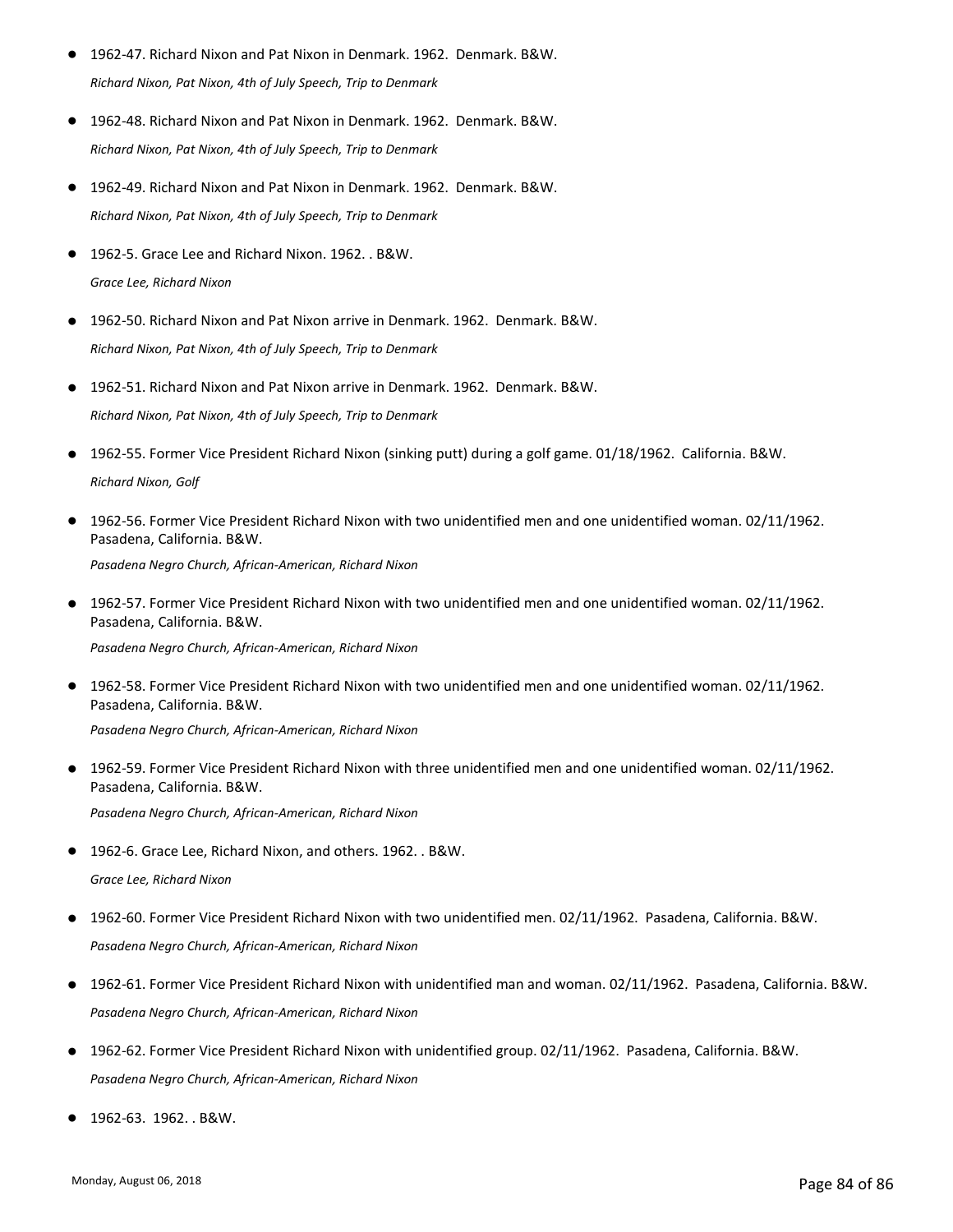- 1962-47. Richard Nixon and Pat Nixon in Denmark. 1962. Denmark. B&W.

  *Richard Nixon, Pat Nixon, 4th of July Speech, Trip to Denmark*

- 1962-48. Richard Nixon and Pat Nixon in Denmark. 1962. Denmark. B&W.

  *Richard Nixon, Pat Nixon, 4th of July Speech, Trip to Denmark*

- 1962-49. Richard Nixon and Pat Nixon in Denmark. 1962. Denmark. B&W.

  *Richard Nixon, Pat Nixon, 4th of July Speech, Trip to Denmark*

- 1962-5. Grace Lee and Richard Nixon. 1962. . B&W.

  *Grace Lee, Richard Nixon*

- 1962-50. Richard Nixon and Pat Nixon arrive in Denmark. 1962. Denmark. B&W.

  *Richard Nixon, Pat Nixon, 4th of July Speech, Trip to Denmark*

- 1962-51. Richard Nixon and Pat Nixon arrive in Denmark. 1962. Denmark. B&W.

  *Richard Nixon, Pat Nixon, 4th of July Speech, Trip to Denmark*

- 1962-55. Former Vice President Richard Nixon (sinking putt) during a golf game. 01/18/1962. California. B&W.

  *Richard Nixon, Golf*

- 1962-56. Former Vice President Richard Nixon with two unidentified men and one unidentified woman. 02/11/1962. Pasadena, California. B&W.

  *Pasadena Negro Church, African-American, Richard Nixon*

- 1962-57. Former Vice President Richard Nixon with two unidentified men and one unidentified woman. 02/11/1962. Pasadena, California. B&W.

  *Pasadena Negro Church, African-American, Richard Nixon*

- 1962-58. Former Vice President Richard Nixon with two unidentified men and one unidentified woman. 02/11/1962. Pasadena, California. B&W.

  *Pasadena Negro Church, African-American, Richard Nixon*

- 1962-59. Former Vice President Richard Nixon with three unidentified men and one unidentified woman. 02/11/1962. Pasadena, California. B&W.

  *Pasadena Negro Church, African-American, Richard Nixon*

- 1962-6. Grace Lee, Richard Nixon, and others. 1962. . B&W.

  *Grace Lee, Richard Nixon*

- 1962-60. Former Vice President Richard Nixon with two unidentified men. 02/11/1962. Pasadena, California. B&W.

  *Pasadena Negro Church, African-American, Richard Nixon*

- 1962-61. Former Vice President Richard Nixon with unidentified man and woman. 02/11/1962. Pasadena, California. B&W.

  *Pasadena Negro Church, African-American, Richard Nixon*

- 1962-62. Former Vice President Richard Nixon with unidentified group. 02/11/1962. Pasadena, California. B&W.

  *Pasadena Negro Church, African-American, Richard Nixon*

- 1962-63. 1962. . B&W.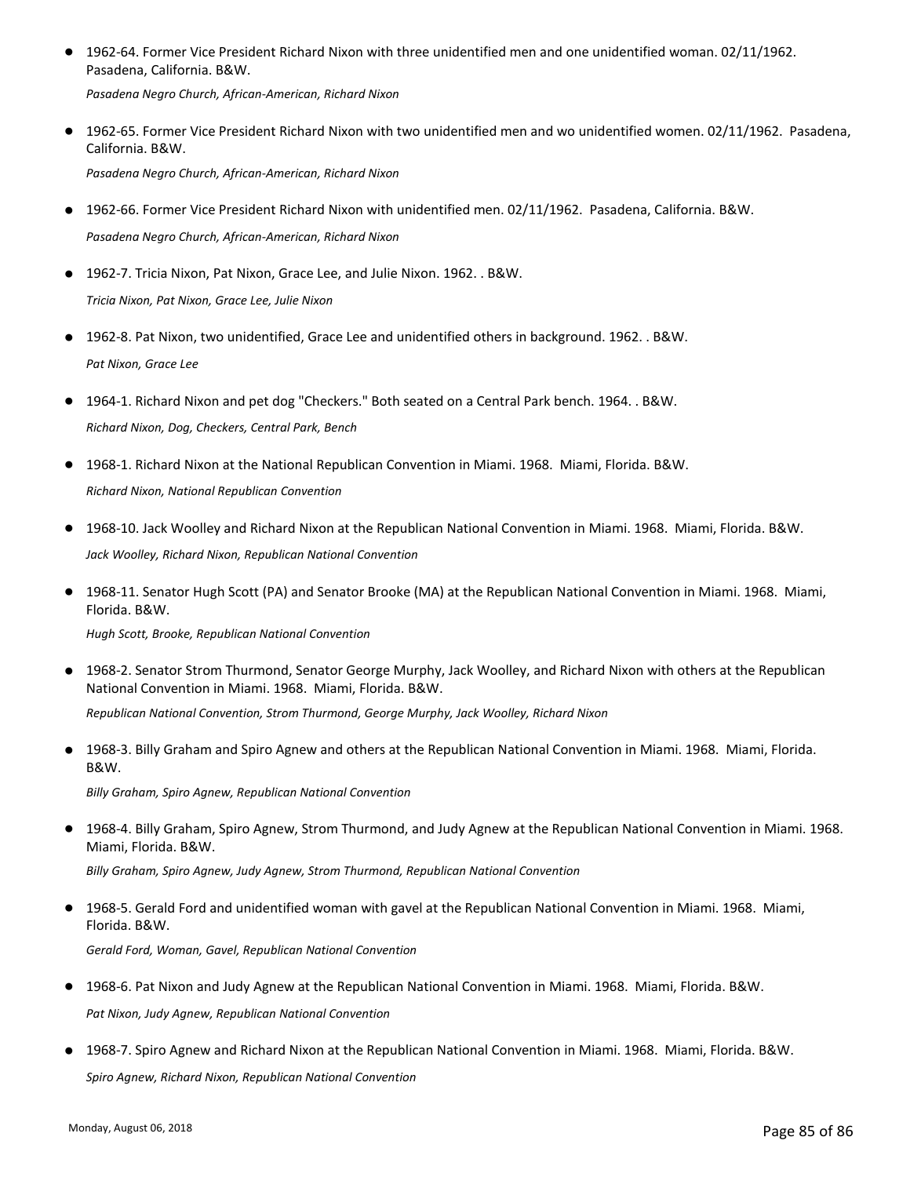- 1962-64. Former Vice President Richard Nixon with three unidentified men and one unidentified woman. 02/11/1962. Pasadena, California. B&W.

  *Pasadena Negro Church, African-American, Richard Nixon*

- 1962-65. Former Vice President Richard Nixon with two unidentified men and wo unidentified women. 02/11/1962. Pasadena, California. B&W.

  *Pasadena Negro Church, African-American, Richard Nixon*

- 1962-66. Former Vice President Richard Nixon with unidentified men. 02/11/1962. Pasadena, California. B&W.

  *Pasadena Negro Church, African-American, Richard Nixon*

- 1962-7. Tricia Nixon, Pat Nixon, Grace Lee, and Julie Nixon. 1962. . B&W.

  *Tricia Nixon, Pat Nixon, Grace Lee, Julie Nixon*

- 1962-8. Pat Nixon, two unidentified, Grace Lee and unidentified others in background. 1962. . B&W.

  *Pat Nixon, Grace Lee*

- 1964-1. Richard Nixon and pet dog "Checkers." Both seated on a Central Park bench. 1964. . B&W.

  *Richard Nixon, Dog, Checkers, Central Park, Bench*

- 1968-1. Richard Nixon at the National Republican Convention in Miami. 1968. Miami, Florida. B&W.

  *Richard Nixon, National Republican Convention*

- 1968-10. Jack Woolley and Richard Nixon at the Republican National Convention in Miami. 1968. Miami, Florida. B&W.

  *Jack Woolley, Richard Nixon, Republican National Convention*

- 1968-11. Senator Hugh Scott (PA) and Senator Brooke (MA) at the Republican National Convention in Miami. 1968. Miami, Florida. B&W.

  *Hugh Scott, Brooke, Republican National Convention*

- 1968-2. Senator Strom Thurmond, Senator George Murphy, Jack Woolley, and Richard Nixon with others at the Republican National Convention in Miami. 1968. Miami, Florida. B&W.

  *Republican National Convention, Strom Thurmond, George Murphy, Jack Woolley, Richard Nixon*

- 1968-3. Billy Graham and Spiro Agnew and others at the Republican National Convention in Miami. 1968. Miami, Florida. B&W.

  *Billy Graham, Spiro Agnew, Republican National Convention*

- 1968-4. Billy Graham, Spiro Agnew, Strom Thurmond, and Judy Agnew at the Republican National Convention in Miami. 1968. Miami, Florida. B&W.

  *Billy Graham, Spiro Agnew, Judy Agnew, Strom Thurmond, Republican National Convention*

- 1968-5. Gerald Ford and unidentified woman with gavel at the Republican National Convention in Miami. 1968. Miami, Florida. B&W.

  *Gerald Ford, Woman, Gavel, Republican National Convention*

- 1968-6. Pat Nixon and Judy Agnew at the Republican National Convention in Miami. 1968. Miami, Florida. B&W.

  *Pat Nixon, Judy Agnew, Republican National Convention*

- 1968-7. Spiro Agnew and Richard Nixon at the Republican National Convention in Miami. 1968. Miami, Florida. B&W.

  *Spiro Agnew, Richard Nixon, Republican National Convention*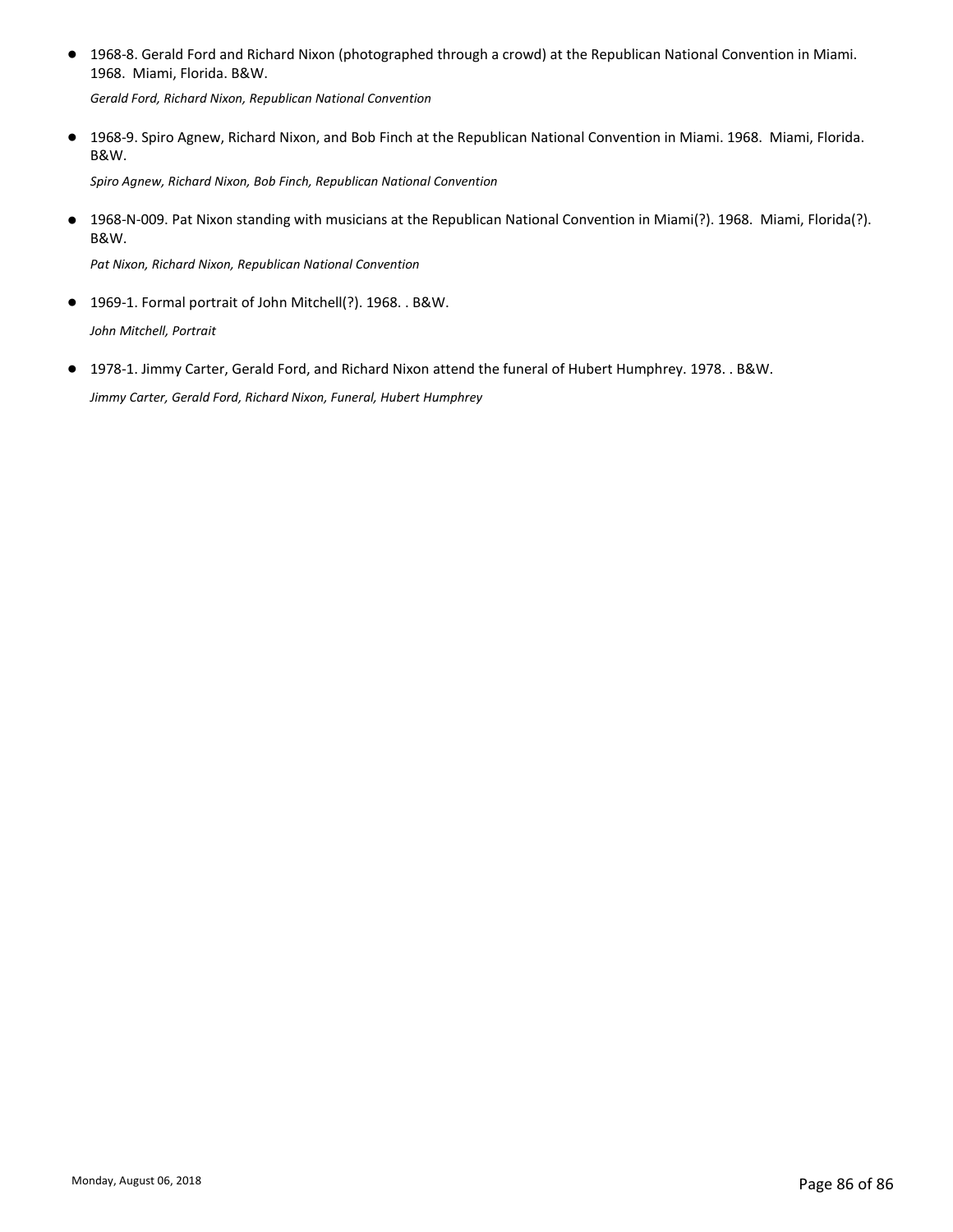- 1968-8. Gerald Ford and Richard Nixon (photographed through a crowd) at the Republican National Convention in Miami. 1968. Miami, Florida. B&W.

  *Gerald Ford, Richard Nixon, Republican National Convention*

- 1968-9. Spiro Agnew, Richard Nixon, and Bob Finch at the Republican National Convention in Miami. 1968. Miami, Florida. B&W.

  *Spiro Agnew, Richard Nixon, Bob Finch, Republican National Convention*

- 1968-N-009. Pat Nixon standing with musicians at the Republican National Convention in Miami(?). 1968. Miami, Florida(?). B&W.

  *Pat Nixon, Richard Nixon, Republican National Convention*

- 1969-1. Formal portrait of John Mitchell(?). 1968. . B&W.

  *John Mitchell, Portrait*

- 1978-1. Jimmy Carter, Gerald Ford, and Richard Nixon attend the funeral of Hubert Humphrey. 1978. . B&W.

  *Jimmy Carter, Gerald Ford, Richard Nixon, Funeral, Hubert Humphrey*

Monday, August 06, 2018